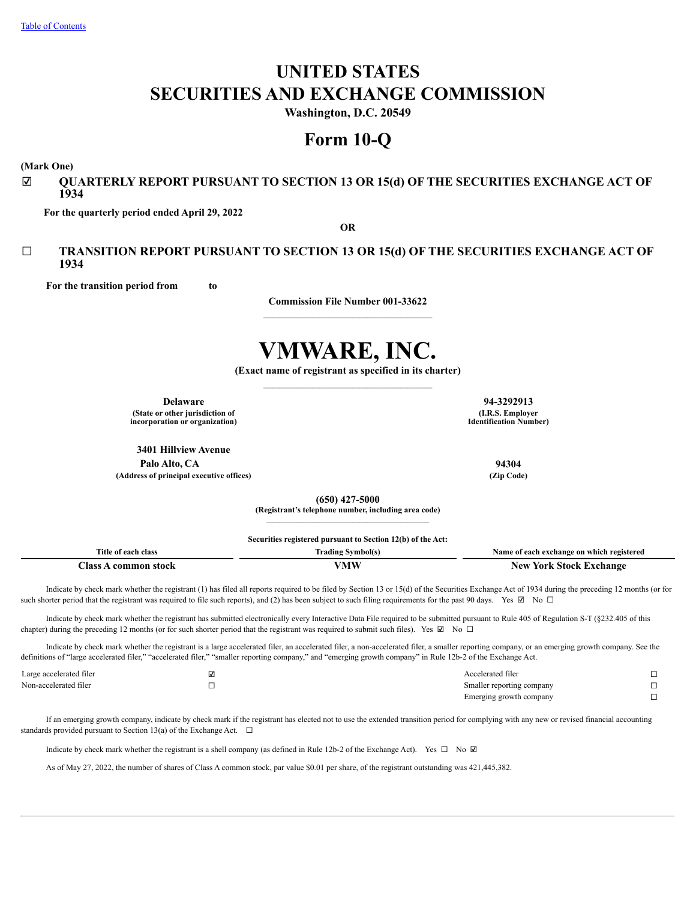# UNITED STATES
# SECURITIES AND EXCHANGE COMMISSION

**Washington, D.C. 20549**

# Form 10-Q

**(Mark One)**

☑ **QUARTERLY REPORT PURSUANT TO SECTION 13 OR 15(d) OF THE SECURITIES EXCHANGE ACT OF 1934**

**For the quarterly period ended April 29, 2022**

**OR**

☐ **TRANSITION REPORT PURSUANT TO SECTION 13 OR 15(d) OF THE SECURITIES EXCHANGE ACT OF 1934**

**For the transition period from to**

**Commission File Number 001-33622**

# VMWARE, INC.

**(Exact name of registrant as specified in its charter)**

| **Delaware** | **94-3292913** |
|---|---|
| **(State or other jurisdiction of incorporation or organization)** | **(I.R.S. Employer Identification Number)** |

**3401 Hillview Avenue**
**Palo Alto, CA** **94304**
**(Address of principal executive offices)** **(Zip Code)**

**(650) 427-5000**
**(Registrant's telephone number, including area code)**

**Securities registered pursuant to Section 12(b) of the Act:**

| Title of each class | Trading Symbol(s) | Name of each exchange on which registered |
|---|---|---|
| **Class A common stock** | **VMW** | **New York Stock Exchange** |

Indicate by check mark whether the registrant (1) has filed all reports required to be filed by Section 13 or 15(d) of the Securities Exchange Act of 1934 during the preceding 12 months (or for such shorter period that the registrant was required to file such reports), and (2) has been subject to such filing requirements for the past 90 days. Yes ☑ No ☐

Indicate by check mark whether the registrant has submitted electronically every Interactive Data File required to be submitted pursuant to Rule 405 of Regulation S-T (§232.405 of this chapter) during the preceding 12 months (or for such shorter period that the registrant was required to submit such files). Yes ☑ No ☐

Indicate by check mark whether the registrant is a large accelerated filer, an accelerated filer, a non-accelerated filer, a smaller reporting company, or an emerging growth company. See the definitions of "large accelerated filer," "accelerated filer," "smaller reporting company," and "emerging growth company" in Rule 12b-2 of the Exchange Act.

| | | | |
|---|---|---|---|
| Large accelerated filer | ☑ | Accelerated filer | ☐ |
| Non-accelerated filer | ☐ | Smaller reporting company | ☐ |
| | | Emerging growth company | ☐ |

If an emerging growth company, indicate by check mark if the registrant has elected not to use the extended transition period for complying with any new or revised financial accounting standards provided pursuant to Section 13(a) of the Exchange Act. ☐

Indicate by check mark whether the registrant is a shell company (as defined in Rule 12b-2 of the Exchange Act). Yes ☐ No ☑

As of May 27, 2022, the number of shares of Class A common stock, par value $0.01 per share, of the registrant outstanding was 421,445,382.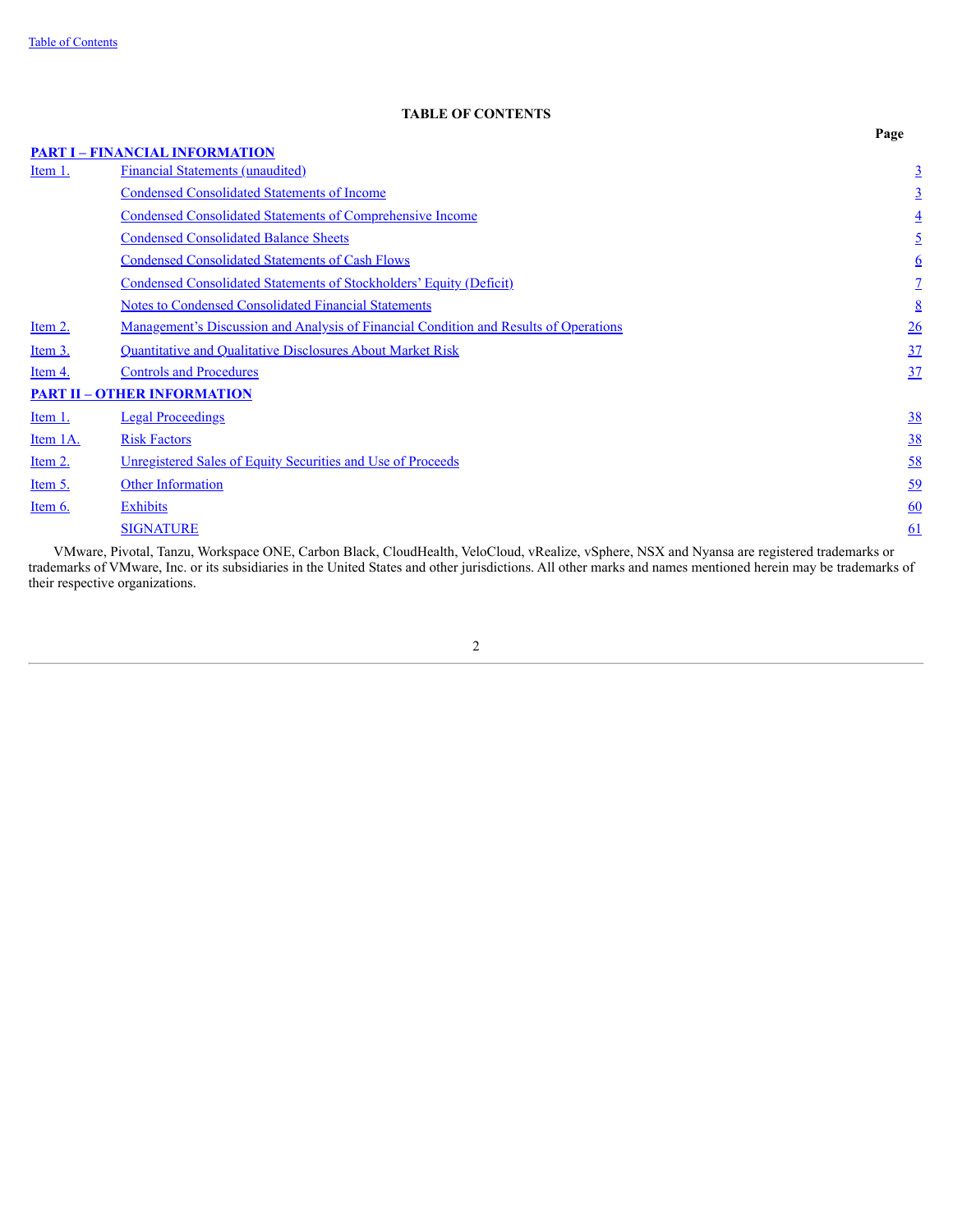# TABLE OF CONTENTS

| | | Page |
|---|---|---|
| **PART I – FINANCIAL INFORMATION** | | |
| Item 1. | Financial Statements (unaudited) | 3 |
| | Condensed Consolidated Statements of Income | 3 |
| | Condensed Consolidated Statements of Comprehensive Income | 4 |
| | Condensed Consolidated Balance Sheets | 5 |
| | Condensed Consolidated Statements of Cash Flows | 6 |
| | Condensed Consolidated Statements of Stockholders' Equity (Deficit) | 7 |
| | Notes to Condensed Consolidated Financial Statements | 8 |
| Item 2. | Management's Discussion and Analysis of Financial Condition and Results of Operations | 26 |
| Item 3. | Quantitative and Qualitative Disclosures About Market Risk | 37 |
| Item 4. | Controls and Procedures | 37 |
| **PART II – OTHER INFORMATION** | | |
| Item 1. | Legal Proceedings | 38 |
| Item 1A. | Risk Factors | 38 |
| Item 2. | Unregistered Sales of Equity Securities and Use of Proceeds | 58 |
| Item 5. | Other Information | 59 |
| Item 6. | Exhibits | 60 |
| | SIGNATURE | 61 |

VMware, Pivotal, Tanzu, Workspace ONE, Carbon Black, CloudHealth, VeloCloud, vRealize, vSphere, NSX and Nyansa are registered trademarks or trademarks of VMware, Inc. or its subsidiaries in the United States and other jurisdictions. All other marks and names mentioned herein may be trademarks of their respective organizations.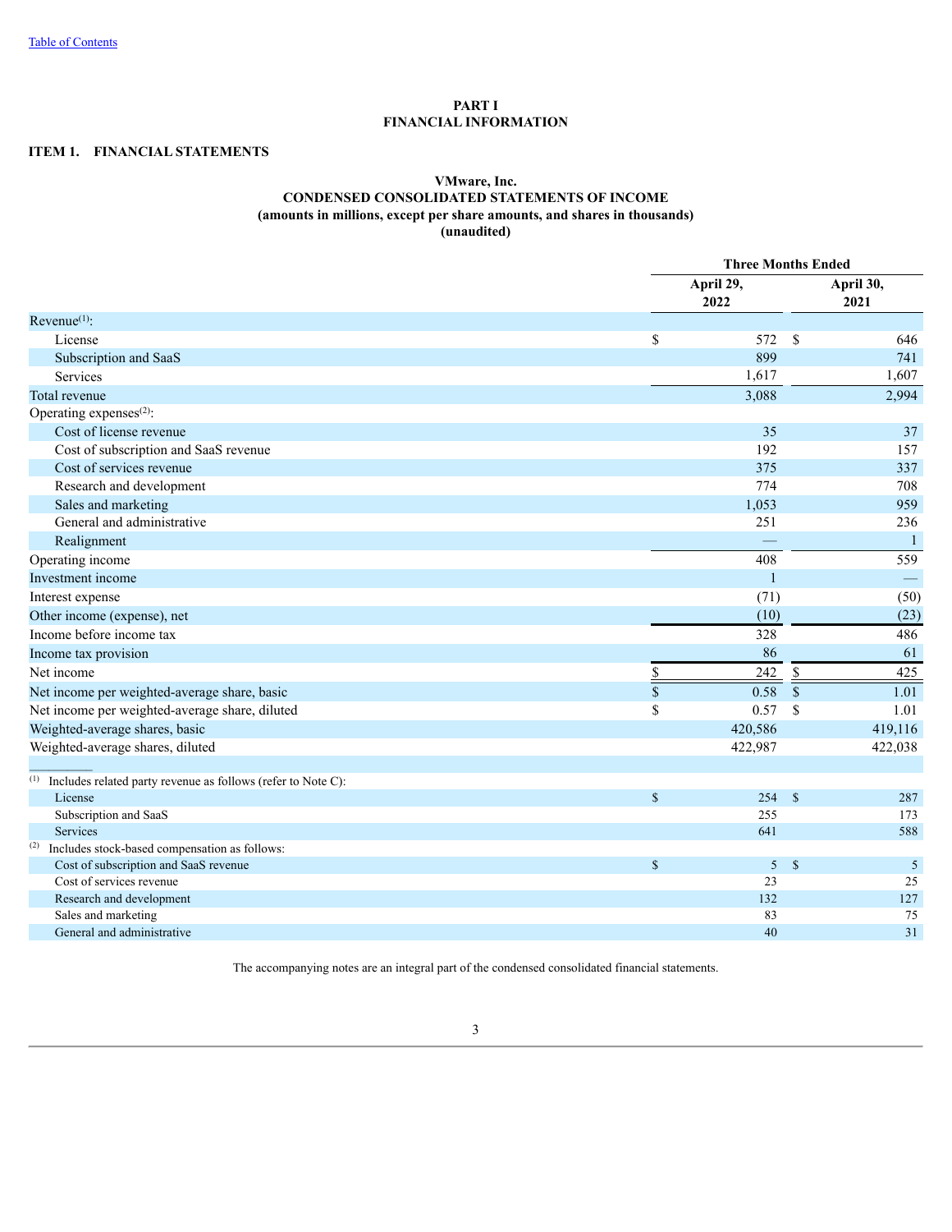[Table of Contents](#)

# PART I
# FINANCIAL INFORMATION

## ITEM 1. FINANCIAL STATEMENTS

### VMware, Inc.
### CONDENSED CONSOLIDATED STATEMENTS OF INCOME
### (amounts in millions, except per share amounts, and shares in thousands)
### (unaudited)

| | Three Months Ended | |
|---|---|---|
| | April 29, 2022 | April 30, 2021 |
| Revenue[(1)]: | | |
| License | $ 572 | $ 646 |
| Subscription and SaaS | 899 | 741 |
| Services | 1,617 | 1,607 |
| Total revenue | 3,088 | 2,994 |
| Operating expenses[(2)]: | | |
| Cost of license revenue | 35 | 37 |
| Cost of subscription and SaaS revenue | 192 | 157 |
| Cost of services revenue | 375 | 337 |
| Research and development | 774 | 708 |
| Sales and marketing | 1,053 | 959 |
| General and administrative | 251 | 236 |
| Realignment | — | 1 |
| Operating income | 408 | 559 |
| Investment income | 1 | — |
| Interest expense | (71) | (50) |
| Other income (expense), net | (10) | (23) |
| Income before income tax | 328 | 486 |
| Income tax provision | 86 | 61 |
| Net income | $ 242 | $ 425 |
| Net income per weighted-average share, basic | $ 0.58 | $ 1.01 |
| Net income per weighted-average share, diluted | $ 0.57 | $ 1.01 |
| Weighted-average shares, basic | 420,586 | 419,116 |
| Weighted-average shares, diluted | 422,987 | 422,038 |
| (1) Includes related party revenue as follows (refer to Note C): | | |
| License | $ 254 | $ 287 |
| Subscription and SaaS | 255 | 173 |
| Services | 641 | 588 |
| (2) Includes stock-based compensation as follows: | | |
| Cost of subscription and SaaS revenue | $ 5 | $ 5 |
| Cost of services revenue | 23 | 25 |
| Research and development | 132 | 127 |
| Sales and marketing | 83 | 75 |
| General and administrative | 40 | 31 |

The accompanying notes are an integral part of the condensed consolidated financial statements.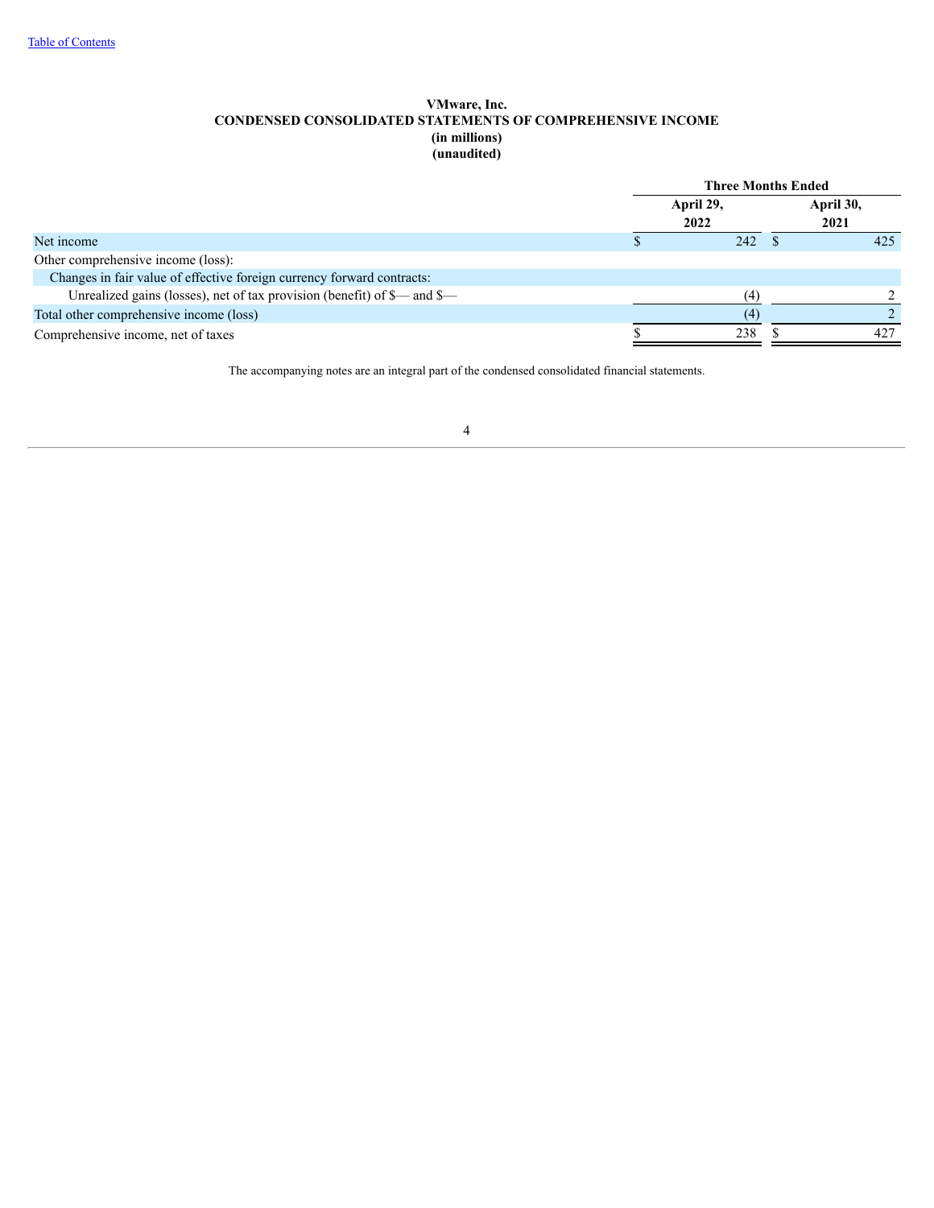**VMware, Inc.**
**CONDENSED CONSOLIDATED STATEMENTS OF COMPREHENSIVE INCOME**
**(in millions)**
**(unaudited)**

| | Three Months Ended | |
|---|---|---|
| | April 29, 2022 | April 30, 2021 |
| Net income | $ 242 | $ 425 |
| Other comprehensive income (loss): | | |
| Changes in fair value of effective foreign currency forward contracts: | | |
| Unrealized gains (losses), net of tax provision (benefit) of $— and $— | (4) | 2 |
| Total other comprehensive income (loss) | (4) | 2 |
| Comprehensive income, net of taxes | $ 238 | $ 427 |

The accompanying notes are an integral part of the condensed consolidated financial statements.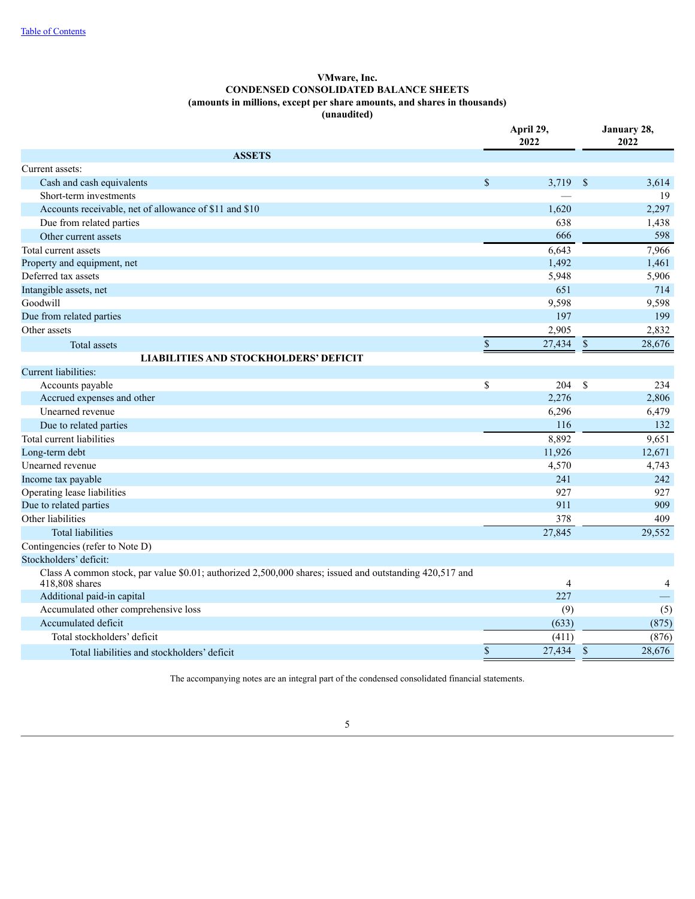[Table of Contents](#)

**VMware, Inc.**
**CONDENSED CONSOLIDATED BALANCE SHEETS**
**(amounts in millions, except per share amounts, and shares in thousands)**
**(unaudited)**

| | April 29, 2022 | January 28, 2022 |
|---|---|---|
| **ASSETS** | | |
| Current assets: | | |
| Cash and cash equivalents | $ 3,719 | $ 3,614 |
| Short-term investments | — | 19 |
| Accounts receivable, net of allowance of $11 and $10 | 1,620 | 2,297 |
| Due from related parties | 638 | 1,438 |
| Other current assets | 666 | 598 |
| Total current assets | 6,643 | 7,966 |
| Property and equipment, net | 1,492 | 1,461 |
| Deferred tax assets | 5,948 | 5,906 |
| Intangible assets, net | 651 | 714 |
| Goodwill | 9,598 | 9,598 |
| Due from related parties | 197 | 199 |
| Other assets | 2,905 | 2,832 |
| Total assets | $ 27,434 | $ 28,676 |
| **LIABILITIES AND STOCKHOLDERS' DEFICIT** | | |
| Current liabilities: | | |
| Accounts payable | $ 204 | $ 234 |
| Accrued expenses and other | 2,276 | 2,806 |
| Unearned revenue | 6,296 | 6,479 |
| Due to related parties | 116 | 132 |
| Total current liabilities | 8,892 | 9,651 |
| Long-term debt | 11,926 | 12,671 |
| Unearned revenue | 4,570 | 4,743 |
| Income tax payable | 241 | 242 |
| Operating lease liabilities | 927 | 927 |
| Due to related parties | 911 | 909 |
| Other liabilities | 378 | 409 |
| Total liabilities | 27,845 | 29,552 |
| Contingencies (refer to Note D) | | |
| Stockholders' deficit: | | |
| Class A common stock, par value $0.01; authorized 2,500,000 shares; issued and outstanding 420,517 and 418,808 shares | 4 | 4 |
| Additional paid-in capital | 227 | — |
| Accumulated other comprehensive loss | (9) | (5) |
| Accumulated deficit | (633) | (875) |
| Total stockholders' deficit | (411) | (876) |
| Total liabilities and stockholders' deficit | $ 27,434 | $ 28,676 |

The accompanying notes are an integral part of the condensed consolidated financial statements.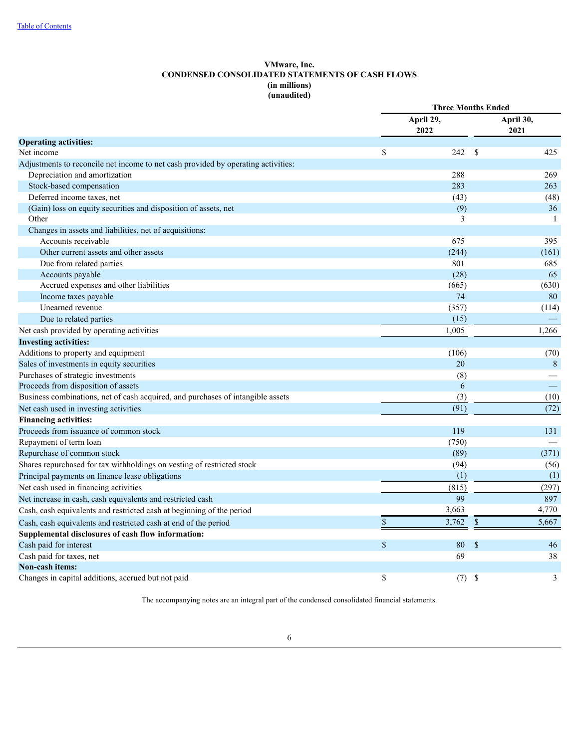**VMware, Inc.**
**CONDENSED CONSOLIDATED STATEMENTS OF CASH FLOWS**
**(in millions)**
**(unaudited)**

| | Three Months Ended | |
|---|---|---|
| | April 29, 2022 | April 30, 2021 |
| **Operating activities:** | | |
| Net income | $ 242 | $ 425 |
| Adjustments to reconcile net income to net cash provided by operating activities: | | |
| Depreciation and amortization | 288 | 269 |
| Stock-based compensation | 283 | 263 |
| Deferred income taxes, net | (43) | (48) |
| (Gain) loss on equity securities and disposition of assets, net | (9) | 36 |
| Other | 3 | 1 |
| Changes in assets and liabilities, net of acquisitions: | | |
| Accounts receivable | 675 | 395 |
| Other current assets and other assets | (244) | (161) |
| Due from related parties | 801 | 685 |
| Accounts payable | (28) | 65 |
| Accrued expenses and other liabilities | (665) | (630) |
| Income taxes payable | 74 | 80 |
| Unearned revenue | (357) | (114) |
| Due to related parties | (15) | — |
| Net cash provided by operating activities | 1,005 | 1,266 |
| **Investing activities:** | | |
| Additions to property and equipment | (106) | (70) |
| Sales of investments in equity securities | 20 | 8 |
| Purchases of strategic investments | (8) | — |
| Proceeds from disposition of assets | 6 | — |
| Business combinations, net of cash acquired, and purchases of intangible assets | (3) | (10) |
| Net cash used in investing activities | (91) | (72) |
| **Financing activities:** | | |
| Proceeds from issuance of common stock | 119 | 131 |
| Repayment of term loan | (750) | — |
| Repurchase of common stock | (89) | (371) |
| Shares repurchased for tax withholdings on vesting of restricted stock | (94) | (56) |
| Principal payments on finance lease obligations | (1) | (1) |
| Net cash used in financing activities | (815) | (297) |
| Net increase in cash, cash equivalents and restricted cash | 99 | 897 |
| Cash, cash equivalents and restricted cash at beginning of the period | 3,663 | 4,770 |
| Cash, cash equivalents and restricted cash at end of the period | $ 3,762 | $ 5,667 |
| **Supplemental disclosures of cash flow information:** | | |
| Cash paid for interest | $ 80 | $ 46 |
| Cash paid for taxes, net | 69 | 38 |
| **Non-cash items:** | | |
| Changes in capital additions, accrued but not paid | $ (7) | $ 3 |

The accompanying notes are an integral part of the condensed consolidated financial statements.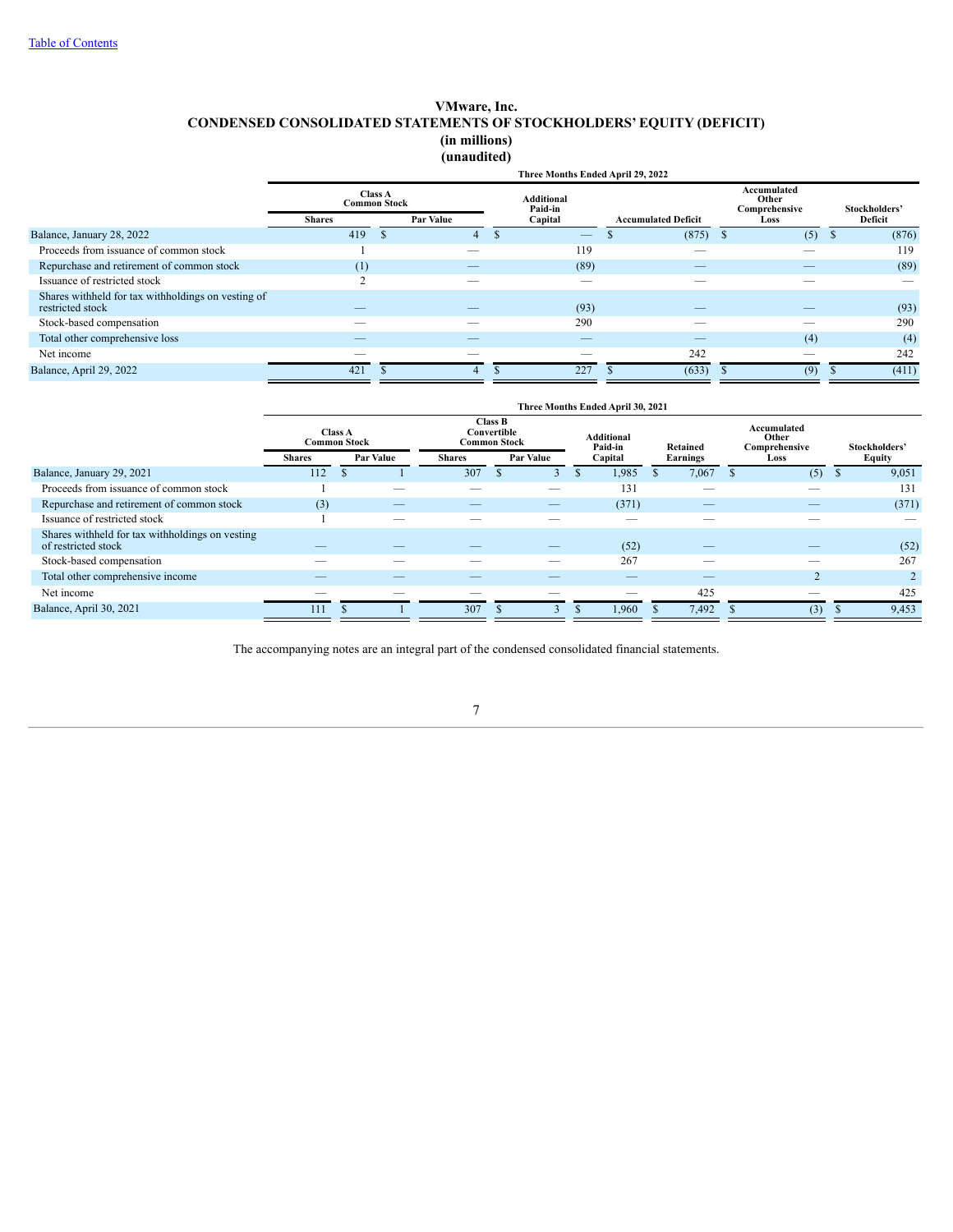# VMware, Inc.
## CONDENSED CONSOLIDATED STATEMENTS OF STOCKHOLDERS' EQUITY (DEFICIT)
### (in millions)
### (unaudited)

| | Three Months Ended April 29, 2022 | | | | | |
|---|---|---|---|---|---|---|
| | Class A Common Stock | | Additional Paid-in Capital | Accumulated Deficit | Accumulated Other Comprehensive Loss | Stockholders' Deficit |
| | Shares | Par Value | | | | |
| Balance, January 28, 2022 | 419 | $ 4 | $ — | $ (875) | $ (5) | $ (876) |
| Proceeds from issuance of common stock | 1 | — | 119 | — | — | 119 |
| Repurchase and retirement of common stock | (1) | — | (89) | — | — | (89) |
| Issuance of restricted stock | 2 | — | — | — | — | — |
| Shares withheld for tax withholdings on vesting of restricted stock | — | — | (93) | — | — | (93) |
| Stock-based compensation | — | — | 290 | — | — | 290 |
| Total other comprehensive loss | — | — | — | — | (4) | (4) |
| Net income | — | — | — | 242 | — | 242 |
| Balance, April 29, 2022 | 421 | $ 4 | $ 227 | $ (633) | $ (9) | $ (411) |

| | Three Months Ended April 30, 2021 | | | | | | | |
|---|---|---|---|---|---|---|---|---|
| | Class A Common Stock | | Class B Convertible Common Stock | | Additional Paid-in Capital | Retained Earnings | Accumulated Other Comprehensive Loss | Stockholders' Equity |
| | Shares | Par Value | Shares | Par Value | | | | |
| Balance, January 29, 2021 | 112 | $ 1 | 307 | $ 3 | $ 1,985 | $ 7,067 | $ (5) | $ 9,051 |
| Proceeds from issuance of common stock | 1 | — | — | — | 131 | — | — | 131 |
| Repurchase and retirement of common stock | (3) | — | — | — | (371) | — | — | (371) |
| Issuance of restricted stock | 1 | — | — | — | — | — | — | — |
| Shares withheld for tax withholdings on vesting of restricted stock | — | — | — | — | (52) | — | — | (52) |
| Stock-based compensation | — | — | — | — | 267 | — | — | 267 |
| Total other comprehensive income | — | — | — | — | — | — | 2 | 2 |
| Net income | — | — | — | — | — | 425 | — | 425 |
| Balance, April 30, 2021 | 111 | $ 1 | 307 | $ 3 | $ 1,960 | $ 7,492 | $ (3) | $ 9,453 |

The accompanying notes are an integral part of the condensed consolidated financial statements.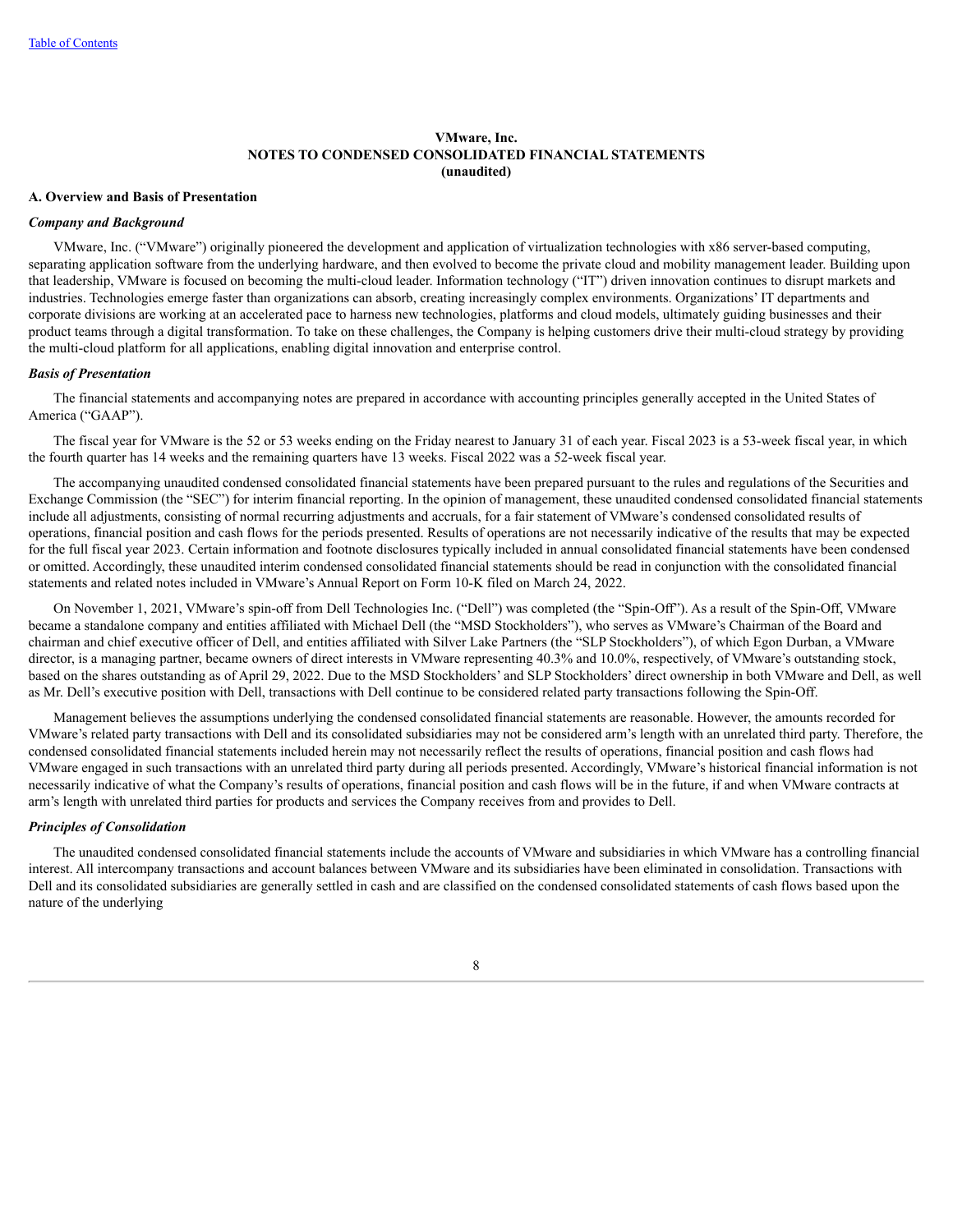**VMware, Inc.**
**NOTES TO CONDENSED CONSOLIDATED FINANCIAL STATEMENTS**
**(unaudited)**

### A. Overview and Basis of Presentation

***Company and Background***

VMware, Inc. ("VMware") originally pioneered the development and application of virtualization technologies with x86 server-based computing, separating application software from the underlying hardware, and then evolved to become the private cloud and mobility management leader. Building upon that leadership, VMware is focused on becoming the multi-cloud leader. Information technology ("IT") driven innovation continues to disrupt markets and industries. Technologies emerge faster than organizations can absorb, creating increasingly complex environments. Organizations' IT departments and corporate divisions are working at an accelerated pace to harness new technologies, platforms and cloud models, ultimately guiding businesses and their product teams through a digital transformation. To take on these challenges, the Company is helping customers drive their multi-cloud strategy by providing the multi-cloud platform for all applications, enabling digital innovation and enterprise control.

***Basis of Presentation***

The financial statements and accompanying notes are prepared in accordance with accounting principles generally accepted in the United States of America ("GAAP").

The fiscal year for VMware is the 52 or 53 weeks ending on the Friday nearest to January 31 of each year. Fiscal 2023 is a 53-week fiscal year, in which the fourth quarter has 14 weeks and the remaining quarters have 13 weeks. Fiscal 2022 was a 52-week fiscal year.

The accompanying unaudited condensed consolidated financial statements have been prepared pursuant to the rules and regulations of the Securities and Exchange Commission (the "SEC") for interim financial reporting. In the opinion of management, these unaudited condensed consolidated financial statements include all adjustments, consisting of normal recurring adjustments and accruals, for a fair statement of VMware's condensed consolidated results of operations, financial position and cash flows for the periods presented. Results of operations are not necessarily indicative of the results that may be expected for the full fiscal year 2023. Certain information and footnote disclosures typically included in annual consolidated financial statements have been condensed or omitted. Accordingly, these unaudited interim condensed consolidated financial statements should be read in conjunction with the consolidated financial statements and related notes included in VMware's Annual Report on Form 10-K filed on March 24, 2022.

On November 1, 2021, VMware's spin-off from Dell Technologies Inc. ("Dell") was completed (the "Spin-Off"). As a result of the Spin-Off, VMware became a standalone company and entities affiliated with Michael Dell (the "MSD Stockholders"), who serves as VMware's Chairman of the Board and chairman and chief executive officer of Dell, and entities affiliated with Silver Lake Partners (the "SLP Stockholders"), of which Egon Durban, a VMware director, is a managing partner, became owners of direct interests in VMware representing 40.3% and 10.0%, respectively, of VMware's outstanding stock, based on the shares outstanding as of April 29, 2022. Due to the MSD Stockholders' and SLP Stockholders' direct ownership in both VMware and Dell, as well as Mr. Dell's executive position with Dell, transactions with Dell continue to be considered related party transactions following the Spin-Off.

Management believes the assumptions underlying the condensed consolidated financial statements are reasonable. However, the amounts recorded for VMware's related party transactions with Dell and its consolidated subsidiaries may not be considered arm's length with an unrelated third party. Therefore, the condensed consolidated financial statements included herein may not necessarily reflect the results of operations, financial position and cash flows had VMware engaged in such transactions with an unrelated third party during all periods presented. Accordingly, VMware's historical financial information is not necessarily indicative of what the Company's results of operations, financial position and cash flows will be in the future, if and when VMware contracts at arm's length with unrelated third parties for products and services the Company receives from and provides to Dell.

***Principles of Consolidation***

The unaudited condensed consolidated financial statements include the accounts of VMware and subsidiaries in which VMware has a controlling financial interest. All intercompany transactions and account balances between VMware and its subsidiaries have been eliminated in consolidation. Transactions with Dell and its consolidated subsidiaries are generally settled in cash and are classified on the condensed consolidated statements of cash flows based upon the nature of the underlying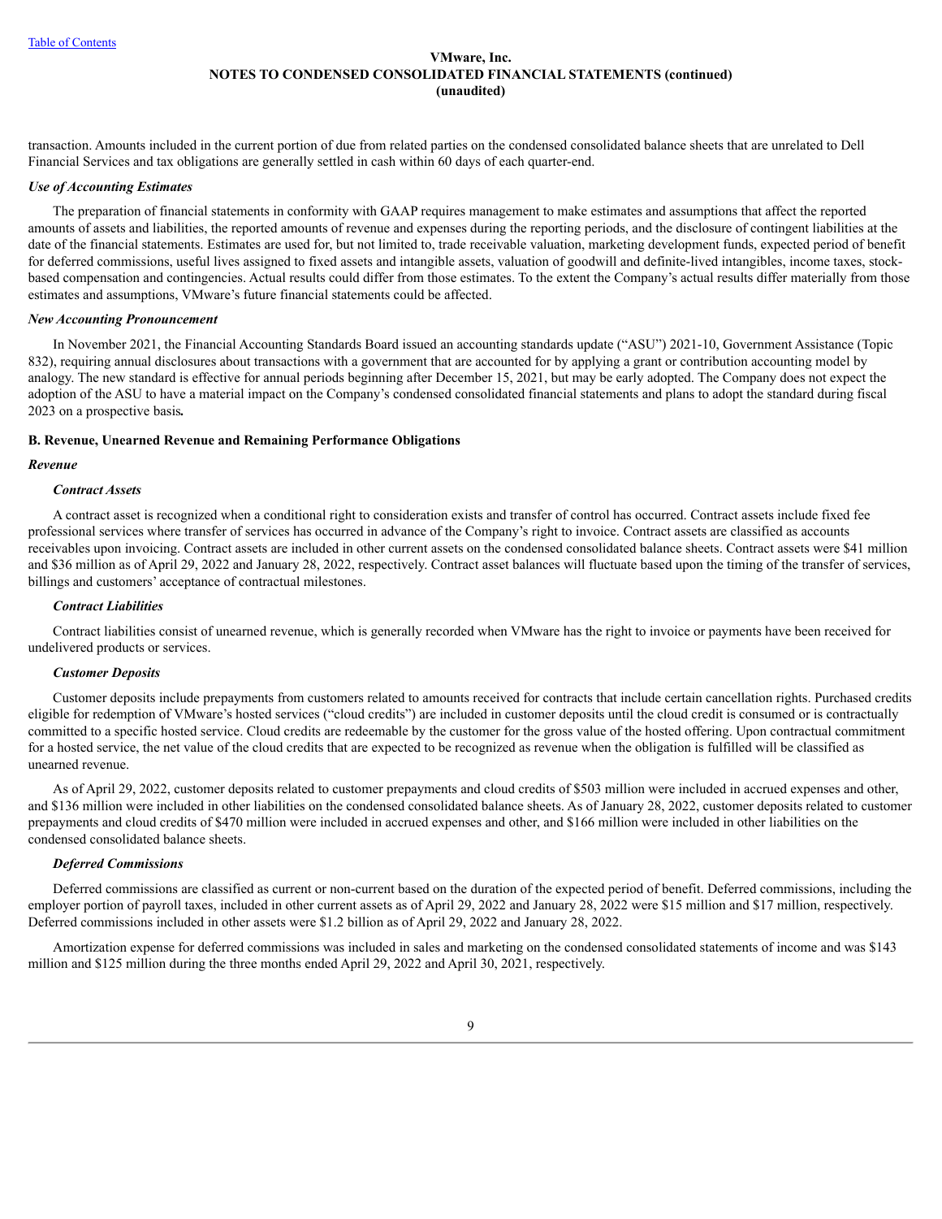transaction. Amounts included in the current portion of due from related parties on the condensed consolidated balance sheets that are unrelated to Dell Financial Services and tax obligations are generally settled in cash within 60 days of each quarter-end.

*Use of Accounting Estimates*

The preparation of financial statements in conformity with GAAP requires management to make estimates and assumptions that affect the reported amounts of assets and liabilities, the reported amounts of revenue and expenses during the reporting periods, and the disclosure of contingent liabilities at the date of the financial statements. Estimates are used for, but not limited to, trade receivable valuation, marketing development funds, expected period of benefit for deferred commissions, useful lives assigned to fixed assets and intangible assets, valuation of goodwill and definite-lived intangibles, income taxes, stock-based compensation and contingencies. Actual results could differ from those estimates. To the extent the Company's actual results differ materially from those estimates and assumptions, VMware's future financial statements could be affected.

*New Accounting Pronouncement*

In November 2021, the Financial Accounting Standards Board issued an accounting standards update ("ASU") 2021-10, Government Assistance (Topic 832), requiring annual disclosures about transactions with a government that are accounted for by applying a grant or contribution accounting model by analogy. The new standard is effective for annual periods beginning after December 15, 2021, but may be early adopted. The Company does not expect the adoption of the ASU to have a material impact on the Company's condensed consolidated financial statements and plans to adopt the standard during fiscal 2023 on a prospective basis**.**

**B. Revenue, Unearned Revenue and Remaining Performance Obligations**

*Revenue*

***Contract Assets***

A contract asset is recognized when a conditional right to consideration exists and transfer of control has occurred. Contract assets include fixed fee professional services where transfer of services has occurred in advance of the Company's right to invoice. Contract assets are classified as accounts receivables upon invoicing. Contract assets are included in other current assets on the condensed consolidated balance sheets. Contract assets were $41 million and $36 million as of April 29, 2022 and January 28, 2022, respectively. Contract asset balances will fluctuate based upon the timing of the transfer of services, billings and customers' acceptance of contractual milestones.

***Contract Liabilities***

Contract liabilities consist of unearned revenue, which is generally recorded when VMware has the right to invoice or payments have been received for undelivered products or services.

***Customer Deposits***

Customer deposits include prepayments from customers related to amounts received for contracts that include certain cancellation rights. Purchased credits eligible for redemption of VMware's hosted services ("cloud credits") are included in customer deposits until the cloud credit is consumed or is contractually committed to a specific hosted service. Cloud credits are redeemable by the customer for the gross value of the hosted offering. Upon contractual commitment for a hosted service, the net value of the cloud credits that are expected to be recognized as revenue when the obligation is fulfilled will be classified as unearned revenue.

As of April 29, 2022, customer deposits related to customer prepayments and cloud credits of $503 million were included in accrued expenses and other, and $136 million were included in other liabilities on the condensed consolidated balance sheets. As of January 28, 2022, customer deposits related to customer prepayments and cloud credits of $470 million were included in accrued expenses and other, and $166 million were included in other liabilities on the condensed consolidated balance sheets.

***Deferred Commissions***

Deferred commissions are classified as current or non-current based on the duration of the expected period of benefit. Deferred commissions, including the employer portion of payroll taxes, included in other current assets as of April 29, 2022 and January 28, 2022 were $15 million and $17 million, respectively. Deferred commissions included in other assets were $1.2 billion as of April 29, 2022 and January 28, 2022.

Amortization expense for deferred commissions was included in sales and marketing on the condensed consolidated statements of income and was $143 million and $125 million during the three months ended April 29, 2022 and April 30, 2021, respectively.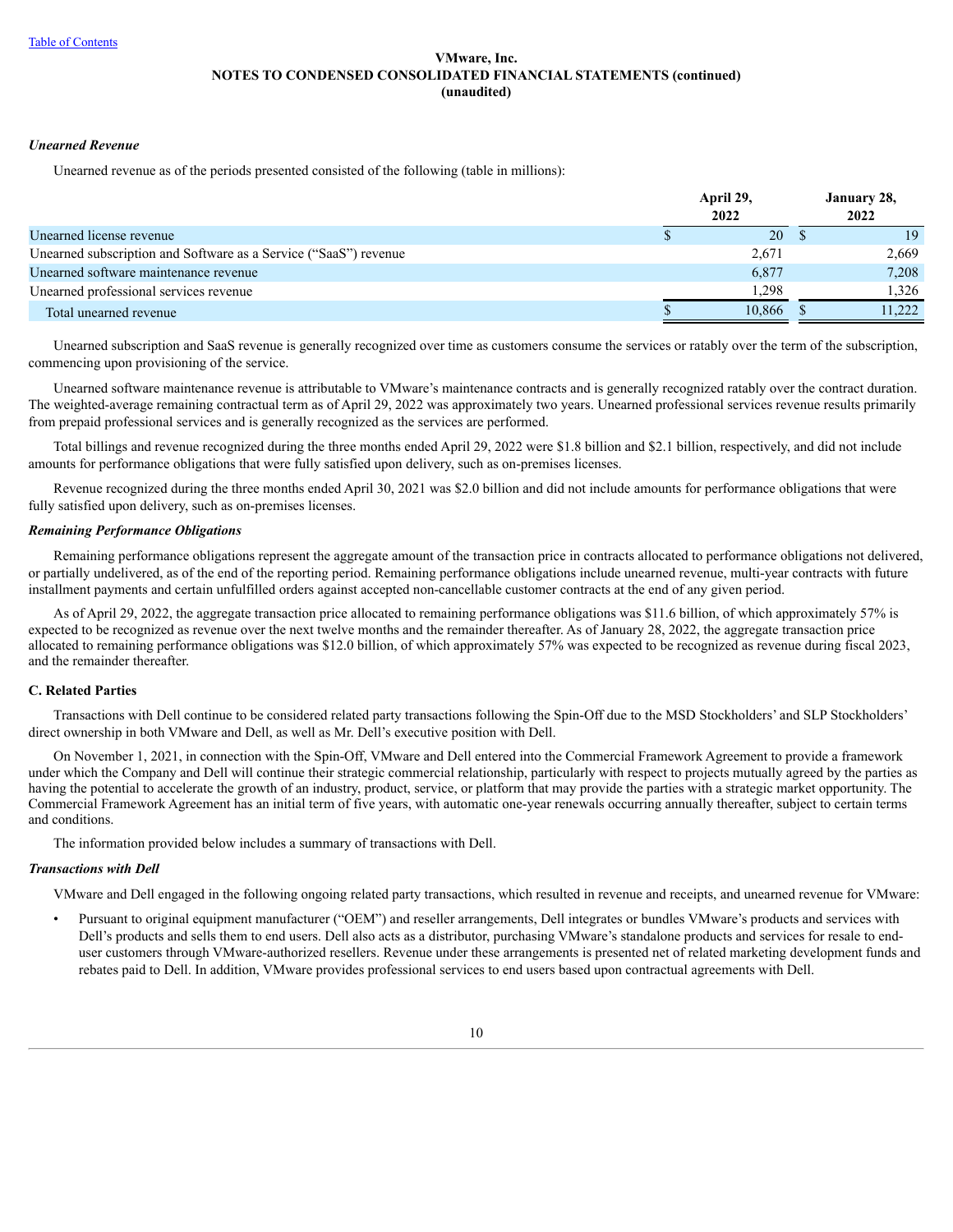VMware, Inc.
**NOTES TO CONDENSED CONSOLIDATED FINANCIAL STATEMENTS (continued)**
**(unaudited)**

***Unearned Revenue***

Unearned revenue as of the periods presented consisted of the following (table in millions):

| | April 29, 2022 | January 28, 2022 |
|---|---|---|
| Unearned license revenue | $ 20 | $ 19 |
| Unearned subscription and Software as a Service (“SaaS”) revenue | 2,671 | 2,669 |
| Unearned software maintenance revenue | 6,877 | 7,208 |
| Unearned professional services revenue | 1,298 | 1,326 |
| Total unearned revenue | $ 10,866 | $ 11,222 |

Unearned subscription and SaaS revenue is generally recognized over time as customers consume the services or ratably over the term of the subscription, commencing upon provisioning of the service.

Unearned software maintenance revenue is attributable to VMware’s maintenance contracts and is generally recognized ratably over the contract duration. The weighted-average remaining contractual term as of April 29, 2022 was approximately two years. Unearned professional services revenue results primarily from prepaid professional services and is generally recognized as the services are performed.

Total billings and revenue recognized during the three months ended April 29, 2022 were $1.8 billion and $2.1 billion, respectively, and did not include amounts for performance obligations that were fully satisfied upon delivery, such as on-premises licenses.

Revenue recognized during the three months ended April 30, 2021 was $2.0 billion and did not include amounts for performance obligations that were fully satisfied upon delivery, such as on-premises licenses.

***Remaining Performance Obligations***

Remaining performance obligations represent the aggregate amount of the transaction price in contracts allocated to performance obligations not delivered, or partially undelivered, as of the end of the reporting period. Remaining performance obligations include unearned revenue, multi-year contracts with future installment payments and certain unfulfilled orders against accepted non-cancellable customer contracts at the end of any given period.

As of April 29, 2022, the aggregate transaction price allocated to remaining performance obligations was $11.6 billion, of which approximately 57% is expected to be recognized as revenue over the next twelve months and the remainder thereafter. As of January 28, 2022, the aggregate transaction price allocated to remaining performance obligations was $12.0 billion, of which approximately 57% was expected to be recognized as revenue during fiscal 2023, and the remainder thereafter.

## C. Related Parties

Transactions with Dell continue to be considered related party transactions following the Spin-Off due to the MSD Stockholders’ and SLP Stockholders’ direct ownership in both VMware and Dell, as well as Mr. Dell’s executive position with Dell.

On November 1, 2021, in connection with the Spin-Off, VMware and Dell entered into the Commercial Framework Agreement to provide a framework under which the Company and Dell will continue their strategic commercial relationship, particularly with respect to projects mutually agreed by the parties as having the potential to accelerate the growth of an industry, product, service, or platform that may provide the parties with a strategic market opportunity. The Commercial Framework Agreement has an initial term of five years, with automatic one-year renewals occurring annually thereafter, subject to certain terms and conditions.

The information provided below includes a summary of transactions with Dell.

***Transactions with Dell***

VMware and Dell engaged in the following ongoing related party transactions, which resulted in revenue and receipts, and unearned revenue for VMware:

- Pursuant to original equipment manufacturer (“OEM”) and reseller arrangements, Dell integrates or bundles VMware’s products and services with Dell’s products and sells them to end users. Dell also acts as a distributor, purchasing VMware’s standalone products and services for resale to end-user customers through VMware-authorized resellers. Revenue under these arrangements is presented net of related marketing development funds and rebates paid to Dell. In addition, VMware provides professional services to end users based upon contractual agreements with Dell.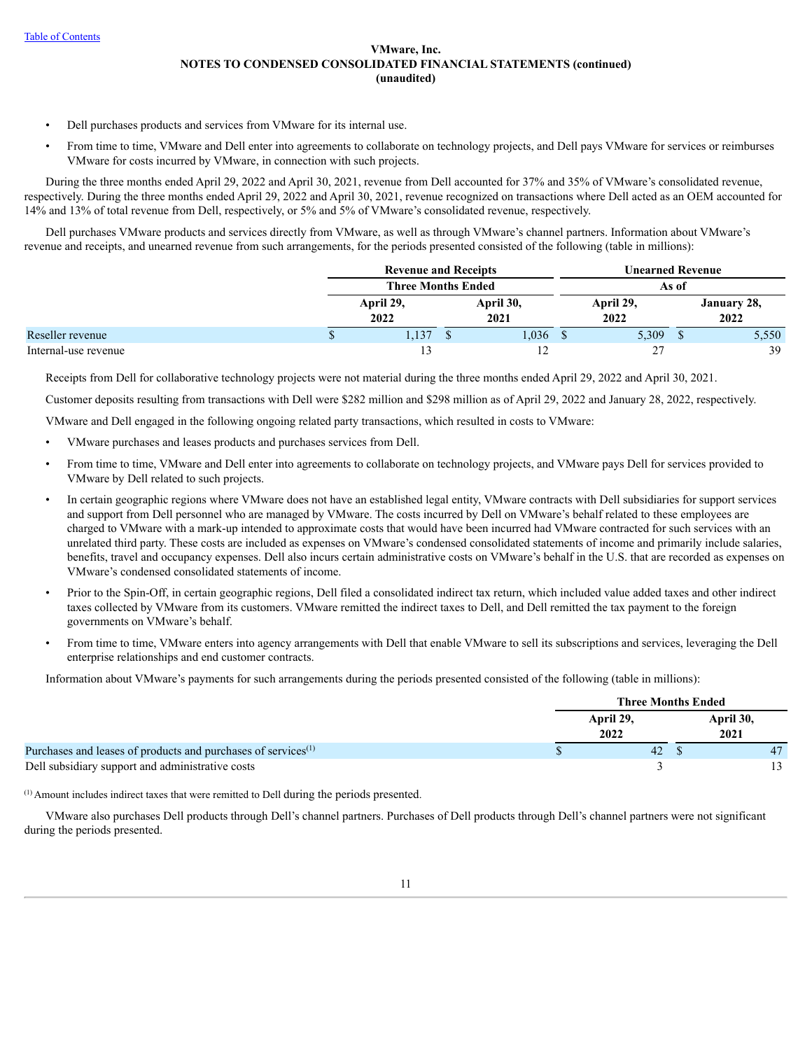VMware, Inc.
NOTES TO CONDENSED CONSOLIDATED FINANCIAL STATEMENTS (continued)
(unaudited)

- Dell purchases products and services from VMware for its internal use.
- From time to time, VMware and Dell enter into agreements to collaborate on technology projects, and Dell pays VMware for services or reimburses VMware for costs incurred by VMware, in connection with such projects.

During the three months ended April 29, 2022 and April 30, 2021, revenue from Dell accounted for 37% and 35% of VMware's consolidated revenue, respectively. During the three months ended April 29, 2022 and April 30, 2021, revenue recognized on transactions where Dell acted as an OEM accounted for 14% and 13% of total revenue from Dell, respectively, or 5% and 5% of VMware's consolidated revenue, respectively.

Dell purchases VMware products and services directly from VMware, as well as through VMware's channel partners. Information about VMware's revenue and receipts, and unearned revenue from such arrangements, for the periods presented consisted of the following (table in millions):

| | Revenue and Receipts | | Unearned Revenue | |
|---|---|---|---|---|
| | Three Months Ended | | As of | |
| | April 29, 2022 | April 30, 2021 | April 29, 2022 | January 28, 2022 |
| Reseller revenue | $ 1,137 | $ 1,036 | $ 5,309 | $ 5,550 |
| Internal-use revenue | 13 | 12 | 27 | 39 |

Receipts from Dell for collaborative technology projects were not material during the three months ended April 29, 2022 and April 30, 2021.

Customer deposits resulting from transactions with Dell were $282 million and $298 million as of April 29, 2022 and January 28, 2022, respectively.

VMware and Dell engaged in the following ongoing related party transactions, which resulted in costs to VMware:

- VMware purchases and leases products and purchases services from Dell.
- From time to time, VMware and Dell enter into agreements to collaborate on technology projects, and VMware pays Dell for services provided to VMware by Dell related to such projects.
- In certain geographic regions where VMware does not have an established legal entity, VMware contracts with Dell subsidiaries for support services and support from Dell personnel who are managed by VMware. The costs incurred by Dell on VMware's behalf related to these employees are charged to VMware with a mark-up intended to approximate costs that would have been incurred had VMware contracted for such services with an unrelated third party. These costs are included as expenses on VMware's condensed consolidated statements of income and primarily include salaries, benefits, travel and occupancy expenses. Dell also incurs certain administrative costs on VMware's behalf in the U.S. that are recorded as expenses on VMware's condensed consolidated statements of income.
- Prior to the Spin-Off, in certain geographic regions, Dell filed a consolidated indirect tax return, which included value added taxes and other indirect taxes collected by VMware from its customers. VMware remitted the indirect taxes to Dell, and Dell remitted the tax payment to the foreign governments on VMware's behalf.
- From time to time, VMware enters into agency arrangements with Dell that enable VMware to sell its subscriptions and services, leveraging the Dell enterprise relationships and end customer contracts.

Information about VMware's payments for such arrangements during the periods presented consisted of the following (table in millions):

| | Three Months Ended | |
|---|---|---|
| | April 29, 2022 | April 30, 2021 |
| Purchases and leases of products and purchases of services[(1)] | $ 42 | $ 47 |
| Dell subsidiary support and administrative costs | 3 | 13 |

[(1)] Amount includes indirect taxes that were remitted to Dell during the periods presented.

VMware also purchases Dell products through Dell's channel partners. Purchases of Dell products through Dell's channel partners were not significant during the periods presented.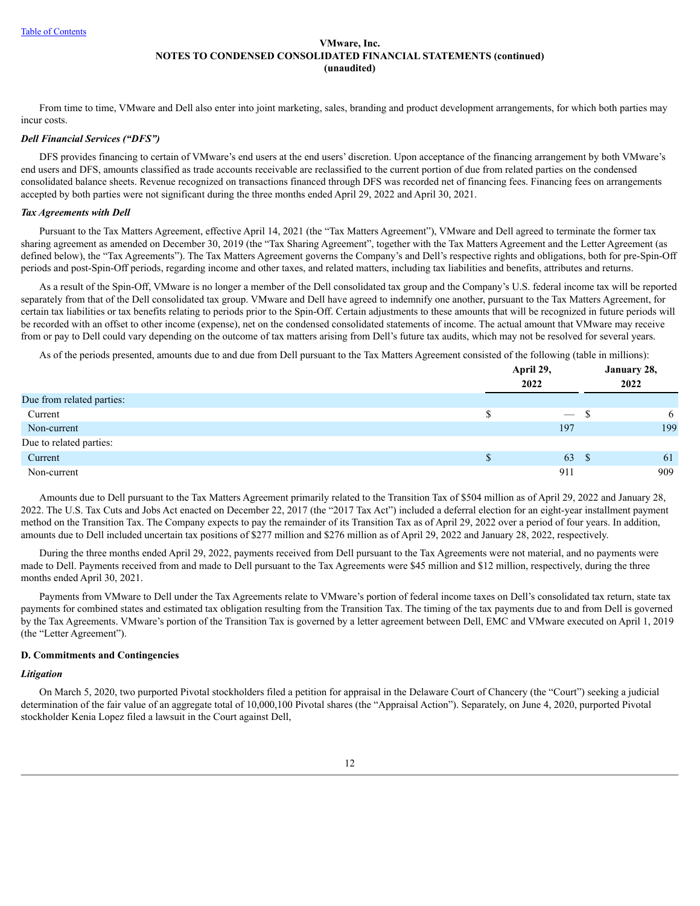From time to time, VMware and Dell also enter into joint marketing, sales, branding and product development arrangements, for which both parties may incur costs.

***Dell Financial Services ("DFS")***

DFS provides financing to certain of VMware's end users at the end users' discretion. Upon acceptance of the financing arrangement by both VMware's end users and DFS, amounts classified as trade accounts receivable are reclassified to the current portion of due from related parties on the condensed consolidated balance sheets. Revenue recognized on transactions financed through DFS was recorded net of financing fees. Financing fees on arrangements accepted by both parties were not significant during the three months ended April 29, 2022 and April 30, 2021.

***Tax Agreements with Dell***

Pursuant to the Tax Matters Agreement, effective April 14, 2021 (the "Tax Matters Agreement"), VMware and Dell agreed to terminate the former tax sharing agreement as amended on December 30, 2019 (the "Tax Sharing Agreement", together with the Tax Matters Agreement and the Letter Agreement (as defined below), the "Tax Agreements"). The Tax Matters Agreement governs the Company's and Dell's respective rights and obligations, both for pre-Spin-Off periods and post-Spin-Off periods, regarding income and other taxes, and related matters, including tax liabilities and benefits, attributes and returns.

As a result of the Spin-Off, VMware is no longer a member of the Dell consolidated tax group and the Company's U.S. federal income tax will be reported separately from that of the Dell consolidated tax group. VMware and Dell have agreed to indemnify one another, pursuant to the Tax Matters Agreement, for certain tax liabilities or tax benefits relating to periods prior to the Spin-Off. Certain adjustments to these amounts that will be recognized in future periods will be recorded with an offset to other income (expense), net on the condensed consolidated statements of income. The actual amount that VMware may receive from or pay to Dell could vary depending on the outcome of tax matters arising from Dell's future tax audits, which may not be resolved for several years.

As of the periods presented, amounts due to and due from Dell pursuant to the Tax Matters Agreement consisted of the following (table in millions):

| | April 29, 2022 | January 28, 2022 |
|---|---|---|
| Due from related parties: | | |
| Current | $ — | $ 6 |
| Non-current | 197 | 199 |
| Due to related parties: | | |
| Current | $ 63 | $ 61 |
| Non-current | 911 | 909 |

Amounts due to Dell pursuant to the Tax Matters Agreement primarily related to the Transition Tax of $504 million as of April 29, 2022 and January 28, 2022. The U.S. Tax Cuts and Jobs Act enacted on December 22, 2017 (the "2017 Tax Act") included a deferral election for an eight-year installment payment method on the Transition Tax. The Company expects to pay the remainder of its Transition Tax as of April 29, 2022 over a period of four years. In addition, amounts due to Dell included uncertain tax positions of $277 million and $276 million as of April 29, 2022 and January 28, 2022, respectively.

During the three months ended April 29, 2022, payments received from Dell pursuant to the Tax Agreements were not material, and no payments were made to Dell. Payments received from and made to Dell pursuant to the Tax Agreements were $45 million and $12 million, respectively, during the three months ended April 30, 2021.

Payments from VMware to Dell under the Tax Agreements relate to VMware's portion of federal income taxes on Dell's consolidated tax return, state tax payments for combined states and estimated tax obligation resulting from the Transition Tax. The timing of the tax payments due to and from Dell is governed by the Tax Agreements. VMware's portion of the Transition Tax is governed by a letter agreement between Dell, EMC and VMware executed on April 1, 2019 (the "Letter Agreement").

**D. Commitments and Contingencies**

***Litigation***

On March 5, 2020, two purported Pivotal stockholders filed a petition for appraisal in the Delaware Court of Chancery (the "Court") seeking a judicial determination of the fair value of an aggregate total of 10,000,100 Pivotal shares (the "Appraisal Action"). Separately, on June 4, 2020, purported Pivotal stockholder Kenia Lopez filed a lawsuit in the Court against Dell,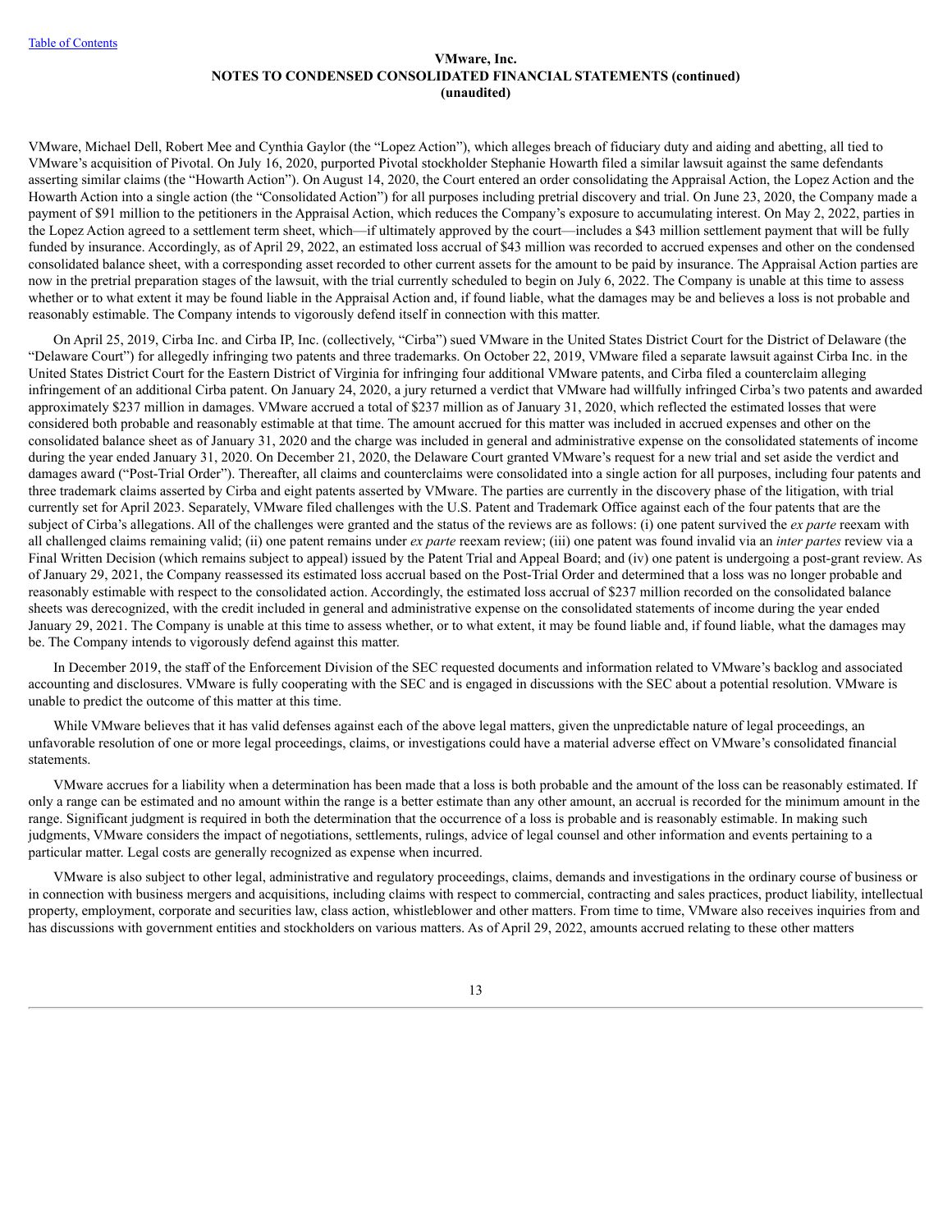VMware, Michael Dell, Robert Mee and Cynthia Gaylor (the "Lopez Action"), which alleges breach of fiduciary duty and aiding and abetting, all tied to VMware's acquisition of Pivotal. On July 16, 2020, purported Pivotal stockholder Stephanie Howarth filed a similar lawsuit against the same defendants asserting similar claims (the "Howarth Action"). On August 14, 2020, the Court entered an order consolidating the Appraisal Action, the Lopez Action and the Howarth Action into a single action (the "Consolidated Action") for all purposes including pretrial discovery and trial. On June 23, 2020, the Company made a payment of $91 million to the petitioners in the Appraisal Action, which reduces the Company's exposure to accumulating interest. On May 2, 2022, parties in the Lopez Action agreed to a settlement term sheet, which—if ultimately approved by the court—includes a $43 million settlement payment that will be fully funded by insurance. Accordingly, as of April 29, 2022, an estimated loss accrual of $43 million was recorded to accrued expenses and other on the condensed consolidated balance sheet, with a corresponding asset recorded to other current assets for the amount to be paid by insurance. The Appraisal Action parties are now in the pretrial preparation stages of the lawsuit, with the trial currently scheduled to begin on July 6, 2022. The Company is unable at this time to assess whether or to what extent it may be found liable in the Appraisal Action and, if found liable, what the damages may be and believes a loss is not probable and reasonably estimable. The Company intends to vigorously defend itself in connection with this matter.

On April 25, 2019, Cirba Inc. and Cirba IP, Inc. (collectively, "Cirba") sued VMware in the United States District Court for the District of Delaware (the "Delaware Court") for allegedly infringing two patents and three trademarks. On October 22, 2019, VMware filed a separate lawsuit against Cirba Inc. in the United States District Court for the Eastern District of Virginia for infringing four additional VMware patents, and Cirba filed a counterclaim alleging infringement of an additional Cirba patent. On January 24, 2020, a jury returned a verdict that VMware had willfully infringed Cirba's two patents and awarded approximately $237 million in damages. VMware accrued a total of $237 million as of January 31, 2020, which reflected the estimated losses that were considered both probable and reasonably estimable at that time. The amount accrued for this matter was included in accrued expenses and other on the consolidated balance sheet as of January 31, 2020 and the charge was included in general and administrative expense on the consolidated statements of income during the year ended January 31, 2020. On December 21, 2020, the Delaware Court granted VMware's request for a new trial and set aside the verdict and damages award ("Post-Trial Order"). Thereafter, all claims and counterclaims were consolidated into a single action for all purposes, including four patents and three trademark claims asserted by Cirba and eight patents asserted by VMware. The parties are currently in the discovery phase of the litigation, with trial currently set for April 2023. Separately, VMware filed challenges with the U.S. Patent and Trademark Office against each of the four patents that are the subject of Cirba's allegations. All of the challenges were granted and the status of the reviews are as follows: (i) one patent survived the *ex parte* reexam with all challenged claims remaining valid; (ii) one patent remains under *ex parte* reexam review; (iii) one patent was found invalid via an *inter partes* review via a Final Written Decision (which remains subject to appeal) issued by the Patent Trial and Appeal Board; and (iv) one patent is undergoing a post-grant review. As of January 29, 2021, the Company reassessed its estimated loss accrual based on the Post-Trial Order and determined that a loss was no longer probable and reasonably estimable with respect to the consolidated action. Accordingly, the estimated loss accrual of $237 million recorded on the consolidated balance sheets was derecognized, with the credit included in general and administrative expense on the consolidated statements of income during the year ended January 29, 2021. The Company is unable at this time to assess whether, or to what extent, it may be found liable and, if found liable, what the damages may be. The Company intends to vigorously defend against this matter.

In December 2019, the staff of the Enforcement Division of the SEC requested documents and information related to VMware's backlog and associated accounting and disclosures. VMware is fully cooperating with the SEC and is engaged in discussions with the SEC about a potential resolution. VMware is unable to predict the outcome of this matter at this time.

While VMware believes that it has valid defenses against each of the above legal matters, given the unpredictable nature of legal proceedings, an unfavorable resolution of one or more legal proceedings, claims, or investigations could have a material adverse effect on VMware's consolidated financial statements.

VMware accrues for a liability when a determination has been made that a loss is both probable and the amount of the loss can be reasonably estimated. If only a range can be estimated and no amount within the range is a better estimate than any other amount, an accrual is recorded for the minimum amount in the range. Significant judgment is required in both the determination that the occurrence of a loss is probable and is reasonably estimable. In making such judgments, VMware considers the impact of negotiations, settlements, rulings, advice of legal counsel and other information and events pertaining to a particular matter. Legal costs are generally recognized as expense when incurred.

VMware is also subject to other legal, administrative and regulatory proceedings, claims, demands and investigations in the ordinary course of business or in connection with business mergers and acquisitions, including claims with respect to commercial, contracting and sales practices, product liability, intellectual property, employment, corporate and securities law, class action, whistleblower and other matters. From time to time, VMware also receives inquiries from and has discussions with government entities and stockholders on various matters. As of April 29, 2022, amounts accrued relating to these other matters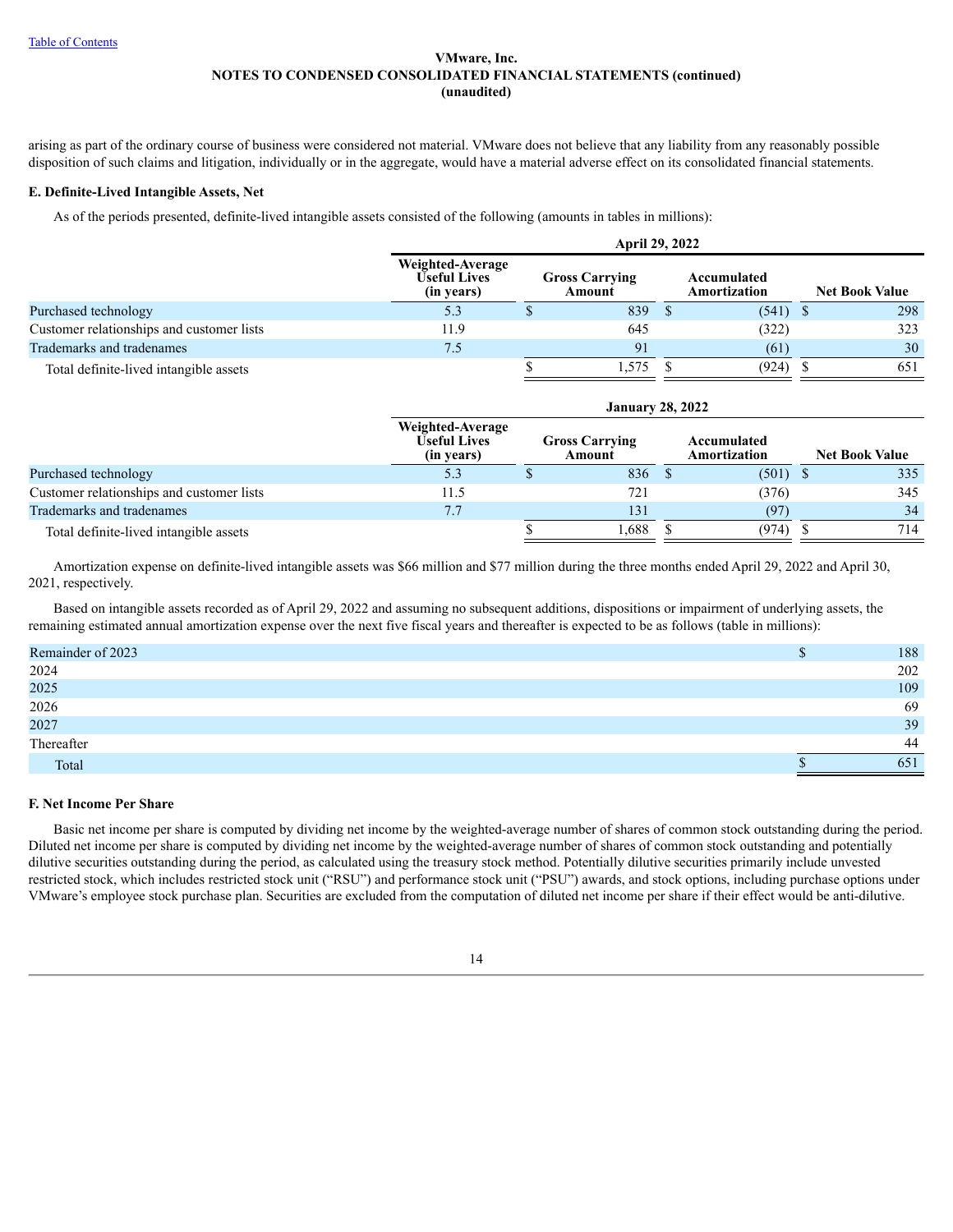arising as part of the ordinary course of business were considered not material. VMware does not believe that any liability from any reasonably possible disposition of such claims and litigation, individually or in the aggregate, would have a material adverse effect on its consolidated financial statements.

### E. Definite-Lived Intangible Assets, Net

As of the periods presented, definite-lived intangible assets consisted of the following (amounts in tables in millions):

| | April 29, 2022 | | | |
|---|---|---|---|---|
| | Weighted-Average Useful Lives (in years) | Gross Carrying Amount | Accumulated Amortization | Net Book Value |
| Purchased technology | 5.3 | $ 839 | $ (541) | $ 298 |
| Customer relationships and customer lists | 11.9 | 645 | (322) | 323 |
| Trademarks and tradenames | 7.5 | 91 | (61) | 30 |
| Total definite-lived intangible assets | | $ 1,575 | $ (924) | $ 651 |

| | January 28, 2022 | | | |
|---|---|---|---|---|
| | Weighted-Average Useful Lives (in years) | Gross Carrying Amount | Accumulated Amortization | Net Book Value |
| Purchased technology | 5.3 | $ 836 | $ (501) | $ 335 |
| Customer relationships and customer lists | 11.5 | 721 | (376) | 345 |
| Trademarks and tradenames | 7.7 | 131 | (97) | 34 |
| Total definite-lived intangible assets | | $ 1,688 | $ (974) | $ 714 |

Amortization expense on definite-lived intangible assets was $66 million and $77 million during the three months ended April 29, 2022 and April 30, 2021, respectively.

Based on intangible assets recorded as of April 29, 2022 and assuming no subsequent additions, dispositions or impairment of underlying assets, the remaining estimated annual amortization expense over the next five fiscal years and thereafter is expected to be as follows (table in millions):

| | |
|---|---|
| Remainder of 2023 | $ 188 |
| 2024 | 202 |
| 2025 | 109 |
| 2026 | 69 |
| 2027 | 39 |
| Thereafter | 44 |
| Total | $ 651 |

### F. Net Income Per Share

Basic net income per share is computed by dividing net income by the weighted-average number of shares of common stock outstanding during the period. Diluted net income per share is computed by dividing net income by the weighted-average number of shares of common stock outstanding and potentially dilutive securities outstanding during the period, as calculated using the treasury stock method. Potentially dilutive securities primarily include unvested restricted stock, which includes restricted stock unit ("RSU") and performance stock unit ("PSU") awards, and stock options, including purchase options under VMware's employee stock purchase plan. Securities are excluded from the computation of diluted net income per share if their effect would be anti-dilutive.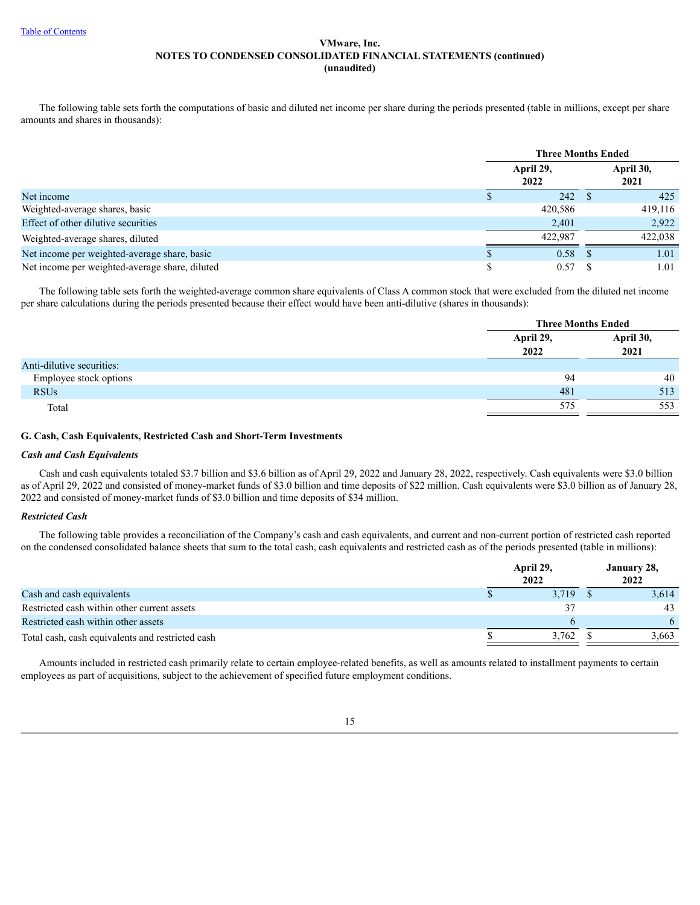VMware, Inc.
NOTES TO CONDENSED CONSOLIDATED FINANCIAL STATEMENTS (continued)
(unaudited)

The following table sets forth the computations of basic and diluted net income per share during the periods presented (table in millions, except per share amounts and shares in thousands):

| | Three Months Ended | |
|---|---|---|
| | April 29, 2022 | April 30, 2021 |
| Net income | $ 242 | $ 425 |
| Weighted-average shares, basic | 420,586 | 419,116 |
| Effect of other dilutive securities | 2,401 | 2,922 |
| Weighted-average shares, diluted | 422,987 | 422,038 |
| Net income per weighted-average share, basic | $ 0.58 | $ 1.01 |
| Net income per weighted-average share, diluted | $ 0.57 | $ 1.01 |

The following table sets forth the weighted-average common share equivalents of Class A common stock that were excluded from the diluted net income per share calculations during the periods presented because their effect would have been anti-dilutive (shares in thousands):

| | Three Months Ended | |
|---|---|---|
| | April 29, 2022 | April 30, 2021 |
| Anti-dilutive securities: | | |
| Employee stock options | 94 | 40 |
| RSUs | 481 | 513 |
| Total | 575 | 553 |

## G. Cash, Cash Equivalents, Restricted Cash and Short-Term Investments

### *Cash and Cash Equivalents*

Cash and cash equivalents totaled $3.7 billion and $3.6 billion as of April 29, 2022 and January 28, 2022, respectively. Cash equivalents were $3.0 billion as of April 29, 2022 and consisted of money-market funds of $3.0 billion and time deposits of $22 million. Cash equivalents were $3.0 billion as of January 28, 2022 and consisted of money-market funds of $3.0 billion and time deposits of $34 million.

### *Restricted Cash*

The following table provides a reconciliation of the Company's cash and cash equivalents, and current and non-current portion of restricted cash reported on the condensed consolidated balance sheets that sum to the total cash, cash equivalents and restricted cash as of the periods presented (table in millions):

| | April 29, 2022 | January 28, 2022 |
|---|---|---|
| Cash and cash equivalents | $ 3,719 | $ 3,614 |
| Restricted cash within other current assets | 37 | 43 |
| Restricted cash within other assets | 6 | 6 |
| Total cash, cash equivalents and restricted cash | $ 3,762 | $ 3,663 |

Amounts included in restricted cash primarily relate to certain employee-related benefits, as well as amounts related to installment payments to certain employees as part of acquisitions, subject to the achievement of specified future employment conditions.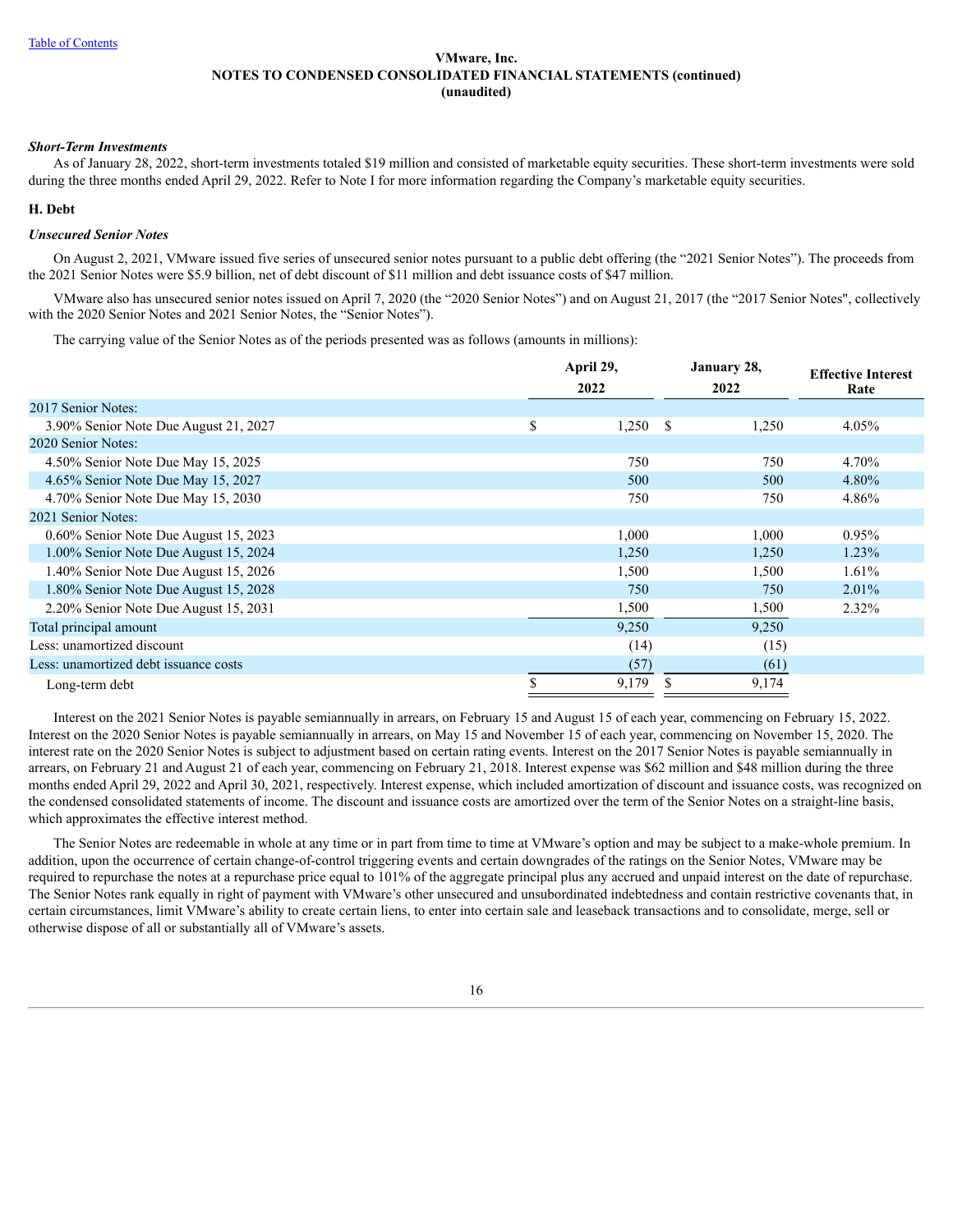### Short-Term Investments

As of January 28, 2022, short-term investments totaled $19 million and consisted of marketable equity securities. These short-term investments were sold during the three months ended April 29, 2022. Refer to Note I for more information regarding the Company's marketable equity securities.

## H. Debt

### Unsecured Senior Notes

On August 2, 2021, VMware issued five series of unsecured senior notes pursuant to a public debt offering (the "2021 Senior Notes"). The proceeds from the 2021 Senior Notes were $5.9 billion, net of debt discount of $11 million and debt issuance costs of $47 million.

VMware also has unsecured senior notes issued on April 7, 2020 (the "2020 Senior Notes") and on August 21, 2017 (the "2017 Senior Notes", collectively with the 2020 Senior Notes and 2021 Senior Notes, the "Senior Notes").

The carrying value of the Senior Notes as of the periods presented was as follows (amounts in millions):

| | April 29, 2022 | January 28, 2022 | Effective Interest Rate |
|---|---|---|---|
| 2017 Senior Notes: | | | |
| 3.90% Senior Note Due August 21, 2027 | $ 1,250 | $ 1,250 | 4.05% |
| 2020 Senior Notes: | | | |
| 4.50% Senior Note Due May 15, 2025 | 750 | 750 | 4.70% |
| 4.65% Senior Note Due May 15, 2027 | 500 | 500 | 4.80% |
| 4.70% Senior Note Due May 15, 2030 | 750 | 750 | 4.86% |
| 2021 Senior Notes: | | | |
| 0.60% Senior Note Due August 15, 2023 | 1,000 | 1,000 | 0.95% |
| 1.00% Senior Note Due August 15, 2024 | 1,250 | 1,250 | 1.23% |
| 1.40% Senior Note Due August 15, 2026 | 1,500 | 1,500 | 1.61% |
| 1.80% Senior Note Due August 15, 2028 | 750 | 750 | 2.01% |
| 2.20% Senior Note Due August 15, 2031 | 1,500 | 1,500 | 2.32% |
| Total principal amount | 9,250 | 9,250 | |
| Less: unamortized discount | (14) | (15) | |
| Less: unamortized debt issuance costs | (57) | (61) | |
| Long-term debt | $ 9,179 | $ 9,174 | |

Interest on the 2021 Senior Notes is payable semiannually in arrears, on February 15 and August 15 of each year, commencing on February 15, 2022. Interest on the 2020 Senior Notes is payable semiannually in arrears, on May 15 and November 15 of each year, commencing on November 15, 2020. The interest rate on the 2020 Senior Notes is subject to adjustment based on certain rating events. Interest on the 2017 Senior Notes is payable semiannually in arrears, on February 21 and August 21 of each year, commencing on February 21, 2018. Interest expense was $62 million and $48 million during the three months ended April 29, 2022 and April 30, 2021, respectively. Interest expense, which included amortization of discount and issuance costs, was recognized on the condensed consolidated statements of income. The discount and issuance costs are amortized over the term of the Senior Notes on a straight-line basis, which approximates the effective interest method.

The Senior Notes are redeemable in whole at any time or in part from time to time at VMware's option and may be subject to a make-whole premium. In addition, upon the occurrence of certain change-of-control triggering events and certain downgrades of the ratings on the Senior Notes, VMware may be required to repurchase the notes at a repurchase price equal to 101% of the aggregate principal plus any accrued and unpaid interest on the date of repurchase. The Senior Notes rank equally in right of payment with VMware's other unsecured and unsubordinated indebtedness and contain restrictive covenants that, in certain circumstances, limit VMware's ability to create certain liens, to enter into certain sale and leaseback transactions and to consolidate, merge, sell or otherwise dispose of all or substantially all of VMware's assets.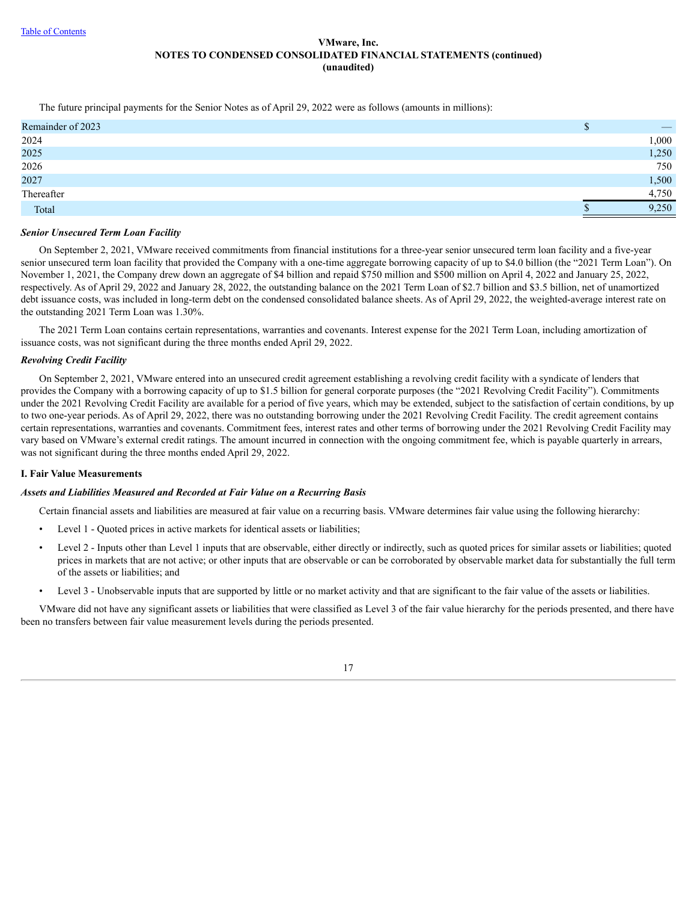The future principal payments for the Senior Notes as of April 29, 2022 were as follows (amounts in millions):

| | |
|---|---|
| Remainder of 2023 | $ — |
| 2024 | 1,000 |
| 2025 | 1,250 |
| 2026 | 750 |
| 2027 | 1,500 |
| Thereafter | 4,750 |
| Total | $ 9,250 |

***Senior Unsecured Term Loan Facility***

On September 2, 2021, VMware received commitments from financial institutions for a three-year senior unsecured term loan facility and a five-year senior unsecured term loan facility that provided the Company with a one-time aggregate borrowing capacity of up to $4.0 billion (the "2021 Term Loan"). On November 1, 2021, the Company drew down an aggregate of $4 billion and repaid $750 million and $500 million on April 4, 2022 and January 25, 2022, respectively. As of April 29, 2022 and January 28, 2022, the outstanding balance on the 2021 Term Loan of $2.7 billion and $3.5 billion, net of unamortized debt issuance costs, was included in long-term debt on the condensed consolidated balance sheets. As of April 29, 2022, the weighted-average interest rate on the outstanding 2021 Term Loan was 1.30%.

The 2021 Term Loan contains certain representations, warranties and covenants. Interest expense for the 2021 Term Loan, including amortization of issuance costs, was not significant during the three months ended April 29, 2022.

***Revolving Credit Facility***

On September 2, 2021, VMware entered into an unsecured credit agreement establishing a revolving credit facility with a syndicate of lenders that provides the Company with a borrowing capacity of up to $1.5 billion for general corporate purposes (the "2021 Revolving Credit Facility"). Commitments under the 2021 Revolving Credit Facility are available for a period of five years, which may be extended, subject to the satisfaction of certain conditions, by up to two one-year periods. As of April 29, 2022, there was no outstanding borrowing under the 2021 Revolving Credit Facility. The credit agreement contains certain representations, warranties and covenants. Commitment fees, interest rates and other terms of borrowing under the 2021 Revolving Credit Facility may vary based on VMware's external credit ratings. The amount incurred in connection with the ongoing commitment fee, which is payable quarterly in arrears, was not significant during the three months ended April 29, 2022.

**I. Fair Value Measurements**

***Assets and Liabilities Measured and Recorded at Fair Value on a Recurring Basis***

Certain financial assets and liabilities are measured at fair value on a recurring basis. VMware determines fair value using the following hierarchy:

- Level 1 - Quoted prices in active markets for identical assets or liabilities;
- Level 2 - Inputs other than Level 1 inputs that are observable, either directly or indirectly, such as quoted prices for similar assets or liabilities; quoted prices in markets that are not active; or other inputs that are observable or can be corroborated by observable market data for substantially the full term of the assets or liabilities; and
- Level 3 - Unobservable inputs that are supported by little or no market activity and that are significant to the fair value of the assets or liabilities.

VMware did not have any significant assets or liabilities that were classified as Level 3 of the fair value hierarchy for the periods presented, and there have been no transfers between fair value measurement levels during the periods presented.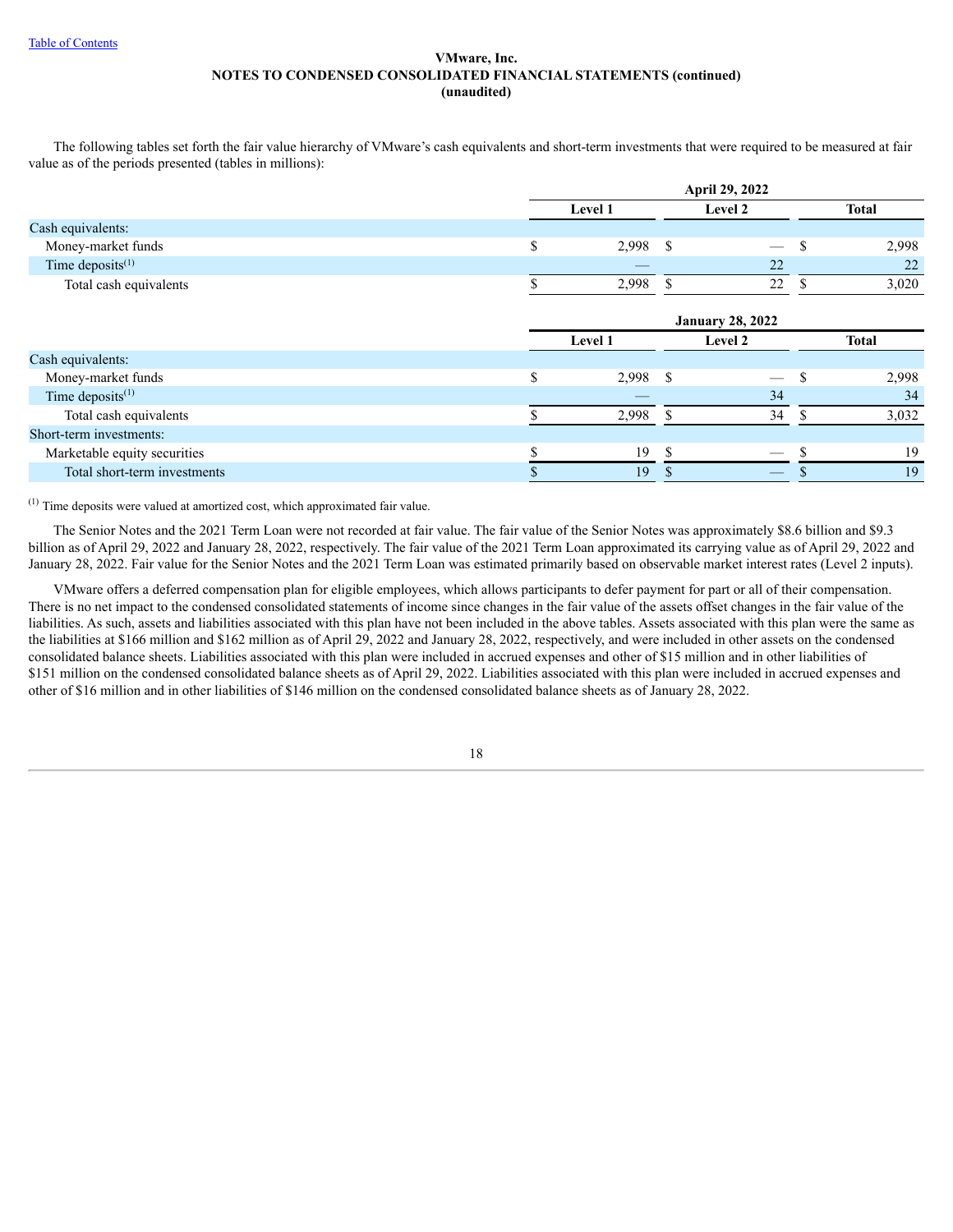**VMware, Inc.**
**NOTES TO CONDENSED CONSOLIDATED FINANCIAL STATEMENTS (continued)**
**(unaudited)**

The following tables set forth the fair value hierarchy of VMware's cash equivalents and short-term investments that were required to be measured at fair value as of the periods presented (tables in millions):

| | April 29, 2022 | | |
|---|---|---|---|
| | Level 1 | Level 2 | Total |
| Cash equivalents: | | | |
| Money-market funds | $ 2,998 | $ — | $ 2,998 |
| Time deposits[(1)] | — | 22 | 22 |
| Total cash equivalents | $ 2,998 | $ 22 | $ 3,020 |

| | January 28, 2022 | | |
|---|---|---|---|
| | Level 1 | Level 2 | Total |
| Cash equivalents: | | | |
| Money-market funds | $ 2,998 | $ — | $ 2,998 |
| Time deposits[(1)] | — | 34 | 34 |
| Total cash equivalents | $ 2,998 | $ 34 | $ 3,032 |
| Short-term investments: | | | |
| Marketable equity securities | $ 19 | $ — | $ 19 |
| Total short-term investments | $ 19 | $ — | $ 19 |

[(1)] Time deposits were valued at amortized cost, which approximated fair value.

The Senior Notes and the 2021 Term Loan were not recorded at fair value. The fair value of the Senior Notes was approximately $8.6 billion and $9.3 billion as of April 29, 2022 and January 28, 2022, respectively. The fair value of the 2021 Term Loan approximated its carrying value as of April 29, 2022 and January 28, 2022. Fair value for the Senior Notes and the 2021 Term Loan was estimated primarily based on observable market interest rates (Level 2 inputs).

VMware offers a deferred compensation plan for eligible employees, which allows participants to defer payment for part or all of their compensation. There is no net impact to the condensed consolidated statements of income since changes in the fair value of the assets offset changes in the fair value of the liabilities. As such, assets and liabilities associated with this plan have not been included in the above tables. Assets associated with this plan were the same as the liabilities at $166 million and $162 million as of April 29, 2022 and January 28, 2022, respectively, and were included in other assets on the condensed consolidated balance sheets. Liabilities associated with this plan were included in accrued expenses and other of $15 million and in other liabilities of $151 million on the condensed consolidated balance sheets as of April 29, 2022. Liabilities associated with this plan were included in accrued expenses and other of $16 million and in other liabilities of $146 million on the condensed consolidated balance sheets as of January 28, 2022.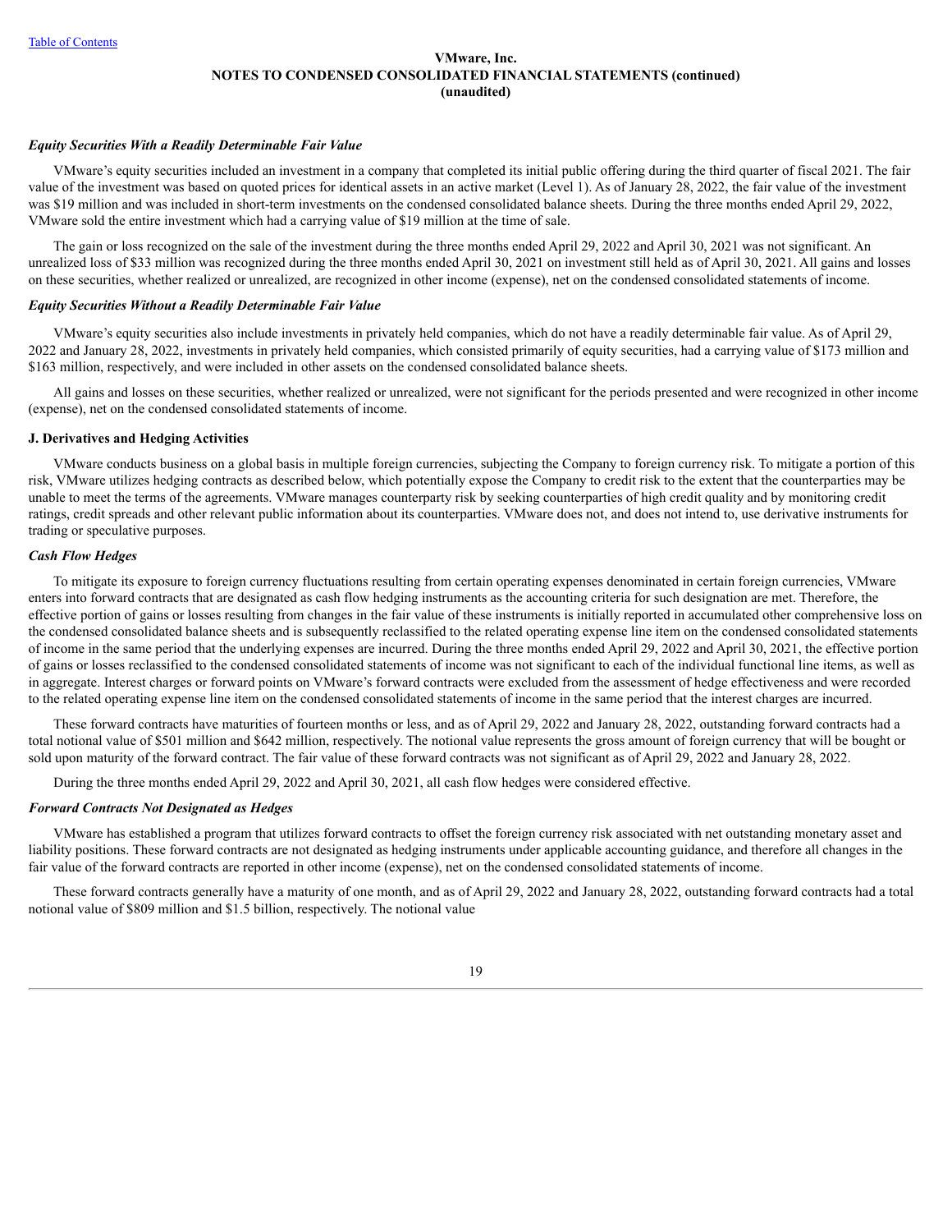*Equity Securities With a Readily Determinable Fair Value*

VMware's equity securities included an investment in a company that completed its initial public offering during the third quarter of fiscal 2021. The fair value of the investment was based on quoted prices for identical assets in an active market (Level 1). As of January 28, 2022, the fair value of the investment was $19 million and was included in short-term investments on the condensed consolidated balance sheets. During the three months ended April 29, 2022, VMware sold the entire investment which had a carrying value of $19 million at the time of sale.

The gain or loss recognized on the sale of the investment during the three months ended April 29, 2022 and April 30, 2021 was not significant. An unrealized loss of $33 million was recognized during the three months ended April 30, 2021 on investment still held as of April 30, 2021. All gains and losses on these securities, whether realized or unrealized, are recognized in other income (expense), net on the condensed consolidated statements of income.

*Equity Securities Without a Readily Determinable Fair Value*

VMware's equity securities also include investments in privately held companies, which do not have a readily determinable fair value. As of April 29, 2022 and January 28, 2022, investments in privately held companies, which consisted primarily of equity securities, had a carrying value of $173 million and $163 million, respectively, and were included in other assets on the condensed consolidated balance sheets.

All gains and losses on these securities, whether realized or unrealized, were not significant for the periods presented and were recognized in other income (expense), net on the condensed consolidated statements of income.

**J. Derivatives and Hedging Activities**

VMware conducts business on a global basis in multiple foreign currencies, subjecting the Company to foreign currency risk. To mitigate a portion of this risk, VMware utilizes hedging contracts as described below, which potentially expose the Company to credit risk to the extent that the counterparties may be unable to meet the terms of the agreements. VMware manages counterparty risk by seeking counterparties of high credit quality and by monitoring credit ratings, credit spreads and other relevant public information about its counterparties. VMware does not, and does not intend to, use derivative instruments for trading or speculative purposes.

*Cash Flow Hedges*

To mitigate its exposure to foreign currency fluctuations resulting from certain operating expenses denominated in certain foreign currencies, VMware enters into forward contracts that are designated as cash flow hedging instruments as the accounting criteria for such designation are met. Therefore, the effective portion of gains or losses resulting from changes in the fair value of these instruments is initially reported in accumulated other comprehensive loss on the condensed consolidated balance sheets and is subsequently reclassified to the related operating expense line item on the condensed consolidated statements of income in the same period that the underlying expenses are incurred. During the three months ended April 29, 2022 and April 30, 2021, the effective portion of gains or losses reclassified to the condensed consolidated statements of income was not significant to each of the individual functional line items, as well as in aggregate. Interest charges or forward points on VMware's forward contracts were excluded from the assessment of hedge effectiveness and were recorded to the related operating expense line item on the condensed consolidated statements of income in the same period that the interest charges are incurred.

These forward contracts have maturities of fourteen months or less, and as of April 29, 2022 and January 28, 2022, outstanding forward contracts had a total notional value of $501 million and $642 million, respectively. The notional value represents the gross amount of foreign currency that will be bought or sold upon maturity of the forward contract. The fair value of these forward contracts was not significant as of April 29, 2022 and January 28, 2022.

During the three months ended April 29, 2022 and April 30, 2021, all cash flow hedges were considered effective.

*Forward Contracts Not Designated as Hedges*

VMware has established a program that utilizes forward contracts to offset the foreign currency risk associated with net outstanding monetary asset and liability positions. These forward contracts are not designated as hedging instruments under applicable accounting guidance, and therefore all changes in the fair value of the forward contracts are reported in other income (expense), net on the condensed consolidated statements of income.

These forward contracts generally have a maturity of one month, and as of April 29, 2022 and January 28, 2022, outstanding forward contracts had a total notional value of $809 million and $1.5 billion, respectively. The notional value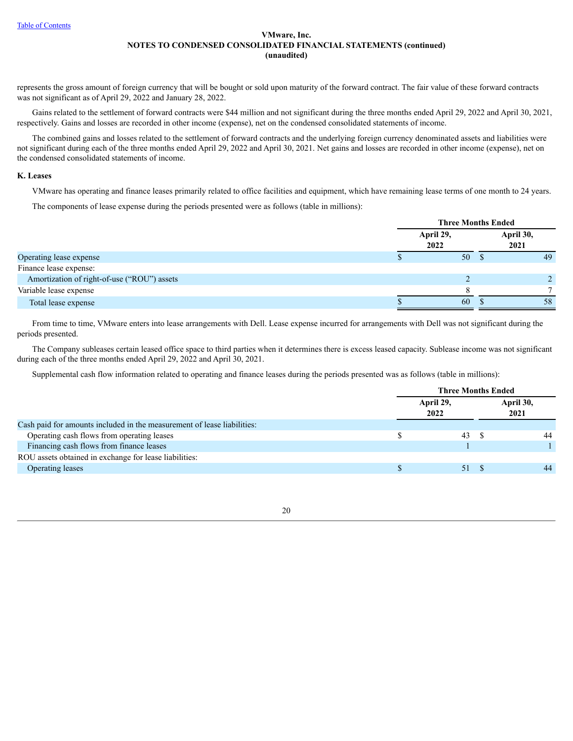represents the gross amount of foreign currency that will be bought or sold upon maturity of the forward contract. The fair value of these forward contracts was not significant as of April 29, 2022 and January 28, 2022.

Gains related to the settlement of forward contracts were $44 million and not significant during the three months ended April 29, 2022 and April 30, 2021, respectively. Gains and losses are recorded in other income (expense), net on the condensed consolidated statements of income.

The combined gains and losses related to the settlement of forward contracts and the underlying foreign currency denominated assets and liabilities were not significant during each of the three months ended April 29, 2022 and April 30, 2021. Net gains and losses are recorded in other income (expense), net on the condensed consolidated statements of income.

### K. Leases

VMware has operating and finance leases primarily related to office facilities and equipment, which have remaining lease terms of one month to 24 years.

The components of lease expense during the periods presented were as follows (table in millions):

| | Three Months Ended | |
|---|---|---|
| | April 29, 2022 | April 30, 2021 |
| Operating lease expense | $ 50 | $ 49 |
| Finance lease expense: | | |
| Amortization of right-of-use ("ROU") assets | 2 | 2 |
| Variable lease expense | 8 | 7 |
| Total lease expense | $ 60 | $ 58 |

From time to time, VMware enters into lease arrangements with Dell. Lease expense incurred for arrangements with Dell was not significant during the periods presented.

The Company subleases certain leased office space to third parties when it determines there is excess leased capacity. Sublease income was not significant during each of the three months ended April 29, 2022 and April 30, 2021.

Supplemental cash flow information related to operating and finance leases during the periods presented was as follows (table in millions):

| | Three Months Ended | |
|---|---|---|
| | April 29, 2022 | April 30, 2021 |
| Cash paid for amounts included in the measurement of lease liabilities: | | |
| Operating cash flows from operating leases | $ 43 | $ 44 |
| Financing cash flows from finance leases | 1 | 1 |
| ROU assets obtained in exchange for lease liabilities: | | |
| Operating leases | $ 51 | $ 44 |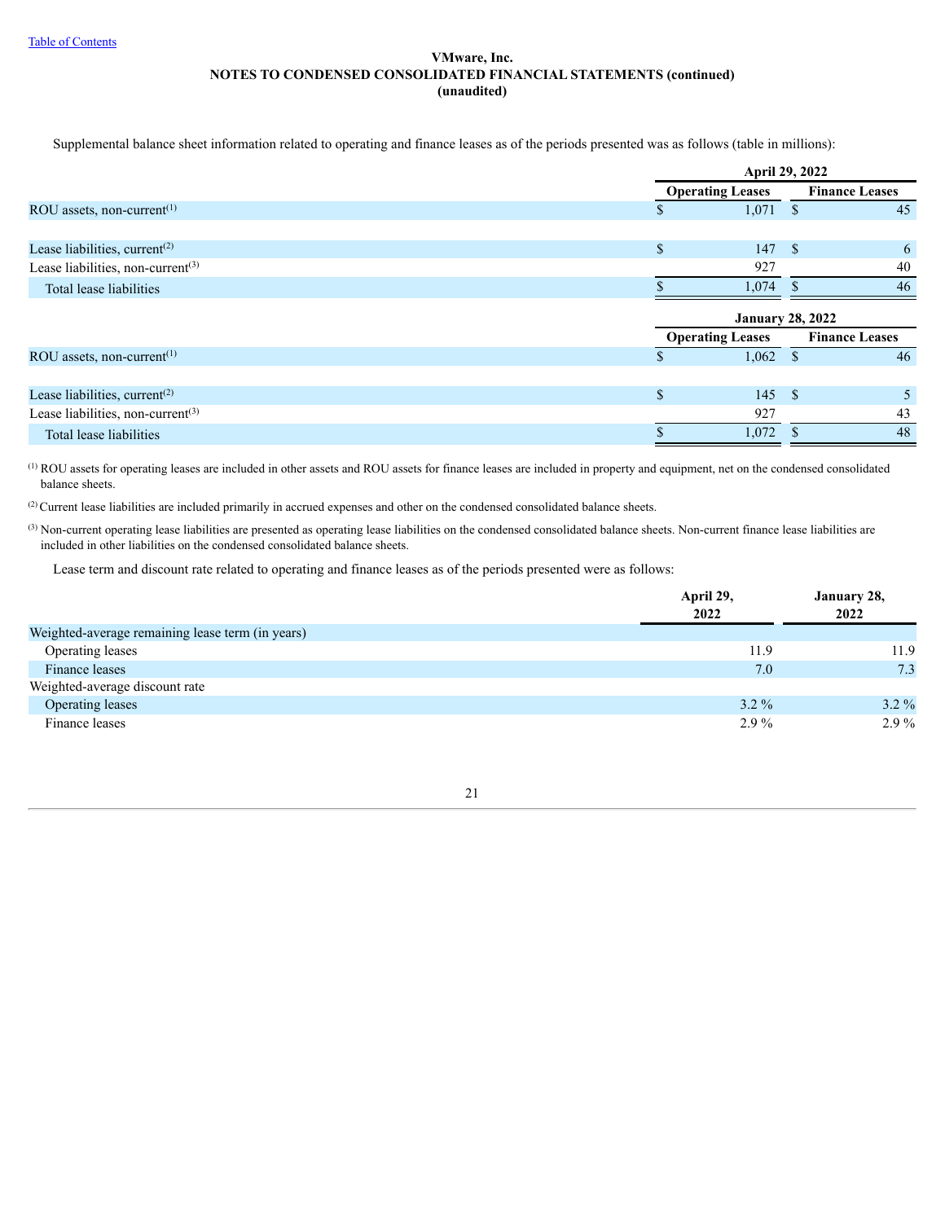VMware, Inc.
**NOTES TO CONDENSED CONSOLIDATED FINANCIAL STATEMENTS (continued)**
**(unaudited)**

Supplemental balance sheet information related to operating and finance leases as of the periods presented was as follows (table in millions):

| | April 29, 2022 | |
|---|---|---|
| | Operating Leases | Finance Leases |
| ROU assets, non-current[1] | $ 1,071 | $ 45 |
| | | |
| Lease liabilities, current[2] | $ 147 | $ 6 |
| Lease liabilities, non-current[3] | 927 | 40 |
| Total lease liabilities | $ 1,074 | $ 46 |

| | January 28, 2022 | |
|---|---|---|
| | Operating Leases | Finance Leases |
| ROU assets, non-current[1] | $ 1,062 | $ 46 |
| | | |
| Lease liabilities, current[2] | $ 145 | $ 5 |
| Lease liabilities, non-current[3] | 927 | 43 |
| Total lease liabilities | $ 1,072 | $ 48 |

[1] ROU assets for operating leases are included in other assets and ROU assets for finance leases are included in property and equipment, net on the condensed consolidated balance sheets.

[2] Current lease liabilities are included primarily in accrued expenses and other on the condensed consolidated balance sheets.

[3] Non-current operating lease liabilities are presented as operating lease liabilities on the condensed consolidated balance sheets. Non-current finance lease liabilities are included in other liabilities on the condensed consolidated balance sheets.

Lease term and discount rate related to operating and finance leases as of the periods presented were as follows:

| | April 29, 2022 | January 28, 2022 |
|---|---|---|
| Weighted-average remaining lease term (in years) | | |
| Operating leases | 11.9 | 11.9 |
| Finance leases | 7.0 | 7.3 |
| Weighted-average discount rate | | |
| Operating leases | 3.2 % | 3.2 % |
| Finance leases | 2.9 % | 2.9 % |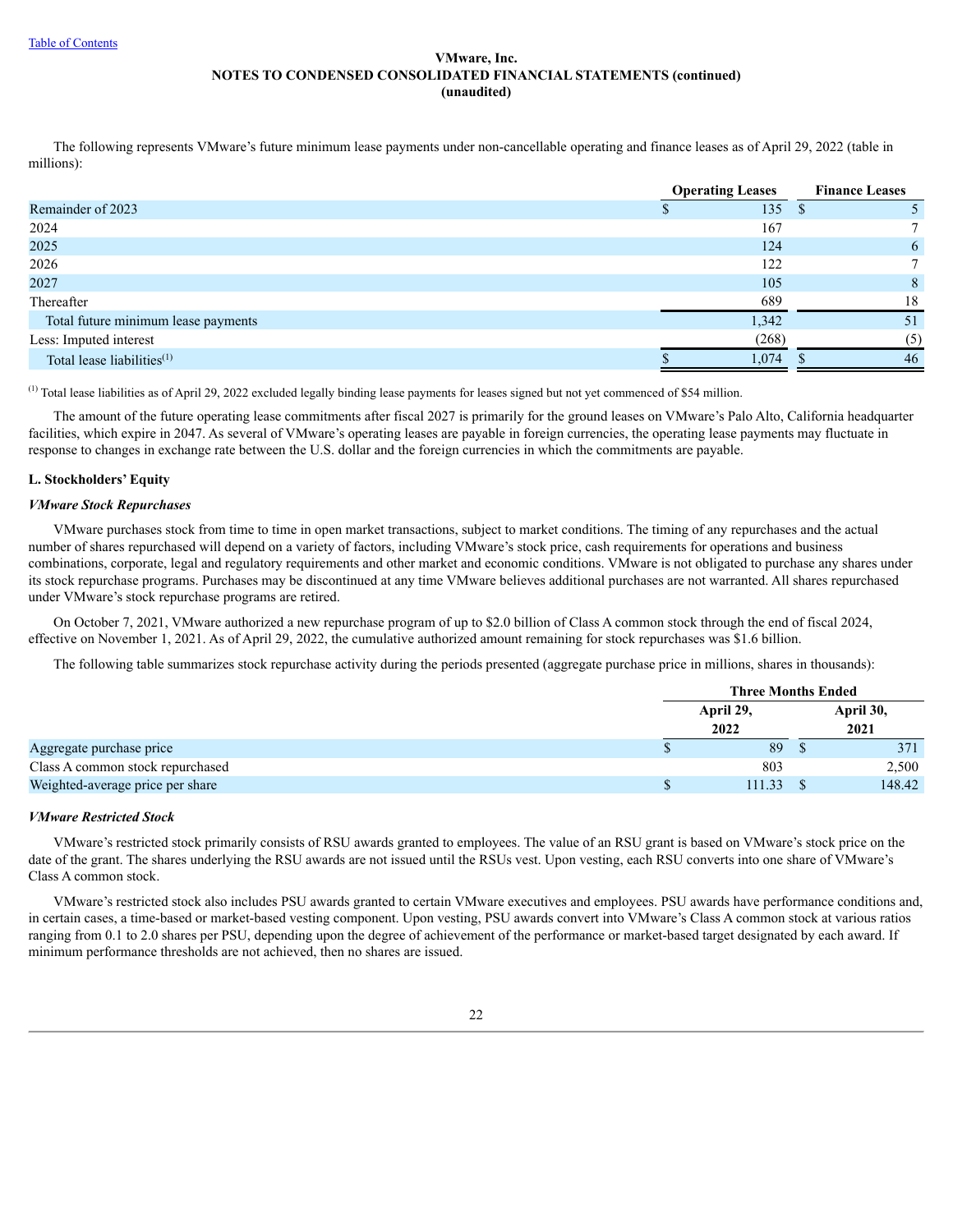The following represents VMware's future minimum lease payments under non-cancellable operating and finance leases as of April 29, 2022 (table in millions):

| | Operating Leases | Finance Leases |
|---|---|---|
| Remainder of 2023 | $ 135 | $ 5 |
| 2024 | 167 | 7 |
| 2025 | 124 | 6 |
| 2026 | 122 | 7 |
| 2027 | 105 | 8 |
| Thereafter | 689 | 18 |
| Total future minimum lease payments | 1,342 | 51 |
| Less: Imputed interest | (268) | (5) |
| Total lease liabilities[(1)] | $ 1,074 | $ 46 |

[(1)] Total lease liabilities as of April 29, 2022 excluded legally binding lease payments for leases signed but not yet commenced of $54 million.

The amount of the future operating lease commitments after fiscal 2027 is primarily for the ground leases on VMware's Palo Alto, California headquarter facilities, which expire in 2047. As several of VMware's operating leases are payable in foreign currencies, the operating lease payments may fluctuate in response to changes in exchange rate between the U.S. dollar and the foreign currencies in which the commitments are payable.

**L. Stockholders' Equity**

***VMware Stock Repurchases***

VMware purchases stock from time to time in open market transactions, subject to market conditions. The timing of any repurchases and the actual number of shares repurchased will depend on a variety of factors, including VMware's stock price, cash requirements for operations and business combinations, corporate, legal and regulatory requirements and other market and economic conditions. VMware is not obligated to purchase any shares under its stock repurchase programs. Purchases may be discontinued at any time VMware believes additional purchases are not warranted. All shares repurchased under VMware's stock repurchase programs are retired.

On October 7, 2021, VMware authorized a new repurchase program of up to $2.0 billion of Class A common stock through the end of fiscal 2024, effective on November 1, 2021. As of April 29, 2022, the cumulative authorized amount remaining for stock repurchases was $1.6 billion.

The following table summarizes stock repurchase activity during the periods presented (aggregate purchase price in millions, shares in thousands):

| | Three Months Ended | |
|---|---|---|
| | April 29, 2022 | April 30, 2021 |
| Aggregate purchase price | $ 89 | $ 371 |
| Class A common stock repurchased | 803 | 2,500 |
| Weighted-average price per share | $ 111.33 | $ 148.42 |

***VMware Restricted Stock***

VMware's restricted stock primarily consists of RSU awards granted to employees. The value of an RSU grant is based on VMware's stock price on the date of the grant. The shares underlying the RSU awards are not issued until the RSUs vest. Upon vesting, each RSU converts into one share of VMware's Class A common stock.

VMware's restricted stock also includes PSU awards granted to certain VMware executives and employees. PSU awards have performance conditions and, in certain cases, a time-based or market-based vesting component. Upon vesting, PSU awards convert into VMware's Class A common stock at various ratios ranging from 0.1 to 2.0 shares per PSU, depending upon the degree of achievement of the performance or market-based target designated by each award. If minimum performance thresholds are not achieved, then no shares are issued.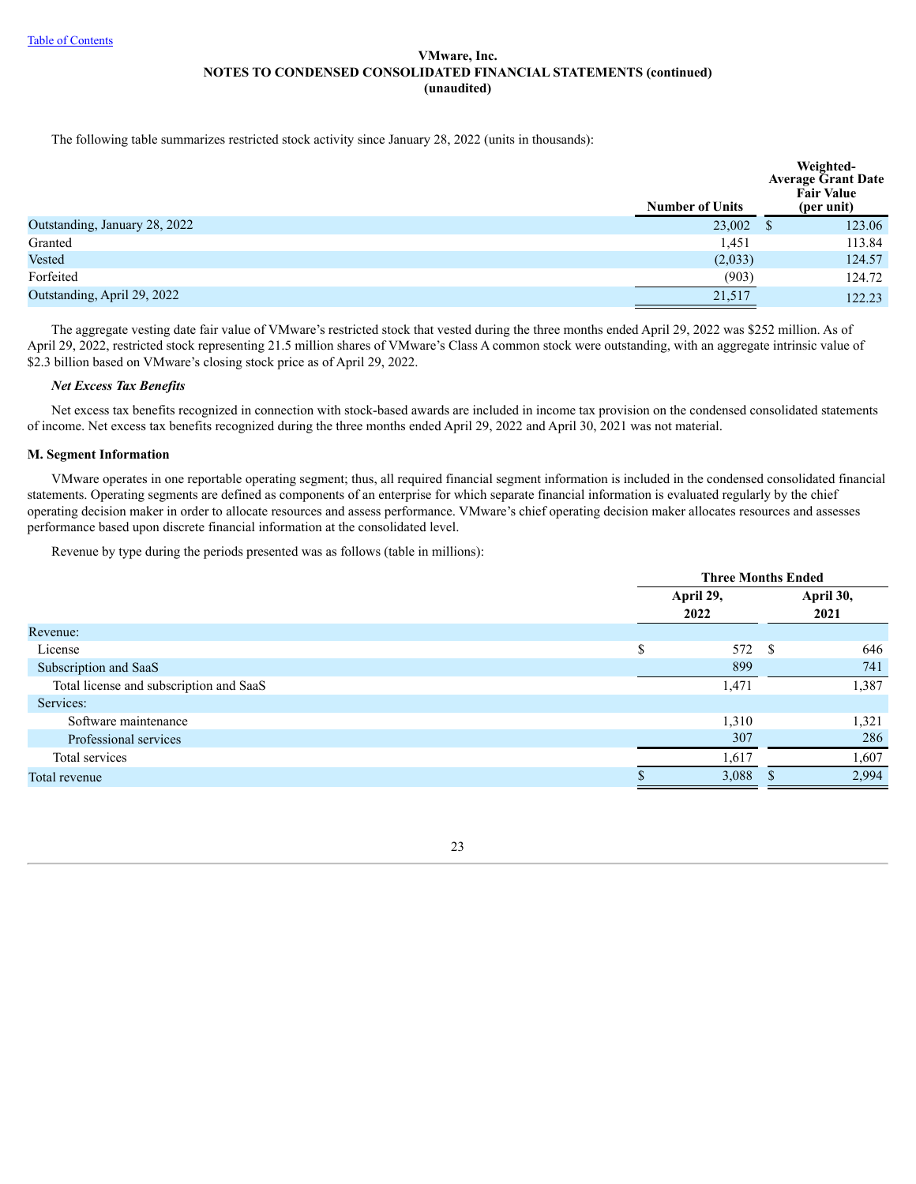The following table summarizes restricted stock activity since January 28, 2022 (units in thousands):

| | Number of Units | Weighted-Average Grant Date Fair Value (per unit) |
|---|---|---|
| Outstanding, January 28, 2022 | 23,002 | $ 123.06 |
| Granted | 1,451 | 113.84 |
| Vested | (2,033) | 124.57 |
| Forfeited | (903) | 124.72 |
| Outstanding, April 29, 2022 | 21,517 | 122.23 |

The aggregate vesting date fair value of VMware's restricted stock that vested during the three months ended April 29, 2022 was $252 million. As of April 29, 2022, restricted stock representing 21.5 million shares of VMware's Class A common stock were outstanding, with an aggregate intrinsic value of $2.3 billion based on VMware's closing stock price as of April 29, 2022.

***Net Excess Tax Benefits***

Net excess tax benefits recognized in connection with stock-based awards are included in income tax provision on the condensed consolidated statements of income. Net excess tax benefits recognized during the three months ended April 29, 2022 and April 30, 2021 was not material.

### M. Segment Information

VMware operates in one reportable operating segment; thus, all required financial segment information is included in the condensed consolidated financial statements. Operating segments are defined as components of an enterprise for which separate financial information is evaluated regularly by the chief operating decision maker in order to allocate resources and assess performance. VMware's chief operating decision maker allocates resources and assesses performance based upon discrete financial information at the consolidated level.

Revenue by type during the periods presented was as follows (table in millions):

| | Three Months Ended | |
|---|---|---|
| | April 29, 2022 | April 30, 2021 |
| Revenue: | | |
| License | $ 572 | $ 646 |
| Subscription and SaaS | 899 | 741 |
| Total license and subscription and SaaS | 1,471 | 1,387 |
| Services: | | |
| Software maintenance | 1,310 | 1,321 |
| Professional services | 307 | 286 |
| Total services | 1,617 | 1,607 |
| Total revenue | $ 3,088 | $ 2,994 |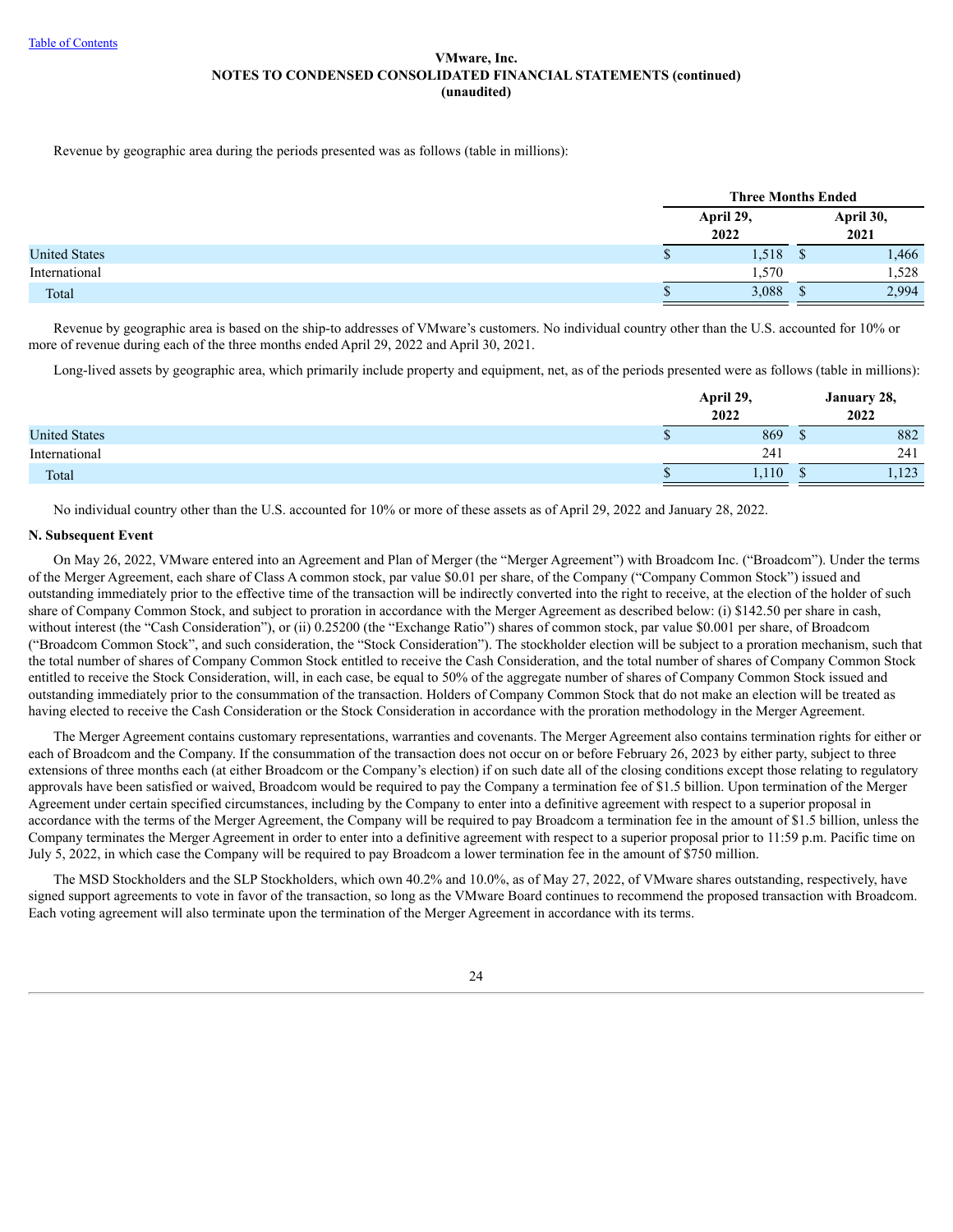Revenue by geographic area during the periods presented was as follows (table in millions):

| | Three Months Ended | |
|---|---|---|
| | April 29, 2022 | April 30, 2021 |
| United States | $ 1,518 | $ 1,466 |
| International | 1,570 | 1,528 |
| Total | $ 3,088 | $ 2,994 |

Revenue by geographic area is based on the ship-to addresses of VMware's customers. No individual country other than the U.S. accounted for 10% or more of revenue during each of the three months ended April 29, 2022 and April 30, 2021.

Long-lived assets by geographic area, which primarily include property and equipment, net, as of the periods presented were as follows (table in millions):

| | April 29, 2022 | January 28, 2022 |
|---|---|---|
| United States | $ 869 | $ 882 |
| International | 241 | 241 |
| Total | $ 1,110 | $ 1,123 |

No individual country other than the U.S. accounted for 10% or more of these assets as of April 29, 2022 and January 28, 2022.

**N. Subsequent Event**

On May 26, 2022, VMware entered into an Agreement and Plan of Merger (the "Merger Agreement") with Broadcom Inc. ("Broadcom"). Under the terms of the Merger Agreement, each share of Class A common stock, par value $0.01 per share, of the Company ("Company Common Stock") issued and outstanding immediately prior to the effective time of the transaction will be indirectly converted into the right to receive, at the election of the holder of such share of Company Common Stock, and subject to proration in accordance with the Merger Agreement as described below: (i) $142.50 per share in cash, without interest (the "Cash Consideration"), or (ii) 0.25200 (the "Exchange Ratio") shares of common stock, par value $0.001 per share, of Broadcom ("Broadcom Common Stock", and such consideration, the "Stock Consideration"). The stockholder election will be subject to a proration mechanism, such that the total number of shares of Company Common Stock entitled to receive the Cash Consideration, and the total number of shares of Company Common Stock entitled to receive the Stock Consideration, will, in each case, be equal to 50% of the aggregate number of shares of Company Common Stock issued and outstanding immediately prior to the consummation of the transaction. Holders of Company Common Stock that do not make an election will be treated as having elected to receive the Cash Consideration or the Stock Consideration in accordance with the proration methodology in the Merger Agreement.

The Merger Agreement contains customary representations, warranties and covenants. The Merger Agreement also contains termination rights for either or each of Broadcom and the Company. If the consummation of the transaction does not occur on or before February 26, 2023 by either party, subject to three extensions of three months each (at either Broadcom or the Company's election) if on such date all of the closing conditions except those relating to regulatory approvals have been satisfied or waived, Broadcom would be required to pay the Company a termination fee of $1.5 billion. Upon termination of the Merger Agreement under certain specified circumstances, including by the Company to enter into a definitive agreement with respect to a superior proposal in accordance with the terms of the Merger Agreement, the Company will be required to pay Broadcom a termination fee in the amount of $1.5 billion, unless the Company terminates the Merger Agreement in order to enter into a definitive agreement with respect to a superior proposal prior to 11:59 p.m. Pacific time on July 5, 2022, in which case the Company will be required to pay Broadcom a lower termination fee in the amount of $750 million.

The MSD Stockholders and the SLP Stockholders, which own 40.2% and 10.0%, as of May 27, 2022, of VMware shares outstanding, respectively, have signed support agreements to vote in favor of the transaction, so long as the VMware Board continues to recommend the proposed transaction with Broadcom. Each voting agreement will also terminate upon the termination of the Merger Agreement in accordance with its terms.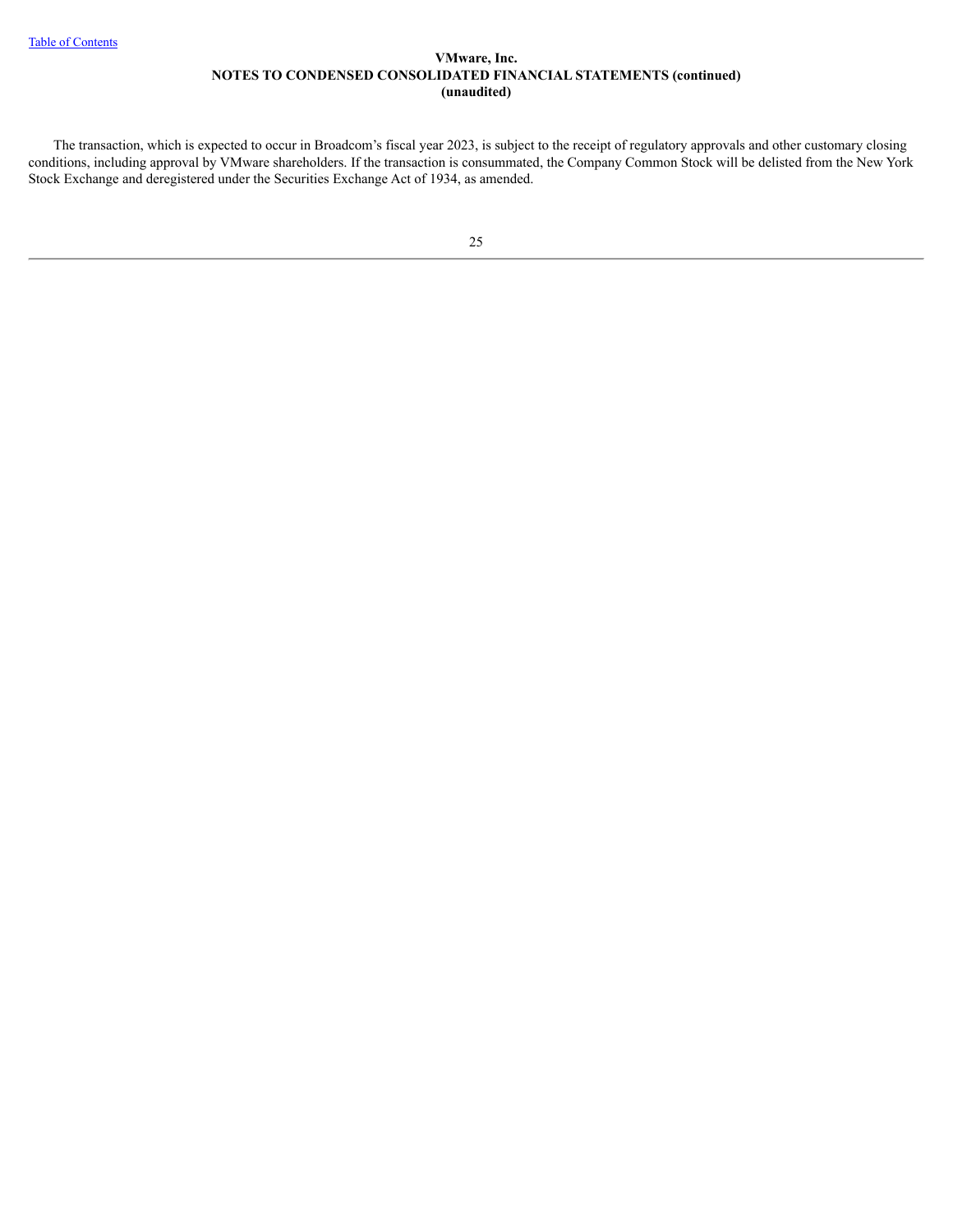The transaction, which is expected to occur in Broadcom's fiscal year 2023, is subject to the receipt of regulatory approvals and other customary closing conditions, including approval by VMware shareholders. If the transaction is consummated, the Company Common Stock will be delisted from the New York Stock Exchange and deregistered under the Securities Exchange Act of 1934, as amended.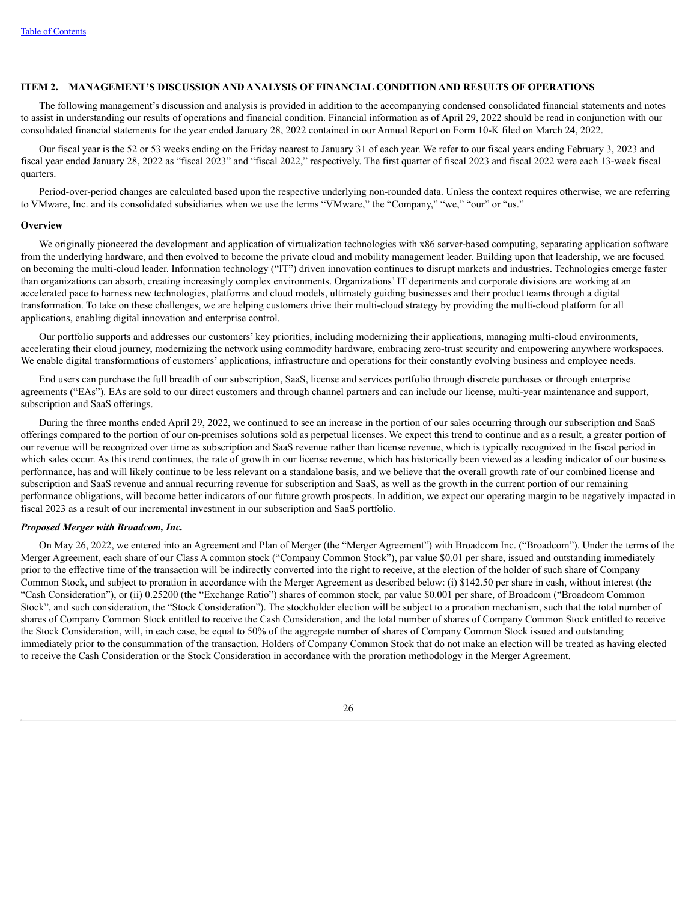## ITEM 2. MANAGEMENT'S DISCUSSION AND ANALYSIS OF FINANCIAL CONDITION AND RESULTS OF OPERATIONS

The following management's discussion and analysis is provided in addition to the accompanying condensed consolidated financial statements and notes to assist in understanding our results of operations and financial condition. Financial information as of April 29, 2022 should be read in conjunction with our consolidated financial statements for the year ended January 28, 2022 contained in our Annual Report on Form 10-K filed on March 24, 2022.

Our fiscal year is the 52 or 53 weeks ending on the Friday nearest to January 31 of each year. We refer to our fiscal years ending February 3, 2023 and fiscal year ended January 28, 2022 as "fiscal 2023" and "fiscal 2022," respectively. The first quarter of fiscal 2023 and fiscal 2022 were each 13-week fiscal quarters.

Period-over-period changes are calculated based upon the respective underlying non-rounded data. Unless the context requires otherwise, we are referring to VMware, Inc. and its consolidated subsidiaries when we use the terms "VMware," the "Company," "we," "our" or "us."

### Overview

We originally pioneered the development and application of virtualization technologies with x86 server-based computing, separating application software from the underlying hardware, and then evolved to become the private cloud and mobility management leader. Building upon that leadership, we are focused on becoming the multi-cloud leader. Information technology ("IT") driven innovation continues to disrupt markets and industries. Technologies emerge faster than organizations can absorb, creating increasingly complex environments. Organizations' IT departments and corporate divisions are working at an accelerated pace to harness new technologies, platforms and cloud models, ultimately guiding businesses and their product teams through a digital transformation. To take on these challenges, we are helping customers drive their multi-cloud strategy by providing the multi-cloud platform for all applications, enabling digital innovation and enterprise control.

Our portfolio supports and addresses our customers' key priorities, including modernizing their applications, managing multi-cloud environments, accelerating their cloud journey, modernizing the network using commodity hardware, embracing zero-trust security and empowering anywhere workspaces. We enable digital transformations of customers' applications, infrastructure and operations for their constantly evolving business and employee needs.

End users can purchase the full breadth of our subscription, SaaS, license and services portfolio through discrete purchases or through enterprise agreements ("EAs"). EAs are sold to our direct customers and through channel partners and can include our license, multi-year maintenance and support, subscription and SaaS offerings.

During the three months ended April 29, 2022, we continued to see an increase in the portion of our sales occurring through our subscription and SaaS offerings compared to the portion of our on-premises solutions sold as perpetual licenses. We expect this trend to continue and as a result, a greater portion of our revenue will be recognized over time as subscription and SaaS revenue rather than license revenue, which is typically recognized in the fiscal period in which sales occur. As this trend continues, the rate of growth in our license revenue, which has historically been viewed as a leading indicator of our business performance, has and will likely continue to be less relevant on a standalone basis, and we believe that the overall growth rate of our combined license and subscription and SaaS revenue and annual recurring revenue for subscription and SaaS, as well as the growth in the current portion of our remaining performance obligations, will become better indicators of our future growth prospects. In addition, we expect our operating margin to be negatively impacted in fiscal 2023 as a result of our incremental investment in our subscription and SaaS portfolio.

#### *Proposed Merger with Broadcom, Inc.*

On May 26, 2022, we entered into an Agreement and Plan of Merger (the "Merger Agreement") with Broadcom Inc. ("Broadcom"). Under the terms of the Merger Agreement, each share of our Class A common stock ("Company Common Stock"), par value $0.01 per share, issued and outstanding immediately prior to the effective time of the transaction will be indirectly converted into the right to receive, at the election of the holder of such share of Company Common Stock, and subject to proration in accordance with the Merger Agreement as described below: (i) $142.50 per share in cash, without interest (the "Cash Consideration"), or (ii) 0.25200 (the "Exchange Ratio") shares of common stock, par value $0.001 per share, of Broadcom ("Broadcom Common Stock", and such consideration, the "Stock Consideration"). The stockholder election will be subject to a proration mechanism, such that the total number of shares of Company Common Stock entitled to receive the Cash Consideration, and the total number of shares of Company Common Stock entitled to receive the Stock Consideration, will, in each case, be equal to 50% of the aggregate number of shares of Company Common Stock issued and outstanding immediately prior to the consummation of the transaction. Holders of Company Common Stock that do not make an election will be treated as having elected to receive the Cash Consideration or the Stock Consideration in accordance with the proration methodology in the Merger Agreement.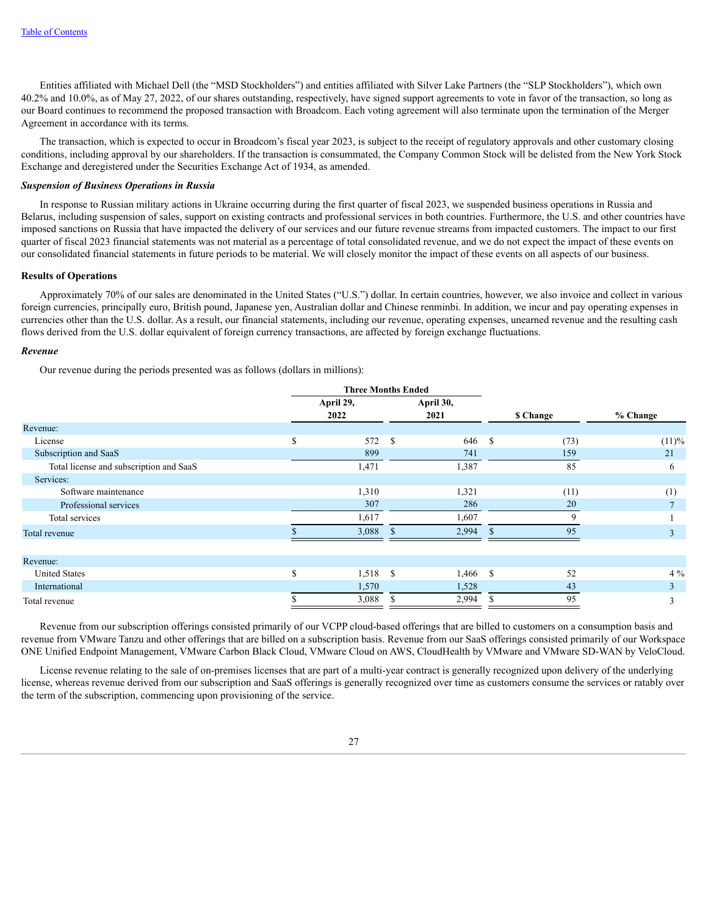Entities affiliated with Michael Dell (the "MSD Stockholders") and entities affiliated with Silver Lake Partners (the "SLP Stockholders"), which own 40.2% and 10.0%, as of May 27, 2022, of our shares outstanding, respectively, have signed support agreements to vote in favor of the transaction, so long as our Board continues to recommend the proposed transaction with Broadcom. Each voting agreement will also terminate upon the termination of the Merger Agreement in accordance with its terms.

The transaction, which is expected to occur in Broadcom's fiscal year 2023, is subject to the receipt of regulatory approvals and other customary closing conditions, including approval by our shareholders. If the transaction is consummated, the Company Common Stock will be delisted from the New York Stock Exchange and deregistered under the Securities Exchange Act of 1934, as amended.

***Suspension of Business Operations in Russia***

In response to Russian military actions in Ukraine occurring during the first quarter of fiscal 2023, we suspended business operations in Russia and Belarus, including suspension of sales, support on existing contracts and professional services in both countries. Furthermore, the U.S. and other countries have imposed sanctions on Russia that have impacted the delivery of our services and our future revenue streams from impacted customers. The impact to our first quarter of fiscal 2023 financial statements was not material as a percentage of total consolidated revenue, and we do not expect the impact of these events on our consolidated financial statements in future periods to be material. We will closely monitor the impact of these events on all aspects of our business.

**Results of Operations**

Approximately 70% of our sales are denominated in the United States ("U.S.") dollar. In certain countries, however, we also invoice and collect in various foreign currencies, principally euro, British pound, Japanese yen, Australian dollar and Chinese renminbi. In addition, we incur and pay operating expenses in currencies other than the U.S. dollar. As a result, our financial statements, including our revenue, operating expenses, unearned revenue and the resulting cash flows derived from the U.S. dollar equivalent of foreign currency transactions, are affected by foreign exchange fluctuations.

***Revenue***

Our revenue during the periods presented was as follows (dollars in millions):

| | Three Months Ended | | | |
|---|---|---|---|---|
| | April 29, 2022 | April 30, 2021 | $ Change | % Change |
| Revenue: | | | | |
| License | $ 572 | $ 646 | $ (73) | (11)% |
| Subscription and SaaS | 899 | 741 | 159 | 21 |
| Total license and subscription and SaaS | 1,471 | 1,387 | 85 | 6 |
| Services: | | | | |
| Software maintenance | 1,310 | 1,321 | (11) | (1) |
| Professional services | 307 | 286 | 20 | 7 |
| Total services | 1,617 | 1,607 | 9 | 1 |
| Total revenue | $ 3,088 | $ 2,994 | $ 95 | 3 |
| | | | | |
| Revenue: | | | | |
| United States | $ 1,518 | $ 1,466 | $ 52 | 4 % |
| International | 1,570 | 1,528 | 43 | 3 |
| Total revenue | $ 3,088 | $ 2,994 | $ 95 | 3 |

Revenue from our subscription offerings consisted primarily of our VCPP cloud-based offerings that are billed to customers on a consumption basis and revenue from VMware Tanzu and other offerings that are billed on a subscription basis. Revenue from our SaaS offerings consisted primarily of our Workspace ONE Unified Endpoint Management, VMware Carbon Black Cloud, VMware Cloud on AWS, CloudHealth by VMware and VMware SD-WAN by VeloCloud.

License revenue relating to the sale of on-premises licenses that are part of a multi-year contract is generally recognized upon delivery of the underlying license, whereas revenue derived from our subscription and SaaS offerings is generally recognized over time as customers consume the services or ratably over the term of the subscription, commencing upon provisioning of the service.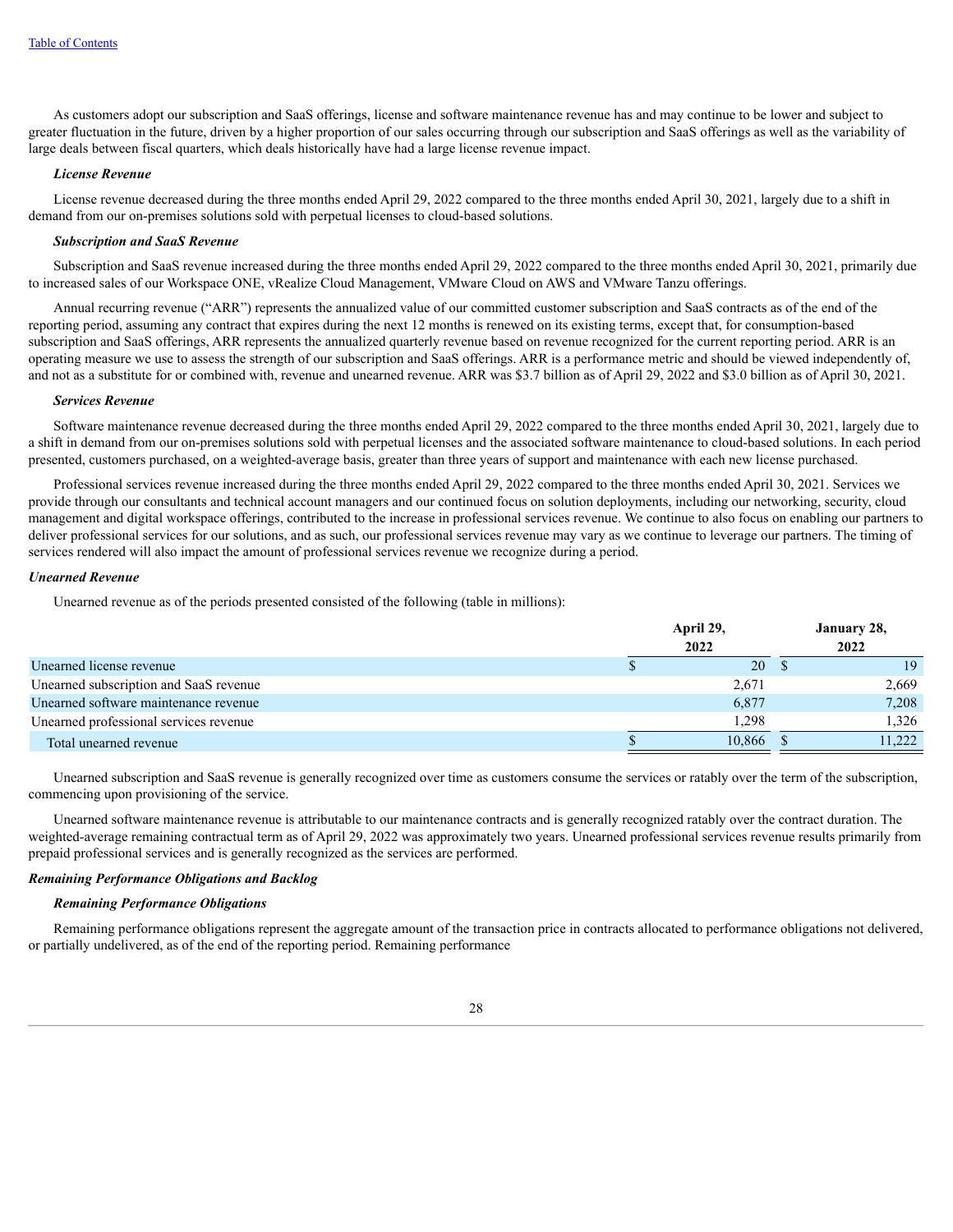As customers adopt our subscription and SaaS offerings, license and software maintenance revenue has and may continue to be lower and subject to greater fluctuation in the future, driven by a higher proportion of our sales occurring through our subscription and SaaS offerings as well as the variability of large deals between fiscal quarters, which deals historically have had a large license revenue impact.

***License Revenue***

License revenue decreased during the three months ended April 29, 2022 compared to the three months ended April 30, 2021, largely due to a shift in demand from our on-premises solutions sold with perpetual licenses to cloud-based solutions.

***Subscription and SaaS Revenue***

Subscription and SaaS revenue increased during the three months ended April 29, 2022 compared to the three months ended April 30, 2021, primarily due to increased sales of our Workspace ONE, vRealize Cloud Management, VMware Cloud on AWS and VMware Tanzu offerings.

Annual recurring revenue ("ARR") represents the annualized value of our committed customer subscription and SaaS contracts as of the end of the reporting period, assuming any contract that expires during the next 12 months is renewed on its existing terms, except that, for consumption-based subscription and SaaS offerings, ARR represents the annualized quarterly revenue based on revenue recognized for the current reporting period. ARR is an operating measure we use to assess the strength of our subscription and SaaS offerings. ARR is a performance metric and should be viewed independently of, and not as a substitute for or combined with, revenue and unearned revenue. ARR was $3.7 billion as of April 29, 2022 and $3.0 billion as of April 30, 2021.

***Services Revenue***

Software maintenance revenue decreased during the three months ended April 29, 2022 compared to the three months ended April 30, 2021, largely due to a shift in demand from our on-premises solutions sold with perpetual licenses and the associated software maintenance to cloud-based solutions. In each period presented, customers purchased, on a weighted-average basis, greater than three years of support and maintenance with each new license purchased.

Professional services revenue increased during the three months ended April 29, 2022 compared to the three months ended April 30, 2021. Services we provide through our consultants and technical account managers and our continued focus on solution deployments, including our networking, security, cloud management and digital workspace offerings, contributed to the increase in professional services revenue. We continue to also focus on enabling our partners to deliver professional services for our solutions, and as such, our professional services revenue may vary as we continue to leverage our partners. The timing of services rendered will also impact the amount of professional services revenue we recognize during a period.

***Unearned Revenue***

Unearned revenue as of the periods presented consisted of the following (table in millions):

| | April 29, 2022 | January 28, 2022 |
|---|---|---|
| Unearned license revenue | $ 20 | $ 19 |
| Unearned subscription and SaaS revenue | 2,671 | 2,669 |
| Unearned software maintenance revenue | 6,877 | 7,208 |
| Unearned professional services revenue | 1,298 | 1,326 |
| Total unearned revenue | $ 10,866 | $ 11,222 |

Unearned subscription and SaaS revenue is generally recognized over time as customers consume the services or ratably over the term of the subscription, commencing upon provisioning of the service.

Unearned software maintenance revenue is attributable to our maintenance contracts and is generally recognized ratably over the contract duration. The weighted-average remaining contractual term as of April 29, 2022 was approximately two years. Unearned professional services revenue results primarily from prepaid professional services and is generally recognized as the services are performed.

***Remaining Performance Obligations and Backlog***

***Remaining Performance Obligations***

Remaining performance obligations represent the aggregate amount of the transaction price in contracts allocated to performance obligations not delivered, or partially undelivered, as of the end of the reporting period. Remaining performance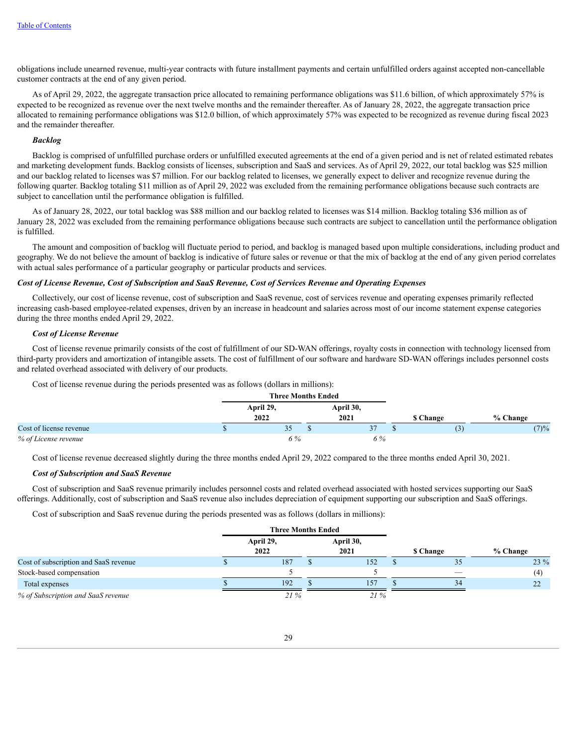obligations include unearned revenue, multi-year contracts with future installment payments and certain unfulfilled orders against accepted non-cancellable customer contracts at the end of any given period.

As of April 29, 2022, the aggregate transaction price allocated to remaining performance obligations was $11.6 billion, of which approximately 57% is expected to be recognized as revenue over the next twelve months and the remainder thereafter. As of January 28, 2022, the aggregate transaction price allocated to remaining performance obligations was $12.0 billion, of which approximately 57% was expected to be recognized as revenue during fiscal 2023 and the remainder thereafter.

***Backlog***

Backlog is comprised of unfulfilled purchase orders or unfulfilled executed agreements at the end of a given period and is net of related estimated rebates and marketing development funds. Backlog consists of licenses, subscription and SaaS and services. As of April 29, 2022, our total backlog was $25 million and our backlog related to licenses was $7 million. For our backlog related to licenses, we generally expect to deliver and recognize revenue during the following quarter. Backlog totaling $11 million as of April 29, 2022 was excluded from the remaining performance obligations because such contracts are subject to cancellation until the performance obligation is fulfilled.

As of January 28, 2022, our total backlog was $88 million and our backlog related to licenses was $14 million. Backlog totaling $36 million as of January 28, 2022 was excluded from the remaining performance obligations because such contracts are subject to cancellation until the performance obligation is fulfilled.

The amount and composition of backlog will fluctuate period to period, and backlog is managed based upon multiple considerations, including product and geography. We do not believe the amount of backlog is indicative of future sales or revenue or that the mix of backlog at the end of any given period correlates with actual sales performance of a particular geography or particular products and services.

***Cost of License Revenue, Cost of Subscription and SaaS Revenue, Cost of Services Revenue and Operating Expenses***

Collectively, our cost of license revenue, cost of subscription and SaaS revenue, cost of services revenue and operating expenses primarily reflected increasing cash-based employee-related expenses, driven by an increase in headcount and salaries across most of our income statement expense categories during the three months ended April 29, 2022.

***Cost of License Revenue***

Cost of license revenue primarily consists of the cost of fulfillment of our SD-WAN offerings, royalty costs in connection with technology licensed from third-party providers and amortization of intangible assets. The cost of fulfillment of our software and hardware SD-WAN offerings includes personnel costs and related overhead associated with delivery of our products.

Cost of license revenue during the periods presented was as follows (dollars in millions):

| | Three Months Ended | | | |
|---|---|---|---|---|
| | April 29, 2022 | April 30, 2021 | $ Change | % Change |
| Cost of license revenue | $ 35 | $ 37 | $ (3) | (7)% |
| *% of License revenue* | *6 %* | *6 %* | | |

Cost of license revenue decreased slightly during the three months ended April 29, 2022 compared to the three months ended April 30, 2021.

***Cost of Subscription and SaaS Revenue***

Cost of subscription and SaaS revenue primarily includes personnel costs and related overhead associated with hosted services supporting our SaaS offerings. Additionally, cost of subscription and SaaS revenue also includes depreciation of equipment supporting our subscription and SaaS offerings.

Cost of subscription and SaaS revenue during the periods presented was as follows (dollars in millions):

| | Three Months Ended | | | |
|---|---|---|---|---|
| | April 29, 2022 | April 30, 2021 | $ Change | % Change |
| Cost of subscription and SaaS revenue | $ 187 | $ 152 | $ 35 | 23 % |
| Stock-based compensation | 5 | 5 | — | (4) |
| Total expenses | $ 192 | $ 157 | $ 34 | 22 |
| *% of Subscription and SaaS revenue* | *21 %* | *21 %* | | |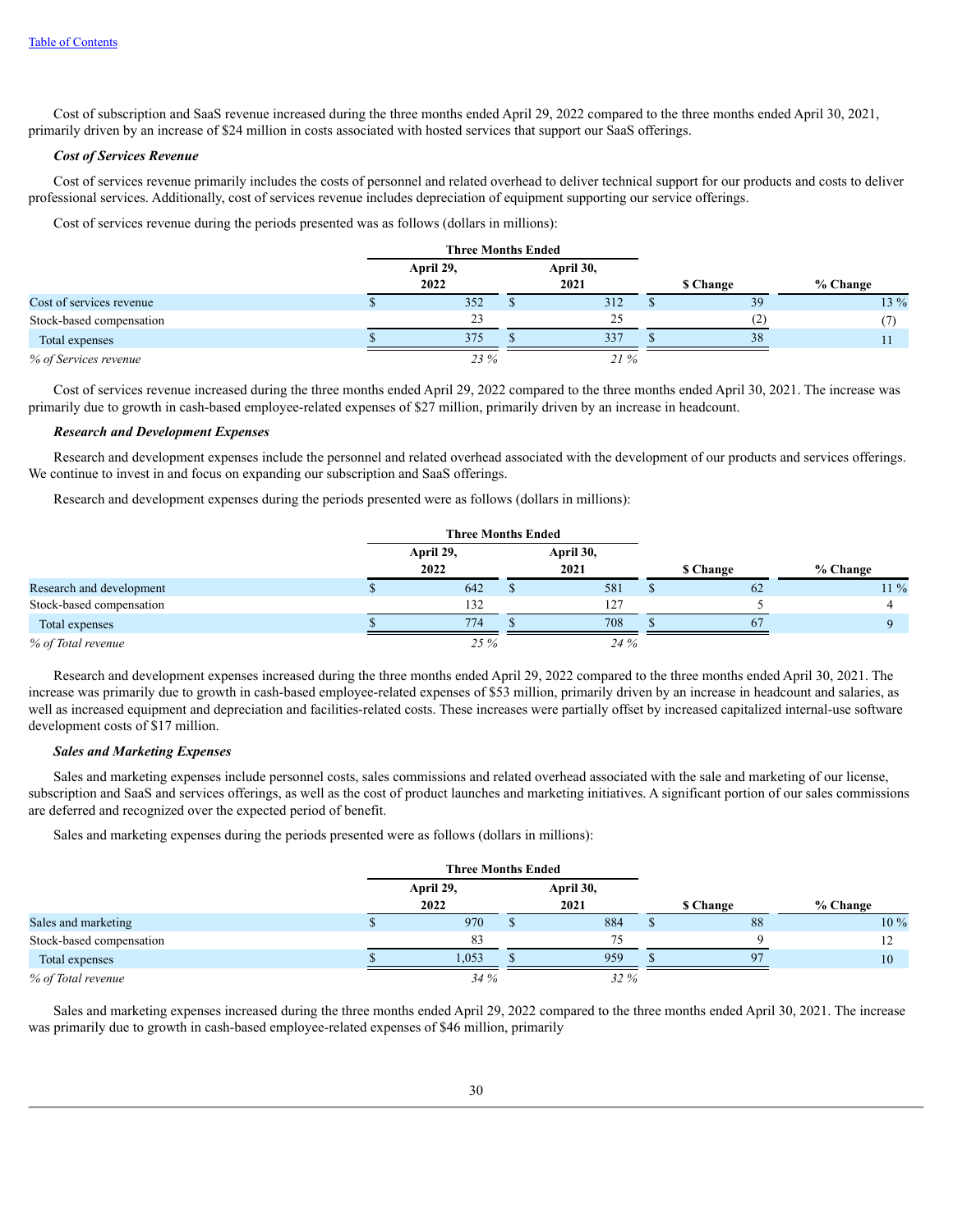Cost of subscription and SaaS revenue increased during the three months ended April 29, 2022 compared to the three months ended April 30, 2021, primarily driven by an increase of $24 million in costs associated with hosted services that support our SaaS offerings.

***Cost of Services Revenue***

Cost of services revenue primarily includes the costs of personnel and related overhead to deliver technical support for our products and costs to deliver professional services. Additionally, cost of services revenue includes depreciation of equipment supporting our service offerings.

Cost of services revenue during the periods presented was as follows (dollars in millions):

| | Three Months Ended | | | |
|---|---|---|---|---|
| | April 29, 2022 | April 30, 2021 | $ Change | % Change |
| Cost of services revenue | $ 352 | $ 312 | $ 39 | 13 % |
| Stock-based compensation | 23 | 25 | (2) | (7) |
| Total expenses | $ 375 | $ 337 | $ 38 | 11 |
| *% of Services revenue* | *23 %* | *21 %* | | |

Cost of services revenue increased during the three months ended April 29, 2022 compared to the three months ended April 30, 2021. The increase was primarily due to growth in cash-based employee-related expenses of $27 million, primarily driven by an increase in headcount.

***Research and Development Expenses***

Research and development expenses include the personnel and related overhead associated with the development of our products and services offerings. We continue to invest in and focus on expanding our subscription and SaaS offerings.

Research and development expenses during the periods presented were as follows (dollars in millions):

| | Three Months Ended | | | |
|---|---|---|---|---|
| | April 29, 2022 | April 30, 2021 | $ Change | % Change |
| Research and development | $ 642 | $ 581 | $ 62 | 11 % |
| Stock-based compensation | 132 | 127 | 5 | 4 |
| Total expenses | $ 774 | $ 708 | $ 67 | 9 |
| *% of Total revenue* | *25 %* | *24 %* | | |

Research and development expenses increased during the three months ended April 29, 2022 compared to the three months ended April 30, 2021. The increase was primarily due to growth in cash-based employee-related expenses of $53 million, primarily driven by an increase in headcount and salaries, as well as increased equipment and depreciation and facilities-related costs. These increases were partially offset by increased capitalized internal-use software development costs of $17 million.

***Sales and Marketing Expenses***

Sales and marketing expenses include personnel costs, sales commissions and related overhead associated with the sale and marketing of our license, subscription and SaaS and services offerings, as well as the cost of product launches and marketing initiatives. A significant portion of our sales commissions are deferred and recognized over the expected period of benefit.

Sales and marketing expenses during the periods presented were as follows (dollars in millions):

| | Three Months Ended | | | |
|---|---|---|---|---|
| | April 29, 2022 | April 30, 2021 | $ Change | % Change |
| Sales and marketing | $ 970 | $ 884 | $ 88 | 10 % |
| Stock-based compensation | 83 | 75 | 9 | 12 |
| Total expenses | $ 1,053 | $ 959 | $ 97 | 10 |
| *% of Total revenue* | *34 %* | *32 %* | | |

Sales and marketing expenses increased during the three months ended April 29, 2022 compared to the three months ended April 30, 2021. The increase was primarily due to growth in cash-based employee-related expenses of $46 million, primarily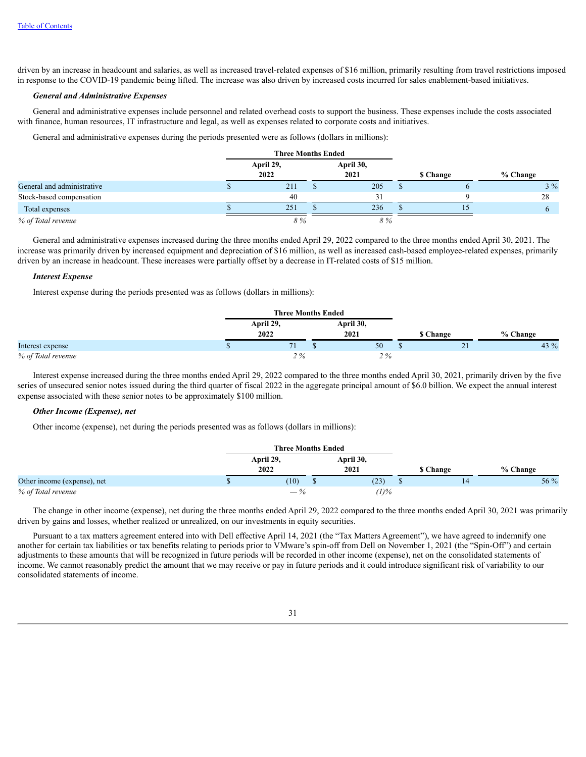driven by an increase in headcount and salaries, as well as increased travel-related expenses of $16 million, primarily resulting from travel restrictions imposed in response to the COVID-19 pandemic being lifted. The increase was also driven by increased costs incurred for sales enablement-based initiatives.

***General and Administrative Expenses***

General and administrative expenses include personnel and related overhead costs to support the business. These expenses include the costs associated with finance, human resources, IT infrastructure and legal, as well as expenses related to corporate costs and initiatives.

General and administrative expenses during the periods presented were as follows (dollars in millions):

| | Three Months Ended | | | |
|---|---|---|---|---|
| | April 29, 2022 | April 30, 2021 | $ Change | % Change |
| General and administrative | $ 211 | $ 205 | $ 6 | 3 % |
| Stock-based compensation | 40 | 31 | 9 | 28 |
| Total expenses | $ 251 | $ 236 | $ 15 | 6 |
| *% of Total revenue* | *8 %* | *8 %* | | |

General and administrative expenses increased during the three months ended April 29, 2022 compared to the three months ended April 30, 2021. The increase was primarily driven by increased equipment and depreciation of $16 million, as well as increased cash-based employee-related expenses, primarily driven by an increase in headcount. These increases were partially offset by a decrease in IT-related costs of $15 million.

***Interest Expense***

Interest expense during the periods presented was as follows (dollars in millions):

| | Three Months Ended | | | |
|---|---|---|---|---|
| | April 29, 2022 | April 30, 2021 | $ Change | % Change |
| Interest expense | $ 71 | $ 50 | $ 21 | 43 % |
| *% of Total revenue* | *2 %* | *2 %* | | |

Interest expense increased during the three months ended April 29, 2022 compared to the three months ended April 30, 2021, primarily driven by the five series of unsecured senior notes issued during the third quarter of fiscal 2022 in the aggregate principal amount of $6.0 billion. We expect the annual interest expense associated with these senior notes to be approximately $100 million.

***Other Income (Expense), net***

Other income (expense), net during the periods presented was as follows (dollars in millions):

| | Three Months Ended | | | |
|---|---|---|---|---|
| | April 29, 2022 | April 30, 2021 | $ Change | % Change |
| Other income (expense), net | $ (10) | $ (23) | $ 14 | 56 % |
| *% of Total revenue* | *— %* | *(1)%* | | |

The change in other income (expense), net during the three months ended April 29, 2022 compared to the three months ended April 30, 2021 was primarily driven by gains and losses, whether realized or unrealized, on our investments in equity securities.

Pursuant to a tax matters agreement entered into with Dell effective April 14, 2021 (the "Tax Matters Agreement"), we have agreed to indemnify one another for certain tax liabilities or tax benefits relating to periods prior to VMware's spin-off from Dell on November 1, 2021 (the "Spin-Off") and certain adjustments to these amounts that will be recognized in future periods will be recorded in other income (expense), net on the consolidated statements of income. We cannot reasonably predict the amount that we may receive or pay in future periods and it could introduce significant risk of variability to our consolidated statements of income.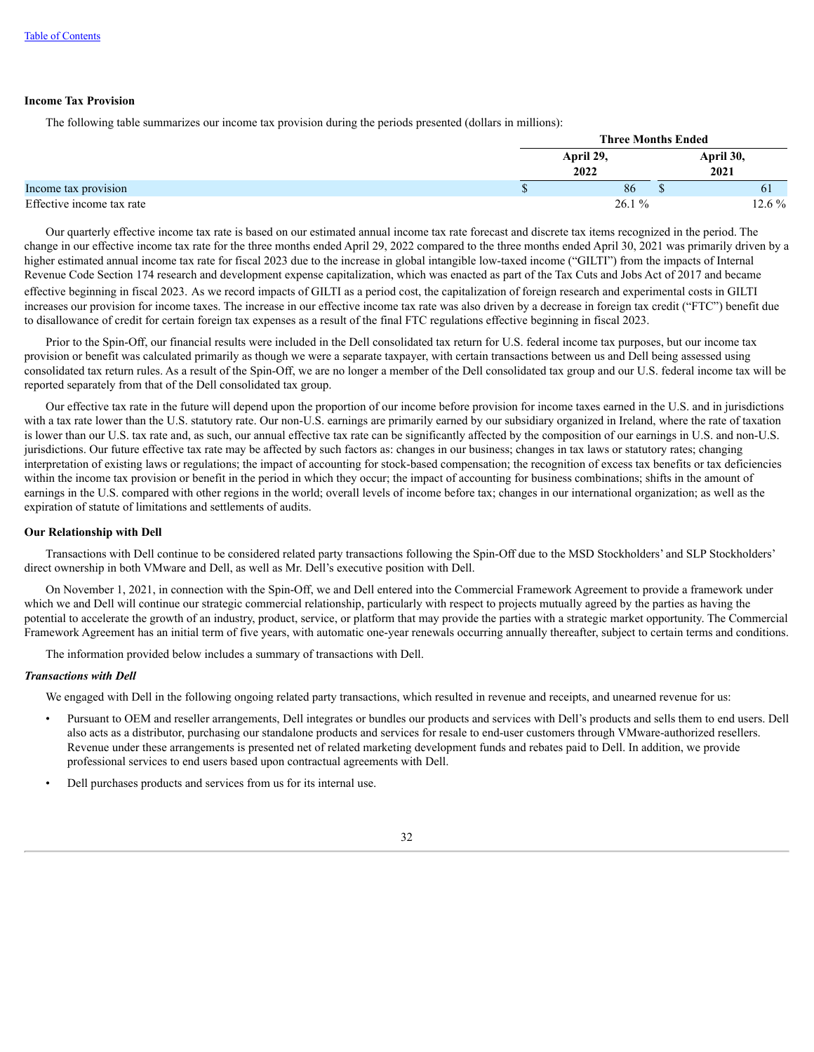### Income Tax Provision

The following table summarizes our income tax provision during the periods presented (dollars in millions):

| | Three Months Ended | |
|---|---|---|
| | April 29, 2022 | April 30, 2021 |
| Income tax provision | $ 86 | $ 61 |
| Effective income tax rate | 26.1 % | 12.6 % |

Our quarterly effective income tax rate is based on our estimated annual income tax rate forecast and discrete tax items recognized in the period. The change in our effective income tax rate for the three months ended April 29, 2022 compared to the three months ended April 30, 2021 was primarily driven by a higher estimated annual income tax rate for fiscal 2023 due to the increase in global intangible low-taxed income ("GILTI") from the impacts of Internal Revenue Code Section 174 research and development expense capitalization, which was enacted as part of the Tax Cuts and Jobs Act of 2017 and became effective beginning in fiscal 2023. As we record impacts of GILTI as a period cost, the capitalization of foreign research and experimental costs in GILTI increases our provision for income taxes. The increase in our effective income tax rate was also driven by a decrease in foreign tax credit ("FTC") benefit due to disallowance of credit for certain foreign tax expenses as a result of the final FTC regulations effective beginning in fiscal 2023.

Prior to the Spin-Off, our financial results were included in the Dell consolidated tax return for U.S. federal income tax purposes, but our income tax provision or benefit was calculated primarily as though we were a separate taxpayer, with certain transactions between us and Dell being assessed using consolidated tax return rules. As a result of the Spin-Off, we are no longer a member of the Dell consolidated tax group and our U.S. federal income tax will be reported separately from that of the Dell consolidated tax group.

Our effective tax rate in the future will depend upon the proportion of our income before provision for income taxes earned in the U.S. and in jurisdictions with a tax rate lower than the U.S. statutory rate. Our non-U.S. earnings are primarily earned by our subsidiary organized in Ireland, where the rate of taxation is lower than our U.S. tax rate and, as such, our annual effective tax rate can be significantly affected by the composition of our earnings in U.S. and non-U.S. jurisdictions. Our future effective tax rate may be affected by such factors as: changes in our business; changes in tax laws or statutory rates; changing interpretation of existing laws or regulations; the impact of accounting for stock-based compensation; the recognition of excess tax benefits or tax deficiencies within the income tax provision or benefit in the period in which they occur; the impact of accounting for business combinations; shifts in the amount of earnings in the U.S. compared with other regions in the world; overall levels of income before tax; changes in our international organization; as well as the expiration of statute of limitations and settlements of audits.

### Our Relationship with Dell

Transactions with Dell continue to be considered related party transactions following the Spin-Off due to the MSD Stockholders' and SLP Stockholders' direct ownership in both VMware and Dell, as well as Mr. Dell's executive position with Dell.

On November 1, 2021, in connection with the Spin-Off, we and Dell entered into the Commercial Framework Agreement to provide a framework under which we and Dell will continue our strategic commercial relationship, particularly with respect to projects mutually agreed by the parties as having the potential to accelerate the growth of an industry, product, service, or platform that may provide the parties with a strategic market opportunity. The Commercial Framework Agreement has an initial term of five years, with automatic one-year renewals occurring annually thereafter, subject to certain terms and conditions.

The information provided below includes a summary of transactions with Dell.

***Transactions with Dell***

We engaged with Dell in the following ongoing related party transactions, which resulted in revenue and receipts, and unearned revenue for us:

- Pursuant to OEM and reseller arrangements, Dell integrates or bundles our products and services with Dell's products and sells them to end users. Dell also acts as a distributor, purchasing our standalone products and services for resale to end-user customers through VMware-authorized resellers. Revenue under these arrangements is presented net of related marketing development funds and rebates paid to Dell. In addition, we provide professional services to end users based upon contractual agreements with Dell.
- Dell purchases products and services from us for its internal use.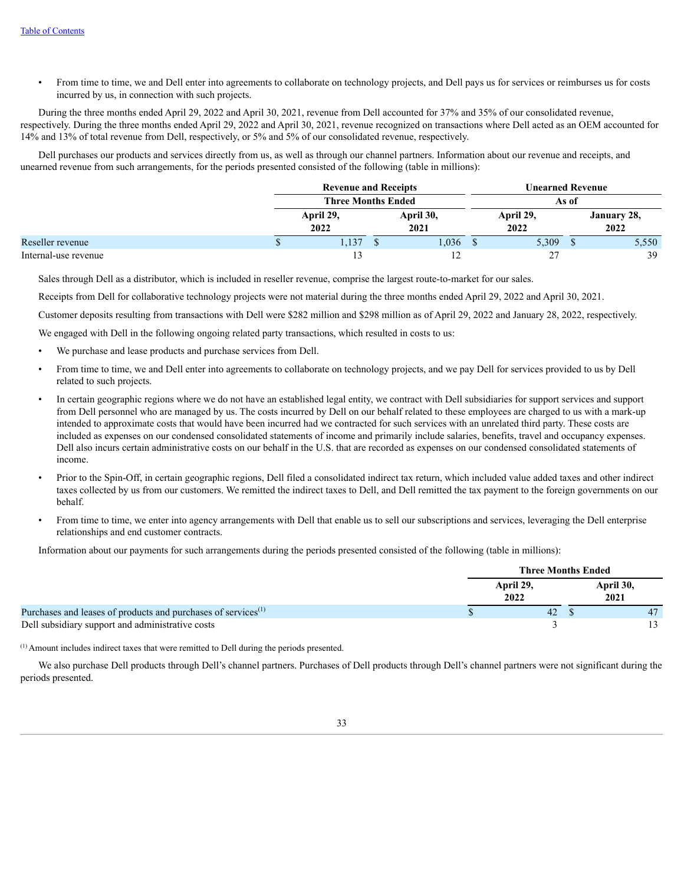- From time to time, we and Dell enter into agreements to collaborate on technology projects, and Dell pays us for services or reimburses us for costs incurred by us, in connection with such projects.

During the three months ended April 29, 2022 and April 30, 2021, revenue from Dell accounted for 37% and 35% of our consolidated revenue, respectively. During the three months ended April 29, 2022 and April 30, 2021, revenue recognized on transactions where Dell acted as an OEM accounted for 14% and 13% of total revenue from Dell, respectively, or 5% and 5% of our consolidated revenue, respectively.

Dell purchases our products and services directly from us, as well as through our channel partners. Information about our revenue and receipts, and unearned revenue from such arrangements, for the periods presented consisted of the following (table in millions):

| | Revenue and Receipts | | Unearned Revenue | |
|---|---|---|---|---|
| | Three Months Ended | | As of | |
| | April 29, 2022 | April 30, 2021 | April 29, 2022 | January 28, 2022 |
| Reseller revenue | $ 1,137 | $ 1,036 | $ 5,309 | $ 5,550 |
| Internal-use revenue | 13 | 12 | 27 | 39 |

Sales through Dell as a distributor, which is included in reseller revenue, comprise the largest route-to-market for our sales.

Receipts from Dell for collaborative technology projects were not material during the three months ended April 29, 2022 and April 30, 2021.

Customer deposits resulting from transactions with Dell were $282 million and $298 million as of April 29, 2022 and January 28, 2022, respectively.

We engaged with Dell in the following ongoing related party transactions, which resulted in costs to us:

- We purchase and lease products and purchase services from Dell.
- From time to time, we and Dell enter into agreements to collaborate on technology projects, and we pay Dell for services provided to us by Dell related to such projects.
- In certain geographic regions where we do not have an established legal entity, we contract with Dell subsidiaries for support services and support from Dell personnel who are managed by us. The costs incurred by Dell on our behalf related to these employees are charged to us with a mark-up intended to approximate costs that would have been incurred had we contracted for such services with an unrelated third party. These costs are included as expenses on our condensed consolidated statements of income and primarily include salaries, benefits, travel and occupancy expenses. Dell also incurs certain administrative costs on our behalf in the U.S. that are recorded as expenses on our condensed consolidated statements of income.
- Prior to the Spin-Off, in certain geographic regions, Dell filed a consolidated indirect tax return, which included value added taxes and other indirect taxes collected by us from our customers. We remitted the indirect taxes to Dell, and Dell remitted the tax payment to the foreign governments on our behalf.
- From time to time, we enter into agency arrangements with Dell that enable us to sell our subscriptions and services, leveraging the Dell enterprise relationships and end customer contracts.

Information about our payments for such arrangements during the periods presented consisted of the following (table in millions):

| | Three Months Ended | |
|---|---|---|
| | April 29, 2022 | April 30, 2021 |
| Purchases and leases of products and purchases of services[(1)] | $ 42 | $ 47 |
| Dell subsidiary support and administrative costs | 3 | 13 |

[(1)] Amount includes indirect taxes that were remitted to Dell during the periods presented.

We also purchase Dell products through Dell's channel partners. Purchases of Dell products through Dell's channel partners were not significant during the periods presented.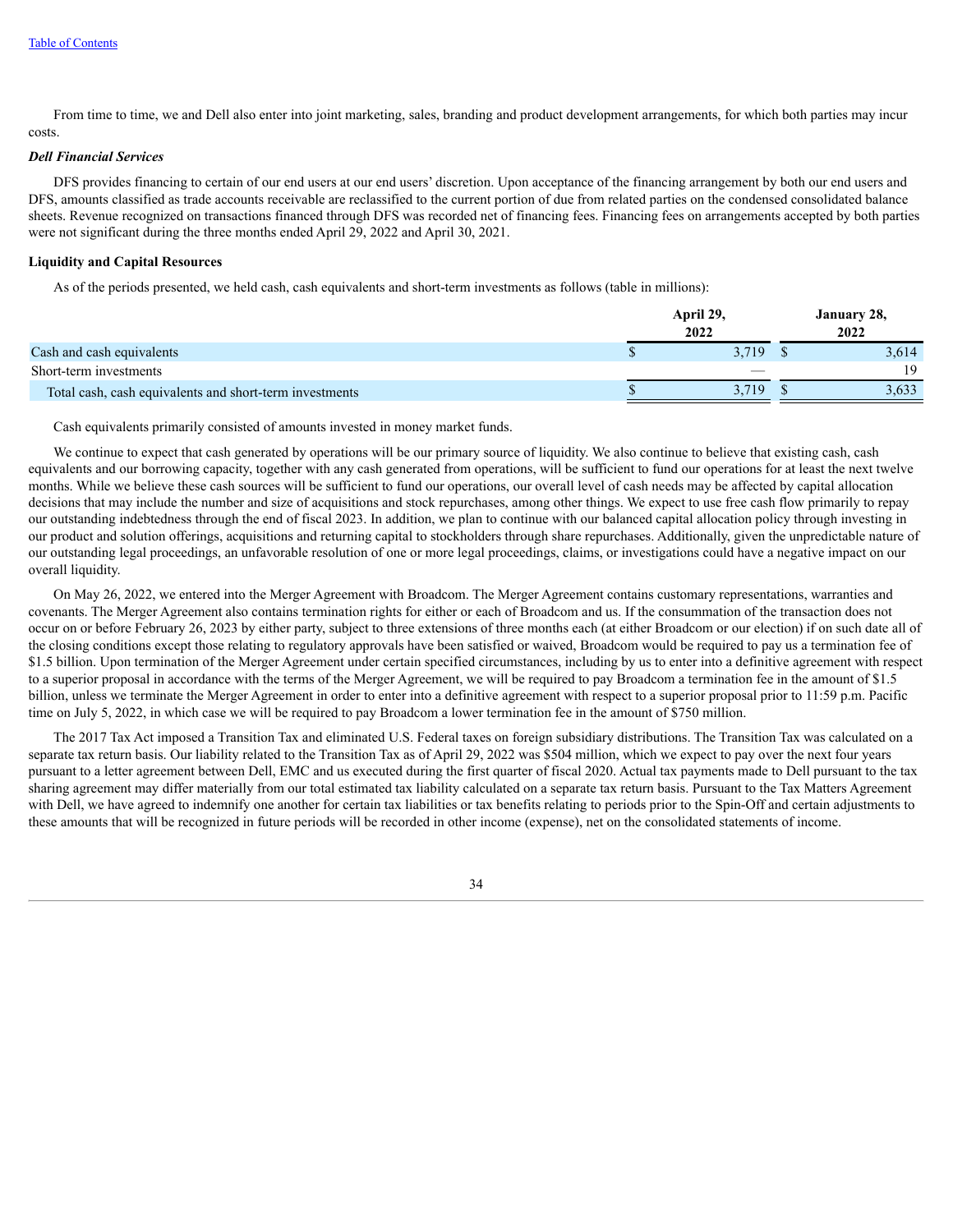From time to time, we and Dell also enter into joint marketing, sales, branding and product development arrangements, for which both parties may incur costs.

***Dell Financial Services***

DFS provides financing to certain of our end users at our end users' discretion. Upon acceptance of the financing arrangement by both our end users and DFS, amounts classified as trade accounts receivable are reclassified to the current portion of due from related parties on the condensed consolidated balance sheets. Revenue recognized on transactions financed through DFS was recorded net of financing fees. Financing fees on arrangements accepted by both parties were not significant during the three months ended April 29, 2022 and April 30, 2021.

**Liquidity and Capital Resources**

As of the periods presented, we held cash, cash equivalents and short-term investments as follows (table in millions):

| | April 29, 2022 | January 28, 2022 |
|---|---|---|
| Cash and cash equivalents | $ 3,719 | $ 3,614 |
| Short-term investments | — | 19 |
| Total cash, cash equivalents and short-term investments | $ 3,719 | $ 3,633 |

Cash equivalents primarily consisted of amounts invested in money market funds.

We continue to expect that cash generated by operations will be our primary source of liquidity. We also continue to believe that existing cash, cash equivalents and our borrowing capacity, together with any cash generated from operations, will be sufficient to fund our operations for at least the next twelve months. While we believe these cash sources will be sufficient to fund our operations, our overall level of cash needs may be affected by capital allocation decisions that may include the number and size of acquisitions and stock repurchases, among other things. We expect to use free cash flow primarily to repay our outstanding indebtedness through the end of fiscal 2023. In addition, we plan to continue with our balanced capital allocation policy through investing in our product and solution offerings, acquisitions and returning capital to stockholders through share repurchases. Additionally, given the unpredictable nature of our outstanding legal proceedings, an unfavorable resolution of one or more legal proceedings, claims, or investigations could have a negative impact on our overall liquidity.

On May 26, 2022, we entered into the Merger Agreement with Broadcom. The Merger Agreement contains customary representations, warranties and covenants. The Merger Agreement also contains termination rights for either or each of Broadcom and us. If the consummation of the transaction does not occur on or before February 26, 2023 by either party, subject to three extensions of three months each (at either Broadcom or our election) if on such date all of the closing conditions except those relating to regulatory approvals have been satisfied or waived, Broadcom would be required to pay us a termination fee of $1.5 billion. Upon termination of the Merger Agreement under certain specified circumstances, including by us to enter into a definitive agreement with respect to a superior proposal in accordance with the terms of the Merger Agreement, we will be required to pay Broadcom a termination fee in the amount of $1.5 billion, unless we terminate the Merger Agreement in order to enter into a definitive agreement with respect to a superior proposal prior to 11:59 p.m. Pacific time on July 5, 2022, in which case we will be required to pay Broadcom a lower termination fee in the amount of $750 million.

The 2017 Tax Act imposed a Transition Tax and eliminated U.S. Federal taxes on foreign subsidiary distributions. The Transition Tax was calculated on a separate tax return basis. Our liability related to the Transition Tax as of April 29, 2022 was $504 million, which we expect to pay over the next four years pursuant to a letter agreement between Dell, EMC and us executed during the first quarter of fiscal 2020. Actual tax payments made to Dell pursuant to the tax sharing agreement may differ materially from our total estimated tax liability calculated on a separate tax return basis. Pursuant to the Tax Matters Agreement with Dell, we have agreed to indemnify one another for certain tax liabilities or tax benefits relating to periods prior to the Spin-Off and certain adjustments to these amounts that will be recognized in future periods will be recorded in other income (expense), net on the consolidated statements of income.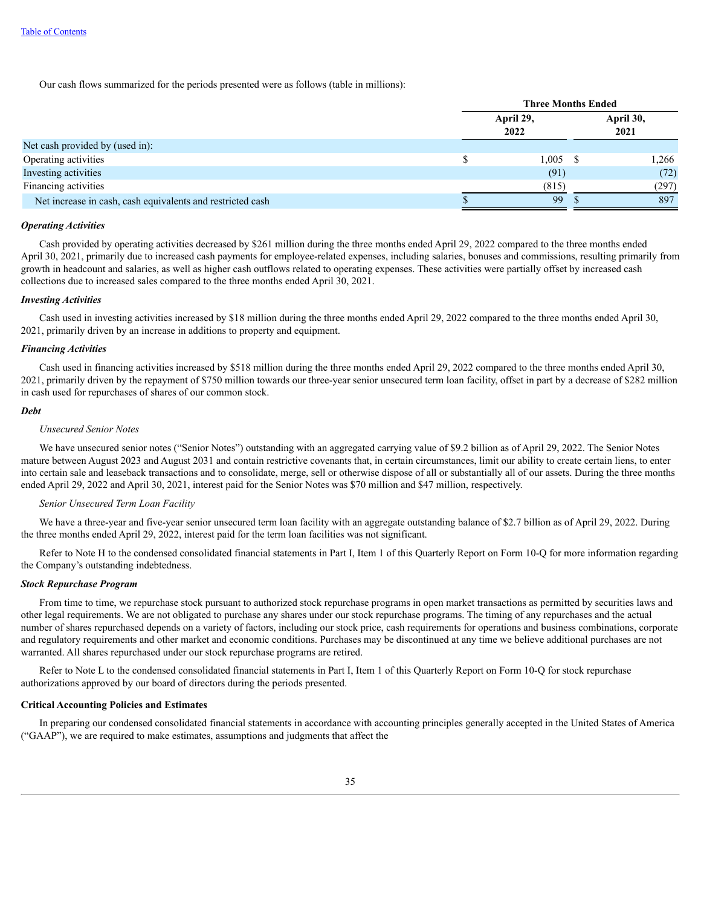[Table of Contents](#)

Our cash flows summarized for the periods presented were as follows (table in millions):

| | Three Months Ended | |
|---|---|---|
| | April 29, 2022 | April 30, 2021 |
| Net cash provided by (used in): | | |
| Operating activities | $ 1,005 | $ 1,266 |
| Investing activities | (91) | (72) |
| Financing activities | (815) | (297) |
| Net increase in cash, cash equivalents and restricted cash | $ 99 | $ 897 |

***Operating Activities***

Cash provided by operating activities decreased by $261 million during the three months ended April 29, 2022 compared to the three months ended April 30, 2021, primarily due to increased cash payments for employee-related expenses, including salaries, bonuses and commissions, resulting primarily from growth in headcount and salaries, as well as higher cash outflows related to operating expenses. These activities were partially offset by increased cash collections due to increased sales compared to the three months ended April 30, 2021.

***Investing Activities***

Cash used in investing activities increased by $18 million during the three months ended April 29, 2022 compared to the three months ended April 30, 2021, primarily driven by an increase in additions to property and equipment.

***Financing Activities***

Cash used in financing activities increased by $518 million during the three months ended April 29, 2022 compared to the three months ended April 30, 2021, primarily driven by the repayment of $750 million towards our three-year senior unsecured term loan facility, offset in part by a decrease of $282 million in cash used for repurchases of shares of our common stock.

***Debt***

*Unsecured Senior Notes*

We have unsecured senior notes ("Senior Notes") outstanding with an aggregated carrying value of $9.2 billion as of April 29, 2022. The Senior Notes mature between August 2023 and August 2031 and contain restrictive covenants that, in certain circumstances, limit our ability to create certain liens, to enter into certain sale and leaseback transactions and to consolidate, merge, sell or otherwise dispose of all or substantially all of our assets. During the three months ended April 29, 2022 and April 30, 2021, interest paid for the Senior Notes was $70 million and $47 million, respectively.

*Senior Unsecured Term Loan Facility*

We have a three-year and five-year senior unsecured term loan facility with an aggregate outstanding balance of $2.7 billion as of April 29, 2022. During the three months ended April 29, 2022, interest paid for the term loan facilities was not significant.

Refer to Note H to the condensed consolidated financial statements in Part I, Item 1 of this Quarterly Report on Form 10-Q for more information regarding the Company's outstanding indebtedness.

***Stock Repurchase Program***

From time to time, we repurchase stock pursuant to authorized stock repurchase programs in open market transactions as permitted by securities laws and other legal requirements. We are not obligated to purchase any shares under our stock repurchase programs. The timing of any repurchases and the actual number of shares repurchased depends on a variety of factors, including our stock price, cash requirements for operations and business combinations, corporate and regulatory requirements and other market and economic conditions. Purchases may be discontinued at any time we believe additional purchases are not warranted. All shares repurchased under our stock repurchase programs are retired.

Refer to Note L to the condensed consolidated financial statements in Part I, Item 1 of this Quarterly Report on Form 10-Q for stock repurchase authorizations approved by our board of directors during the periods presented.

**Critical Accounting Policies and Estimates**

In preparing our condensed consolidated financial statements in accordance with accounting principles generally accepted in the United States of America ("GAAP"), we are required to make estimates, assumptions and judgments that affect the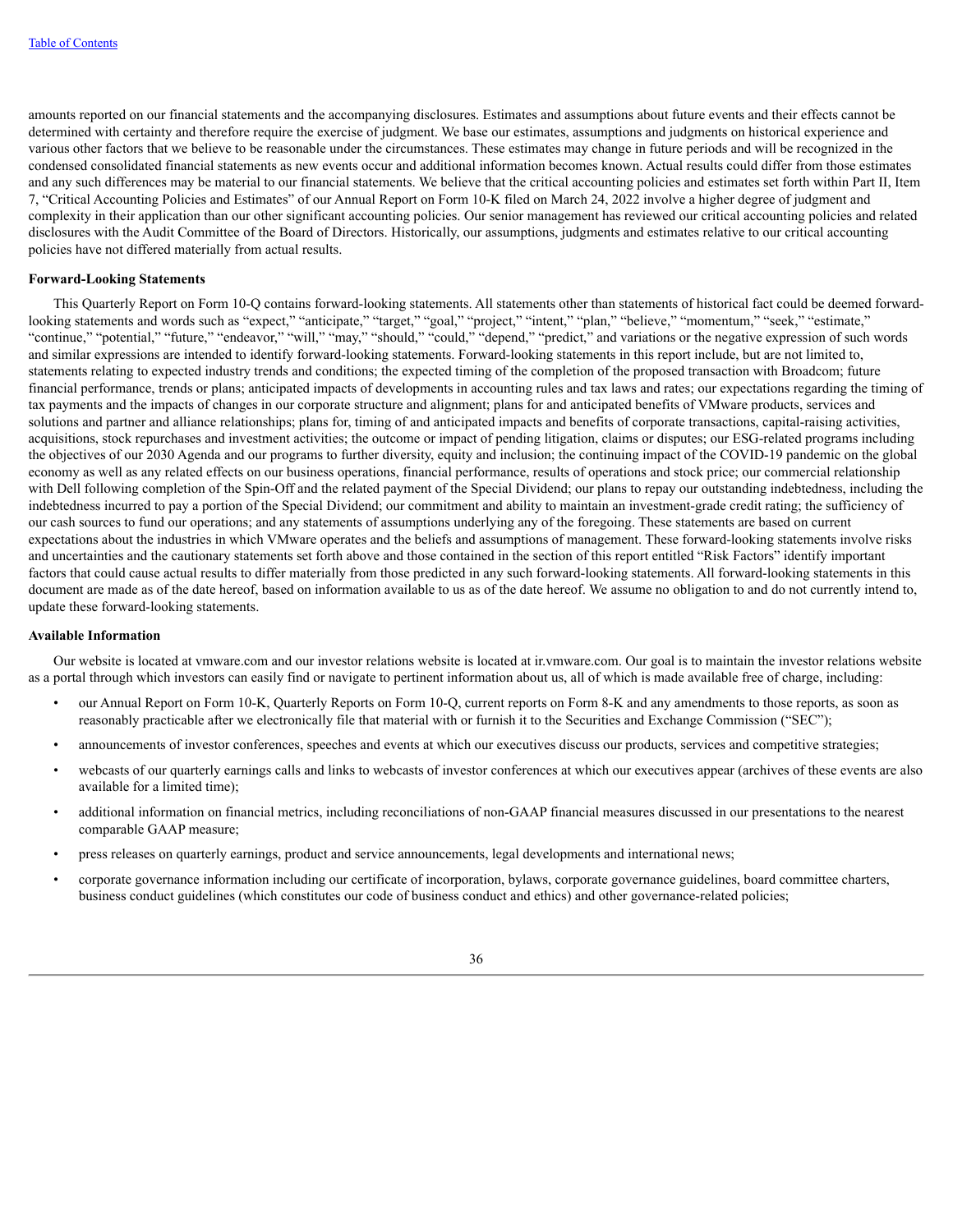amounts reported on our financial statements and the accompanying disclosures. Estimates and assumptions about future events and their effects cannot be determined with certainty and therefore require the exercise of judgment. We base our estimates, assumptions and judgments on historical experience and various other factors that we believe to be reasonable under the circumstances. These estimates may change in future periods and will be recognized in the condensed consolidated financial statements as new events occur and additional information becomes known. Actual results could differ from those estimates and any such differences may be material to our financial statements. We believe that the critical accounting policies and estimates set forth within Part II, Item 7, "Critical Accounting Policies and Estimates" of our Annual Report on Form 10-K filed on March 24, 2022 involve a higher degree of judgment and complexity in their application than our other significant accounting policies. Our senior management has reviewed our critical accounting policies and related disclosures with the Audit Committee of the Board of Directors. Historically, our assumptions, judgments and estimates relative to our critical accounting policies have not differed materially from actual results.

**Forward-Looking Statements**

This Quarterly Report on Form 10-Q contains forward-looking statements. All statements other than statements of historical fact could be deemed forward-looking statements and words such as "expect," "anticipate," "target," "goal," "project," "intent," "plan," "believe," "momentum," "seek," "estimate," "continue," "potential," "future," "endeavor," "will," "may," "should," "could," "depend," "predict," and variations or the negative expression of such words and similar expressions are intended to identify forward-looking statements. Forward-looking statements in this report include, but are not limited to, statements relating to expected industry trends and conditions; the expected timing of the completion of the proposed transaction with Broadcom; future financial performance, trends or plans; anticipated impacts of developments in accounting rules and tax laws and rates; our expectations regarding the timing of tax payments and the impacts of changes in our corporate structure and alignment; plans for and anticipated benefits of VMware products, services and solutions and partner and alliance relationships; plans for, timing of and anticipated impacts and benefits of corporate transactions, capital-raising activities, acquisitions, stock repurchases and investment activities; the outcome or impact of pending litigation, claims or disputes; our ESG-related programs including the objectives of our 2030 Agenda and our programs to further diversity, equity and inclusion; the continuing impact of the COVID-19 pandemic on the global economy as well as any related effects on our business operations, financial performance, results of operations and stock price; our commercial relationship with Dell following completion of the Spin-Off and the related payment of the Special Dividend; our plans to repay our outstanding indebtedness, including the indebtedness incurred to pay a portion of the Special Dividend; our commitment and ability to maintain an investment-grade credit rating; the sufficiency of our cash sources to fund our operations; and any statements of assumptions underlying any of the foregoing. These statements are based on current expectations about the industries in which VMware operates and the beliefs and assumptions of management. These forward-looking statements involve risks and uncertainties and the cautionary statements set forth above and those contained in the section of this report entitled "Risk Factors" identify important factors that could cause actual results to differ materially from those predicted in any such forward-looking statements. All forward-looking statements in this document are made as of the date hereof, based on information available to us as of the date hereof. We assume no obligation to and do not currently intend to, update these forward-looking statements.

**Available Information**

Our website is located at vmware.com and our investor relations website is located at ir.vmware.com. Our goal is to maintain the investor relations website as a portal through which investors can easily find or navigate to pertinent information about us, all of which is made available free of charge, including:

- our Annual Report on Form 10-K, Quarterly Reports on Form 10-Q, current reports on Form 8-K and any amendments to those reports, as soon as reasonably practicable after we electronically file that material with or furnish it to the Securities and Exchange Commission ("SEC");
- announcements of investor conferences, speeches and events at which our executives discuss our products, services and competitive strategies;
- webcasts of our quarterly earnings calls and links to webcasts of investor conferences at which our executives appear (archives of these events are also available for a limited time);
- additional information on financial metrics, including reconciliations of non-GAAP financial measures discussed in our presentations to the nearest comparable GAAP measure;
- press releases on quarterly earnings, product and service announcements, legal developments and international news;
- corporate governance information including our certificate of incorporation, bylaws, corporate governance guidelines, board committee charters, business conduct guidelines (which constitutes our code of business conduct and ethics) and other governance-related policies;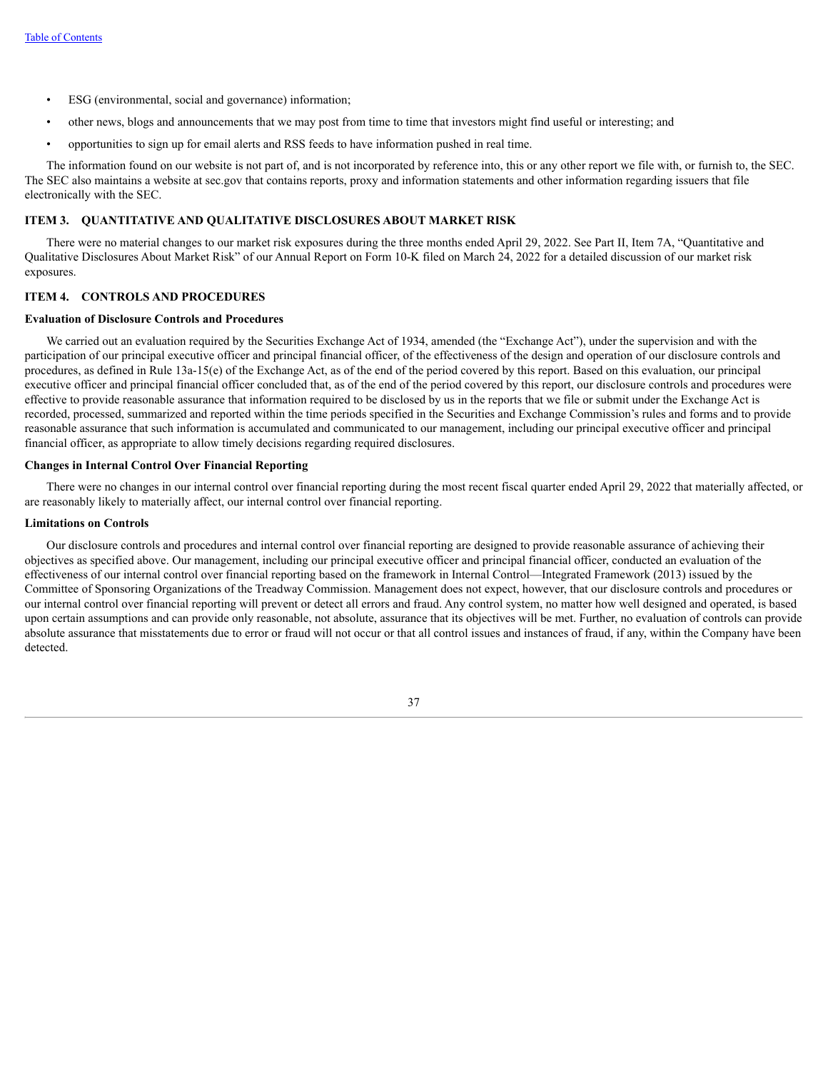- ESG (environmental, social and governance) information;
- other news, blogs and announcements that we may post from time to time that investors might find useful or interesting; and
- opportunities to sign up for email alerts and RSS feeds to have information pushed in real time.

The information found on our website is not part of, and is not incorporated by reference into, this or any other report we file with, or furnish to, the SEC. The SEC also maintains a website at sec.gov that contains reports, proxy and information statements and other information regarding issuers that file electronically with the SEC.

## ITEM 3. QUANTITATIVE AND QUALITATIVE DISCLOSURES ABOUT MARKET RISK

There were no material changes to our market risk exposures during the three months ended April 29, 2022. See Part II, Item 7A, "Quantitative and Qualitative Disclosures About Market Risk" of our Annual Report on Form 10-K filed on March 24, 2022 for a detailed discussion of our market risk exposures.

## ITEM 4. CONTROLS AND PROCEDURES

### Evaluation of Disclosure Controls and Procedures

We carried out an evaluation required by the Securities Exchange Act of 1934, amended (the "Exchange Act"), under the supervision and with the participation of our principal executive officer and principal financial officer, of the effectiveness of the design and operation of our disclosure controls and procedures, as defined in Rule 13a-15(e) of the Exchange Act, as of the end of the period covered by this report. Based on this evaluation, our principal executive officer and principal financial officer concluded that, as of the end of the period covered by this report, our disclosure controls and procedures were effective to provide reasonable assurance that information required to be disclosed by us in the reports that we file or submit under the Exchange Act is recorded, processed, summarized and reported within the time periods specified in the Securities and Exchange Commission's rules and forms and to provide reasonable assurance that such information is accumulated and communicated to our management, including our principal executive officer and principal financial officer, as appropriate to allow timely decisions regarding required disclosures.

### Changes in Internal Control Over Financial Reporting

There were no changes in our internal control over financial reporting during the most recent fiscal quarter ended April 29, 2022 that materially affected, or are reasonably likely to materially affect, our internal control over financial reporting.

### Limitations on Controls

Our disclosure controls and procedures and internal control over financial reporting are designed to provide reasonable assurance of achieving their objectives as specified above. Our management, including our principal executive officer and principal financial officer, conducted an evaluation of the effectiveness of our internal control over financial reporting based on the framework in Internal Control—Integrated Framework (2013) issued by the Committee of Sponsoring Organizations of the Treadway Commission. Management does not expect, however, that our disclosure controls and procedures or our internal control over financial reporting will prevent or detect all errors and fraud. Any control system, no matter how well designed and operated, is based upon certain assumptions and can provide only reasonable, not absolute, assurance that its objectives will be met. Further, no evaluation of controls can provide absolute assurance that misstatements due to error or fraud will not occur or that all control issues and instances of fraud, if any, within the Company have been detected.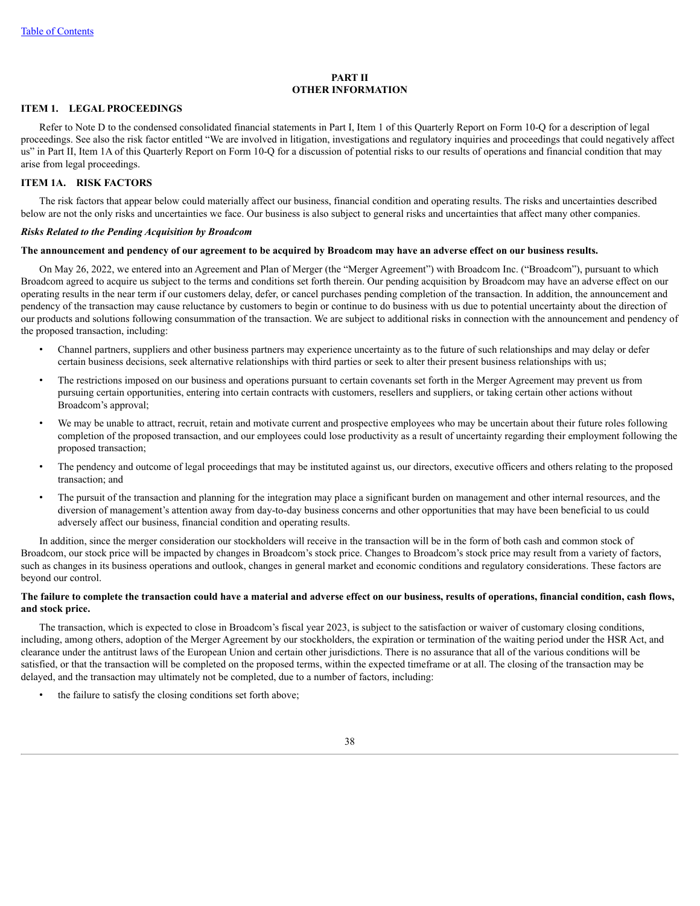# PART II
# OTHER INFORMATION

## ITEM 1. LEGAL PROCEEDINGS

Refer to Note D to the condensed consolidated financial statements in Part I, Item 1 of this Quarterly Report on Form 10-Q for a description of legal proceedings. See also the risk factor entitled "We are involved in litigation, investigations and regulatory inquiries and proceedings that could negatively affect us" in Part II, Item 1A of this Quarterly Report on Form 10-Q for a discussion of potential risks to our results of operations and financial condition that may arise from legal proceedings.

## ITEM 1A. RISK FACTORS

The risk factors that appear below could materially affect our business, financial condition and operating results. The risks and uncertainties described below are not the only risks and uncertainties we face. Our business is also subject to general risks and uncertainties that affect many other companies.

***Risks Related to the Pending Acquisition by Broadcom***

**The announcement and pendency of our agreement to be acquired by Broadcom may have an adverse effect on our business results.**

On May 26, 2022, we entered into an Agreement and Plan of Merger (the "Merger Agreement") with Broadcom Inc. ("Broadcom"), pursuant to which Broadcom agreed to acquire us subject to the terms and conditions set forth therein. Our pending acquisition by Broadcom may have an adverse effect on our operating results in the near term if our customers delay, defer, or cancel purchases pending completion of the transaction. In addition, the announcement and pendency of the transaction may cause reluctance by customers to begin or continue to do business with us due to potential uncertainty about the direction of our products and solutions following consummation of the transaction. We are subject to additional risks in connection with the announcement and pendency of the proposed transaction, including:

- Channel partners, suppliers and other business partners may experience uncertainty as to the future of such relationships and may delay or defer certain business decisions, seek alternative relationships with third parties or seek to alter their present business relationships with us;
- The restrictions imposed on our business and operations pursuant to certain covenants set forth in the Merger Agreement may prevent us from pursuing certain opportunities, entering into certain contracts with customers, resellers and suppliers, or taking certain other actions without Broadcom's approval;
- We may be unable to attract, recruit, retain and motivate current and prospective employees who may be uncertain about their future roles following completion of the proposed transaction, and our employees could lose productivity as a result of uncertainty regarding their employment following the proposed transaction;
- The pendency and outcome of legal proceedings that may be instituted against us, our directors, executive officers and others relating to the proposed transaction; and
- The pursuit of the transaction and planning for the integration may place a significant burden on management and other internal resources, and the diversion of management's attention away from day-to-day business concerns and other opportunities that may have been beneficial to us could adversely affect our business, financial condition and operating results.

In addition, since the merger consideration our stockholders will receive in the transaction will be in the form of both cash and common stock of Broadcom, our stock price will be impacted by changes in Broadcom's stock price. Changes to Broadcom's stock price may result from a variety of factors, such as changes in its business operations and outlook, changes in general market and economic conditions and regulatory considerations. These factors are beyond our control.

**The failure to complete the transaction could have a material and adverse effect on our business, results of operations, financial condition, cash flows, and stock price.**

The transaction, which is expected to close in Broadcom's fiscal year 2023, is subject to the satisfaction or waiver of customary closing conditions, including, among others, adoption of the Merger Agreement by our stockholders, the expiration or termination of the waiting period under the HSR Act, and clearance under the antitrust laws of the European Union and certain other jurisdictions. There is no assurance that all of the various conditions will be satisfied, or that the transaction will be completed on the proposed terms, within the expected timeframe or at all. The closing of the transaction may be delayed, and the transaction may ultimately not be completed, due to a number of factors, including:

- the failure to satisfy the closing conditions set forth above;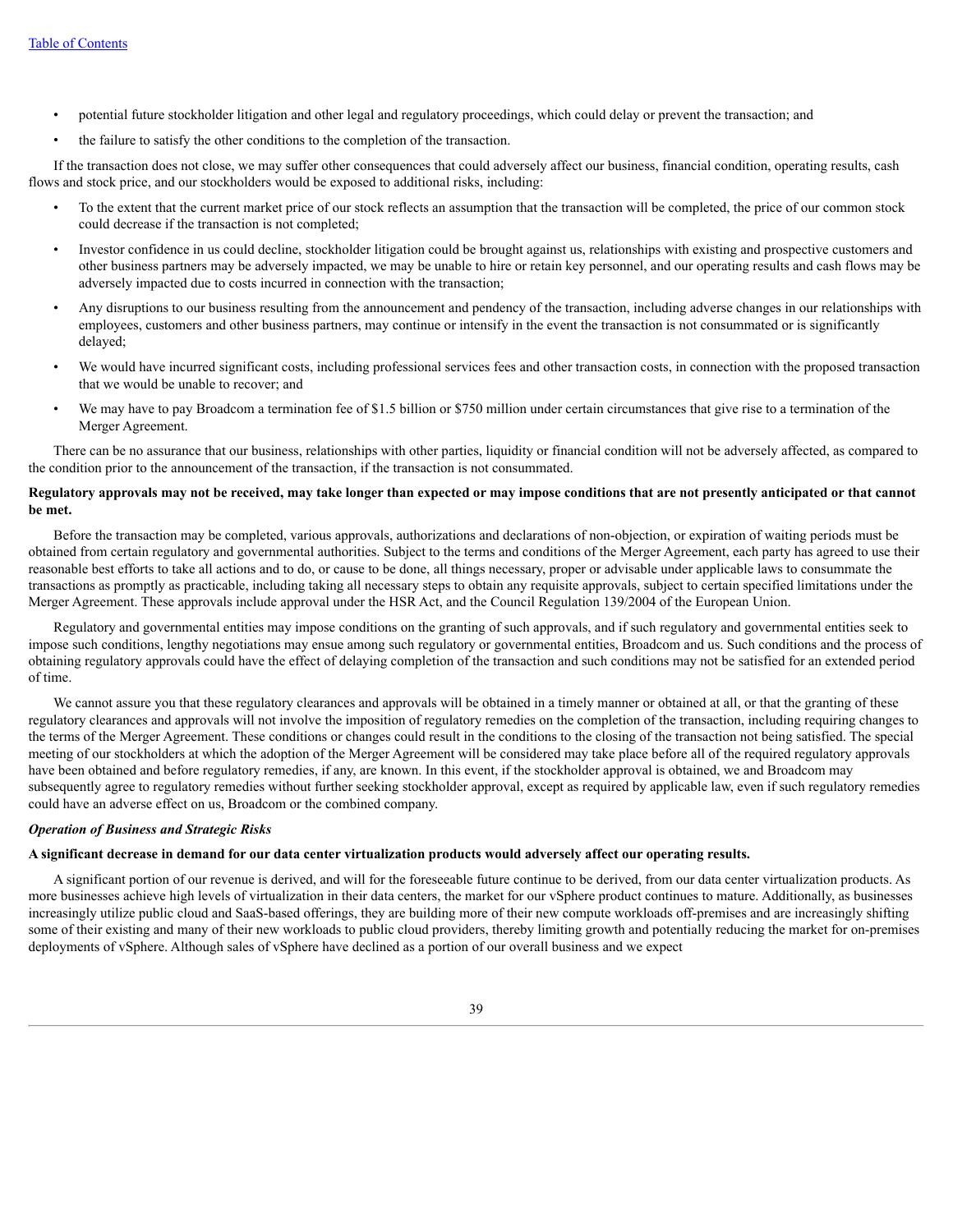- potential future stockholder litigation and other legal and regulatory proceedings, which could delay or prevent the transaction; and
- the failure to satisfy the other conditions to the completion of the transaction.

If the transaction does not close, we may suffer other consequences that could adversely affect our business, financial condition, operating results, cash flows and stock price, and our stockholders would be exposed to additional risks, including:

- To the extent that the current market price of our stock reflects an assumption that the transaction will be completed, the price of our common stock could decrease if the transaction is not completed;
- Investor confidence in us could decline, stockholder litigation could be brought against us, relationships with existing and prospective customers and other business partners may be adversely impacted, we may be unable to hire or retain key personnel, and our operating results and cash flows may be adversely impacted due to costs incurred in connection with the transaction;
- Any disruptions to our business resulting from the announcement and pendency of the transaction, including adverse changes in our relationships with employees, customers and other business partners, may continue or intensify in the event the transaction is not consummated or is significantly delayed;
- We would have incurred significant costs, including professional services fees and other transaction costs, in connection with the proposed transaction that we would be unable to recover; and
- We may have to pay Broadcom a termination fee of $1.5 billion or $750 million under certain circumstances that give rise to a termination of the Merger Agreement.

There can be no assurance that our business, relationships with other parties, liquidity or financial condition will not be adversely affected, as compared to the condition prior to the announcement of the transaction, if the transaction is not consummated.

**Regulatory approvals may not be received, may take longer than expected or may impose conditions that are not presently anticipated or that cannot be met.**

Before the transaction may be completed, various approvals, authorizations and declarations of non-objection, or expiration of waiting periods must be obtained from certain regulatory and governmental authorities. Subject to the terms and conditions of the Merger Agreement, each party has agreed to use their reasonable best efforts to take all actions and to do, or cause to be done, all things necessary, proper or advisable under applicable laws to consummate the transactions as promptly as practicable, including taking all necessary steps to obtain any requisite approvals, subject to certain specified limitations under the Merger Agreement. These approvals include approval under the HSR Act, and the Council Regulation 139/2004 of the European Union.

Regulatory and governmental entities may impose conditions on the granting of such approvals, and if such regulatory and governmental entities seek to impose such conditions, lengthy negotiations may ensue among such regulatory or governmental entities, Broadcom and us. Such conditions and the process of obtaining regulatory approvals could have the effect of delaying completion of the transaction and such conditions may not be satisfied for an extended period of time.

We cannot assure you that these regulatory clearances and approvals will be obtained in a timely manner or obtained at all, or that the granting of these regulatory clearances and approvals will not involve the imposition of regulatory remedies on the completion of the transaction, including requiring changes to the terms of the Merger Agreement. These conditions or changes could result in the conditions to the closing of the transaction not being satisfied. The special meeting of our stockholders at which the adoption of the Merger Agreement will be considered may take place before all of the required regulatory approvals have been obtained and before regulatory remedies, if any, are known. In this event, if the stockholder approval is obtained, we and Broadcom may subsequently agree to regulatory remedies without further seeking stockholder approval, except as required by applicable law, even if such regulatory remedies could have an adverse effect on us, Broadcom or the combined company.

***Operation of Business and Strategic Risks***

**A significant decrease in demand for our data center virtualization products would adversely affect our operating results.**

A significant portion of our revenue is derived, and will for the foreseeable future continue to be derived, from our data center virtualization products. As more businesses achieve high levels of virtualization in their data centers, the market for our vSphere product continues to mature. Additionally, as businesses increasingly utilize public cloud and SaaS-based offerings, they are building more of their new compute workloads off-premises and are increasingly shifting some of their existing and many of their new workloads to public cloud providers, thereby limiting growth and potentially reducing the market for on-premises deployments of vSphere. Although sales of vSphere have declined as a portion of our overall business and we expect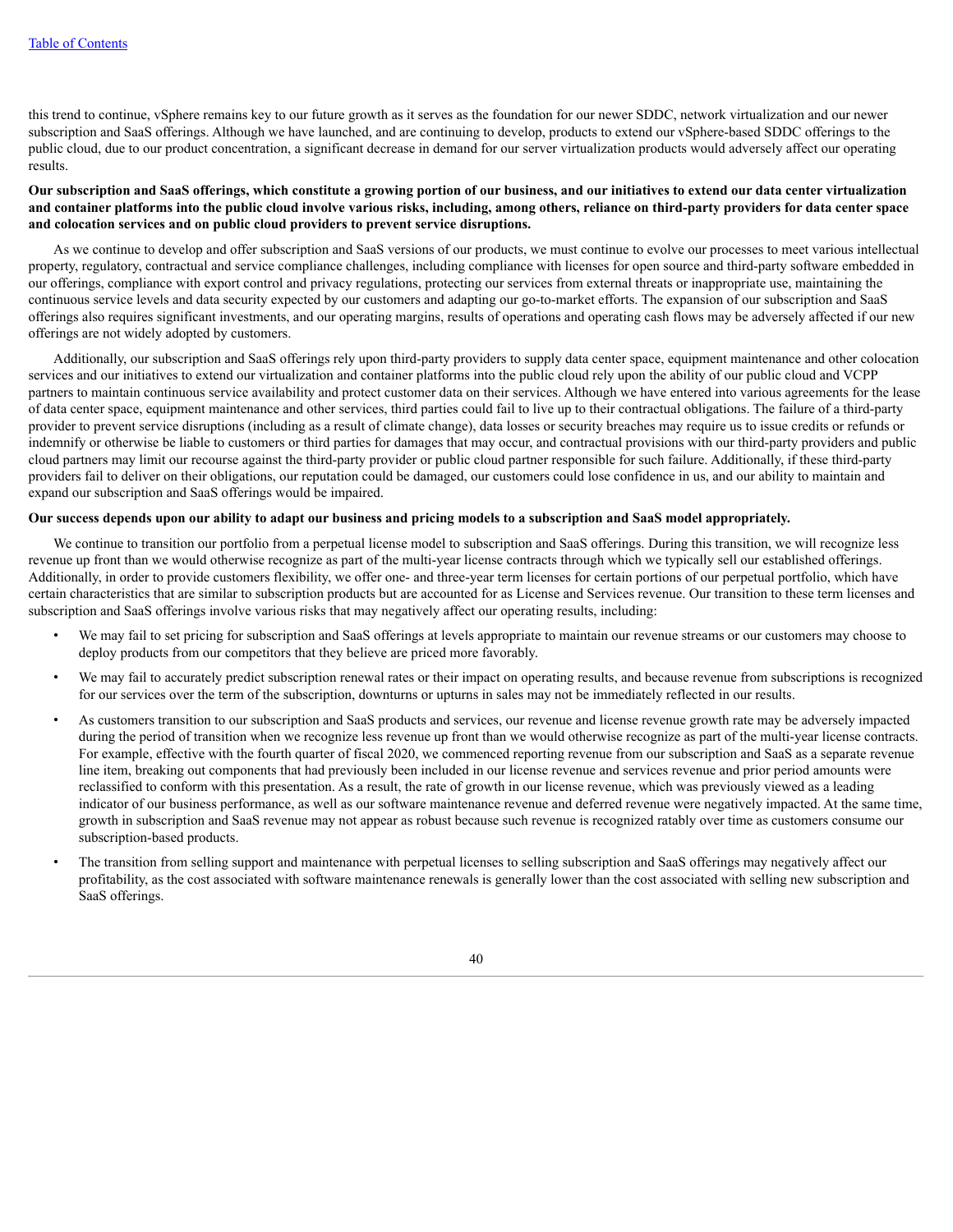this trend to continue, vSphere remains key to our future growth as it serves as the foundation for our newer SDDC, network virtualization and our newer subscription and SaaS offerings. Although we have launched, and are continuing to develop, products to extend our vSphere-based SDDC offerings to the public cloud, due to our product concentration, a significant decrease in demand for our server virtualization products would adversely affect our operating results.

**Our subscription and SaaS offerings, which constitute a growing portion of our business, and our initiatives to extend our data center virtualization and container platforms into the public cloud involve various risks, including, among others, reliance on third-party providers for data center space and colocation services and on public cloud providers to prevent service disruptions.**

As we continue to develop and offer subscription and SaaS versions of our products, we must continue to evolve our processes to meet various intellectual property, regulatory, contractual and service compliance challenges, including compliance with licenses for open source and third-party software embedded in our offerings, compliance with export control and privacy regulations, protecting our services from external threats or inappropriate use, maintaining the continuous service levels and data security expected by our customers and adapting our go-to-market efforts. The expansion of our subscription and SaaS offerings also requires significant investments, and our operating margins, results of operations and operating cash flows may be adversely affected if our new offerings are not widely adopted by customers.

Additionally, our subscription and SaaS offerings rely upon third-party providers to supply data center space, equipment maintenance and other colocation services and our initiatives to extend our virtualization and container platforms into the public cloud rely upon the ability of our public cloud and VCPP partners to maintain continuous service availability and protect customer data on their services. Although we have entered into various agreements for the lease of data center space, equipment maintenance and other services, third parties could fail to live up to their contractual obligations. The failure of a third-party provider to prevent service disruptions (including as a result of climate change), data losses or security breaches may require us to issue credits or refunds or indemnify or otherwise be liable to customers or third parties for damages that may occur, and contractual provisions with our third-party providers and public cloud partners may limit our recourse against the third-party provider or public cloud partner responsible for such failure. Additionally, if these third-party providers fail to deliver on their obligations, our reputation could be damaged, our customers could lose confidence in us, and our ability to maintain and expand our subscription and SaaS offerings would be impaired.

**Our success depends upon our ability to adapt our business and pricing models to a subscription and SaaS model appropriately.**

We continue to transition our portfolio from a perpetual license model to subscription and SaaS offerings. During this transition, we will recognize less revenue up front than we would otherwise recognize as part of the multi-year license contracts through which we typically sell our established offerings. Additionally, in order to provide customers flexibility, we offer one- and three-year term licenses for certain portions of our perpetual portfolio, which have certain characteristics that are similar to subscription products but are accounted for as License and Services revenue. Our transition to these term licenses and subscription and SaaS offerings involve various risks that may negatively affect our operating results, including:

- We may fail to set pricing for subscription and SaaS offerings at levels appropriate to maintain our revenue streams or our customers may choose to deploy products from our competitors that they believe are priced more favorably.
- We may fail to accurately predict subscription renewal rates or their impact on operating results, and because revenue from subscriptions is recognized for our services over the term of the subscription, downturns or upturns in sales may not be immediately reflected in our results.
- As customers transition to our subscription and SaaS products and services, our revenue and license revenue growth rate may be adversely impacted during the period of transition when we recognize less revenue up front than we would otherwise recognize as part of the multi-year license contracts. For example, effective with the fourth quarter of fiscal 2020, we commenced reporting revenue from our subscription and SaaS as a separate revenue line item, breaking out components that had previously been included in our license revenue and services revenue and prior period amounts were reclassified to conform with this presentation. As a result, the rate of growth in our license revenue, which was previously viewed as a leading indicator of our business performance, as well as our software maintenance revenue and deferred revenue were negatively impacted. At the same time, growth in subscription and SaaS revenue may not appear as robust because such revenue is recognized ratably over time as customers consume our subscription-based products.
- The transition from selling support and maintenance with perpetual licenses to selling subscription and SaaS offerings may negatively affect our profitability, as the cost associated with software maintenance renewals is generally lower than the cost associated with selling new subscription and SaaS offerings.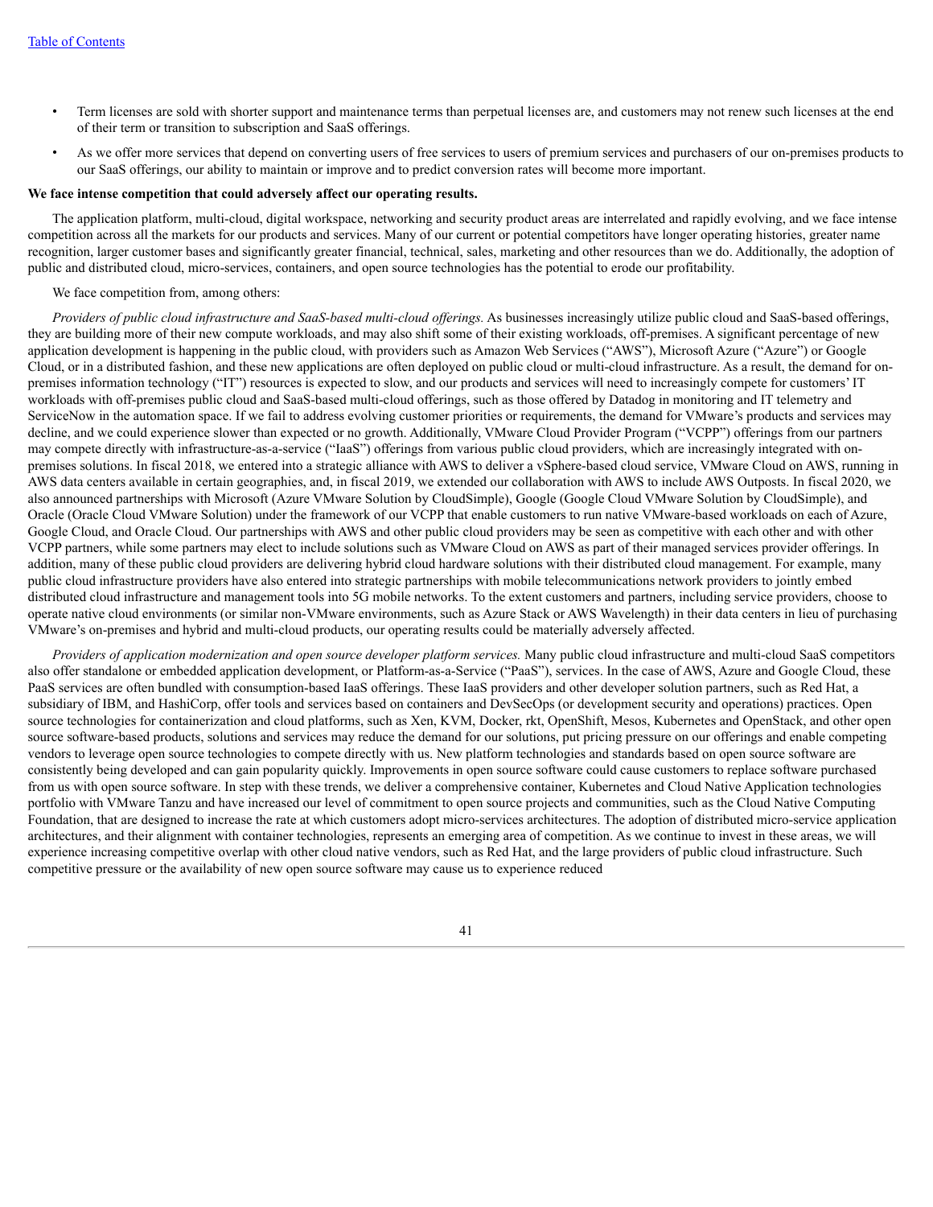- Term licenses are sold with shorter support and maintenance terms than perpetual licenses are, and customers may not renew such licenses at the end of their term or transition to subscription and SaaS offerings.
- As we offer more services that depend on converting users of free services to users of premium services and purchasers of our on-premises products to our SaaS offerings, our ability to maintain or improve and to predict conversion rates will become more important.

**We face intense competition that could adversely affect our operating results.**

The application platform, multi-cloud, digital workspace, networking and security product areas are interrelated and rapidly evolving, and we face intense competition across all the markets for our products and services. Many of our current or potential competitors have longer operating histories, greater name recognition, larger customer bases and significantly greater financial, technical, sales, marketing and other resources than we do. Additionally, the adoption of public and distributed cloud, micro-services, containers, and open source technologies has the potential to erode our profitability.

We face competition from, among others:

*Providers of public cloud infrastructure and SaaS-based multi-cloud offerings.* As businesses increasingly utilize public cloud and SaaS-based offerings, they are building more of their new compute workloads, and may also shift some of their existing workloads, off-premises. A significant percentage of new application development is happening in the public cloud, with providers such as Amazon Web Services ("AWS"), Microsoft Azure ("Azure") or Google Cloud, or in a distributed fashion, and these new applications are often deployed on public cloud or multi-cloud infrastructure. As a result, the demand for on-premises information technology ("IT") resources is expected to slow, and our products and services will need to increasingly compete for customers' IT workloads with off-premises public cloud and SaaS-based multi-cloud offerings, such as those offered by Datadog in monitoring and IT telemetry and ServiceNow in the automation space. If we fail to address evolving customer priorities or requirements, the demand for VMware's products and services may decline, and we could experience slower than expected or no growth. Additionally, VMware Cloud Provider Program ("VCPP") offerings from our partners may compete directly with infrastructure-as-a-service ("IaaS") offerings from various public cloud providers, which are increasingly integrated with on-premises solutions. In fiscal 2018, we entered into a strategic alliance with AWS to deliver a vSphere-based cloud service, VMware Cloud on AWS, running in AWS data centers available in certain geographies, and, in fiscal 2019, we extended our collaboration with AWS to include AWS Outposts. In fiscal 2020, we also announced partnerships with Microsoft (Azure VMware Solution by CloudSimple), Google (Google Cloud VMware Solution by CloudSimple), and Oracle (Oracle Cloud VMware Solution) under the framework of our VCPP that enable customers to run native VMware-based workloads on each of Azure, Google Cloud, and Oracle Cloud. Our partnerships with AWS and other public cloud providers may be seen as competitive with each other and with other VCPP partners, while some partners may elect to include solutions such as VMware Cloud on AWS as part of their managed services provider offerings. In addition, many of these public cloud providers are delivering hybrid cloud hardware solutions with their distributed cloud management. For example, many public cloud infrastructure providers have also entered into strategic partnerships with mobile telecommunications network providers to jointly embed distributed cloud infrastructure and management tools into 5G mobile networks. To the extent customers and partners, including service providers, choose to operate native cloud environments (or similar non-VMware environments, such as Azure Stack or AWS Wavelength) in their data centers in lieu of purchasing VMware's on-premises and hybrid and multi-cloud products, our operating results could be materially adversely affected.

*Providers of application modernization and open source developer platform services.* Many public cloud infrastructure and multi-cloud SaaS competitors also offer standalone or embedded application development, or Platform-as-a-Service ("PaaS"), services. In the case of AWS, Azure and Google Cloud, these PaaS services are often bundled with consumption-based IaaS offerings. These IaaS providers and other developer solution partners, such as Red Hat, a subsidiary of IBM, and HashiCorp, offer tools and services based on containers and DevSecOps (or development security and operations) practices. Open source technologies for containerization and cloud platforms, such as Xen, KVM, Docker, rkt, OpenShift, Mesos, Kubernetes and OpenStack, and other open source software-based products, solutions and services may reduce the demand for our solutions, put pricing pressure on our offerings and enable competing vendors to leverage open source technologies to compete directly with us. New platform technologies and standards based on open source software are consistently being developed and can gain popularity quickly. Improvements in open source software could cause customers to replace software purchased from us with open source software. In step with these trends, we deliver a comprehensive container, Kubernetes and Cloud Native Application technologies portfolio with VMware Tanzu and have increased our level of commitment to open source projects and communities, such as the Cloud Native Computing Foundation, that are designed to increase the rate at which customers adopt micro-services architectures. The adoption of distributed micro-service application architectures, and their alignment with container technologies, represents an emerging area of competition. As we continue to invest in these areas, we will experience increasing competitive overlap with other cloud native vendors, such as Red Hat, and the large providers of public cloud infrastructure. Such competitive pressure or the availability of new open source software may cause us to experience reduced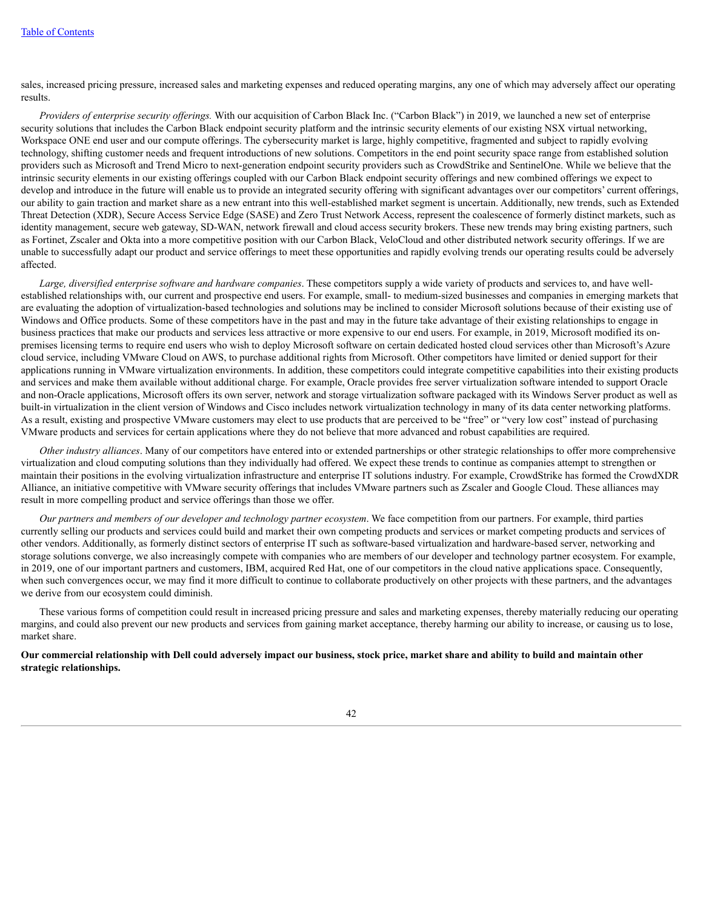sales, increased pricing pressure, increased sales and marketing expenses and reduced operating margins, any one of which may adversely affect our operating results.

*Providers of enterprise security offerings.* With our acquisition of Carbon Black Inc. ("Carbon Black") in 2019, we launched a new set of enterprise security solutions that includes the Carbon Black endpoint security platform and the intrinsic security elements of our existing NSX virtual networking, Workspace ONE end user and our compute offerings. The cybersecurity market is large, highly competitive, fragmented and subject to rapidly evolving technology, shifting customer needs and frequent introductions of new solutions. Competitors in the end point security space range from established solution providers such as Microsoft and Trend Micro to next-generation endpoint security providers such as CrowdStrike and SentinelOne. While we believe that the intrinsic security elements in our existing offerings coupled with our Carbon Black endpoint security offerings and new combined offerings we expect to develop and introduce in the future will enable us to provide an integrated security offering with significant advantages over our competitors' current offerings, our ability to gain traction and market share as a new entrant into this well-established market segment is uncertain. Additionally, new trends, such as Extended Threat Detection (XDR), Secure Access Service Edge (SASE) and Zero Trust Network Access, represent the coalescence of formerly distinct markets, such as identity management, secure web gateway, SD-WAN, network firewall and cloud access security brokers. These new trends may bring existing partners, such as Fortinet, Zscaler and Okta into a more competitive position with our Carbon Black, VeloCloud and other distributed network security offerings. If we are unable to successfully adapt our product and service offerings to meet these opportunities and rapidly evolving trends our operating results could be adversely affected.

*Large, diversified enterprise software and hardware companies*. These competitors supply a wide variety of products and services to, and have well-established relationships with, our current and prospective end users. For example, small- to medium-sized businesses and companies in emerging markets that are evaluating the adoption of virtualization-based technologies and solutions may be inclined to consider Microsoft solutions because of their existing use of Windows and Office products. Some of these competitors have in the past and may in the future take advantage of their existing relationships to engage in business practices that make our products and services less attractive or more expensive to our end users. For example, in 2019, Microsoft modified its on-premises licensing terms to require end users who wish to deploy Microsoft software on certain dedicated hosted cloud services other than Microsoft's Azure cloud service, including VMware Cloud on AWS, to purchase additional rights from Microsoft. Other competitors have limited or denied support for their applications running in VMware virtualization environments. In addition, these competitors could integrate competitive capabilities into their existing products and services and make them available without additional charge. For example, Oracle provides free server virtualization software intended to support Oracle and non-Oracle applications, Microsoft offers its own server, network and storage virtualization software packaged with its Windows Server product as well as built-in virtualization in the client version of Windows and Cisco includes network virtualization technology in many of its data center networking platforms. As a result, existing and prospective VMware customers may elect to use products that are perceived to be "free" or "very low cost" instead of purchasing VMware products and services for certain applications where they do not believe that more advanced and robust capabilities are required.

*Other industry alliances*. Many of our competitors have entered into or extended partnerships or other strategic relationships to offer more comprehensive virtualization and cloud computing solutions than they individually had offered. We expect these trends to continue as companies attempt to strengthen or maintain their positions in the evolving virtualization infrastructure and enterprise IT solutions industry. For example, CrowdStrike has formed the CrowdXDR Alliance, an initiative competitive with VMware security offerings that includes VMware partners such as Zscaler and Google Cloud. These alliances may result in more compelling product and service offerings than those we offer.

*Our partners and members of our developer and technology partner ecosystem*. We face competition from our partners. For example, third parties currently selling our products and services could build and market their own competing products and services or market competing products and services of other vendors. Additionally, as formerly distinct sectors of enterprise IT such as software-based virtualization and hardware-based server, networking and storage solutions converge, we also increasingly compete with companies who are members of our developer and technology partner ecosystem. For example, in 2019, one of our important partners and customers, IBM, acquired Red Hat, one of our competitors in the cloud native applications space. Consequently, when such convergences occur, we may find it more difficult to continue to collaborate productively on other projects with these partners, and the advantages we derive from our ecosystem could diminish.

These various forms of competition could result in increased pricing pressure and sales and marketing expenses, thereby materially reducing our operating margins, and could also prevent our new products and services from gaining market acceptance, thereby harming our ability to increase, or causing us to lose, market share.

**Our commercial relationship with Dell could adversely impact our business, stock price, market share and ability to build and maintain other strategic relationships.**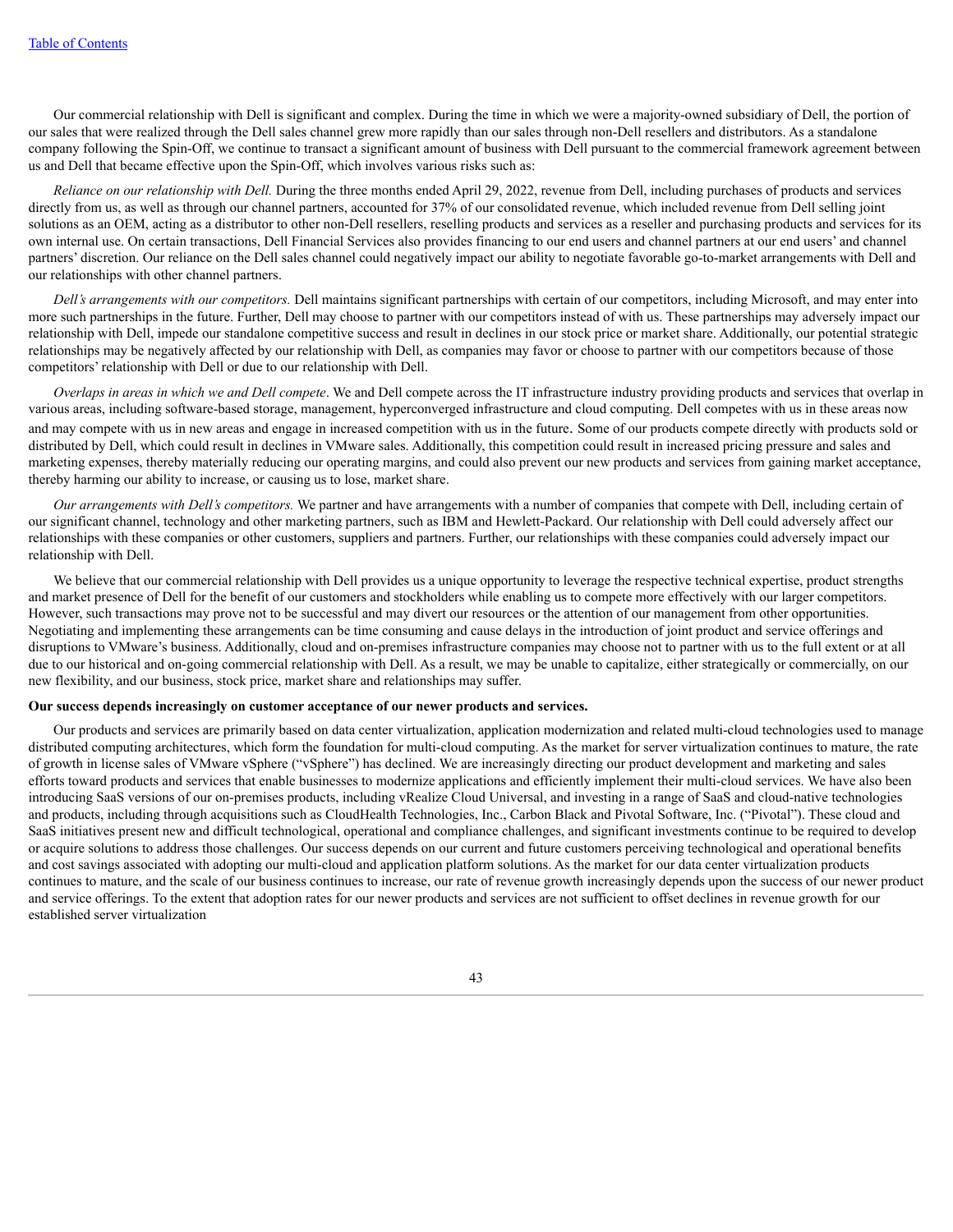Our commercial relationship with Dell is significant and complex. During the time in which we were a majority-owned subsidiary of Dell, the portion of our sales that were realized through the Dell sales channel grew more rapidly than our sales through non-Dell resellers and distributors. As a standalone company following the Spin-Off, we continue to transact a significant amount of business with Dell pursuant to the commercial framework agreement between us and Dell that became effective upon the Spin-Off, which involves various risks such as:

*Reliance on our relationship with Dell.* During the three months ended April 29, 2022, revenue from Dell, including purchases of products and services directly from us, as well as through our channel partners, accounted for 37% of our consolidated revenue, which included revenue from Dell selling joint solutions as an OEM, acting as a distributor to other non-Dell resellers, reselling products and services as a reseller and purchasing products and services for its own internal use. On certain transactions, Dell Financial Services also provides financing to our end users and channel partners at our end users' and channel partners' discretion. Our reliance on the Dell sales channel could negatively impact our ability to negotiate favorable go-to-market arrangements with Dell and our relationships with other channel partners.

*Dell's arrangements with our competitors.* Dell maintains significant partnerships with certain of our competitors, including Microsoft, and may enter into more such partnerships in the future. Further, Dell may choose to partner with our competitors instead of with us. These partnerships may adversely impact our relationship with Dell, impede our standalone competitive success and result in declines in our stock price or market share. Additionally, our potential strategic relationships may be negatively affected by our relationship with Dell, as companies may favor or choose to partner with our competitors because of those competitors' relationship with Dell or due to our relationship with Dell.

*Overlaps in areas in which we and Dell compete*. We and Dell compete across the IT infrastructure industry providing products and services that overlap in various areas, including software-based storage, management, hyperconverged infrastructure and cloud computing. Dell competes with us in these areas now and may compete with us in new areas and engage in increased competition with us in the future. Some of our products compete directly with products sold or distributed by Dell, which could result in declines in VMware sales. Additionally, this competition could result in increased pricing pressure and sales and marketing expenses, thereby materially reducing our operating margins, and could also prevent our new products and services from gaining market acceptance, thereby harming our ability to increase, or causing us to lose, market share.

*Our arrangements with Dell's competitors.* We partner and have arrangements with a number of companies that compete with Dell, including certain of our significant channel, technology and other marketing partners, such as IBM and Hewlett-Packard. Our relationship with Dell could adversely affect our relationships with these companies or other customers, suppliers and partners. Further, our relationships with these companies could adversely impact our relationship with Dell.

We believe that our commercial relationship with Dell provides us a unique opportunity to leverage the respective technical expertise, product strengths and market presence of Dell for the benefit of our customers and stockholders while enabling us to compete more effectively with our larger competitors. However, such transactions may prove not to be successful and may divert our resources or the attention of our management from other opportunities. Negotiating and implementing these arrangements can be time consuming and cause delays in the introduction of joint product and service offerings and disruptions to VMware's business. Additionally, cloud and on-premises infrastructure companies may choose not to partner with us to the full extent or at all due to our historical and on-going commercial relationship with Dell. As a result, we may be unable to capitalize, either strategically or commercially, on our new flexibility, and our business, stock price, market share and relationships may suffer.

**Our success depends increasingly on customer acceptance of our newer products and services.**

Our products and services are primarily based on data center virtualization, application modernization and related multi-cloud technologies used to manage distributed computing architectures, which form the foundation for multi-cloud computing. As the market for server virtualization continues to mature, the rate of growth in license sales of VMware vSphere ("vSphere") has declined. We are increasingly directing our product development and marketing and sales efforts toward products and services that enable businesses to modernize applications and efficiently implement their multi-cloud services. We have also been introducing SaaS versions of our on-premises products, including vRealize Cloud Universal, and investing in a range of SaaS and cloud-native technologies and products, including through acquisitions such as CloudHealth Technologies, Inc., Carbon Black and Pivotal Software, Inc. ("Pivotal"). These cloud and SaaS initiatives present new and difficult technological, operational and compliance challenges, and significant investments continue to be required to develop or acquire solutions to address those challenges. Our success depends on our current and future customers perceiving technological and operational benefits and cost savings associated with adopting our multi-cloud and application platform solutions. As the market for our data center virtualization products continues to mature, and the scale of our business continues to increase, our rate of revenue growth increasingly depends upon the success of our newer product and service offerings. To the extent that adoption rates for our newer products and services are not sufficient to offset declines in revenue growth for our established server virtualization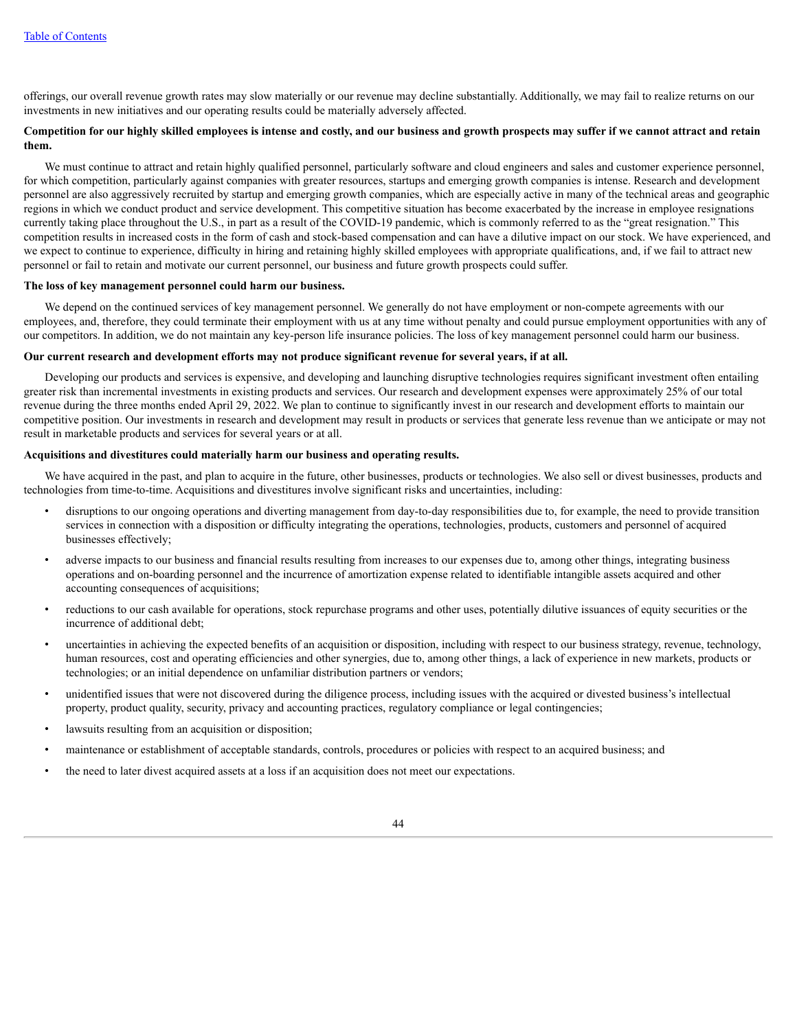offerings, our overall revenue growth rates may slow materially or our revenue may decline substantially. Additionally, we may fail to realize returns on our investments in new initiatives and our operating results could be materially adversely affected.

**Competition for our highly skilled employees is intense and costly, and our business and growth prospects may suffer if we cannot attract and retain them.**

We must continue to attract and retain highly qualified personnel, particularly software and cloud engineers and sales and customer experience personnel, for which competition, particularly against companies with greater resources, startups and emerging growth companies is intense. Research and development personnel are also aggressively recruited by startup and emerging growth companies, which are especially active in many of the technical areas and geographic regions in which we conduct product and service development. This competitive situation has become exacerbated by the increase in employee resignations currently taking place throughout the U.S., in part as a result of the COVID-19 pandemic, which is commonly referred to as the "great resignation." This competition results in increased costs in the form of cash and stock-based compensation and can have a dilutive impact on our stock. We have experienced, and we expect to continue to experience, difficulty in hiring and retaining highly skilled employees with appropriate qualifications, and, if we fail to attract new personnel or fail to retain and motivate our current personnel, our business and future growth prospects could suffer.

**The loss of key management personnel could harm our business.**

We depend on the continued services of key management personnel. We generally do not have employment or non-compete agreements with our employees, and, therefore, they could terminate their employment with us at any time without penalty and could pursue employment opportunities with any of our competitors. In addition, we do not maintain any key-person life insurance policies. The loss of key management personnel could harm our business.

**Our current research and development efforts may not produce significant revenue for several years, if at all.**

Developing our products and services is expensive, and developing and launching disruptive technologies requires significant investment often entailing greater risk than incremental investments in existing products and services. Our research and development expenses were approximately 25% of our total revenue during the three months ended April 29, 2022. We plan to continue to significantly invest in our research and development efforts to maintain our competitive position. Our investments in research and development may result in products or services that generate less revenue than we anticipate or may not result in marketable products and services for several years or at all.

**Acquisitions and divestitures could materially harm our business and operating results.**

We have acquired in the past, and plan to acquire in the future, other businesses, products or technologies. We also sell or divest businesses, products and technologies from time-to-time. Acquisitions and divestitures involve significant risks and uncertainties, including:

- disruptions to our ongoing operations and diverting management from day-to-day responsibilities due to, for example, the need to provide transition services in connection with a disposition or difficulty integrating the operations, technologies, products, customers and personnel of acquired businesses effectively;
- adverse impacts to our business and financial results resulting from increases to our expenses due to, among other things, integrating business operations and on-boarding personnel and the incurrence of amortization expense related to identifiable intangible assets acquired and other accounting consequences of acquisitions;
- reductions to our cash available for operations, stock repurchase programs and other uses, potentially dilutive issuances of equity securities or the incurrence of additional debt;
- uncertainties in achieving the expected benefits of an acquisition or disposition, including with respect to our business strategy, revenue, technology, human resources, cost and operating efficiencies and other synergies, due to, among other things, a lack of experience in new markets, products or technologies; or an initial dependence on unfamiliar distribution partners or vendors;
- unidentified issues that were not discovered during the diligence process, including issues with the acquired or divested business's intellectual property, product quality, security, privacy and accounting practices, regulatory compliance or legal contingencies;
- lawsuits resulting from an acquisition or disposition;
- maintenance or establishment of acceptable standards, controls, procedures or policies with respect to an acquired business; and
- the need to later divest acquired assets at a loss if an acquisition does not meet our expectations.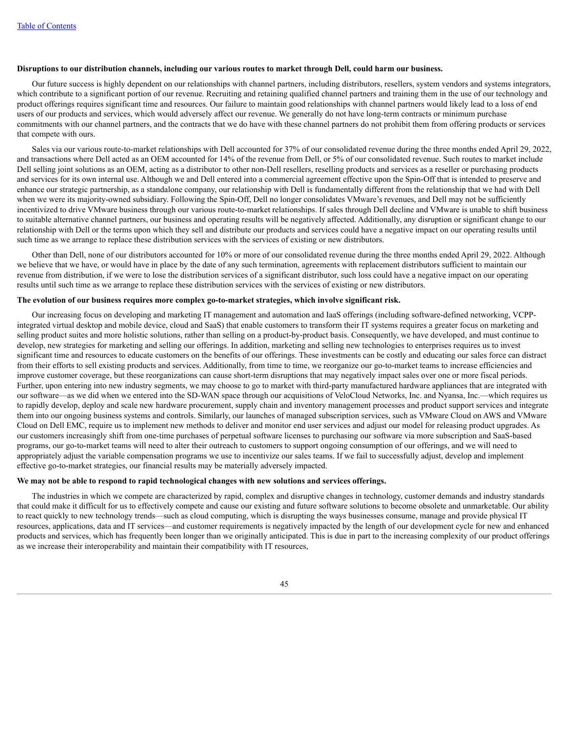**Disruptions to our distribution channels, including our various routes to market through Dell, could harm our business.**

Our future success is highly dependent on our relationships with channel partners, including distributors, resellers, system vendors and systems integrators, which contribute to a significant portion of our revenue. Recruiting and retaining qualified channel partners and training them in the use of our technology and product offerings requires significant time and resources. Our failure to maintain good relationships with channel partners would likely lead to a loss of end users of our products and services, which would adversely affect our revenue. We generally do not have long-term contracts or minimum purchase commitments with our channel partners, and the contracts that we do have with these channel partners do not prohibit them from offering products or services that compete with ours.

Sales via our various route-to-market relationships with Dell accounted for 37% of our consolidated revenue during the three months ended April 29, 2022, and transactions where Dell acted as an OEM accounted for 14% of the revenue from Dell, or 5% of our consolidated revenue. Such routes to market include Dell selling joint solutions as an OEM, acting as a distributor to other non-Dell resellers, reselling products and services as a reseller or purchasing products and services for its own internal use. Although we and Dell entered into a commercial agreement effective upon the Spin-Off that is intended to preserve and enhance our strategic partnership, as a standalone company, our relationship with Dell is fundamentally different from the relationship that we had with Dell when we were its majority-owned subsidiary. Following the Spin-Off, Dell no longer consolidates VMware's revenues, and Dell may not be sufficiently incentivized to drive VMware business through our various route-to-market relationships. If sales through Dell decline and VMware is unable to shift business to suitable alternative channel partners, our business and operating results will be negatively affected. Additionally, any disruption or significant change to our relationship with Dell or the terms upon which they sell and distribute our products and services could have a negative impact on our operating results until such time as we arrange to replace these distribution services with the services of existing or new distributors.

Other than Dell, none of our distributors accounted for 10% or more of our consolidated revenue during the three months ended April 29, 2022. Although we believe that we have, or would have in place by the date of any such termination, agreements with replacement distributors sufficient to maintain our revenue from distribution, if we were to lose the distribution services of a significant distributor, such loss could have a negative impact on our operating results until such time as we arrange to replace these distribution services with the services of existing or new distributors.

**The evolution of our business requires more complex go-to-market strategies, which involve significant risk.**

Our increasing focus on developing and marketing IT management and automation and IaaS offerings (including software-defined networking, VCPP-integrated virtual desktop and mobile device, cloud and SaaS) that enable customers to transform their IT systems requires a greater focus on marketing and selling product suites and more holistic solutions, rather than selling on a product-by-product basis. Consequently, we have developed, and must continue to develop, new strategies for marketing and selling our offerings. In addition, marketing and selling new technologies to enterprises requires us to invest significant time and resources to educate customers on the benefits of our offerings. These investments can be costly and educating our sales force can distract from their efforts to sell existing products and services. Additionally, from time to time, we reorganize our go-to-market teams to increase efficiencies and improve customer coverage, but these reorganizations can cause short-term disruptions that may negatively impact sales over one or more fiscal periods. Further, upon entering into new industry segments, we may choose to go to market with third-party manufactured hardware appliances that are integrated with our software—as we did when we entered into the SD-WAN space through our acquisitions of VeloCloud Networks, Inc. and Nyansa, Inc.—which requires us to rapidly develop, deploy and scale new hardware procurement, supply chain and inventory management processes and product support services and integrate them into our ongoing business systems and controls. Similarly, our launches of managed subscription services, such as VMware Cloud on AWS and VMware Cloud on Dell EMC, require us to implement new methods to deliver and monitor end user services and adjust our model for releasing product upgrades. As our customers increasingly shift from one-time purchases of perpetual software licenses to purchasing our software via more subscription and SaaS-based programs, our go-to-market teams will need to alter their outreach to customers to support ongoing consumption of our offerings, and we will need to appropriately adjust the variable compensation programs we use to incentivize our sales teams. If we fail to successfully adjust, develop and implement effective go-to-market strategies, our financial results may be materially adversely impacted.

**We may not be able to respond to rapid technological changes with new solutions and services offerings.**

The industries in which we compete are characterized by rapid, complex and disruptive changes in technology, customer demands and industry standards that could make it difficult for us to effectively compete and cause our existing and future software solutions to become obsolete and unmarketable. Our ability to react quickly to new technology trends—such as cloud computing, which is disrupting the ways businesses consume, manage and provide physical IT resources, applications, data and IT services—and customer requirements is negatively impacted by the length of our development cycle for new and enhanced products and services, which has frequently been longer than we originally anticipated. This is due in part to the increasing complexity of our product offerings as we increase their interoperability and maintain their compatibility with IT resources,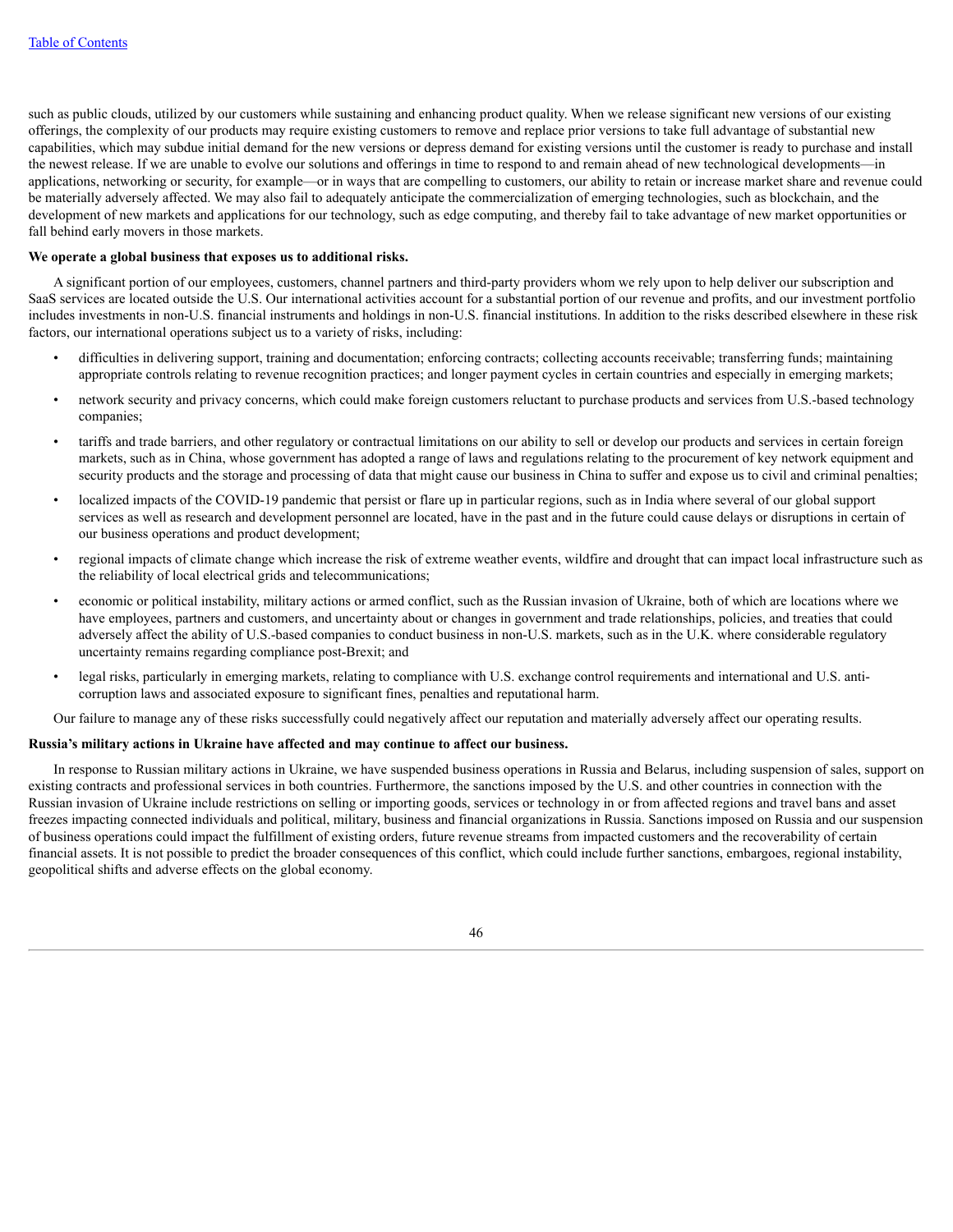such as public clouds, utilized by our customers while sustaining and enhancing product quality. When we release significant new versions of our existing offerings, the complexity of our products may require existing customers to remove and replace prior versions to take full advantage of substantial new capabilities, which may subdue initial demand for the new versions or depress demand for existing versions until the customer is ready to purchase and install the newest release. If we are unable to evolve our solutions and offerings in time to respond to and remain ahead of new technological developments—in applications, networking or security, for example—or in ways that are compelling to customers, our ability to retain or increase market share and revenue could be materially adversely affected. We may also fail to adequately anticipate the commercialization of emerging technologies, such as blockchain, and the development of new markets and applications for our technology, such as edge computing, and thereby fail to take advantage of new market opportunities or fall behind early movers in those markets.

**We operate a global business that exposes us to additional risks.**

A significant portion of our employees, customers, channel partners and third-party providers whom we rely upon to help deliver our subscription and SaaS services are located outside the U.S. Our international activities account for a substantial portion of our revenue and profits, and our investment portfolio includes investments in non-U.S. financial instruments and holdings in non-U.S. financial institutions. In addition to the risks described elsewhere in these risk factors, our international operations subject us to a variety of risks, including:

- difficulties in delivering support, training and documentation; enforcing contracts; collecting accounts receivable; transferring funds; maintaining appropriate controls relating to revenue recognition practices; and longer payment cycles in certain countries and especially in emerging markets;
- network security and privacy concerns, which could make foreign customers reluctant to purchase products and services from U.S.-based technology companies;
- tariffs and trade barriers, and other regulatory or contractual limitations on our ability to sell or develop our products and services in certain foreign markets, such as in China, whose government has adopted a range of laws and regulations relating to the procurement of key network equipment and security products and the storage and processing of data that might cause our business in China to suffer and expose us to civil and criminal penalties;
- localized impacts of the COVID-19 pandemic that persist or flare up in particular regions, such as in India where several of our global support services as well as research and development personnel are located, have in the past and in the future could cause delays or disruptions in certain of our business operations and product development;
- regional impacts of climate change which increase the risk of extreme weather events, wildfire and drought that can impact local infrastructure such as the reliability of local electrical grids and telecommunications;
- economic or political instability, military actions or armed conflict, such as the Russian invasion of Ukraine, both of which are locations where we have employees, partners and customers, and uncertainty about or changes in government and trade relationships, policies, and treaties that could adversely affect the ability of U.S.-based companies to conduct business in non-U.S. markets, such as in the U.K. where considerable regulatory uncertainty remains regarding compliance post-Brexit; and
- legal risks, particularly in emerging markets, relating to compliance with U.S. exchange control requirements and international and U.S. anti-corruption laws and associated exposure to significant fines, penalties and reputational harm.

Our failure to manage any of these risks successfully could negatively affect our reputation and materially adversely affect our operating results.

**Russia's military actions in Ukraine have affected and may continue to affect our business.**

In response to Russian military actions in Ukraine, we have suspended business operations in Russia and Belarus, including suspension of sales, support on existing contracts and professional services in both countries. Furthermore, the sanctions imposed by the U.S. and other countries in connection with the Russian invasion of Ukraine include restrictions on selling or importing goods, services or technology in or from affected regions and travel bans and asset freezes impacting connected individuals and political, military, business and financial organizations in Russia. Sanctions imposed on Russia and our suspension of business operations could impact the fulfillment of existing orders, future revenue streams from impacted customers and the recoverability of certain financial assets. It is not possible to predict the broader consequences of this conflict, which could include further sanctions, embargoes, regional instability, geopolitical shifts and adverse effects on the global economy.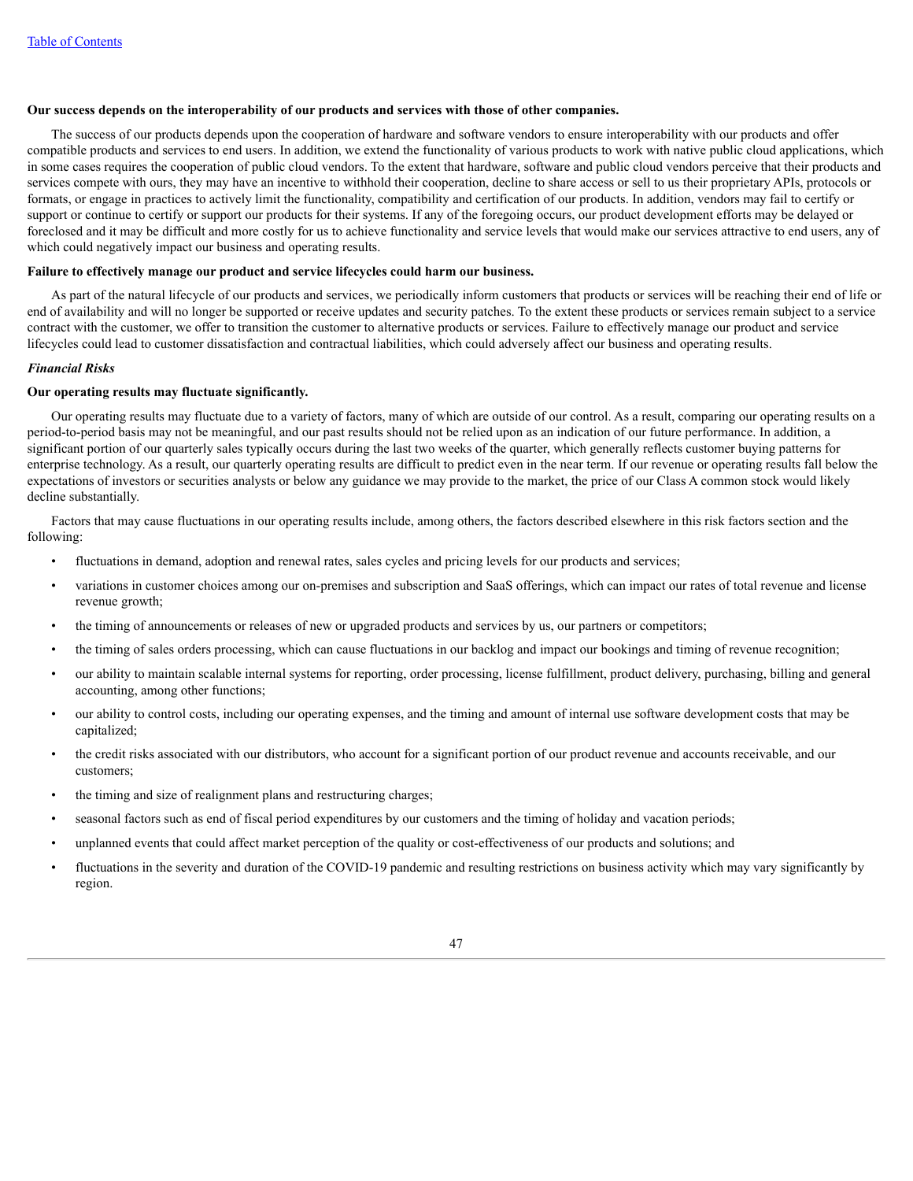**Our success depends on the interoperability of our products and services with those of other companies.**

The success of our products depends upon the cooperation of hardware and software vendors to ensure interoperability with our products and offer compatible products and services to end users. In addition, we extend the functionality of various products to work with native public cloud applications, which in some cases requires the cooperation of public cloud vendors. To the extent that hardware, software and public cloud vendors perceive that their products and services compete with ours, they may have an incentive to withhold their cooperation, decline to share access or sell to us their proprietary APIs, protocols or formats, or engage in practices to actively limit the functionality, compatibility and certification of our products. In addition, vendors may fail to certify or support or continue to certify or support our products for their systems. If any of the foregoing occurs, our product development efforts may be delayed or foreclosed and it may be difficult and more costly for us to achieve functionality and service levels that would make our services attractive to end users, any of which could negatively impact our business and operating results.

**Failure to effectively manage our product and service lifecycles could harm our business.**

As part of the natural lifecycle of our products and services, we periodically inform customers that products or services will be reaching their end of life or end of availability and will no longer be supported or receive updates and security patches. To the extent these products or services remain subject to a service contract with the customer, we offer to transition the customer to alternative products or services. Failure to effectively manage our product and service lifecycles could lead to customer dissatisfaction and contractual liabilities, which could adversely affect our business and operating results.

***Financial Risks***

**Our operating results may fluctuate significantly.**

Our operating results may fluctuate due to a variety of factors, many of which are outside of our control. As a result, comparing our operating results on a period-to-period basis may not be meaningful, and our past results should not be relied upon as an indication of our future performance. In addition, a significant portion of our quarterly sales typically occurs during the last two weeks of the quarter, which generally reflects customer buying patterns for enterprise technology. As a result, our quarterly operating results are difficult to predict even in the near term. If our revenue or operating results fall below the expectations of investors or securities analysts or below any guidance we may provide to the market, the price of our Class A common stock would likely decline substantially.

Factors that may cause fluctuations in our operating results include, among others, the factors described elsewhere in this risk factors section and the following:

- fluctuations in demand, adoption and renewal rates, sales cycles and pricing levels for our products and services;
- variations in customer choices among our on-premises and subscription and SaaS offerings, which can impact our rates of total revenue and license revenue growth;
- the timing of announcements or releases of new or upgraded products and services by us, our partners or competitors;
- the timing of sales orders processing, which can cause fluctuations in our backlog and impact our bookings and timing of revenue recognition;
- our ability to maintain scalable internal systems for reporting, order processing, license fulfillment, product delivery, purchasing, billing and general accounting, among other functions;
- our ability to control costs, including our operating expenses, and the timing and amount of internal use software development costs that may be capitalized;
- the credit risks associated with our distributors, who account for a significant portion of our product revenue and accounts receivable, and our customers;
- the timing and size of realignment plans and restructuring charges;
- seasonal factors such as end of fiscal period expenditures by our customers and the timing of holiday and vacation periods;
- unplanned events that could affect market perception of the quality or cost-effectiveness of our products and solutions; and
- fluctuations in the severity and duration of the COVID-19 pandemic and resulting restrictions on business activity which may vary significantly by region.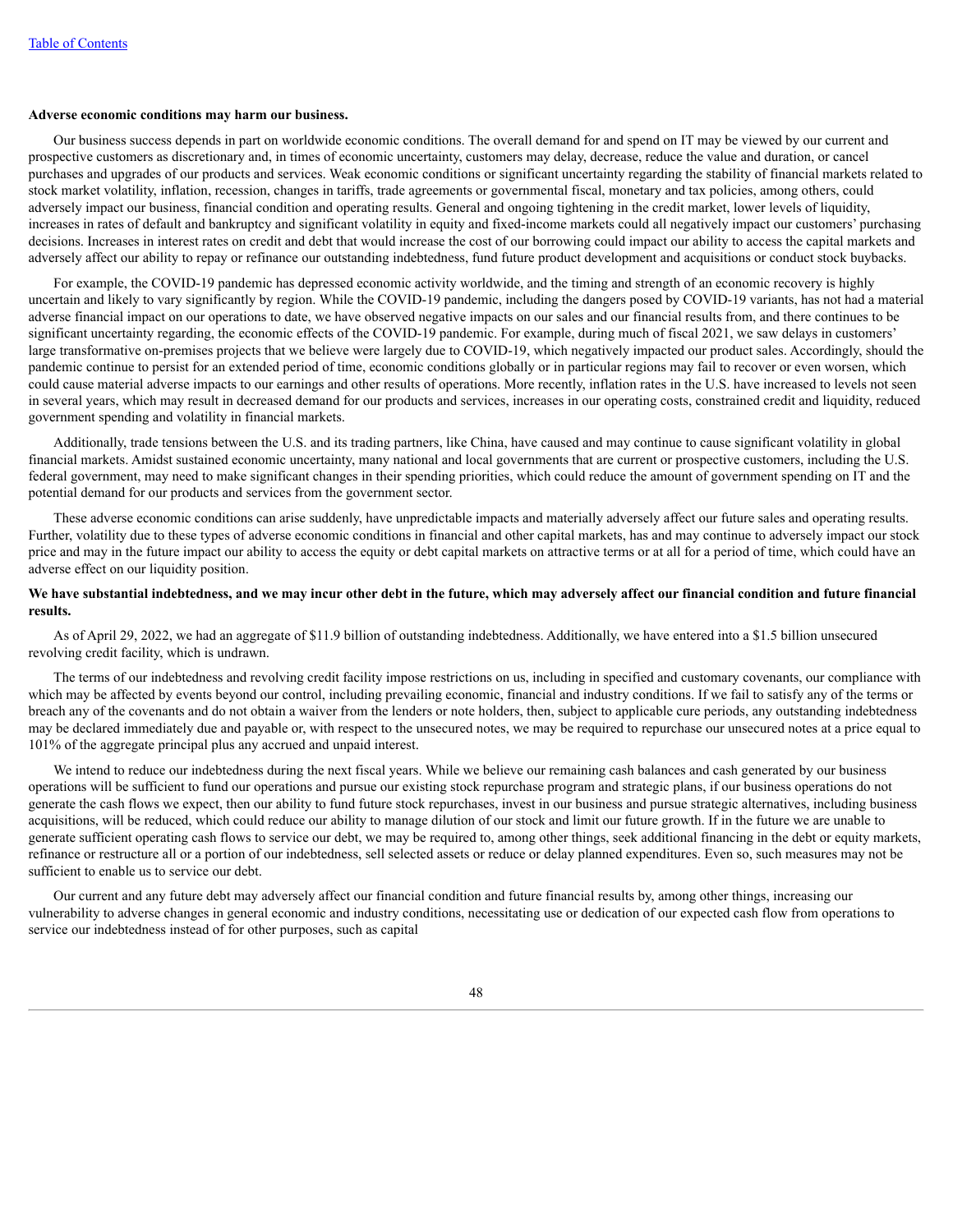**Adverse economic conditions may harm our business.**

Our business success depends in part on worldwide economic conditions. The overall demand for and spend on IT may be viewed by our current and prospective customers as discretionary and, in times of economic uncertainty, customers may delay, decrease, reduce the value and duration, or cancel purchases and upgrades of our products and services. Weak economic conditions or significant uncertainty regarding the stability of financial markets related to stock market volatility, inflation, recession, changes in tariffs, trade agreements or governmental fiscal, monetary and tax policies, among others, could adversely impact our business, financial condition and operating results. General and ongoing tightening in the credit market, lower levels of liquidity, increases in rates of default and bankruptcy and significant volatility in equity and fixed-income markets could all negatively impact our customers' purchasing decisions. Increases in interest rates on credit and debt that would increase the cost of our borrowing could impact our ability to access the capital markets and adversely affect our ability to repay or refinance our outstanding indebtedness, fund future product development and acquisitions or conduct stock buybacks.

For example, the COVID-19 pandemic has depressed economic activity worldwide, and the timing and strength of an economic recovery is highly uncertain and likely to vary significantly by region. While the COVID-19 pandemic, including the dangers posed by COVID-19 variants, has not had a material adverse financial impact on our operations to date, we have observed negative impacts on our sales and our financial results from, and there continues to be significant uncertainty regarding, the economic effects of the COVID-19 pandemic. For example, during much of fiscal 2021, we saw delays in customers' large transformative on-premises projects that we believe were largely due to COVID-19, which negatively impacted our product sales. Accordingly, should the pandemic continue to persist for an extended period of time, economic conditions globally or in particular regions may fail to recover or even worsen, which could cause material adverse impacts to our earnings and other results of operations. More recently, inflation rates in the U.S. have increased to levels not seen in several years, which may result in decreased demand for our products and services, increases in our operating costs, constrained credit and liquidity, reduced government spending and volatility in financial markets.

Additionally, trade tensions between the U.S. and its trading partners, like China, have caused and may continue to cause significant volatility in global financial markets. Amidst sustained economic uncertainty, many national and local governments that are current or prospective customers, including the U.S. federal government, may need to make significant changes in their spending priorities, which could reduce the amount of government spending on IT and the potential demand for our products and services from the government sector.

These adverse economic conditions can arise suddenly, have unpredictable impacts and materially adversely affect our future sales and operating results. Further, volatility due to these types of adverse economic conditions in financial and other capital markets, has and may continue to adversely impact our stock price and may in the future impact our ability to access the equity or debt capital markets on attractive terms or at all for a period of time, which could have an adverse effect on our liquidity position.

**We have substantial indebtedness, and we may incur other debt in the future, which may adversely affect our financial condition and future financial results.**

As of April 29, 2022, we had an aggregate of $11.9 billion of outstanding indebtedness. Additionally, we have entered into a $1.5 billion unsecured revolving credit facility, which is undrawn.

The terms of our indebtedness and revolving credit facility impose restrictions on us, including in specified and customary covenants, our compliance with which may be affected by events beyond our control, including prevailing economic, financial and industry conditions. If we fail to satisfy any of the terms or breach any of the covenants and do not obtain a waiver from the lenders or note holders, then, subject to applicable cure periods, any outstanding indebtedness may be declared immediately due and payable or, with respect to the unsecured notes, we may be required to repurchase our unsecured notes at a price equal to 101% of the aggregate principal plus any accrued and unpaid interest.

We intend to reduce our indebtedness during the next fiscal years. While we believe our remaining cash balances and cash generated by our business operations will be sufficient to fund our operations and pursue our existing stock repurchase program and strategic plans, if our business operations do not generate the cash flows we expect, then our ability to fund future stock repurchases, invest in our business and pursue strategic alternatives, including business acquisitions, will be reduced, which could reduce our ability to manage dilution of our stock and limit our future growth. If in the future we are unable to generate sufficient operating cash flows to service our debt, we may be required to, among other things, seek additional financing in the debt or equity markets, refinance or restructure all or a portion of our indebtedness, sell selected assets or reduce or delay planned expenditures. Even so, such measures may not be sufficient to enable us to service our debt.

Our current and any future debt may adversely affect our financial condition and future financial results by, among other things, increasing our vulnerability to adverse changes in general economic and industry conditions, necessitating use or dedication of our expected cash flow from operations to service our indebtedness instead of for other purposes, such as capital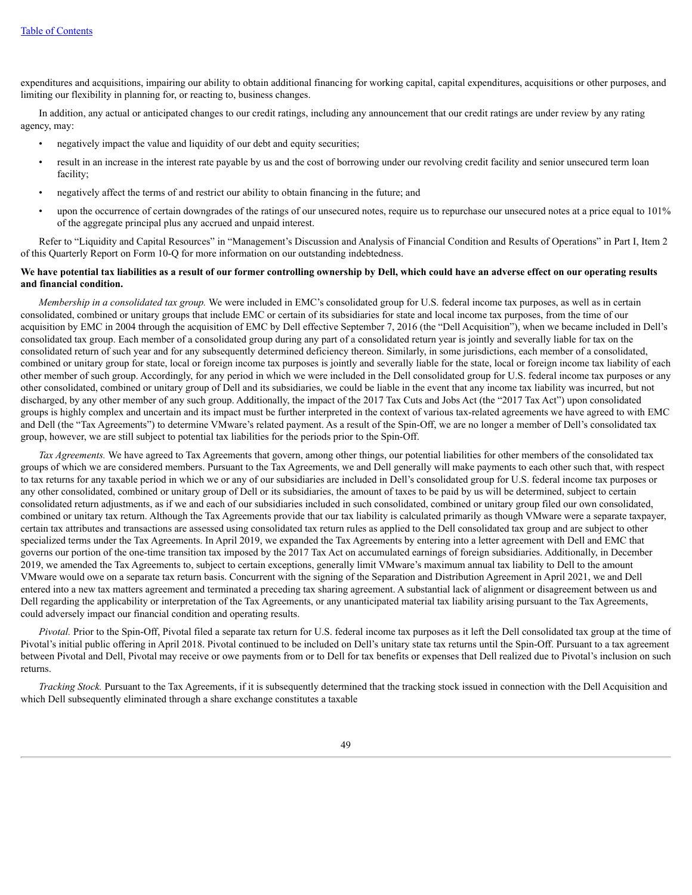expenditures and acquisitions, impairing our ability to obtain additional financing for working capital, capital expenditures, acquisitions or other purposes, and limiting our flexibility in planning for, or reacting to, business changes.

In addition, any actual or anticipated changes to our credit ratings, including any announcement that our credit ratings are under review by any rating agency, may:

- negatively impact the value and liquidity of our debt and equity securities;
- result in an increase in the interest rate payable by us and the cost of borrowing under our revolving credit facility and senior unsecured term loan facility;
- negatively affect the terms of and restrict our ability to obtain financing in the future; and
- upon the occurrence of certain downgrades of the ratings of our unsecured notes, require us to repurchase our unsecured notes at a price equal to 101% of the aggregate principal plus any accrued and unpaid interest.

Refer to "Liquidity and Capital Resources" in "Management's Discussion and Analysis of Financial Condition and Results of Operations" in Part I, Item 2 of this Quarterly Report on Form 10-Q for more information on our outstanding indebtedness.

**We have potential tax liabilities as a result of our former controlling ownership by Dell, which could have an adverse effect on our operating results and financial condition.**

*Membership in a consolidated tax group.* We were included in EMC's consolidated group for U.S. federal income tax purposes, as well as in certain consolidated, combined or unitary groups that include EMC or certain of its subsidiaries for state and local income tax purposes, from the time of our acquisition by EMC in 2004 through the acquisition of EMC by Dell effective September 7, 2016 (the "Dell Acquisition"), when we became included in Dell's consolidated tax group. Each member of a consolidated group during any part of a consolidated return year is jointly and severally liable for tax on the consolidated return of such year and for any subsequently determined deficiency thereon. Similarly, in some jurisdictions, each member of a consolidated, combined or unitary group for state, local or foreign income tax purposes is jointly and severally liable for the state, local or foreign income tax liability of each other member of such group. Accordingly, for any period in which we were included in the Dell consolidated group for U.S. federal income tax purposes or any other consolidated, combined or unitary group of Dell and its subsidiaries, we could be liable in the event that any income tax liability was incurred, but not discharged, by any other member of any such group. Additionally, the impact of the 2017 Tax Cuts and Jobs Act (the "2017 Tax Act") upon consolidated groups is highly complex and uncertain and its impact must be further interpreted in the context of various tax-related agreements we have agreed to with EMC and Dell (the "Tax Agreements") to determine VMware's related payment. As a result of the Spin-Off, we are no longer a member of Dell's consolidated tax group, however, we are still subject to potential tax liabilities for the periods prior to the Spin-Off.

*Tax Agreements.* We have agreed to Tax Agreements that govern, among other things, our potential liabilities for other members of the consolidated tax groups of which we are considered members. Pursuant to the Tax Agreements, we and Dell generally will make payments to each other such that, with respect to tax returns for any taxable period in which we or any of our subsidiaries are included in Dell's consolidated group for U.S. federal income tax purposes or any other consolidated, combined or unitary group of Dell or its subsidiaries, the amount of taxes to be paid by us will be determined, subject to certain consolidated return adjustments, as if we and each of our subsidiaries included in such consolidated, combined or unitary group filed our own consolidated, combined or unitary tax return. Although the Tax Agreements provide that our tax liability is calculated primarily as though VMware were a separate taxpayer, certain tax attributes and transactions are assessed using consolidated tax return rules as applied to the Dell consolidated tax group and are subject to other specialized terms under the Tax Agreements. In April 2019, we expanded the Tax Agreements by entering into a letter agreement with Dell and EMC that governs our portion of the one-time transition tax imposed by the 2017 Tax Act on accumulated earnings of foreign subsidiaries. Additionally, in December 2019, we amended the Tax Agreements to, subject to certain exceptions, generally limit VMware's maximum annual tax liability to Dell to the amount VMware would owe on a separate tax return basis. Concurrent with the signing of the Separation and Distribution Agreement in April 2021, we and Dell entered into a new tax matters agreement and terminated a preceding tax sharing agreement. A substantial lack of alignment or disagreement between us and Dell regarding the applicability or interpretation of the Tax Agreements, or any unanticipated material tax liability arising pursuant to the Tax Agreements, could adversely impact our financial condition and operating results.

*Pivotal.* Prior to the Spin-Off, Pivotal filed a separate tax return for U.S. federal income tax purposes as it left the Dell consolidated tax group at the time of Pivotal's initial public offering in April 2018. Pivotal continued to be included on Dell's unitary state tax returns until the Spin-Off. Pursuant to a tax agreement between Pivotal and Dell, Pivotal may receive or owe payments from or to Dell for tax benefits or expenses that Dell realized due to Pivotal's inclusion on such returns.

*Tracking Stock.* Pursuant to the Tax Agreements, if it is subsequently determined that the tracking stock issued in connection with the Dell Acquisition and which Dell subsequently eliminated through a share exchange constitutes a taxable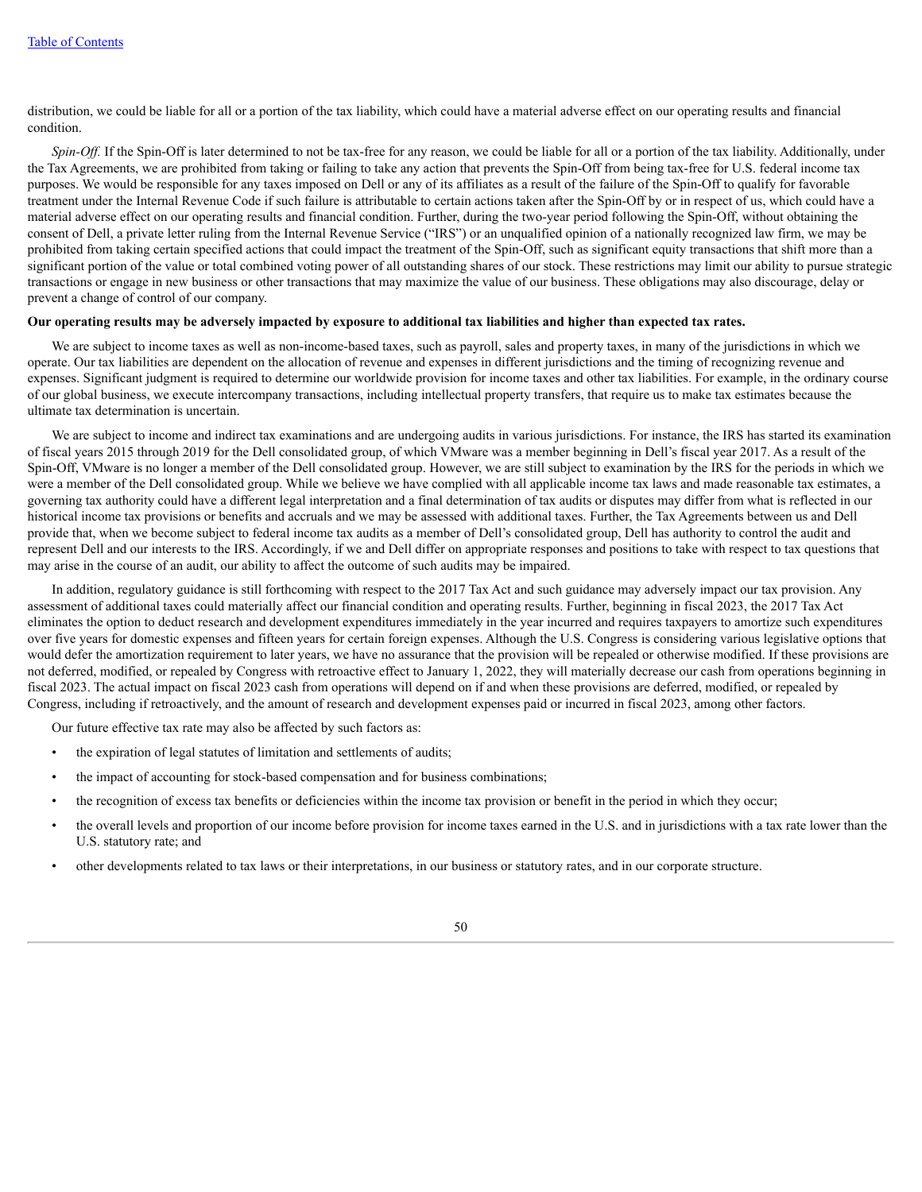distribution, we could be liable for all or a portion of the tax liability, which could have a material adverse effect on our operating results and financial condition.

*Spin-Off.* If the Spin-Off is later determined to not be tax-free for any reason, we could be liable for all or a portion of the tax liability. Additionally, under the Tax Agreements, we are prohibited from taking or failing to take any action that prevents the Spin-Off from being tax-free for U.S. federal income tax purposes. We would be responsible for any taxes imposed on Dell or any of its affiliates as a result of the failure of the Spin-Off to qualify for favorable treatment under the Internal Revenue Code if such failure is attributable to certain actions taken after the Spin-Off by or in respect of us, which could have a material adverse effect on our operating results and financial condition. Further, during the two-year period following the Spin-Off, without obtaining the consent of Dell, a private letter ruling from the Internal Revenue Service ("IRS") or an unqualified opinion of a nationally recognized law firm, we may be prohibited from taking certain specified actions that could impact the treatment of the Spin-Off, such as significant equity transactions that shift more than a significant portion of the value or total combined voting power of all outstanding shares of our stock. These restrictions may limit our ability to pursue strategic transactions or engage in new business or other transactions that may maximize the value of our business. These obligations may also discourage, delay or prevent a change of control of our company.

**Our operating results may be adversely impacted by exposure to additional tax liabilities and higher than expected tax rates.**

We are subject to income taxes as well as non-income-based taxes, such as payroll, sales and property taxes, in many of the jurisdictions in which we operate. Our tax liabilities are dependent on the allocation of revenue and expenses in different jurisdictions and the timing of recognizing revenue and expenses. Significant judgment is required to determine our worldwide provision for income taxes and other tax liabilities. For example, in the ordinary course of our global business, we execute intercompany transactions, including intellectual property transfers, that require us to make tax estimates because the ultimate tax determination is uncertain.

We are subject to income and indirect tax examinations and are undergoing audits in various jurisdictions. For instance, the IRS has started its examination of fiscal years 2015 through 2019 for the Dell consolidated group, of which VMware was a member beginning in Dell's fiscal year 2017. As a result of the Spin-Off, VMware is no longer a member of the Dell consolidated group. However, we are still subject to examination by the IRS for the periods in which we were a member of the Dell consolidated group. While we believe we have complied with all applicable income tax laws and made reasonable tax estimates, a governing tax authority could have a different legal interpretation and a final determination of tax audits or disputes may differ from what is reflected in our historical income tax provisions or benefits and accruals and we may be assessed with additional taxes. Further, the Tax Agreements between us and Dell provide that, when we become subject to federal income tax audits as a member of Dell's consolidated group, Dell has authority to control the audit and represent Dell and our interests to the IRS. Accordingly, if we and Dell differ on appropriate responses and positions to take with respect to tax questions that may arise in the course of an audit, our ability to affect the outcome of such audits may be impaired.

In addition, regulatory guidance is still forthcoming with respect to the 2017 Tax Act and such guidance may adversely impact our tax provision. Any assessment of additional taxes could materially affect our financial condition and operating results. Further, beginning in fiscal 2023, the 2017 Tax Act eliminates the option to deduct research and development expenditures immediately in the year incurred and requires taxpayers to amortize such expenditures over five years for domestic expenses and fifteen years for certain foreign expenses. Although the U.S. Congress is considering various legislative options that would defer the amortization requirement to later years, we have no assurance that the provision will be repealed or otherwise modified. If these provisions are not deferred, modified, or repealed by Congress with retroactive effect to January 1, 2022, they will materially decrease our cash from operations beginning in fiscal 2023. The actual impact on fiscal 2023 cash from operations will depend on if and when these provisions are deferred, modified, or repealed by Congress, including if retroactively, and the amount of research and development expenses paid or incurred in fiscal 2023, among other factors.

Our future effective tax rate may also be affected by such factors as:

- the expiration of legal statutes of limitation and settlements of audits;
- the impact of accounting for stock-based compensation and for business combinations;
- the recognition of excess tax benefits or deficiencies within the income tax provision or benefit in the period in which they occur;
- the overall levels and proportion of our income before provision for income taxes earned in the U.S. and in jurisdictions with a tax rate lower than the U.S. statutory rate; and
- other developments related to tax laws or their interpretations, in our business or statutory rates, and in our corporate structure.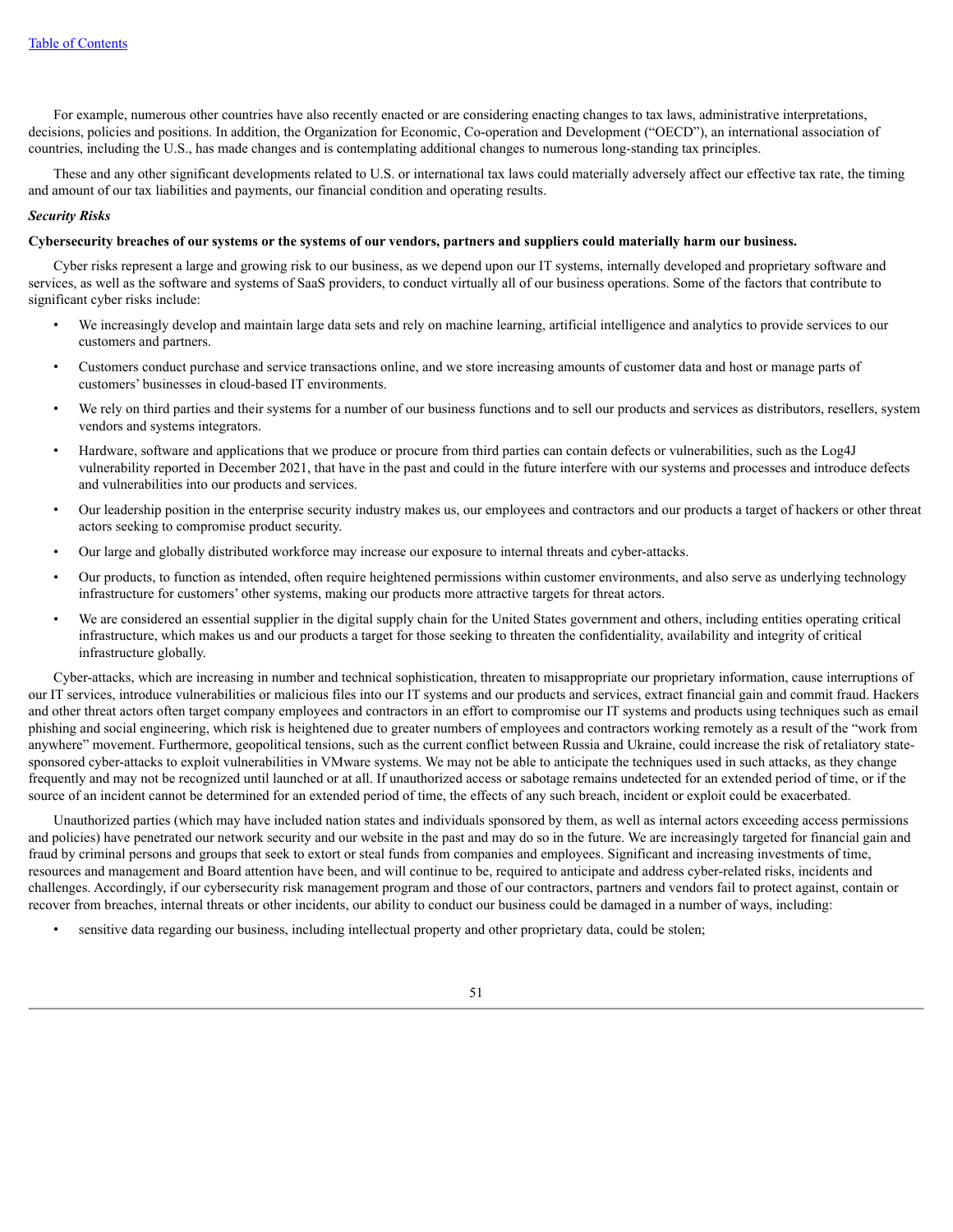For example, numerous other countries have also recently enacted or are considering enacting changes to tax laws, administrative interpretations, decisions, policies and positions. In addition, the Organization for Economic, Co-operation and Development ("OECD"), an international association of countries, including the U.S., has made changes and is contemplating additional changes to numerous long-standing tax principles.

These and any other significant developments related to U.S. or international tax laws could materially adversely affect our effective tax rate, the timing and amount of our tax liabilities and payments, our financial condition and operating results.

***Security Risks***

**Cybersecurity breaches of our systems or the systems of our vendors, partners and suppliers could materially harm our business.**

Cyber risks represent a large and growing risk to our business, as we depend upon our IT systems, internally developed and proprietary software and services, as well as the software and systems of SaaS providers, to conduct virtually all of our business operations. Some of the factors that contribute to significant cyber risks include:

- We increasingly develop and maintain large data sets and rely on machine learning, artificial intelligence and analytics to provide services to our customers and partners.
- Customers conduct purchase and service transactions online, and we store increasing amounts of customer data and host or manage parts of customers' businesses in cloud-based IT environments.
- We rely on third parties and their systems for a number of our business functions and to sell our products and services as distributors, resellers, system vendors and systems integrators.
- Hardware, software and applications that we produce or procure from third parties can contain defects or vulnerabilities, such as the Log4J vulnerability reported in December 2021, that have in the past and could in the future interfere with our systems and processes and introduce defects and vulnerabilities into our products and services.
- Our leadership position in the enterprise security industry makes us, our employees and contractors and our products a target of hackers or other threat actors seeking to compromise product security.
- Our large and globally distributed workforce may increase our exposure to internal threats and cyber-attacks.
- Our products, to function as intended, often require heightened permissions within customer environments, and also serve as underlying technology infrastructure for customers' other systems, making our products more attractive targets for threat actors.
- We are considered an essential supplier in the digital supply chain for the United States government and others, including entities operating critical infrastructure, which makes us and our products a target for those seeking to threaten the confidentiality, availability and integrity of critical infrastructure globally.

Cyber-attacks, which are increasing in number and technical sophistication, threaten to misappropriate our proprietary information, cause interruptions of our IT services, introduce vulnerabilities or malicious files into our IT systems and our products and services, extract financial gain and commit fraud. Hackers and other threat actors often target company employees and contractors in an effort to compromise our IT systems and products using techniques such as email phishing and social engineering, which risk is heightened due to greater numbers of employees and contractors working remotely as a result of the "work from anywhere" movement. Furthermore, geopolitical tensions, such as the current conflict between Russia and Ukraine, could increase the risk of retaliatory state-sponsored cyber-attacks to exploit vulnerabilities in VMware systems. We may not be able to anticipate the techniques used in such attacks, as they change frequently and may not be recognized until launched or at all. If unauthorized access or sabotage remains undetected for an extended period of time, or if the source of an incident cannot be determined for an extended period of time, the effects of any such breach, incident or exploit could be exacerbated.

Unauthorized parties (which may have included nation states and individuals sponsored by them, as well as internal actors exceeding access permissions and policies) have penetrated our network security and our website in the past and may do so in the future. We are increasingly targeted for financial gain and fraud by criminal persons and groups that seek to extort or steal funds from companies and employees. Significant and increasing investments of time, resources and management and Board attention have been, and will continue to be, required to anticipate and address cyber-related risks, incidents and challenges. Accordingly, if our cybersecurity risk management program and those of our contractors, partners and vendors fail to protect against, contain or recover from breaches, internal threats or other incidents, our ability to conduct our business could be damaged in a number of ways, including:

- sensitive data regarding our business, including intellectual property and other proprietary data, could be stolen;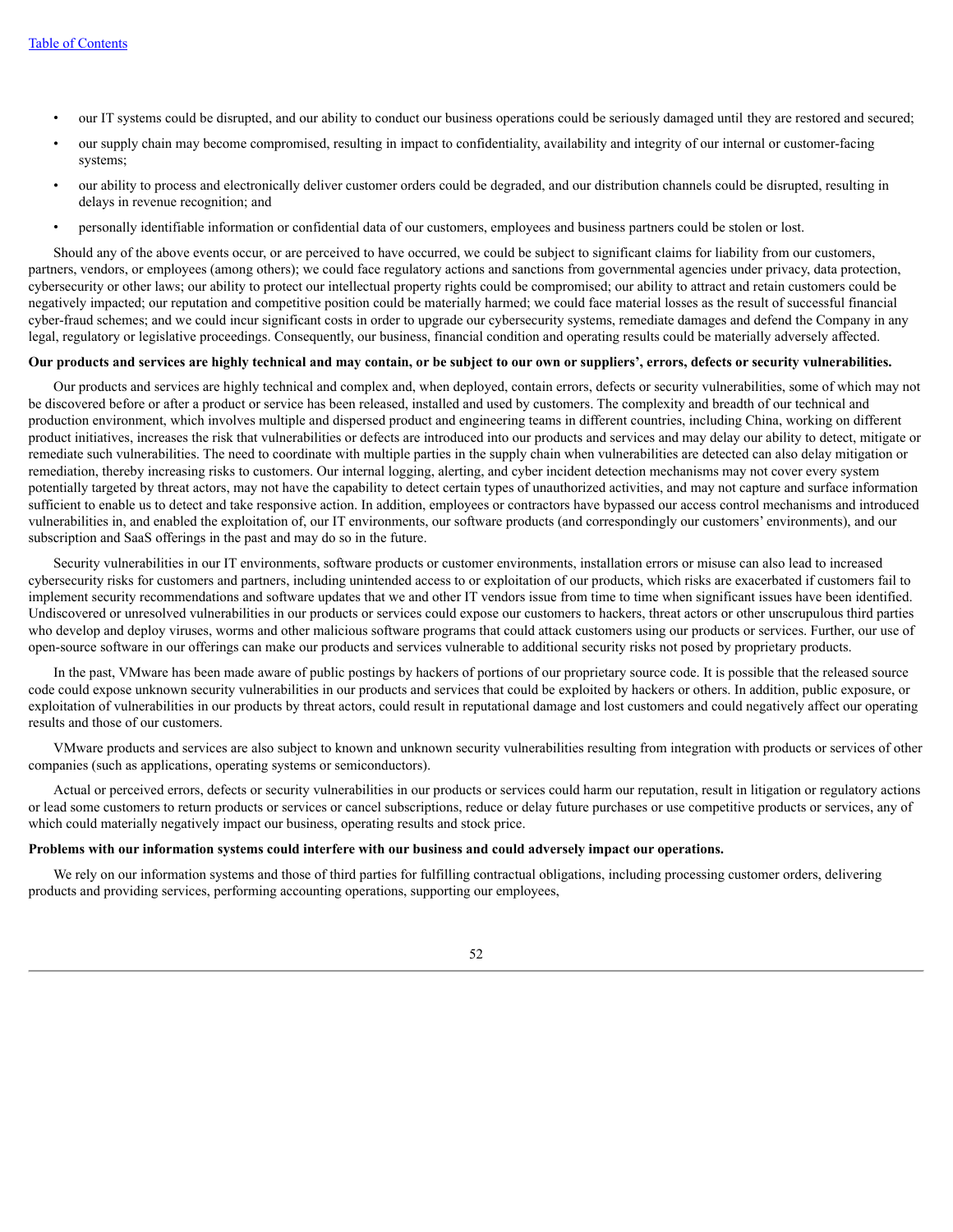- our IT systems could be disrupted, and our ability to conduct our business operations could be seriously damaged until they are restored and secured;
- our supply chain may become compromised, resulting in impact to confidentiality, availability and integrity of our internal or customer-facing systems;
- our ability to process and electronically deliver customer orders could be degraded, and our distribution channels could be disrupted, resulting in delays in revenue recognition; and
- personally identifiable information or confidential data of our customers, employees and business partners could be stolen or lost.

Should any of the above events occur, or are perceived to have occurred, we could be subject to significant claims for liability from our customers, partners, vendors, or employees (among others); we could face regulatory actions and sanctions from governmental agencies under privacy, data protection, cybersecurity or other laws; our ability to protect our intellectual property rights could be compromised; our ability to attract and retain customers could be negatively impacted; our reputation and competitive position could be materially harmed; we could face material losses as the result of successful financial cyber-fraud schemes; and we could incur significant costs in order to upgrade our cybersecurity systems, remediate damages and defend the Company in any legal, regulatory or legislative proceedings. Consequently, our business, financial condition and operating results could be materially adversely affected.

**Our products and services are highly technical and may contain, or be subject to our own or suppliers', errors, defects or security vulnerabilities.**

Our products and services are highly technical and complex and, when deployed, contain errors, defects or security vulnerabilities, some of which may not be discovered before or after a product or service has been released, installed and used by customers. The complexity and breadth of our technical and production environment, which involves multiple and dispersed product and engineering teams in different countries, including China, working on different product initiatives, increases the risk that vulnerabilities or defects are introduced into our products and services and may delay our ability to detect, mitigate or remediate such vulnerabilities. The need to coordinate with multiple parties in the supply chain when vulnerabilities are detected can also delay mitigation or remediation, thereby increasing risks to customers. Our internal logging, alerting, and cyber incident detection mechanisms may not cover every system potentially targeted by threat actors, may not have the capability to detect certain types of unauthorized activities, and may not capture and surface information sufficient to enable us to detect and take responsive action. In addition, employees or contractors have bypassed our access control mechanisms and introduced vulnerabilities in, and enabled the exploitation of, our IT environments, our software products (and correspondingly our customers' environments), and our subscription and SaaS offerings in the past and may do so in the future.

Security vulnerabilities in our IT environments, software products or customer environments, installation errors or misuse can also lead to increased cybersecurity risks for customers and partners, including unintended access to or exploitation of our products, which risks are exacerbated if customers fail to implement security recommendations and software updates that we and other IT vendors issue from time to time when significant issues have been identified. Undiscovered or unresolved vulnerabilities in our products or services could expose our customers to hackers, threat actors or other unscrupulous third parties who develop and deploy viruses, worms and other malicious software programs that could attack customers using our products or services. Further, our use of open-source software in our offerings can make our products and services vulnerable to additional security risks not posed by proprietary products.

In the past, VMware has been made aware of public postings by hackers of portions of our proprietary source code. It is possible that the released source code could expose unknown security vulnerabilities in our products and services that could be exploited by hackers or others. In addition, public exposure, or exploitation of vulnerabilities in our products by threat actors, could result in reputational damage and lost customers and could negatively affect our operating results and those of our customers.

VMware products and services are also subject to known and unknown security vulnerabilities resulting from integration with products or services of other companies (such as applications, operating systems or semiconductors).

Actual or perceived errors, defects or security vulnerabilities in our products or services could harm our reputation, result in litigation or regulatory actions or lead some customers to return products or services or cancel subscriptions, reduce or delay future purchases or use competitive products or services, any of which could materially negatively impact our business, operating results and stock price.

**Problems with our information systems could interfere with our business and could adversely impact our operations.**

We rely on our information systems and those of third parties for fulfilling contractual obligations, including processing customer orders, delivering products and providing services, performing accounting operations, supporting our employees,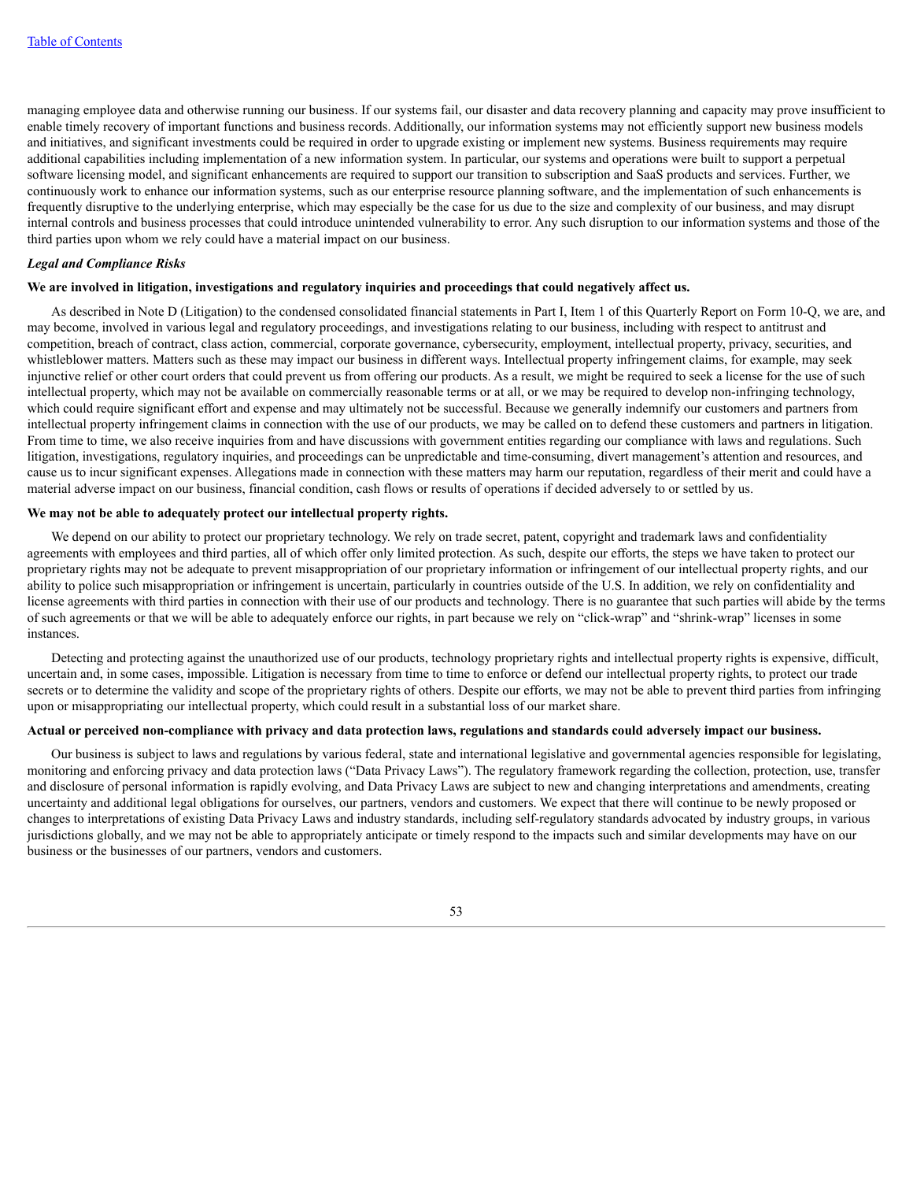managing employee data and otherwise running our business. If our systems fail, our disaster and data recovery planning and capacity may prove insufficient to enable timely recovery of important functions and business records. Additionally, our information systems may not efficiently support new business models and initiatives, and significant investments could be required in order to upgrade existing or implement new systems. Business requirements may require additional capabilities including implementation of a new information system. In particular, our systems and operations were built to support a perpetual software licensing model, and significant enhancements are required to support our transition to subscription and SaaS products and services. Further, we continuously work to enhance our information systems, such as our enterprise resource planning software, and the implementation of such enhancements is frequently disruptive to the underlying enterprise, which may especially be the case for us due to the size and complexity of our business, and may disrupt internal controls and business processes that could introduce unintended vulnerability to error. Any such disruption to our information systems and those of the third parties upon whom we rely could have a material impact on our business.

*Legal and Compliance Risks*

**We are involved in litigation, investigations and regulatory inquiries and proceedings that could negatively affect us.**

As described in Note D (Litigation) to the condensed consolidated financial statements in Part I, Item 1 of this Quarterly Report on Form 10-Q, we are, and may become, involved in various legal and regulatory proceedings, and investigations relating to our business, including with respect to antitrust and competition, breach of contract, class action, commercial, corporate governance, cybersecurity, employment, intellectual property, privacy, securities, and whistleblower matters. Matters such as these may impact our business in different ways. Intellectual property infringement claims, for example, may seek injunctive relief or other court orders that could prevent us from offering our products. As a result, we might be required to seek a license for the use of such intellectual property, which may not be available on commercially reasonable terms or at all, or we may be required to develop non-infringing technology, which could require significant effort and expense and may ultimately not be successful. Because we generally indemnify our customers and partners from intellectual property infringement claims in connection with the use of our products, we may be called on to defend these customers and partners in litigation. From time to time, we also receive inquiries from and have discussions with government entities regarding our compliance with laws and regulations. Such litigation, investigations, regulatory inquiries, and proceedings can be unpredictable and time-consuming, divert management's attention and resources, and cause us to incur significant expenses. Allegations made in connection with these matters may harm our reputation, regardless of their merit and could have a material adverse impact on our business, financial condition, cash flows or results of operations if decided adversely to or settled by us.

**We may not be able to adequately protect our intellectual property rights.**

We depend on our ability to protect our proprietary technology. We rely on trade secret, patent, copyright and trademark laws and confidentiality agreements with employees and third parties, all of which offer only limited protection. As such, despite our efforts, the steps we have taken to protect our proprietary rights may not be adequate to prevent misappropriation of our proprietary information or infringement of our intellectual property rights, and our ability to police such misappropriation or infringement is uncertain, particularly in countries outside of the U.S. In addition, we rely on confidentiality and license agreements with third parties in connection with their use of our products and technology. There is no guarantee that such parties will abide by the terms of such agreements or that we will be able to adequately enforce our rights, in part because we rely on "click-wrap" and "shrink-wrap" licenses in some instances.

Detecting and protecting against the unauthorized use of our products, technology proprietary rights and intellectual property rights is expensive, difficult, uncertain and, in some cases, impossible. Litigation is necessary from time to time to enforce or defend our intellectual property rights, to protect our trade secrets or to determine the validity and scope of the proprietary rights of others. Despite our efforts, we may not be able to prevent third parties from infringing upon or misappropriating our intellectual property, which could result in a substantial loss of our market share.

**Actual or perceived non-compliance with privacy and data protection laws, regulations and standards could adversely impact our business.**

Our business is subject to laws and regulations by various federal, state and international legislative and governmental agencies responsible for legislating, monitoring and enforcing privacy and data protection laws ("Data Privacy Laws"). The regulatory framework regarding the collection, protection, use, transfer and disclosure of personal information is rapidly evolving, and Data Privacy Laws are subject to new and changing interpretations and amendments, creating uncertainty and additional legal obligations for ourselves, our partners, vendors and customers. We expect that there will continue to be newly proposed or changes to interpretations of existing Data Privacy Laws and industry standards, including self-regulatory standards advocated by industry groups, in various jurisdictions globally, and we may not be able to appropriately anticipate or timely respond to the impacts such and similar developments may have on our business or the businesses of our partners, vendors and customers.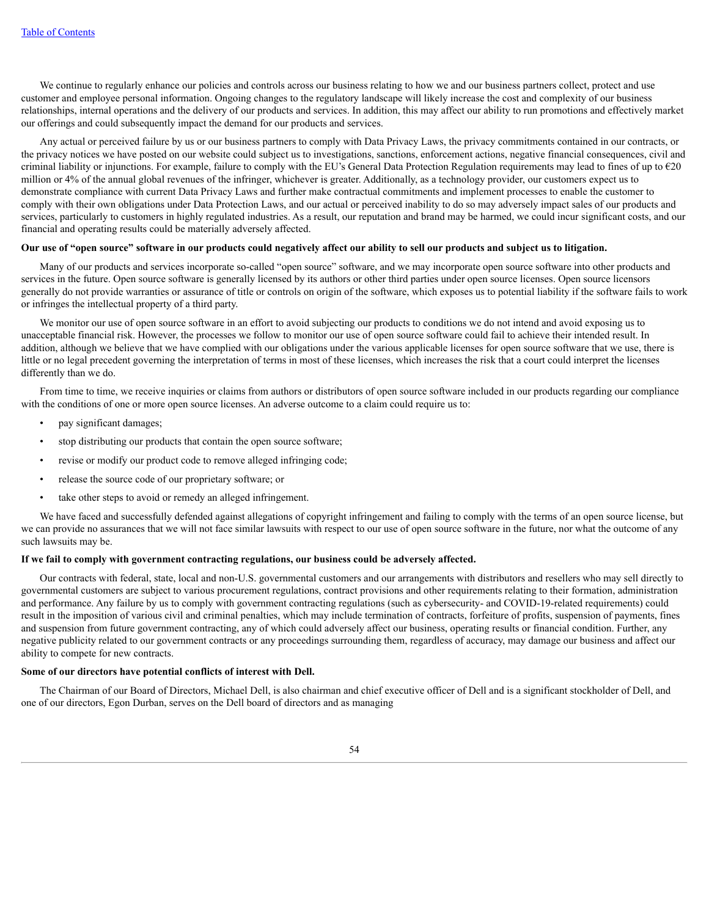We continue to regularly enhance our policies and controls across our business relating to how we and our business partners collect, protect and use customer and employee personal information. Ongoing changes to the regulatory landscape will likely increase the cost and complexity of our business relationships, internal operations and the delivery of our products and services. In addition, this may affect our ability to run promotions and effectively market our offerings and could subsequently impact the demand for our products and services.

Any actual or perceived failure by us or our business partners to comply with Data Privacy Laws, the privacy commitments contained in our contracts, or the privacy notices we have posted on our website could subject us to investigations, sanctions, enforcement actions, negative financial consequences, civil and criminal liability or injunctions. For example, failure to comply with the EU's General Data Protection Regulation requirements may lead to fines of up to €20 million or 4% of the annual global revenues of the infringer, whichever is greater. Additionally, as a technology provider, our customers expect us to demonstrate compliance with current Data Privacy Laws and further make contractual commitments and implement processes to enable the customer to comply with their own obligations under Data Protection Laws, and our actual or perceived inability to do so may adversely impact sales of our products and services, particularly to customers in highly regulated industries. As a result, our reputation and brand may be harmed, we could incur significant costs, and our financial and operating results could be materially adversely affected.

**Our use of "open source" software in our products could negatively affect our ability to sell our products and subject us to litigation.**

Many of our products and services incorporate so-called "open source" software, and we may incorporate open source software into other products and services in the future. Open source software is generally licensed by its authors or other third parties under open source licenses. Open source licensors generally do not provide warranties or assurance of title or controls on origin of the software, which exposes us to potential liability if the software fails to work or infringes the intellectual property of a third party.

We monitor our use of open source software in an effort to avoid subjecting our products to conditions we do not intend and avoid exposing us to unacceptable financial risk. However, the processes we follow to monitor our use of open source software could fail to achieve their intended result. In addition, although we believe that we have complied with our obligations under the various applicable licenses for open source software that we use, there is little or no legal precedent governing the interpretation of terms in most of these licenses, which increases the risk that a court could interpret the licenses differently than we do.

From time to time, we receive inquiries or claims from authors or distributors of open source software included in our products regarding our compliance with the conditions of one or more open source licenses. An adverse outcome to a claim could require us to:

- pay significant damages;
- stop distributing our products that contain the open source software;
- revise or modify our product code to remove alleged infringing code;
- release the source code of our proprietary software; or
- take other steps to avoid or remedy an alleged infringement.

We have faced and successfully defended against allegations of copyright infringement and failing to comply with the terms of an open source license, but we can provide no assurances that we will not face similar lawsuits with respect to our use of open source software in the future, nor what the outcome of any such lawsuits may be.

**If we fail to comply with government contracting regulations, our business could be adversely affected.**

Our contracts with federal, state, local and non-U.S. governmental customers and our arrangements with distributors and resellers who may sell directly to governmental customers are subject to various procurement regulations, contract provisions and other requirements relating to their formation, administration and performance. Any failure by us to comply with government contracting regulations (such as cybersecurity- and COVID-19-related requirements) could result in the imposition of various civil and criminal penalties, which may include termination of contracts, forfeiture of profits, suspension of payments, fines and suspension from future government contracting, any of which could adversely affect our business, operating results or financial condition. Further, any negative publicity related to our government contracts or any proceedings surrounding them, regardless of accuracy, may damage our business and affect our ability to compete for new contracts.

**Some of our directors have potential conflicts of interest with Dell.**

The Chairman of our Board of Directors, Michael Dell, is also chairman and chief executive officer of Dell and is a significant stockholder of Dell, and one of our directors, Egon Durban, serves on the Dell board of directors and as managing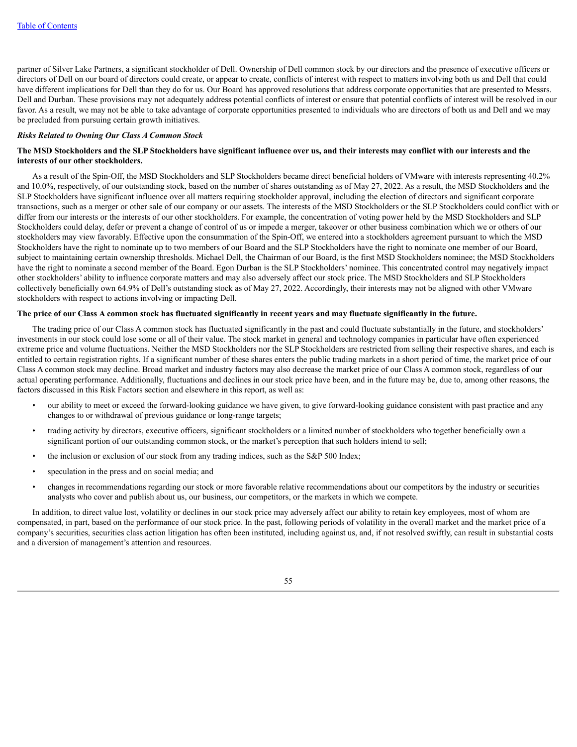partner of Silver Lake Partners, a significant stockholder of Dell. Ownership of Dell common stock by our directors and the presence of executive officers or directors of Dell on our board of directors could create, or appear to create, conflicts of interest with respect to matters involving both us and Dell that could have different implications for Dell than they do for us. Our Board has approved resolutions that address corporate opportunities that are presented to Messrs. Dell and Durban. These provisions may not adequately address potential conflicts of interest or ensure that potential conflicts of interest will be resolved in our favor. As a result, we may not be able to take advantage of corporate opportunities presented to individuals who are directors of both us and Dell and we may be precluded from pursuing certain growth initiatives.

***Risks Related to Owning Our Class A Common Stock***

**The MSD Stockholders and the SLP Stockholders have significant influence over us, and their interests may conflict with our interests and the interests of our other stockholders.**

As a result of the Spin-Off, the MSD Stockholders and SLP Stockholders became direct beneficial holders of VMware with interests representing 40.2% and 10.0%, respectively, of our outstanding stock, based on the number of shares outstanding as of May 27, 2022. As a result, the MSD Stockholders and the SLP Stockholders have significant influence over all matters requiring stockholder approval, including the election of directors and significant corporate transactions, such as a merger or other sale of our company or our assets. The interests of the MSD Stockholders or the SLP Stockholders could conflict with or differ from our interests or the interests of our other stockholders. For example, the concentration of voting power held by the MSD Stockholders and SLP Stockholders could delay, defer or prevent a change of control of us or impede a merger, takeover or other business combination which we or others of our stockholders may view favorably. Effective upon the consummation of the Spin-Off, we entered into a stockholders agreement pursuant to which the MSD Stockholders have the right to nominate up to two members of our Board and the SLP Stockholders have the right to nominate one member of our Board, subject to maintaining certain ownership thresholds. Michael Dell, the Chairman of our Board, is the first MSD Stockholders nominee; the MSD Stockholders have the right to nominate a second member of the Board. Egon Durban is the SLP Stockholders' nominee. This concentrated control may negatively impact other stockholders' ability to influence corporate matters and may also adversely affect our stock price. The MSD Stockholders and SLP Stockholders collectively beneficially own 64.9% of Dell's outstanding stock as of May 27, 2022. Accordingly, their interests may not be aligned with other VMware stockholders with respect to actions involving or impacting Dell.

**The price of our Class A common stock has fluctuated significantly in recent years and may fluctuate significantly in the future.**

The trading price of our Class A common stock has fluctuated significantly in the past and could fluctuate substantially in the future, and stockholders' investments in our stock could lose some or all of their value. The stock market in general and technology companies in particular have often experienced extreme price and volume fluctuations. Neither the MSD Stockholders nor the SLP Stockholders are restricted from selling their respective shares, and each is entitled to certain registration rights. If a significant number of these shares enters the public trading markets in a short period of time, the market price of our Class A common stock may decline. Broad market and industry factors may also decrease the market price of our Class A common stock, regardless of our actual operating performance. Additionally, fluctuations and declines in our stock price have been, and in the future may be, due to, among other reasons, the factors discussed in this Risk Factors section and elsewhere in this report, as well as:

- our ability to meet or exceed the forward-looking guidance we have given, to give forward-looking guidance consistent with past practice and any changes to or withdrawal of previous guidance or long-range targets;
- trading activity by directors, executive officers, significant stockholders or a limited number of stockholders who together beneficially own a significant portion of our outstanding common stock, or the market's perception that such holders intend to sell;
- the inclusion or exclusion of our stock from any trading indices, such as the S&P 500 Index;
- speculation in the press and on social media; and
- changes in recommendations regarding our stock or more favorable relative recommendations about our competitors by the industry or securities analysts who cover and publish about us, our business, our competitors, or the markets in which we compete.

In addition, to direct value lost, volatility or declines in our stock price may adversely affect our ability to retain key employees, most of whom are compensated, in part, based on the performance of our stock price. In the past, following periods of volatility in the overall market and the market price of a company's securities, securities class action litigation has often been instituted, including against us, and, if not resolved swiftly, can result in substantial costs and a diversion of management's attention and resources.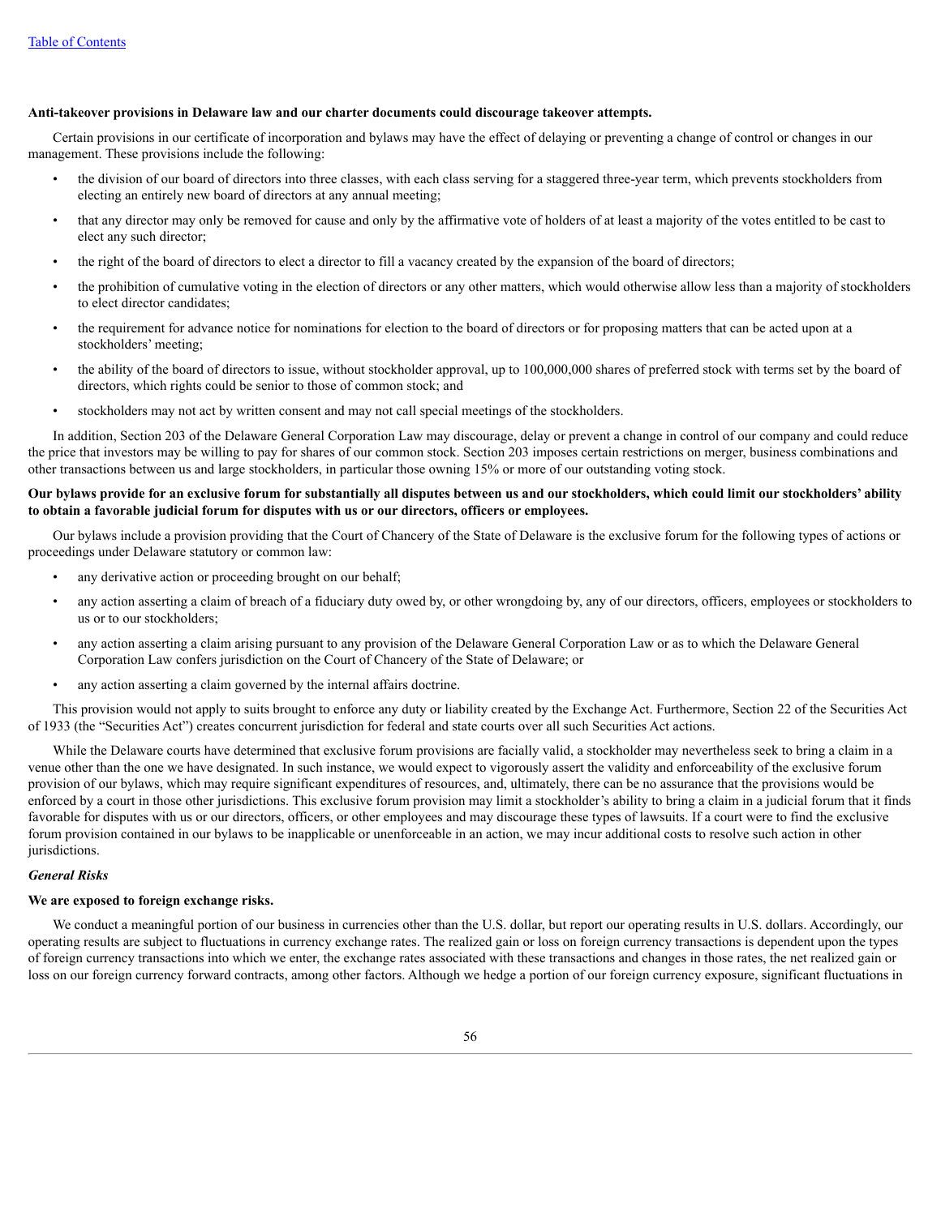**Anti-takeover provisions in Delaware law and our charter documents could discourage takeover attempts.**

Certain provisions in our certificate of incorporation and bylaws may have the effect of delaying or preventing a change of control or changes in our management. These provisions include the following:

- the division of our board of directors into three classes, with each class serving for a staggered three-year term, which prevents stockholders from electing an entirely new board of directors at any annual meeting;
- that any director may only be removed for cause and only by the affirmative vote of holders of at least a majority of the votes entitled to be cast to elect any such director;
- the right of the board of directors to elect a director to fill a vacancy created by the expansion of the board of directors;
- the prohibition of cumulative voting in the election of directors or any other matters, which would otherwise allow less than a majority of stockholders to elect director candidates;
- the requirement for advance notice for nominations for election to the board of directors or for proposing matters that can be acted upon at a stockholders' meeting;
- the ability of the board of directors to issue, without stockholder approval, up to 100,000,000 shares of preferred stock with terms set by the board of directors, which rights could be senior to those of common stock; and
- stockholders may not act by written consent and may not call special meetings of the stockholders.

In addition, Section 203 of the Delaware General Corporation Law may discourage, delay or prevent a change in control of our company and could reduce the price that investors may be willing to pay for shares of our common stock. Section 203 imposes certain restrictions on merger, business combinations and other transactions between us and large stockholders, in particular those owning 15% or more of our outstanding voting stock.

**Our bylaws provide for an exclusive forum for substantially all disputes between us and our stockholders, which could limit our stockholders' ability to obtain a favorable judicial forum for disputes with us or our directors, officers or employees.**

Our bylaws include a provision providing that the Court of Chancery of the State of Delaware is the exclusive forum for the following types of actions or proceedings under Delaware statutory or common law:

- any derivative action or proceeding brought on our behalf;
- any action asserting a claim of breach of a fiduciary duty owed by, or other wrongdoing by, any of our directors, officers, employees or stockholders to us or to our stockholders;
- any action asserting a claim arising pursuant to any provision of the Delaware General Corporation Law or as to which the Delaware General Corporation Law confers jurisdiction on the Court of Chancery of the State of Delaware; or
- any action asserting a claim governed by the internal affairs doctrine.

This provision would not apply to suits brought to enforce any duty or liability created by the Exchange Act. Furthermore, Section 22 of the Securities Act of 1933 (the "Securities Act") creates concurrent jurisdiction for federal and state courts over all such Securities Act actions.

While the Delaware courts have determined that exclusive forum provisions are facially valid, a stockholder may nevertheless seek to bring a claim in a venue other than the one we have designated. In such instance, we would expect to vigorously assert the validity and enforceability of the exclusive forum provision of our bylaws, which may require significant expenditures of resources, and, ultimately, there can be no assurance that the provisions would be enforced by a court in those other jurisdictions. This exclusive forum provision may limit a stockholder's ability to bring a claim in a judicial forum that it finds favorable for disputes with us or our directors, officers, or other employees and may discourage these types of lawsuits. If a court were to find the exclusive forum provision contained in our bylaws to be inapplicable or unenforceable in an action, we may incur additional costs to resolve such action in other jurisdictions.

***General Risks***

**We are exposed to foreign exchange risks.**

We conduct a meaningful portion of our business in currencies other than the U.S. dollar, but report our operating results in U.S. dollars. Accordingly, our operating results are subject to fluctuations in currency exchange rates. The realized gain or loss on foreign currency transactions is dependent upon the types of foreign currency transactions into which we enter, the exchange rates associated with these transactions and changes in those rates, the net realized gain or loss on our foreign currency forward contracts, among other factors. Although we hedge a portion of our foreign currency exposure, significant fluctuations in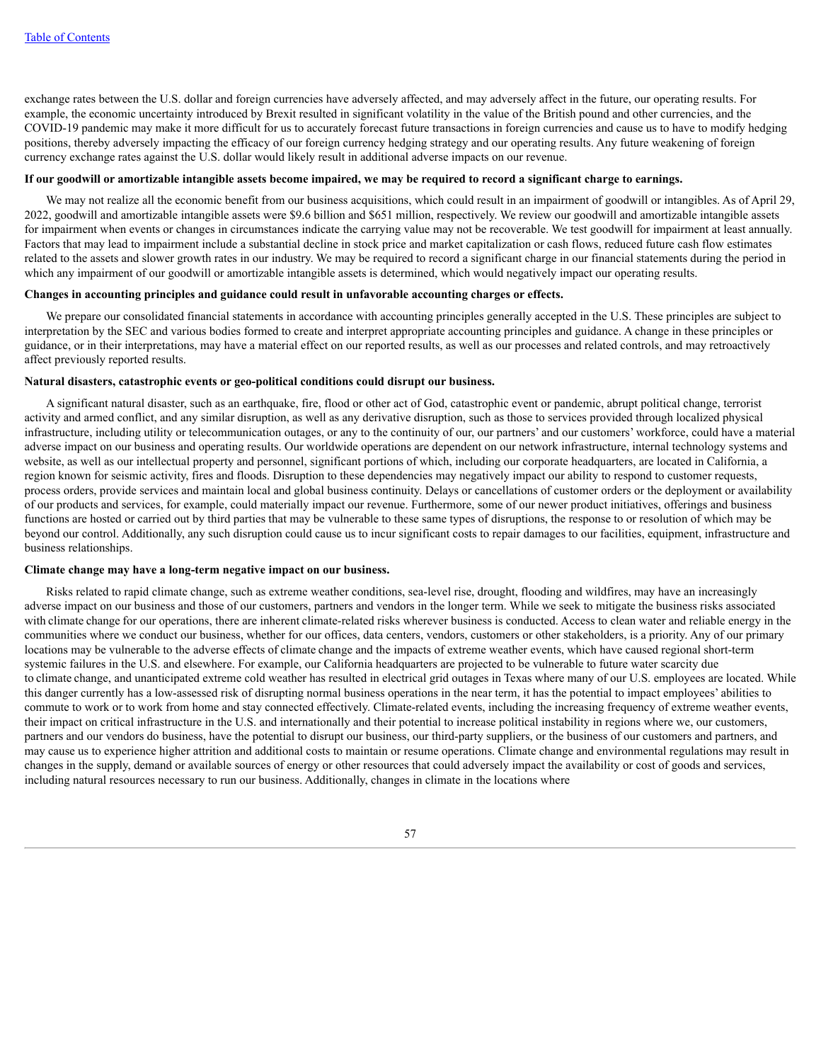exchange rates between the U.S. dollar and foreign currencies have adversely affected, and may adversely affect in the future, our operating results. For example, the economic uncertainty introduced by Brexit resulted in significant volatility in the value of the British pound and other currencies, and the COVID-19 pandemic may make it more difficult for us to accurately forecast future transactions in foreign currencies and cause us to have to modify hedging positions, thereby adversely impacting the efficacy of our foreign currency hedging strategy and our operating results. Any future weakening of foreign currency exchange rates against the U.S. dollar would likely result in additional adverse impacts on our revenue.

**If our goodwill or amortizable intangible assets become impaired, we may be required to record a significant charge to earnings.**

We may not realize all the economic benefit from our business acquisitions, which could result in an impairment of goodwill or intangibles. As of April 29, 2022, goodwill and amortizable intangible assets were $9.6 billion and $651 million, respectively. We review our goodwill and amortizable intangible assets for impairment when events or changes in circumstances indicate the carrying value may not be recoverable. We test goodwill for impairment at least annually. Factors that may lead to impairment include a substantial decline in stock price and market capitalization or cash flows, reduced future cash flow estimates related to the assets and slower growth rates in our industry. We may be required to record a significant charge in our financial statements during the period in which any impairment of our goodwill or amortizable intangible assets is determined, which would negatively impact our operating results.

**Changes in accounting principles and guidance could result in unfavorable accounting charges or effects.**

We prepare our consolidated financial statements in accordance with accounting principles generally accepted in the U.S. These principles are subject to interpretation by the SEC and various bodies formed to create and interpret appropriate accounting principles and guidance. A change in these principles or guidance, or in their interpretations, may have a material effect on our reported results, as well as our processes and related controls, and may retroactively affect previously reported results.

**Natural disasters, catastrophic events or geo-political conditions could disrupt our business.**

A significant natural disaster, such as an earthquake, fire, flood or other act of God, catastrophic event or pandemic, abrupt political change, terrorist activity and armed conflict, and any similar disruption, as well as any derivative disruption, such as those to services provided through localized physical infrastructure, including utility or telecommunication outages, or any to the continuity of our, our partners' and our customers' workforce, could have a material adverse impact on our business and operating results. Our worldwide operations are dependent on our network infrastructure, internal technology systems and website, as well as our intellectual property and personnel, significant portions of which, including our corporate headquarters, are located in California, a region known for seismic activity, fires and floods. Disruption to these dependencies may negatively impact our ability to respond to customer requests, process orders, provide services and maintain local and global business continuity. Delays or cancellations of customer orders or the deployment or availability of our products and services, for example, could materially impact our revenue. Furthermore, some of our newer product initiatives, offerings and business functions are hosted or carried out by third parties that may be vulnerable to these same types of disruptions, the response to or resolution of which may be beyond our control. Additionally, any such disruption could cause us to incur significant costs to repair damages to our facilities, equipment, infrastructure and business relationships.

**Climate change may have a long-term negative impact on our business.**

Risks related to rapid climate change, such as extreme weather conditions, sea-level rise, drought, flooding and wildfires, may have an increasingly adverse impact on our business and those of our customers, partners and vendors in the longer term. While we seek to mitigate the business risks associated with climate change for our operations, there are inherent climate-related risks wherever business is conducted. Access to clean water and reliable energy in the communities where we conduct our business, whether for our offices, data centers, vendors, customers or other stakeholders, is a priority. Any of our primary locations may be vulnerable to the adverse effects of climate change and the impacts of extreme weather events, which have caused regional short-term systemic failures in the U.S. and elsewhere. For example, our California headquarters are projected to be vulnerable to future water scarcity due to climate change, and unanticipated extreme cold weather has resulted in electrical grid outages in Texas where many of our U.S. employees are located. While this danger currently has a low-assessed risk of disrupting normal business operations in the near term, it has the potential to impact employees' abilities to commute to work or to work from home and stay connected effectively. Climate-related events, including the increasing frequency of extreme weather events, their impact on critical infrastructure in the U.S. and internationally and their potential to increase political instability in regions where we, our customers, partners and our vendors do business, have the potential to disrupt our business, our third-party suppliers, or the business of our customers and partners, and may cause us to experience higher attrition and additional costs to maintain or resume operations. Climate change and environmental regulations may result in changes in the supply, demand or available sources of energy or other resources that could adversely impact the availability or cost of goods and services, including natural resources necessary to run our business. Additionally, changes in climate in the locations where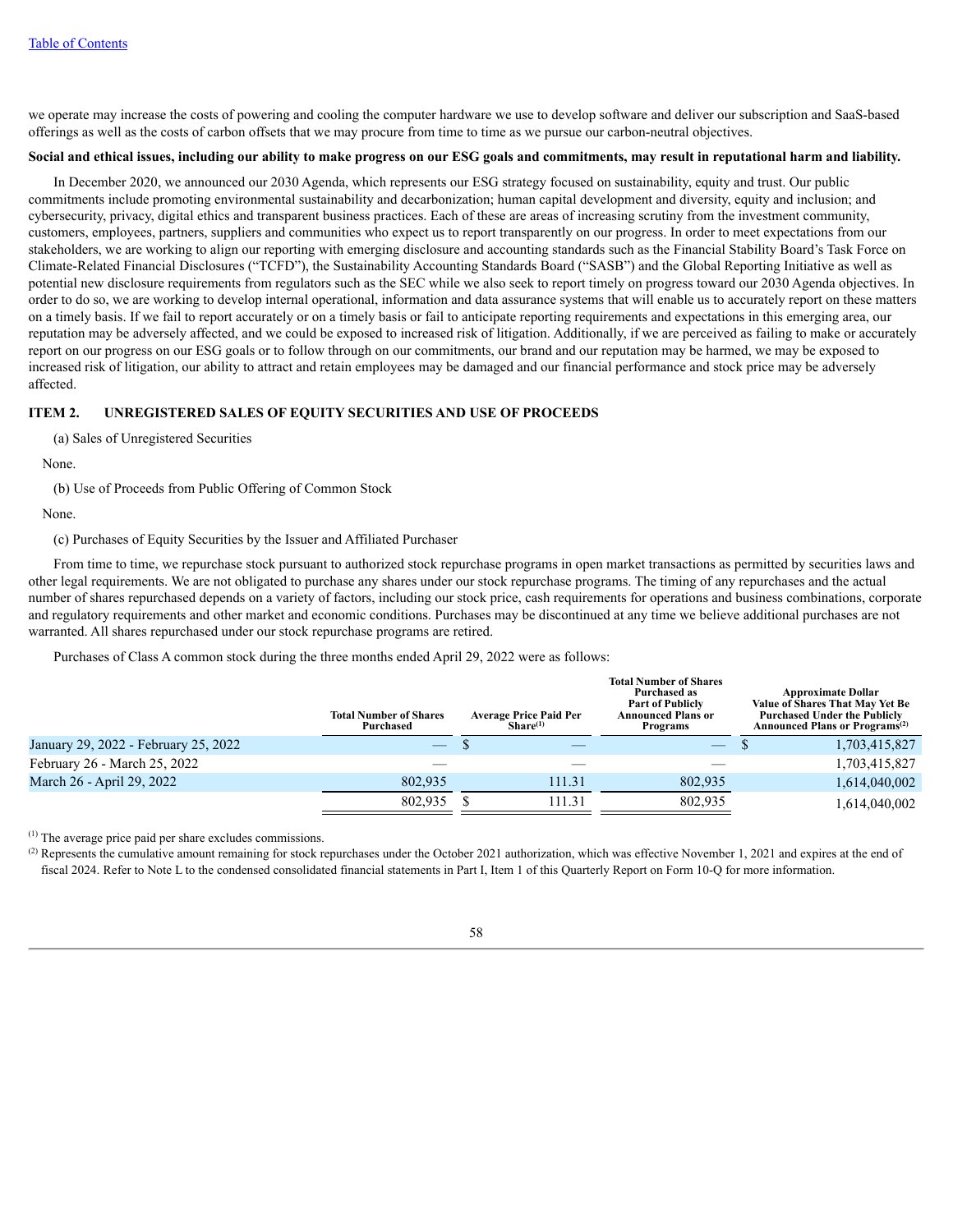we operate may increase the costs of powering and cooling the computer hardware we use to develop software and deliver our subscription and SaaS-based offerings as well as the costs of carbon offsets that we may procure from time to time as we pursue our carbon-neutral objectives.

**Social and ethical issues, including our ability to make progress on our ESG goals and commitments, may result in reputational harm and liability.**

In December 2020, we announced our 2030 Agenda, which represents our ESG strategy focused on sustainability, equity and trust. Our public commitments include promoting environmental sustainability and decarbonization; human capital development and diversity, equity and inclusion; and cybersecurity, privacy, digital ethics and transparent business practices. Each of these are areas of increasing scrutiny from the investment community, customers, employees, partners, suppliers and communities who expect us to report transparently on our progress. In order to meet expectations from our stakeholders, we are working to align our reporting with emerging disclosure and accounting standards such as the Financial Stability Board's Task Force on Climate-Related Financial Disclosures ("TCFD"), the Sustainability Accounting Standards Board ("SASB") and the Global Reporting Initiative as well as potential new disclosure requirements from regulators such as the SEC while we also seek to report timely on progress toward our 2030 Agenda objectives. In order to do so, we are working to develop internal operational, information and data assurance systems that will enable us to accurately report on these matters on a timely basis. If we fail to report accurately or on a timely basis or fail to anticipate reporting requirements and expectations in this emerging area, our reputation may be adversely affected, and we could be exposed to increased risk of litigation. Additionally, if we are perceived as failing to make or accurately report on our progress on our ESG goals or to follow through on our commitments, our brand and our reputation may be harmed, we may be exposed to increased risk of litigation, our ability to attract and retain employees may be damaged and our financial performance and stock price may be adversely affected.

## ITEM 2. UNREGISTERED SALES OF EQUITY SECURITIES AND USE OF PROCEEDS

(a) Sales of Unregistered Securities

None.

(b) Use of Proceeds from Public Offering of Common Stock

None.

(c) Purchases of Equity Securities by the Issuer and Affiliated Purchaser

From time to time, we repurchase stock pursuant to authorized stock repurchase programs in open market transactions as permitted by securities laws and other legal requirements. We are not obligated to purchase any shares under our stock repurchase programs. The timing of any repurchases and the actual number of shares repurchased depends on a variety of factors, including our stock price, cash requirements for operations and business combinations, corporate and regulatory requirements and other market and economic conditions. Purchases may be discontinued at any time we believe additional purchases are not warranted. All shares repurchased under our stock repurchase programs are retired.

Purchases of Class A common stock during the three months ended April 29, 2022 were as follows:

| | Total Number of Shares Purchased | Average Price Paid Per Share[(1)] | Total Number of Shares Purchased as Part of Publicly Announced Plans or Programs | Approximate Dollar Value of Shares That May Yet Be Purchased Under the Publicly Announced Plans or Programs[(2)] |
|---|---|---|---|---|
| January 29, 2022 - February 25, 2022 | — | $ — | — | $ 1,703,415,827 |
| February 26 - March 25, 2022 | — | — | — | 1,703,415,827 |
| March 26 - April 29, 2022 | 802,935 | 111.31 | 802,935 | 1,614,040,002 |
| | 802,935 | $ 111.31 | 802,935 | 1,614,040,002 |

(1) The average price paid per share excludes commissions.

(2) Represents the cumulative amount remaining for stock repurchases under the October 2021 authorization, which was effective November 1, 2021 and expires at the end of fiscal 2024. Refer to Note L to the condensed consolidated financial statements in Part I, Item 1 of this Quarterly Report on Form 10-Q for more information.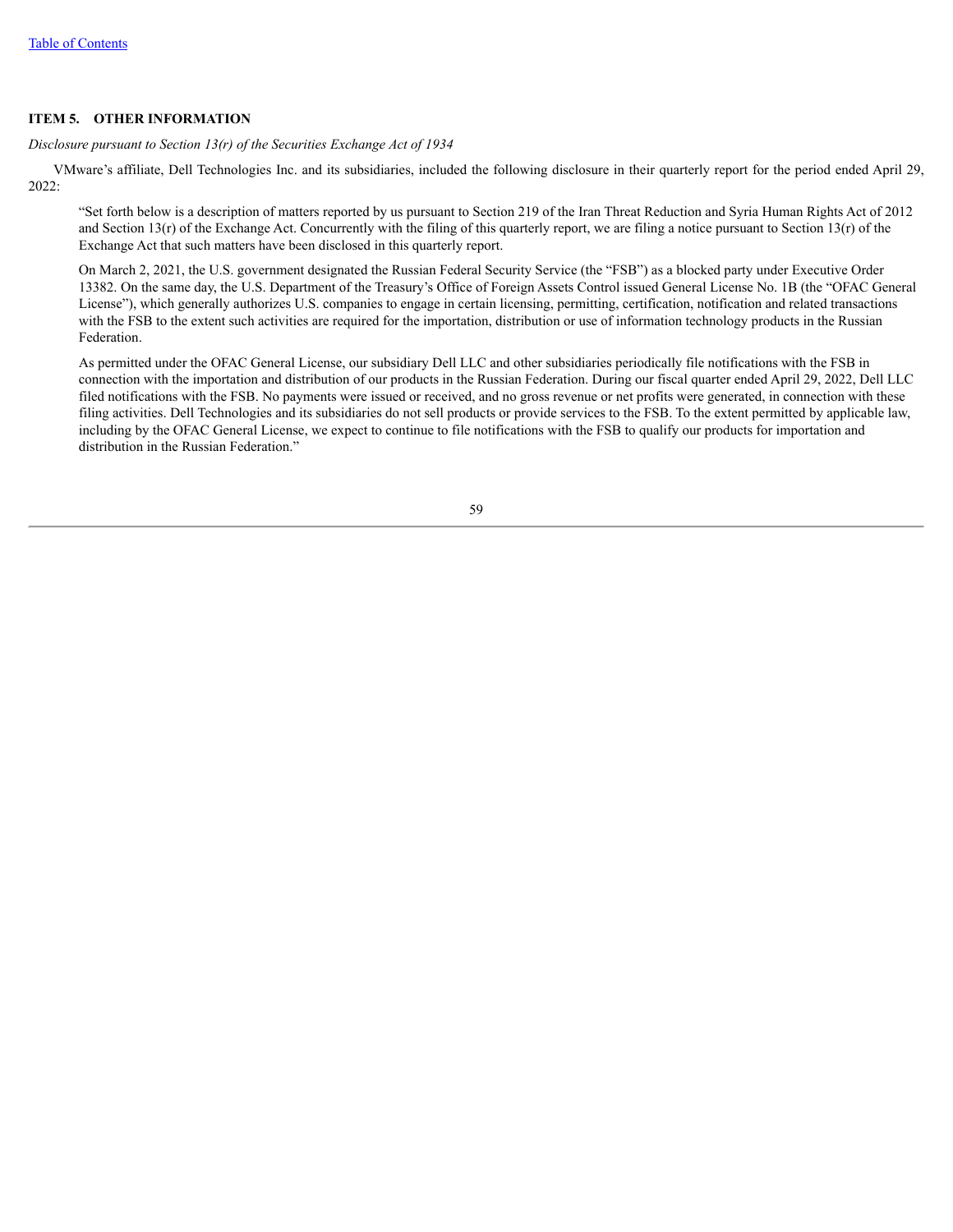## ITEM 5. OTHER INFORMATION

*Disclosure pursuant to Section 13(r) of the Securities Exchange Act of 1934*

VMware's affiliate, Dell Technologies Inc. and its subsidiaries, included the following disclosure in their quarterly report for the period ended April 29, 2022:

> "Set forth below is a description of matters reported by us pursuant to Section 219 of the Iran Threat Reduction and Syria Human Rights Act of 2012 and Section 13(r) of the Exchange Act. Concurrently with the filing of this quarterly report, we are filing a notice pursuant to Section 13(r) of the Exchange Act that such matters have been disclosed in this quarterly report.
>
> On March 2, 2021, the U.S. government designated the Russian Federal Security Service (the "FSB") as a blocked party under Executive Order 13382. On the same day, the U.S. Department of the Treasury's Office of Foreign Assets Control issued General License No. 1B (the "OFAC General License"), which generally authorizes U.S. companies to engage in certain licensing, permitting, certification, notification and related transactions with the FSB to the extent such activities are required for the importation, distribution or use of information technology products in the Russian Federation.
>
> As permitted under the OFAC General License, our subsidiary Dell LLC and other subsidiaries periodically file notifications with the FSB in connection with the importation and distribution of our products in the Russian Federation. During our fiscal quarter ended April 29, 2022, Dell LLC filed notifications with the FSB. No payments were issued or received, and no gross revenue or net profits were generated, in connection with these filing activities. Dell Technologies and its subsidiaries do not sell products or provide services to the FSB. To the extent permitted by applicable law, including by the OFAC General License, we expect to continue to file notifications with the FSB to qualify our products for importation and distribution in the Russian Federation."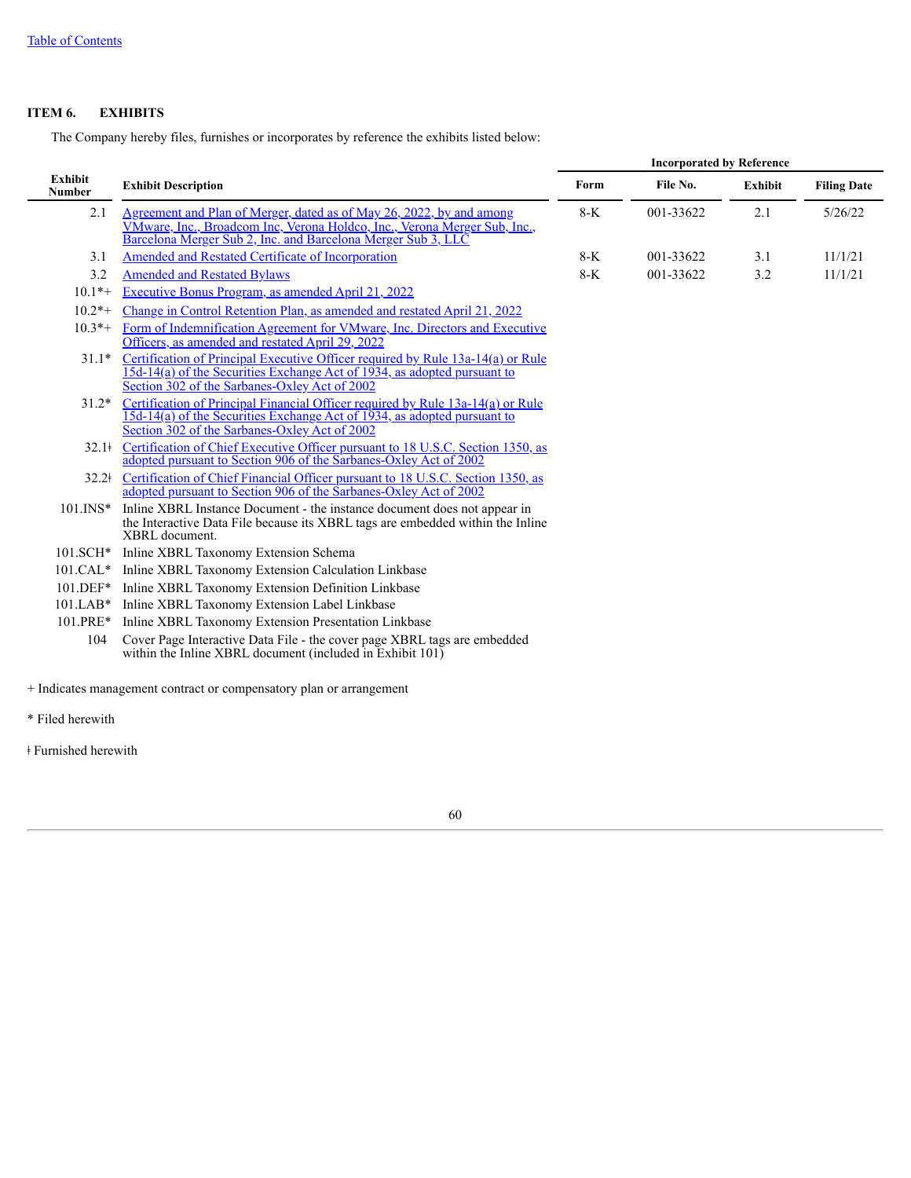[Table of Contents](#)

## ITEM 6. EXHIBITS

The Company hereby files, furnishes or incorporates by reference the exhibits listed below:

| Exhibit Number | Exhibit Description | Incorporated by Reference | | | |
|---|---|---|---|---|---|
| | | Form | File No. | Exhibit | Filing Date |
| 2.1 | Agreement and Plan of Merger, dated as of May 26, 2022, by and among VMware, Inc., Broadcom Inc, Verona Holdco, Inc., Verona Merger Sub, Inc., Barcelona Merger Sub 2, Inc. and Barcelona Merger Sub 3, LLC | 8-K | 001-33622 | 2.1 | 5/26/22 |
| 3.1 | Amended and Restated Certificate of Incorporation | 8-K | 001-33622 | 3.1 | 11/1/21 |
| 3.2 | Amended and Restated Bylaws | 8-K | 001-33622 | 3.2 | 11/1/21 |
| 10.1*+ | Executive Bonus Program, as amended April 21, 2022 | | | | |
| 10.2*+ | Change in Control Retention Plan, as amended and restated April 21, 2022 | | | | |
| 10.3*+ | Form of Indemnification Agreement for VMware, Inc. Directors and Executive Officers, as amended and restated April 29, 2022 | | | | |
| 31.1* | Certification of Principal Executive Officer required by Rule 13a-14(a) or Rule 15d-14(a) of the Securities Exchange Act of 1934, as adopted pursuant to Section 302 of the Sarbanes-Oxley Act of 2002 | | | | |
| 31.2* | Certification of Principal Financial Officer required by Rule 13a-14(a) or Rule 15d-14(a) of the Securities Exchange Act of 1934, as adopted pursuant to Section 302 of the Sarbanes-Oxley Act of 2002 | | | | |
| 32.1ǂ | Certification of Chief Executive Officer pursuant to 18 U.S.C. Section 1350, as adopted pursuant to Section 906 of the Sarbanes-Oxley Act of 2002 | | | | |
| 32.2ǂ | Certification of Chief Financial Officer pursuant to 18 U.S.C. Section 1350, as adopted pursuant to Section 906 of the Sarbanes-Oxley Act of 2002 | | | | |
| 101.INS* | Inline XBRL Instance Document - the instance document does not appear in the Interactive Data File because its XBRL tags are embedded within the Inline XBRL document. | | | | |
| 101.SCH* | Inline XBRL Taxonomy Extension Schema | | | | |
| 101.CAL* | Inline XBRL Taxonomy Extension Calculation Linkbase | | | | |
| 101.DEF* | Inline XBRL Taxonomy Extension Definition Linkbase | | | | |
| 101.LAB* | Inline XBRL Taxonomy Extension Label Linkbase | | | | |
| 101.PRE* | Inline XBRL Taxonomy Extension Presentation Linkbase | | | | |
| 104 | Cover Page Interactive Data File - the cover page XBRL tags are embedded within the Inline XBRL document (included in Exhibit 101) | | | | |

+ Indicates management contract or compensatory plan or arrangement

* Filed herewith

ǂ Furnished herewith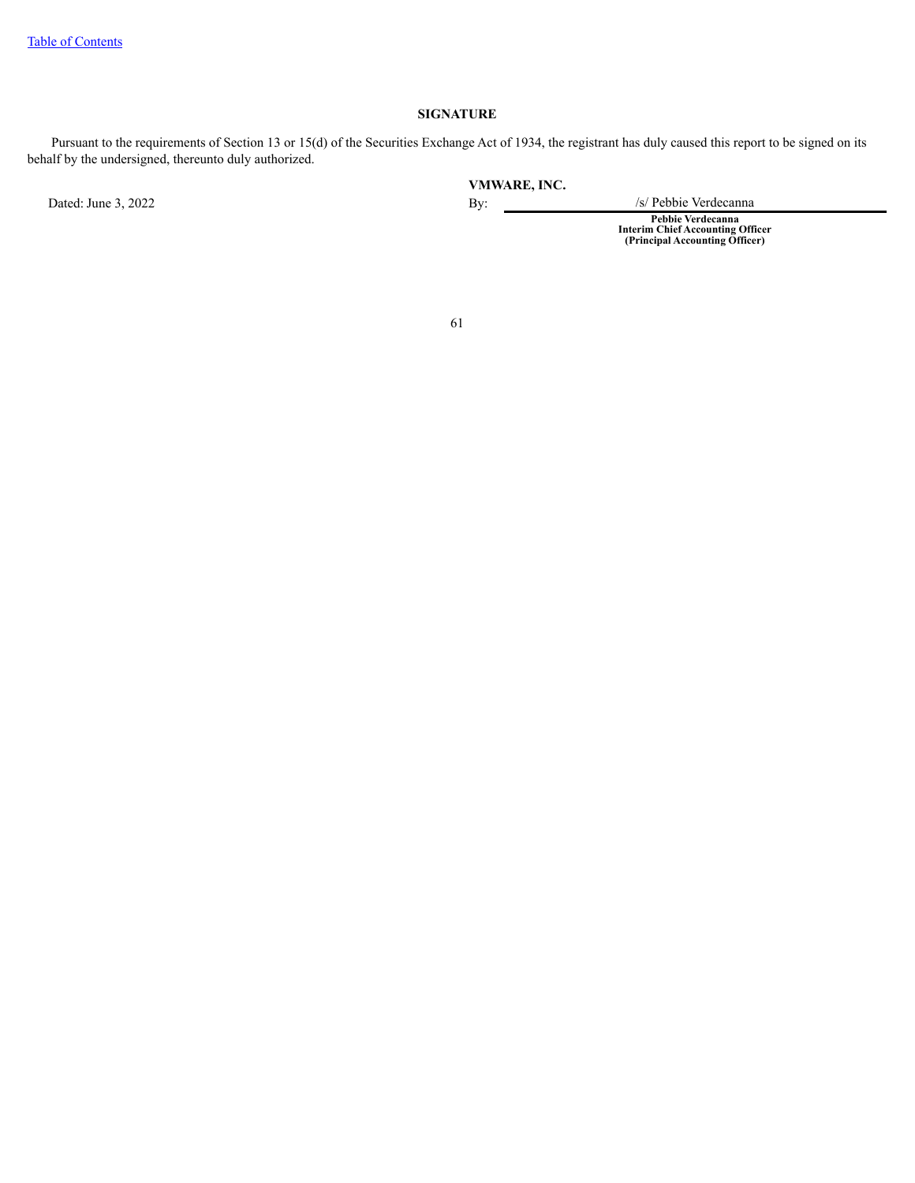[Table of Contents]

## SIGNATURE

Pursuant to the requirements of Section 13 or 15(d) of the Securities Exchange Act of 1934, the registrant has duly caused this report to be signed on its behalf by the undersigned, thereunto duly authorized.

**VMWARE, INC.**

Dated: June 3, 2022

By: /s/ Pebbie Verdecanna

**Pebbie Verdecanna**
**Interim Chief Accounting Officer**
**(Principal Accounting Officer)**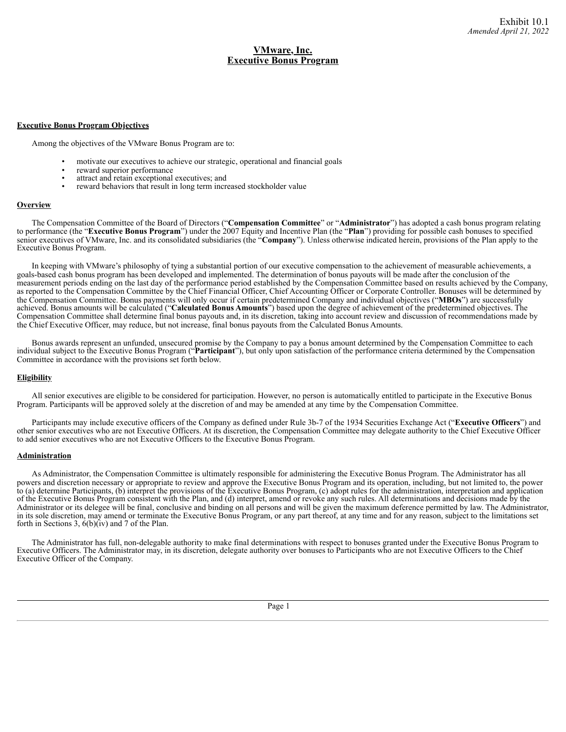Exhibit 10.1
*Amended April 21, 2022*

# VMware, Inc.
# Executive Bonus Program

## Executive Bonus Program Objectives

Among the objectives of the VMware Bonus Program are to:

- motivate our executives to achieve our strategic, operational and financial goals
- reward superior performance
- attract and retain exceptional executives; and
- reward behaviors that result in long term increased stockholder value

## Overview

The Compensation Committee of the Board of Directors ("**Compensation Committee**" or "**Administrator**") has adopted a cash bonus program relating to performance (the "**Executive Bonus Program**") under the 2007 Equity and Incentive Plan (the "**Plan**") providing for possible cash bonuses to specified senior executives of VMware, Inc. and its consolidated subsidiaries (the "**Company**"). Unless otherwise indicated herein, provisions of the Plan apply to the Executive Bonus Program.

In keeping with VMware's philosophy of tying a substantial portion of our executive compensation to the achievement of measurable achievements, a goals-based cash bonus program has been developed and implemented. The determination of bonus payouts will be made after the conclusion of the measurement periods ending on the last day of the performance period established by the Compensation Committee based on results achieved by the Company, as reported to the Compensation Committee by the Chief Financial Officer, Chief Accounting Officer or Corporate Controller. Bonuses will be determined by the Compensation Committee. Bonus payments will only occur if certain predetermined Company and individual objectives ("**MBOs**") are successfully achieved. Bonus amounts will be calculated ("**Calculated Bonus Amounts**") based upon the degree of achievement of the predetermined objectives. The Compensation Committee shall determine final bonus payouts and, in its discretion, taking into account review and discussion of recommendations made by the Chief Executive Officer, may reduce, but not increase, final bonus payouts from the Calculated Bonus Amounts.

Bonus awards represent an unfunded, unsecured promise by the Company to pay a bonus amount determined by the Compensation Committee to each individual subject to the Executive Bonus Program ("**Participant**"), but only upon satisfaction of the performance criteria determined by the Compensation Committee in accordance with the provisions set forth below.

## Eligibility

All senior executives are eligible to be considered for participation. However, no person is automatically entitled to participate in the Executive Bonus Program. Participants will be approved solely at the discretion of and may be amended at any time by the Compensation Committee.

Participants may include executive officers of the Company as defined under Rule 3b-7 of the 1934 Securities Exchange Act ("**Executive Officers**") and other senior executives who are not Executive Officers. At its discretion, the Compensation Committee may delegate authority to the Chief Executive Officer to add senior executives who are not Executive Officers to the Executive Bonus Program.

## Administration

As Administrator, the Compensation Committee is ultimately responsible for administering the Executive Bonus Program. The Administrator has all powers and discretion necessary or appropriate to review and approve the Executive Bonus Program and its operation, including, but not limited to, the power to (a) determine Participants, (b) interpret the provisions of the Executive Bonus Program, (c) adopt rules for the administration, interpretation and application of the Executive Bonus Program consistent with the Plan, and (d) interpret, amend or revoke any such rules. All determinations and decisions made by the Administrator or its delegee will be final, conclusive and binding on all persons and will be given the maximum deference permitted by law. The Administrator, in its sole discretion, may amend or terminate the Executive Bonus Program, or any part thereof, at any time and for any reason, subject to the limitations set forth in Sections 3, 6(b)(iv) and 7 of the Plan.

The Administrator has full, non-delegable authority to make final determinations with respect to bonuses granted under the Executive Bonus Program to Executive Officers. The Administrator may, in its discretion, delegate authority over bonuses to Participants who are not Executive Officers to the Chief Executive Officer of the Company.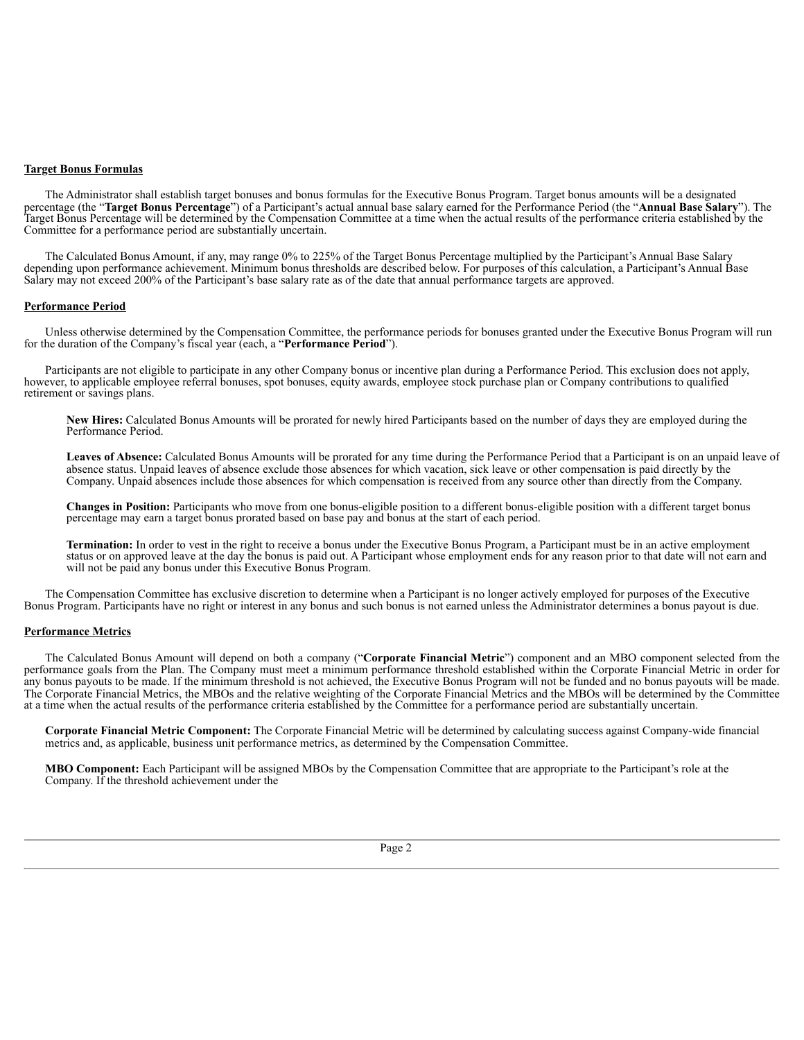**Target Bonus Formulas**

The Administrator shall establish target bonuses and bonus formulas for the Executive Bonus Program. Target bonus amounts will be a designated percentage (the "**Target Bonus Percentage**") of a Participant's actual annual base salary earned for the Performance Period (the "**Annual Base Salary**"). The Target Bonus Percentage will be determined by the Compensation Committee at a time when the actual results of the performance criteria established by the Committee for a performance period are substantially uncertain.

The Calculated Bonus Amount, if any, may range 0% to 225% of the Target Bonus Percentage multiplied by the Participant's Annual Base Salary depending upon performance achievement. Minimum bonus thresholds are described below. For purposes of this calculation, a Participant's Annual Base Salary may not exceed 200% of the Participant's base salary rate as of the date that annual performance targets are approved.

**Performance Period**

Unless otherwise determined by the Compensation Committee, the performance periods for bonuses granted under the Executive Bonus Program will run for the duration of the Company's fiscal year (each, a "**Performance Period**").

Participants are not eligible to participate in any other Company bonus or incentive plan during a Performance Period. This exclusion does not apply, however, to applicable employee referral bonuses, spot bonuses, equity awards, employee stock purchase plan or Company contributions to qualified retirement or savings plans.

**New Hires:** Calculated Bonus Amounts will be prorated for newly hired Participants based on the number of days they are employed during the Performance Period.

**Leaves of Absence:** Calculated Bonus Amounts will be prorated for any time during the Performance Period that a Participant is on an unpaid leave of absence status. Unpaid leaves of absence exclude those absences for which vacation, sick leave or other compensation is paid directly by the Company. Unpaid absences include those absences for which compensation is received from any source other than directly from the Company.

**Changes in Position:** Participants who move from one bonus-eligible position to a different bonus-eligible position with a different target bonus percentage may earn a target bonus prorated based on base pay and bonus at the start of each period.

**Termination:** In order to vest in the right to receive a bonus under the Executive Bonus Program, a Participant must be in an active employment status or on approved leave at the day the bonus is paid out. A Participant whose employment ends for any reason prior to that date will not earn and will not be paid any bonus under this Executive Bonus Program.

The Compensation Committee has exclusive discretion to determine when a Participant is no longer actively employed for purposes of the Executive Bonus Program. Participants have no right or interest in any bonus and such bonus is not earned unless the Administrator determines a bonus payout is due.

**Performance Metrics**

The Calculated Bonus Amount will depend on both a company ("**Corporate Financial Metric**") component and an MBO component selected from the performance goals from the Plan. The Company must meet a minimum performance threshold established within the Corporate Financial Metric in order for any bonus payouts to be made. If the minimum threshold is not achieved, the Executive Bonus Program will not be funded and no bonus payouts will be made. The Corporate Financial Metrics, the MBOs and the relative weighting of the Corporate Financial Metrics and the MBOs will be determined by the Committee at a time when the actual results of the performance criteria established by the Committee for a performance period are substantially uncertain.

**Corporate Financial Metric Component:** The Corporate Financial Metric will be determined by calculating success against Company-wide financial metrics and, as applicable, business unit performance metrics, as determined by the Compensation Committee.

**MBO Component:** Each Participant will be assigned MBOs by the Compensation Committee that are appropriate to the Participant's role at the Company. If the threshold achievement under the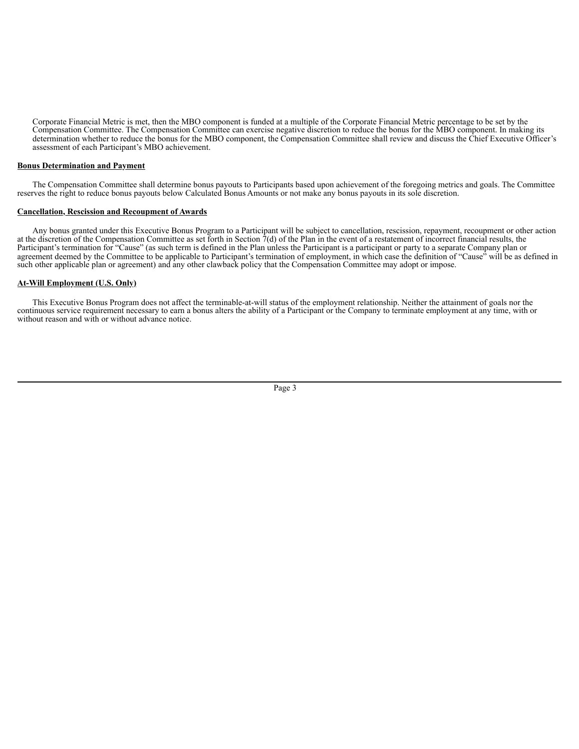Corporate Financial Metric is met, then the MBO component is funded at a multiple of the Corporate Financial Metric percentage to be set by the Compensation Committee. The Compensation Committee can exercise negative discretion to reduce the bonus for the MBO component. In making its determination whether to reduce the bonus for the MBO component, the Compensation Committee shall review and discuss the Chief Executive Officer's assessment of each Participant's MBO achievement.

**Bonus Determination and Payment**

The Compensation Committee shall determine bonus payouts to Participants based upon achievement of the foregoing metrics and goals. The Committee reserves the right to reduce bonus payouts below Calculated Bonus Amounts or not make any bonus payouts in its sole discretion.

**Cancellation, Rescission and Recoupment of Awards**

Any bonus granted under this Executive Bonus Program to a Participant will be subject to cancellation, rescission, repayment, recoupment or other action at the discretion of the Compensation Committee as set forth in Section 7(d) of the Plan in the event of a restatement of incorrect financial results, the Participant's termination for "Cause" (as such term is defined in the Plan unless the Participant is a participant or party to a separate Company plan or agreement deemed by the Committee to be applicable to Participant's termination of employment, in which case the definition of "Cause" will be as defined in such other applicable plan or agreement) and any other clawback policy that the Compensation Committee may adopt or impose.

**At-Will Employment (U.S. Only)**

This Executive Bonus Program does not affect the terminable-at-will status of the employment relationship. Neither the attainment of goals nor the continuous service requirement necessary to earn a bonus alters the ability of a Participant or the Company to terminate employment at any time, with or without reason and with or without advance notice.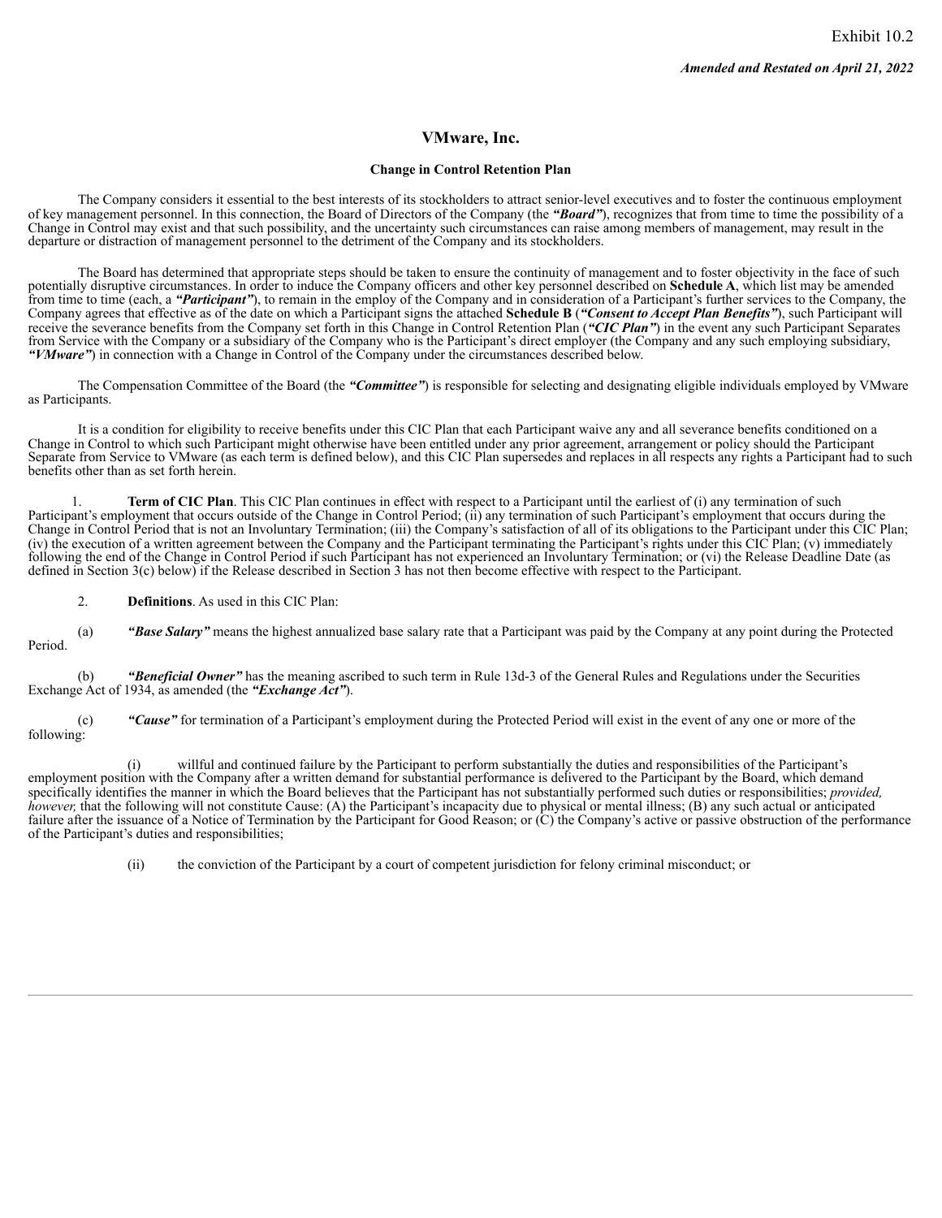Exhibit 10.2

***Amended and Restated on April 21, 2022***

# VMware, Inc.

## Change in Control Retention Plan

The Company considers it essential to the best interests of its stockholders to attract senior-level executives and to foster the continuous employment of key management personnel. In this connection, the Board of Directors of the Company (the ***"Board"***), recognizes that from time to time the possibility of a Change in Control may exist and that such possibility, and the uncertainty such circumstances can raise among members of management, may result in the departure or distraction of management personnel to the detriment of the Company and its stockholders.

The Board has determined that appropriate steps should be taken to ensure the continuity of management and to foster objectivity in the face of such potentially disruptive circumstances. In order to induce the Company officers and other key personnel described on **Schedule A**, which list may be amended from time to time (each, a ***"Participant"***), to remain in the employ of the Company and in consideration of a Participant's further services to the Company, the Company agrees that effective as of the date on which a Participant signs the attached **Schedule B** (***"Consent to Accept Plan Benefits"***), such Participant will receive the severance benefits from the Company set forth in this Change in Control Retention Plan (***"CIC Plan"***) in the event any such Participant Separates from Service with the Company or a subsidiary of the Company who is the Participant's direct employer (the Company and any such employing subsidiary, ***"VMware"***) in connection with a Change in Control of the Company under the circumstances described below.

The Compensation Committee of the Board (the ***"Committee"***) is responsible for selecting and designating eligible individuals employed by VMware as Participants.

It is a condition for eligibility to receive benefits under this CIC Plan that each Participant waive any and all severance benefits conditioned on a Change in Control to which such Participant might otherwise have been entitled under any prior agreement, arrangement or policy should the Participant Separate from Service to VMware (as each term is defined below), and this CIC Plan supersedes and replaces in all respects any rights a Participant had to such benefits other than as set forth herein.

1. **Term of CIC Plan**. This CIC Plan continues in effect with respect to a Participant until the earliest of (i) any termination of such Participant's employment that occurs outside of the Change in Control Period; (ii) any termination of such Participant's employment that occurs during the Change in Control Period that is not an Involuntary Termination; (iii) the Company's satisfaction of all of its obligations to the Participant under this CIC Plan; (iv) the execution of a written agreement between the Company and the Participant terminating the Participant's rights under this CIC Plan; (v) immediately following the end of the Change in Control Period if such Participant has not experienced an Involuntary Termination; or (vi) the Release Deadline Date (as defined in Section 3(c) below) if the Release described in Section 3 has not then become effective with respect to the Participant.

2. **Definitions**. As used in this CIC Plan:

(a) ***"Base Salary"*** means the highest annualized base salary rate that a Participant was paid by the Company at any point during the Protected Period.

(b) ***"Beneficial Owner"*** has the meaning ascribed to such term in Rule 13d-3 of the General Rules and Regulations under the Securities Exchange Act of 1934, as amended (the ***"Exchange Act"***).

(c) ***"Cause"*** for termination of a Participant's employment during the Protected Period will exist in the event of any one or more of the following:

(i) willful and continued failure by the Participant to perform substantially the duties and responsibilities of the Participant's employment position with the Company after a written demand for substantial performance is delivered to the Participant by the Board, which demand specifically identifies the manner in which the Board believes that the Participant has not substantially performed such duties or responsibilities; *provided, however,* that the following will not constitute Cause: (A) the Participant's incapacity due to physical or mental illness; (B) any such actual or anticipated failure after the issuance of a Notice of Termination by the Participant for Good Reason; or (C) the Company's active or passive obstruction of the performance of the Participant's duties and responsibilities;

(ii) the conviction of the Participant by a court of competent jurisdiction for felony criminal misconduct; or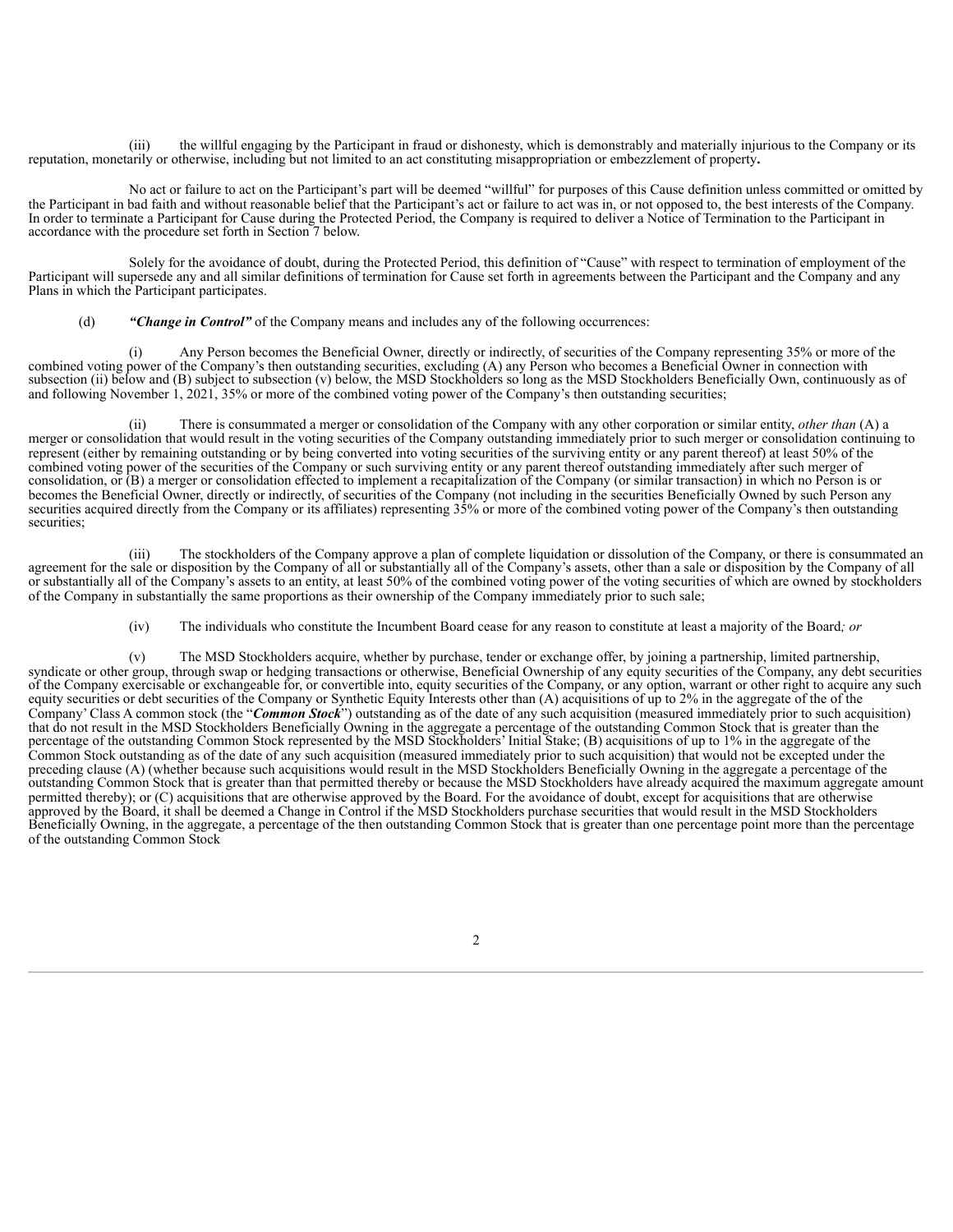(iii) the willful engaging by the Participant in fraud or dishonesty, which is demonstrably and materially injurious to the Company or its reputation, monetarily or otherwise, including but not limited to an act constituting misappropriation or embezzlement of property**.**

No act or failure to act on the Participant's part will be deemed "willful" for purposes of this Cause definition unless committed or omitted by the Participant in bad faith and without reasonable belief that the Participant's act or failure to act was in, or not opposed to, the best interests of the Company. In order to terminate a Participant for Cause during the Protected Period, the Company is required to deliver a Notice of Termination to the Participant in accordance with the procedure set forth in Section 7 below.

Solely for the avoidance of doubt, during the Protected Period, this definition of "Cause" with respect to termination of employment of the Participant will supersede any and all similar definitions of termination for Cause set forth in agreements between the Participant and the Company and any Plans in which the Participant participates.

(d) ***"Change in Control"*** of the Company means and includes any of the following occurrences:

(i) Any Person becomes the Beneficial Owner, directly or indirectly, of securities of the Company representing 35% or more of the combined voting power of the Company's then outstanding securities, excluding (A) any Person who becomes a Beneficial Owner in connection with subsection (ii) below and (B) subject to subsection (v) below, the MSD Stockholders so long as the MSD Stockholders Beneficially Own, continuously as of and following November 1, 2021, 35% or more of the combined voting power of the Company's then outstanding securities;

(ii) There is consummated a merger or consolidation of the Company with any other corporation or similar entity, *other than* (A) a merger or consolidation that would result in the voting securities of the Company outstanding immediately prior to such merger or consolidation continuing to represent (either by remaining outstanding or by being converted into voting securities of the surviving entity or any parent thereof) at least 50% of the combined voting power of the securities of the Company or such surviving entity or any parent thereof outstanding immediately after such merger of consolidation, or (B) a merger or consolidation effected to implement a recapitalization of the Company (or similar transaction) in which no Person is or becomes the Beneficial Owner, directly or indirectly, of securities of the Company (not including in the securities Beneficially Owned by such Person any securities acquired directly from the Company or its affiliates) representing 35% or more of the combined voting power of the Company's then outstanding securities;

(iii) The stockholders of the Company approve a plan of complete liquidation or dissolution of the Company, or there is consummated an agreement for the sale or disposition by the Company of all or substantially all of the Company's assets, other than a sale or disposition by the Company of all or substantially all of the Company's assets to an entity, at least 50% of the combined voting power of the voting securities of which are owned by stockholders of the Company in substantially the same proportions as their ownership of the Company immediately prior to such sale;

(iv) The individuals who constitute the Incumbent Board cease for any reason to constitute at least a majority of the Board*; or*

(v) The MSD Stockholders acquire, whether by purchase, tender or exchange offer, by joining a partnership, limited partnership, syndicate or other group, through swap or hedging transactions or otherwise, Beneficial Ownership of any equity securities of the Company, any debt securities of the Company exercisable or exchangeable for, or convertible into, equity securities of the Company, or any option, warrant or other right to acquire any such equity securities or debt securities of the Company or Synthetic Equity Interests other than (A) acquisitions of up to 2% in the aggregate of the of the Company' Class A common stock (the "***Common Stock***") outstanding as of the date of any such acquisition (measured immediately prior to such acquisition) that do not result in the MSD Stockholders Beneficially Owning in the aggregate a percentage of the outstanding Common Stock that is greater than the percentage of the outstanding Common Stock represented by the MSD Stockholders' Initial Stake; (B) acquisitions of up to 1% in the aggregate of the Common Stock outstanding as of the date of any such acquisition (measured immediately prior to such acquisition) that would not be excepted under the preceding clause (A) (whether because such acquisitions would result in the MSD Stockholders Beneficially Owning in the aggregate a percentage of the outstanding Common Stock that is greater than that permitted thereby or because the MSD Stockholders have already acquired the maximum aggregate amount permitted thereby); or (C) acquisitions that are otherwise approved by the Board. For the avoidance of doubt, except for acquisitions that are otherwise approved by the Board, it shall be deemed a Change in Control if the MSD Stockholders purchase securities that would result in the MSD Stockholders Beneficially Owning, in the aggregate, a percentage of the then outstanding Common Stock that is greater than one percentage point more than the percentage of the outstanding Common Stock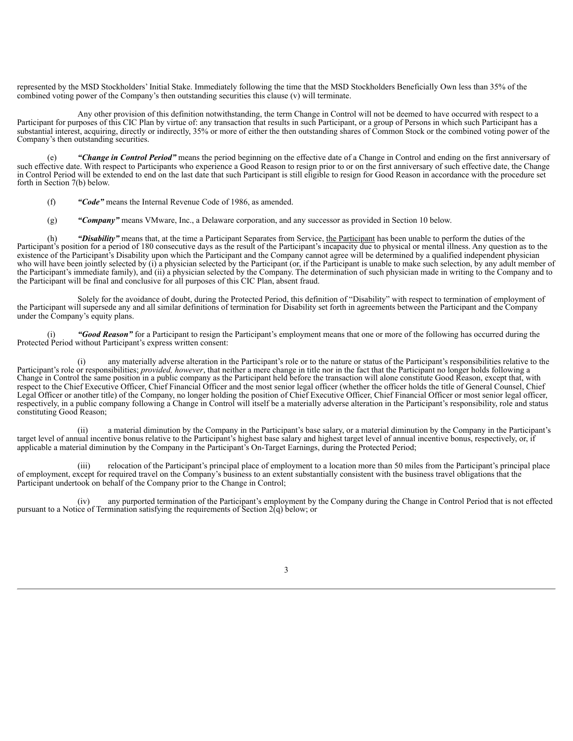represented by the MSD Stockholders' Initial Stake. Immediately following the time that the MSD Stockholders Beneficially Own less than 35% of the combined voting power of the Company's then outstanding securities this clause (v) will terminate.

Any other provision of this definition notwithstanding, the term Change in Control will not be deemed to have occurred with respect to a Participant for purposes of this CIC Plan by virtue of: any transaction that results in such Participant, or a group of Persons in which such Participant has a substantial interest, acquiring, directly or indirectly, 35% or more of either the then outstanding shares of Common Stock or the combined voting power of the Company's then outstanding securities.

(e) ***"Change in Control Period"*** means the period beginning on the effective date of a Change in Control and ending on the first anniversary of such effective date. With respect to Participants who experience a Good Reason to resign prior to or on the first anniversary of such effective date, the Change in Control Period will be extended to end on the last date that such Participant is still eligible to resign for Good Reason in accordance with the procedure set forth in Section 7(b) below.

(f) ***"Code"*** means the Internal Revenue Code of 1986, as amended.

(g) ***"Company"*** means VMware, Inc., a Delaware corporation, and any successor as provided in Section 10 below.

(h) ***"Disability"*** means that, at the time a Participant Separates from Service, the Participant has been unable to perform the duties of the Participant's position for a period of 180 consecutive days as the result of the Participant's incapacity due to physical or mental illness. Any question as to the existence of the Participant's Disability upon which the Participant and the Company cannot agree will be determined by a qualified independent physician who will have been jointly selected by (i) a physician selected by the Participant (or, if the Participant is unable to make such selection, by any adult member of the Participant's immediate family), and (ii) a physician selected by the Company. The determination of such physician made in writing to the Company and to the Participant will be final and conclusive for all purposes of this CIC Plan, absent fraud.

Solely for the avoidance of doubt, during the Protected Period, this definition of "Disability" with respect to termination of employment of the Participant will supersede any and all similar definitions of termination for Disability set forth in agreements between the Participant and the Company under the Company's equity plans.

(i) ***"Good Reason"*** for a Participant to resign the Participant's employment means that one or more of the following has occurred during the Protected Period without Participant's express written consent:

(i) any materially adverse alteration in the Participant's role or to the nature or status of the Participant's responsibilities relative to the Participant's role or responsibilities; *provided, however*, that neither a mere change in title nor in the fact that the Participant no longer holds following a Change in Control the same position in a public company as the Participant held before the transaction will alone constitute Good Reason, except that, with respect to the Chief Executive Officer, Chief Financial Officer and the most senior legal officer (whether the officer holds the title of General Counsel, Chief Legal Officer or another title) of the Company, no longer holding the position of Chief Executive Officer, Chief Financial Officer or most senior legal officer, respectively, in a public company following a Change in Control will itself be a materially adverse alteration in the Participant's responsibility, role and status constituting Good Reason;

(ii) a material diminution by the Company in the Participant's base salary, or a material diminution by the Company in the Participant's target level of annual incentive bonus relative to the Participant's highest base salary and highest target level of annual incentive bonus, respectively, or, if applicable a material diminution by the Company in the Participant's On-Target Earnings, during the Protected Period;

(iii) relocation of the Participant's principal place of employment to a location more than 50 miles from the Participant's principal place of employment, except for required travel on the Company's business to an extent substantially consistent with the business travel obligations that the Participant undertook on behalf of the Company prior to the Change in Control;

(iv) any purported termination of the Participant's employment by the Company during the Change in Control Period that is not effected pursuant to a Notice of Termination satisfying the requirements of Section 2(q) below; or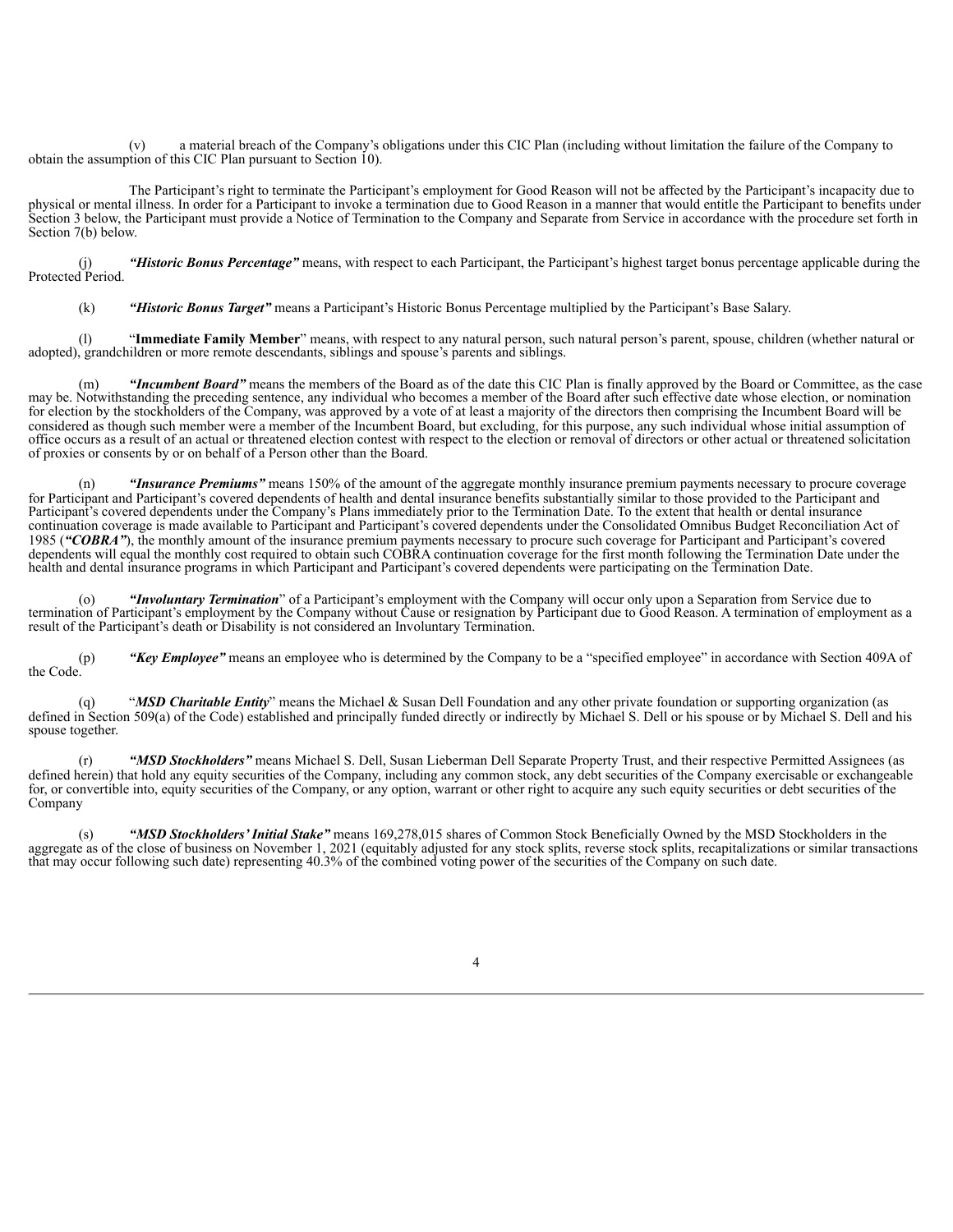(v) a material breach of the Company's obligations under this CIC Plan (including without limitation the failure of the Company to obtain the assumption of this CIC Plan pursuant to Section 10).

The Participant's right to terminate the Participant's employment for Good Reason will not be affected by the Participant's incapacity due to physical or mental illness. In order for a Participant to invoke a termination due to Good Reason in a manner that would entitle the Participant to benefits under Section 3 below, the Participant must provide a Notice of Termination to the Company and Separate from Service in accordance with the procedure set forth in Section 7(b) below.

(j) ***"Historic Bonus Percentage"*** means, with respect to each Participant, the Participant's highest target bonus percentage applicable during the Protected Period.

(k) ***"Historic Bonus Target"*** means a Participant's Historic Bonus Percentage multiplied by the Participant's Base Salary.

(l) "**Immediate Family Member**" means, with respect to any natural person, such natural person's parent, spouse, children (whether natural or adopted), grandchildren or more remote descendants, siblings and spouse's parents and siblings.

(m) ***"Incumbent Board"*** means the members of the Board as of the date this CIC Plan is finally approved by the Board or Committee, as the case may be. Notwithstanding the preceding sentence, any individual who becomes a member of the Board after such effective date whose election, or nomination for election by the stockholders of the Company, was approved by a vote of at least a majority of the directors then comprising the Incumbent Board will be considered as though such member were a member of the Incumbent Board, but excluding, for this purpose, any such individual whose initial assumption of office occurs as a result of an actual or threatened election contest with respect to the election or removal of directors or other actual or threatened solicitation of proxies or consents by or on behalf of a Person other than the Board.

(n) ***"Insurance Premiums"*** means 150% of the amount of the aggregate monthly insurance premium payments necessary to procure coverage for Participant and Participant's covered dependents of health and dental insurance benefits substantially similar to those provided to the Participant and Participant's covered dependents under the Company's Plans immediately prior to the Termination Date. To the extent that health or dental insurance continuation coverage is made available to Participant and Participant's covered dependents under the Consolidated Omnibus Budget Reconciliation Act of 1985 (***"COBRA"***), the monthly amount of the insurance premium payments necessary to procure such coverage for Participant and Participant's covered dependents will equal the monthly cost required to obtain such COBRA continuation coverage for the first month following the Termination Date under the health and dental insurance programs in which Participant and Participant's covered dependents were participating on the Termination Date.

(o) ***"Involuntary Termination***" of a Participant's employment with the Company will occur only upon a Separation from Service due to termination of Participant's employment by the Company without Cause or resignation by Participant due to Good Reason. A termination of employment as a result of the Participant's death or Disability is not considered an Involuntary Termination.

(p) ***"Key Employee"*** means an employee who is determined by the Company to be a "specified employee" in accordance with Section 409A of the Code.

(q) "***MSD Charitable Entity***" means the Michael & Susan Dell Foundation and any other private foundation or supporting organization (as defined in Section 509(a) of the Code) established and principally funded directly or indirectly by Michael S. Dell or his spouse or by Michael S. Dell and his spouse together.

(r) ***"MSD Stockholders"*** means Michael S. Dell, Susan Lieberman Dell Separate Property Trust, and their respective Permitted Assignees (as defined herein) that hold any equity securities of the Company, including any common stock, any debt securities of the Company exercisable or exchangeable for, or convertible into, equity securities of the Company, or any option, warrant or other right to acquire any such equity securities or debt securities of the Company

(s) ***"MSD Stockholders' Initial Stake"*** means 169,278,015 shares of Common Stock Beneficially Owned by the MSD Stockholders in the aggregate as of the close of business on November 1, 2021 (equitably adjusted for any stock splits, reverse stock splits, recapitalizations or similar transactions that may occur following such date) representing 40.3% of the combined voting power of the securities of the Company on such date.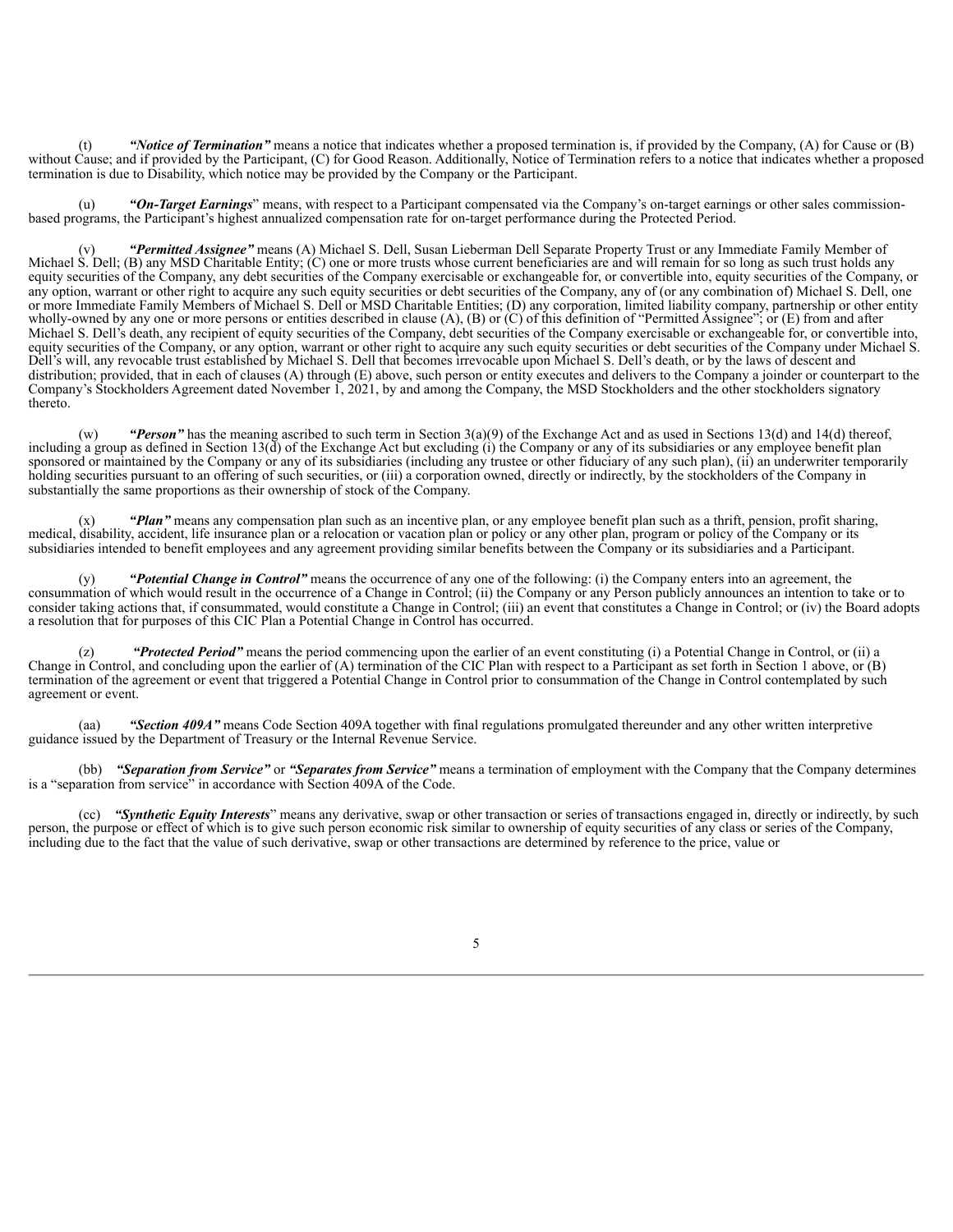(t) ***"Notice of Termination"*** means a notice that indicates whether a proposed termination is, if provided by the Company, (A) for Cause or (B) without Cause; and if provided by the Participant, (C) for Good Reason. Additionally, Notice of Termination refers to a notice that indicates whether a proposed termination is due to Disability, which notice may be provided by the Company or the Participant.

(u) ***"On-Target Earnings"*** means, with respect to a Participant compensated via the Company's on-target earnings or other sales commission-based programs, the Participant's highest annualized compensation rate for on-target performance during the Protected Period.

(v) ***"Permitted Assignee"*** means (A) Michael S. Dell, Susan Lieberman Dell Separate Property Trust or any Immediate Family Member of Michael S. Dell; (B) any MSD Charitable Entity; (C) one or more trusts whose current beneficiaries are and will remain for so long as such trust holds any equity securities of the Company, any debt securities of the Company exercisable or exchangeable for, or convertible into, equity securities of the Company, or any option, warrant or other right to acquire any such equity securities or debt securities of the Company, any of (or any combination of) Michael S. Dell, one or more Immediate Family Members of Michael S. Dell or MSD Charitable Entities; (D) any corporation, limited liability company, partnership or other entity wholly-owned by any one or more persons or entities described in clause (A), (B) or (C) of this definition of "Permitted Assignee"; or (E) from and after Michael S. Dell's death, any recipient of equity securities of the Company, debt securities of the Company exercisable or exchangeable for, or convertible into, equity securities of the Company, or any option, warrant or other right to acquire any such equity securities or debt securities of the Company under Michael S. Dell's will, any revocable trust established by Michael S. Dell that becomes irrevocable upon Michael S. Dell's death, or by the laws of descent and distribution; provided, that in each of clauses (A) through (E) above, such person or entity executes and delivers to the Company a joinder or counterpart to the Company's Stockholders Agreement dated November 1, 2021, by and among the Company, the MSD Stockholders and the other stockholders signatory thereto.

(w) ***"Person"*** has the meaning ascribed to such term in Section 3(a)(9) of the Exchange Act and as used in Sections 13(d) and 14(d) thereof, including a group as defined in Section 13(d) of the Exchange Act but excluding (i) the Company or any of its subsidiaries or any employee benefit plan sponsored or maintained by the Company or any of its subsidiaries (including any trustee or other fiduciary of any such plan), (ii) an underwriter temporarily holding securities pursuant to an offering of such securities, or (iii) a corporation owned, directly or indirectly, by the stockholders of the Company in substantially the same proportions as their ownership of stock of the Company.

(x) ***"Plan"*** means any compensation plan such as an incentive plan, or any employee benefit plan such as a thrift, pension, profit sharing, medical, disability, accident, life insurance plan or a relocation or vacation plan or policy or any other plan, program or policy of the Company or its subsidiaries intended to benefit employees and any agreement providing similar benefits between the Company or its subsidiaries and a Participant.

(y) ***"Potential Change in Control"*** means the occurrence of any one of the following: (i) the Company enters into an agreement, the consummation of which would result in the occurrence of a Change in Control; (ii) the Company or any Person publicly announces an intention to take or to consider taking actions that, if consummated, would constitute a Change in Control; (iii) an event that constitutes a Change in Control; or (iv) the Board adopts a resolution that for purposes of this CIC Plan a Potential Change in Control has occurred.

(z) ***"Protected Period"*** means the period commencing upon the earlier of an event constituting (i) a Potential Change in Control, or (ii) a Change in Control, and concluding upon the earlier of (A) termination of the CIC Plan with respect to a Participant as set forth in Section 1 above, or (B) termination of the agreement or event that triggered a Potential Change in Control prior to consummation of the Change in Control contemplated by such agreement or event.

(aa) ***"Section 409A"*** means Code Section 409A together with final regulations promulgated thereunder and any other written interpretive guidance issued by the Department of Treasury or the Internal Revenue Service.

(bb) ***"Separation from Service"*** or ***"Separates from Service"*** means a termination of employment with the Company that the Company determines is a "separation from service" in accordance with Section 409A of the Code.

(cc) ***"Synthetic Equity Interests"*** means any derivative, swap or other transaction or series of transactions engaged in, directly or indirectly, by such person, the purpose or effect of which is to give such person economic risk similar to ownership of equity securities of any class or series of the Company, including due to the fact that the value of such derivative, swap or other transactions are determined by reference to the price, value or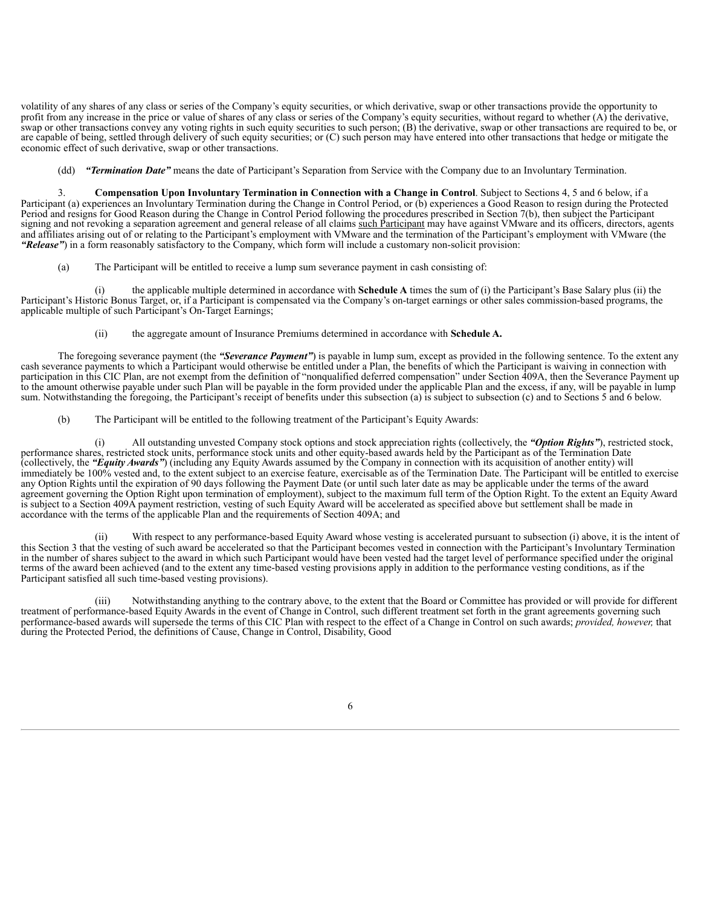volatility of any shares of any class or series of the Company's equity securities, or which derivative, swap or other transactions provide the opportunity to profit from any increase in the price or value of shares of any class or series of the Company's equity securities, without regard to whether (A) the derivative, swap or other transactions convey any voting rights in such equity securities to such person; (B) the derivative, swap or other transactions are required to be, or are capable of being, settled through delivery of such equity securities; or (C) such person may have entered into other transactions that hedge or mitigate the economic effect of such derivative, swap or other transactions.

(dd) ***"Termination Date"*** means the date of Participant's Separation from Service with the Company due to an Involuntary Termination.

3. **Compensation Upon Involuntary Termination in Connection with a Change in Control**. Subject to Sections 4, 5 and 6 below, if a Participant (a) experiences an Involuntary Termination during the Change in Control Period, or (b) experiences a Good Reason to resign during the Protected Period and resigns for Good Reason during the Change in Control Period following the procedures prescribed in Section 7(b), then subject the Participant signing and not revoking a separation agreement and general release of all claims such Participant may have against VMware and its officers, directors, agents and affiliates arising out of or relating to the Participant's employment with VMware and the termination of the Participant's employment with VMware (the ***"Release"***) in a form reasonably satisfactory to the Company, which form will include a customary non-solicit provision:

(a) The Participant will be entitled to receive a lump sum severance payment in cash consisting of:

(i) the applicable multiple determined in accordance with **Schedule A** times the sum of (i) the Participant's Base Salary plus (ii) the Participant's Historic Bonus Target, or, if a Participant is compensated via the Company's on-target earnings or other sales commission-based programs, the applicable multiple of such Participant's On-Target Earnings;

(ii) the aggregate amount of Insurance Premiums determined in accordance with **Schedule A.**

The foregoing severance payment (the ***"Severance Payment"***) is payable in lump sum, except as provided in the following sentence. To the extent any cash severance payments to which a Participant would otherwise be entitled under a Plan, the benefits of which the Participant is waiving in connection with participation in this CIC Plan, are not exempt from the definition of "nonqualified deferred compensation" under Section 409A, then the Severance Payment up to the amount otherwise payable under such Plan will be payable in the form provided under the applicable Plan and the excess, if any, will be payable in lump sum. Notwithstanding the foregoing, the Participant's receipt of benefits under this subsection (a) is subject to subsection (c) and to Sections 5 and 6 below.

(b) The Participant will be entitled to the following treatment of the Participant's Equity Awards:

(i) All outstanding unvested Company stock options and stock appreciation rights (collectively, the ***"Option Rights"***), restricted stock, performance shares, restricted stock units, performance stock units and other equity-based awards held by the Participant as of the Termination Date (collectively, the ***"Equity Awards"***) (including any Equity Awards assumed by the Company in connection with its acquisition of another entity) will immediately be 100% vested and, to the extent subject to an exercise feature, exercisable as of the Termination Date. The Participant will be entitled to exercise any Option Rights until the expiration of 90 days following the Payment Date (or until such later date as may be applicable under the terms of the award agreement governing the Option Right upon termination of employment), subject to the maximum full term of the Option Right. To the extent an Equity Award is subject to a Section 409A payment restriction, vesting of such Equity Award will be accelerated as specified above but settlement shall be made in accordance with the terms of the applicable Plan and the requirements of Section 409A; and

(ii) With respect to any performance-based Equity Award whose vesting is accelerated pursuant to subsection (i) above, it is the intent of this Section 3 that the vesting of such award be accelerated so that the Participant becomes vested in connection with the Participant's Involuntary Termination in the number of shares subject to the award in which such Participant would have been vested had the target level of performance specified under the original terms of the award been achieved (and to the extent any time-based vesting provisions apply in addition to the performance vesting conditions, as if the Participant satisfied all such time-based vesting provisions).

(iii) Notwithstanding anything to the contrary above, to the extent that the Board or Committee has provided or will provide for different treatment of performance-based Equity Awards in the event of Change in Control, such different treatment set forth in the grant agreements governing such performance-based awards will supersede the terms of this CIC Plan with respect to the effect of a Change in Control on such awards; *provided, however,* that during the Protected Period, the definitions of Cause, Change in Control, Disability, Good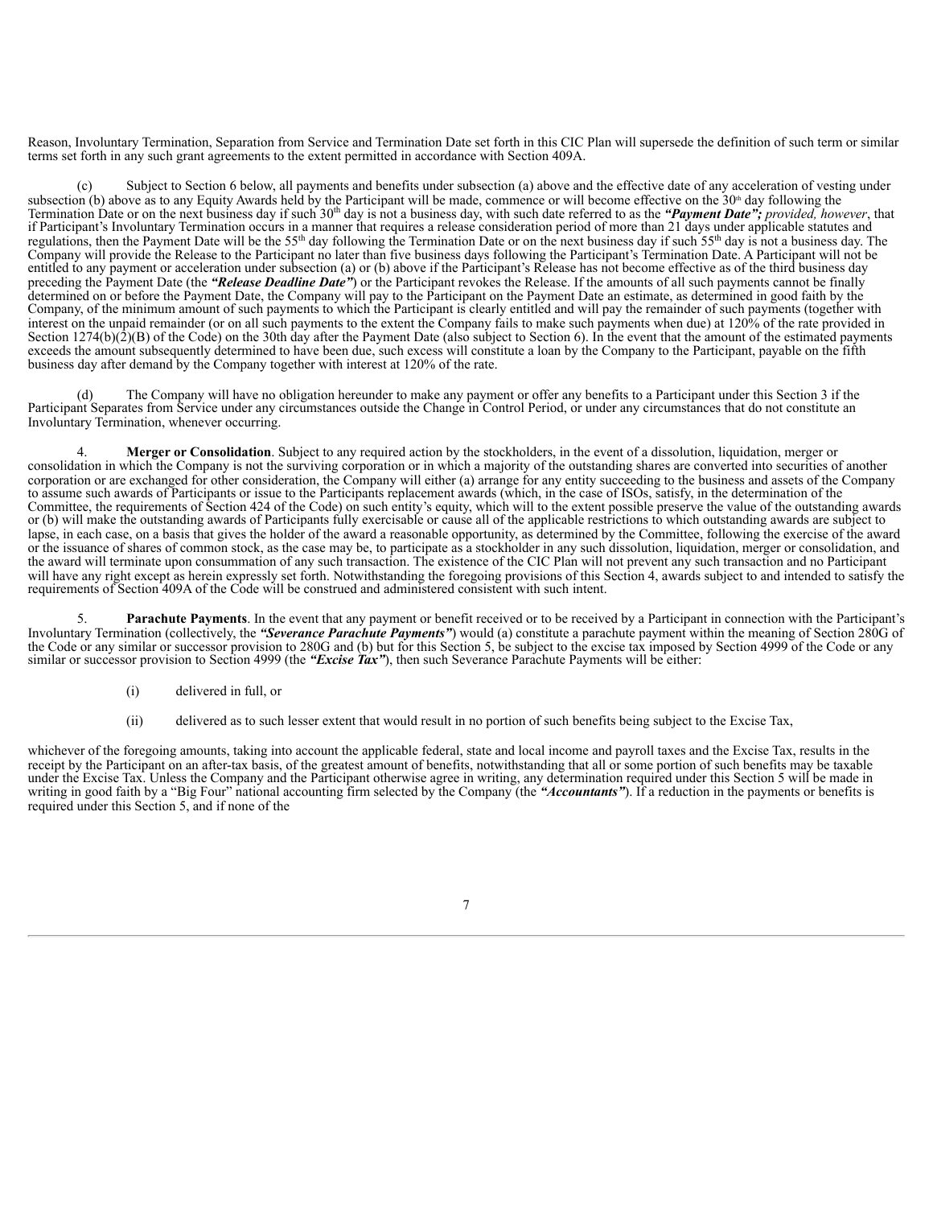Reason, Involuntary Termination, Separation from Service and Termination Date set forth in this CIC Plan will supersede the definition of such term or similar terms set forth in any such grant agreements to the extent permitted in accordance with Section 409A.

(c) Subject to Section 6 below, all payments and benefits under subsection (a) above and the effective date of any acceleration of vesting under subsection (b) above as to any Equity Awards held by the Participant will be made, commence or will become effective on the 30th day following the Termination Date or on the next business day if such 30th day is not a business day, with such date referred to as the ***"Payment Date"***; *provided, however*, that if Participant's Involuntary Termination occurs in a manner that requires a release consideration period of more than 21 days under applicable statutes and regulations, then the Payment Date will be the 55th day following the Termination Date or on the next business day if such 55th day is not a business day. The Company will provide the Release to the Participant no later than five business days following the Participant's Termination Date. A Participant will not be entitled to any payment or acceleration under subsection (a) or (b) above if the Participant's Release has not become effective as of the third business day preceding the Payment Date (the ***"Release Deadline Date"***) or the Participant revokes the Release. If the amounts of all such payments cannot be finally determined on or before the Payment Date, the Company will pay to the Participant on the Payment Date an estimate, as determined in good faith by the Company, of the minimum amount of such payments to which the Participant is clearly entitled and will pay the remainder of such payments (together with interest on the unpaid remainder (or on all such payments to the extent the Company fails to make such payments when due) at 120% of the rate provided in Section 1274(b)(2)(B) of the Code) on the 30th day after the Payment Date (also subject to Section 6). In the event that the amount of the estimated payments exceeds the amount subsequently determined to have been due, such excess will constitute a loan by the Company to the Participant, payable on the fifth business day after demand by the Company together with interest at 120% of the rate.

(d) The Company will have no obligation hereunder to make any payment or offer any benefits to a Participant under this Section 3 if the Participant Separates from Service under any circumstances outside the Change in Control Period, or under any circumstances that do not constitute an Involuntary Termination, whenever occurring.

4. **Merger or Consolidation**. Subject to any required action by the stockholders, in the event of a dissolution, liquidation, merger or consolidation in which the Company is not the surviving corporation or in which a majority of the outstanding shares are converted into securities of another corporation or are exchanged for other consideration, the Company will either (a) arrange for any entity succeeding to the business and assets of the Company to assume such awards of Participants or issue to the Participants replacement awards (which, in the case of ISOs, satisfy, in the determination of the Committee, the requirements of Section 424 of the Code) on such entity's equity, which will to the extent possible preserve the value of the outstanding awards or (b) will make the outstanding awards of Participants fully exercisable or cause all of the applicable restrictions to which outstanding awards are subject to lapse, in each case, on a basis that gives the holder of the award a reasonable opportunity, as determined by the Committee, following the exercise of the award or the issuance of shares of common stock, as the case may be, to participate as a stockholder in any such dissolution, liquidation, merger or consolidation, and the award will terminate upon consummation of any such transaction. The existence of the CIC Plan will not prevent any such transaction and no Participant will have any right except as herein expressly set forth. Notwithstanding the foregoing provisions of this Section 4, awards subject to and intended to satisfy the requirements of Section 409A of the Code will be construed and administered consistent with such intent.

5. **Parachute Payments**. In the event that any payment or benefit received or to be received by a Participant in connection with the Participant's Involuntary Termination (collectively, the ***"Severance Parachute Payments"***) would (a) constitute a parachute payment within the meaning of Section 280G of the Code or any similar or successor provision to 280G and (b) but for this Section 5, be subject to the excise tax imposed by Section 4999 of the Code or any similar or successor provision to Section 4999 (the ***"Excise Tax"***), then such Severance Parachute Payments will be either:

(i) delivered in full, or

(ii) delivered as to such lesser extent that would result in no portion of such benefits being subject to the Excise Tax,

whichever of the foregoing amounts, taking into account the applicable federal, state and local income and payroll taxes and the Excise Tax, results in the receipt by the Participant on an after-tax basis, of the greatest amount of benefits, notwithstanding that all or some portion of such benefits may be taxable under the Excise Tax. Unless the Company and the Participant otherwise agree in writing, any determination required under this Section 5 will be made in writing in good faith by a "Big Four" national accounting firm selected by the Company (the ***"Accountants"***). If a reduction in the payments or benefits is required under this Section 5, and if none of the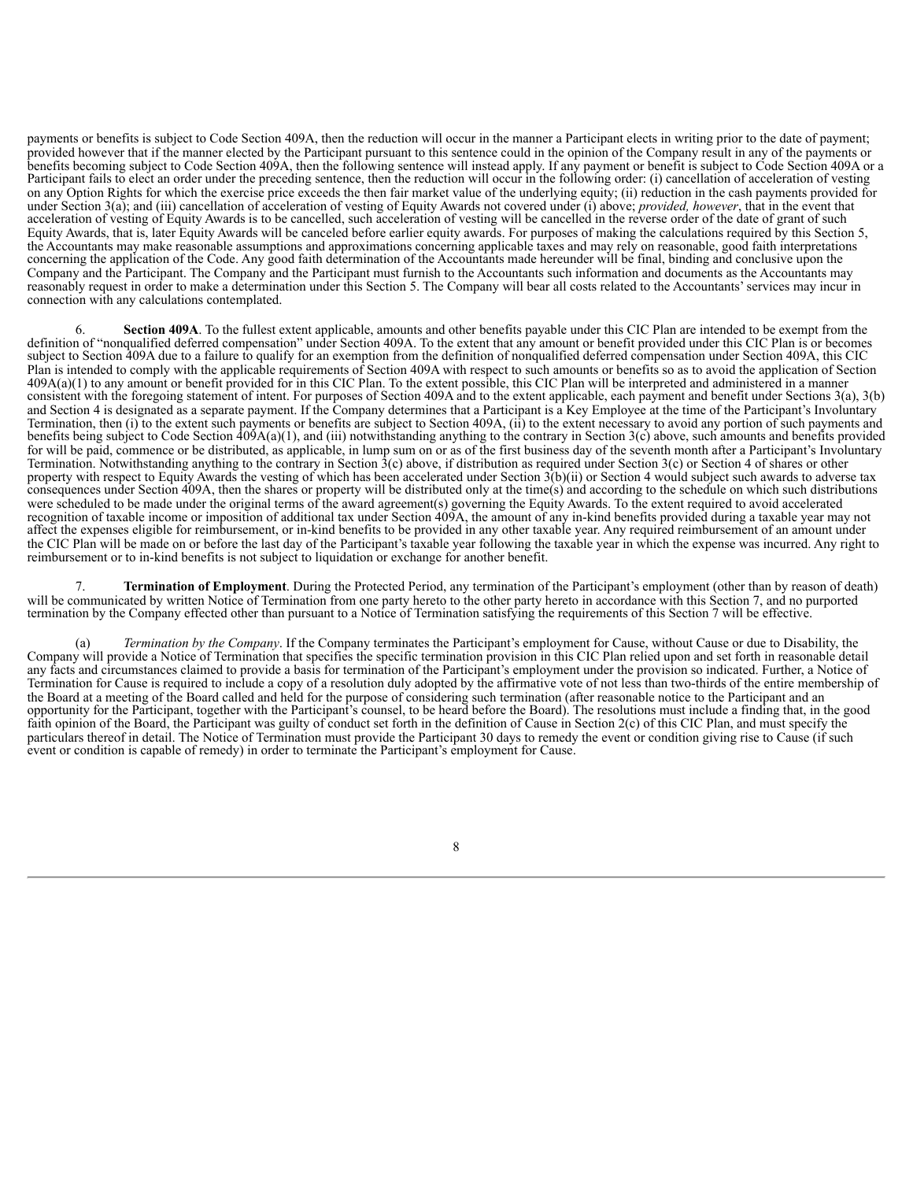payments or benefits is subject to Code Section 409A, then the reduction will occur in the manner a Participant elects in writing prior to the date of payment; provided however that if the manner elected by the Participant pursuant to this sentence could in the opinion of the Company result in any of the payments or benefits becoming subject to Code Section 409A, then the following sentence will instead apply. If any payment or benefit is subject to Code Section 409A or a Participant fails to elect an order under the preceding sentence, then the reduction will occur in the following order: (i) cancellation of acceleration of vesting on any Option Rights for which the exercise price exceeds the then fair market value of the underlying equity; (ii) reduction in the cash payments provided for under Section 3(a); and (iii) cancellation of acceleration of vesting of Equity Awards not covered under (i) above; *provided, however*, that in the event that acceleration of vesting of Equity Awards is to be cancelled, such acceleration of vesting will be cancelled in the reverse order of the date of grant of such Equity Awards, that is, later Equity Awards will be canceled before earlier equity awards. For purposes of making the calculations required by this Section 5, the Accountants may make reasonable assumptions and approximations concerning applicable taxes and may rely on reasonable, good faith interpretations concerning the application of the Code. Any good faith determination of the Accountants made hereunder will be final, binding and conclusive upon the Company and the Participant. The Company and the Participant must furnish to the Accountants such information and documents as the Accountants may reasonably request in order to make a determination under this Section 5. The Company will bear all costs related to the Accountants' services may incur in connection with any calculations contemplated.

6. **Section 409A**. To the fullest extent applicable, amounts and other benefits payable under this CIC Plan are intended to be exempt from the definition of "nonqualified deferred compensation" under Section 409A. To the extent that any amount or benefit provided under this CIC Plan is or becomes subject to Section 409A due to a failure to qualify for an exemption from the definition of nonqualified deferred compensation under Section 409A, this CIC Plan is intended to comply with the applicable requirements of Section 409A with respect to such amounts or benefits so as to avoid the application of Section 409A(a)(1) to any amount or benefit provided for in this CIC Plan. To the extent possible, this CIC Plan will be interpreted and administered in a manner consistent with the foregoing statement of intent. For purposes of Section 409A and to the extent applicable, each payment and benefit under Sections 3(a), 3(b) and Section 4 is designated as a separate payment. If the Company determines that a Participant is a Key Employee at the time of the Participant's Involuntary Termination, then (i) to the extent such payments or benefits are subject to Section 409A, (ii) to the extent necessary to avoid any portion of such payments and benefits being subject to Code Section 409A(a)(1), and (iii) notwithstanding anything to the contrary in Section 3(c) above, such amounts and benefits provided for will be paid, commence or be distributed, as applicable, in lump sum on or as of the first business day of the seventh month after a Participant's Involuntary Termination. Notwithstanding anything to the contrary in Section 3(c) above, if distribution as required under Section 3(c) or Section 4 of shares or other property with respect to Equity Awards the vesting of which has been accelerated under Section 3(b)(ii) or Section 4 would subject such awards to adverse tax consequences under Section 409A, then the shares or property will be distributed only at the time(s) and according to the schedule on which such distributions were scheduled to be made under the original terms of the award agreement(s) governing the Equity Awards. To the extent required to avoid accelerated recognition of taxable income or imposition of additional tax under Section 409A, the amount of any in-kind benefits provided during a taxable year may not affect the expenses eligible for reimbursement, or in-kind benefits to be provided in any other taxable year. Any required reimbursement of an amount under the CIC Plan will be made on or before the last day of the Participant's taxable year following the taxable year in which the expense was incurred. Any right to reimbursement or to in-kind benefits is not subject to liquidation or exchange for another benefit.

7. **Termination of Employment**. During the Protected Period, any termination of the Participant's employment (other than by reason of death) will be communicated by written Notice of Termination from one party hereto to the other party hereto in accordance with this Section 7, and no purported termination by the Company effected other than pursuant to a Notice of Termination satisfying the requirements of this Section 7 will be effective.

(a) *Termination by the Company*. If the Company terminates the Participant's employment for Cause, without Cause or due to Disability, the Company will provide a Notice of Termination that specifies the specific termination provision in this CIC Plan relied upon and set forth in reasonable detail any facts and circumstances claimed to provide a basis for termination of the Participant's employment under the provision so indicated. Further, a Notice of Termination for Cause is required to include a copy of a resolution duly adopted by the affirmative vote of not less than two-thirds of the entire membership of the Board at a meeting of the Board called and held for the purpose of considering such termination (after reasonable notice to the Participant and an opportunity for the Participant, together with the Participant's counsel, to be heard before the Board). The resolutions must include a finding that, in the good faith opinion of the Board, the Participant was guilty of conduct set forth in the definition of Cause in Section 2(c) of this CIC Plan, and must specify the particulars thereof in detail. The Notice of Termination must provide the Participant 30 days to remedy the event or condition giving rise to Cause (if such event or condition is capable of remedy) in order to terminate the Participant's employment for Cause.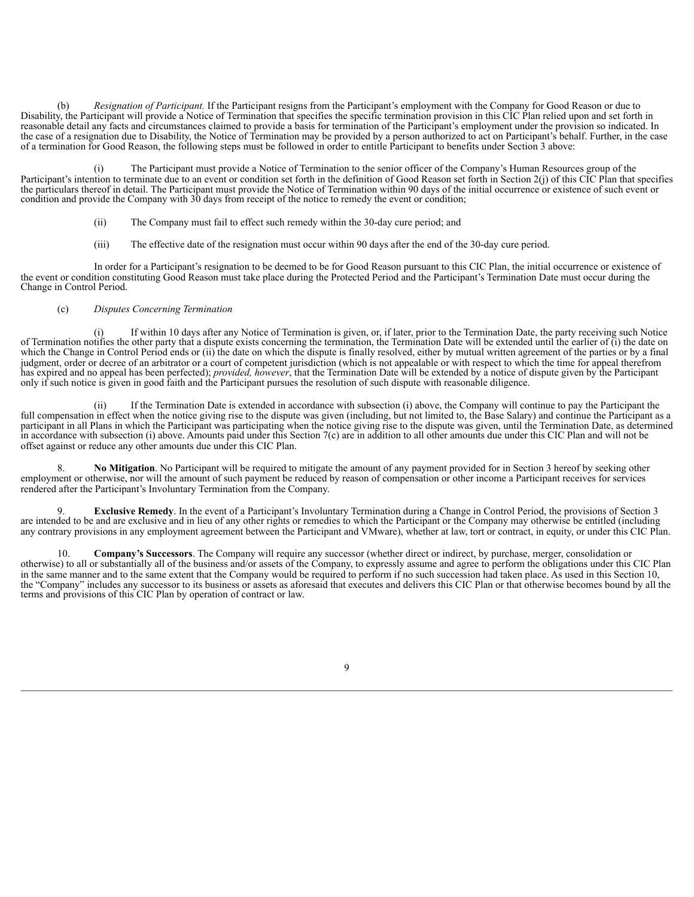(b) *Resignation of Participant.* If the Participant resigns from the Participant's employment with the Company for Good Reason or due to Disability, the Participant will provide a Notice of Termination that specifies the specific termination provision in this CIC Plan relied upon and set forth in reasonable detail any facts and circumstances claimed to provide a basis for termination of the Participant's employment under the provision so indicated. In the case of a resignation due to Disability, the Notice of Termination may be provided by a person authorized to act on Participant's behalf. Further, in the case of a termination for Good Reason, the following steps must be followed in order to entitle Participant to benefits under Section 3 above:

(i) The Participant must provide a Notice of Termination to the senior officer of the Company's Human Resources group of the Participant's intention to terminate due to an event or condition set forth in the definition of Good Reason set forth in Section 2(j) of this CIC Plan that specifies the particulars thereof in detail. The Participant must provide the Notice of Termination within 90 days of the initial occurrence or existence of such event or condition and provide the Company with 30 days from receipt of the notice to remedy the event or condition;

(ii) The Company must fail to effect such remedy within the 30-day cure period; and

(iii) The effective date of the resignation must occur within 90 days after the end of the 30-day cure period.

In order for a Participant's resignation to be deemed to be for Good Reason pursuant to this CIC Plan, the initial occurrence or existence of the event or condition constituting Good Reason must take place during the Protected Period and the Participant's Termination Date must occur during the Change in Control Period.

(c) *Disputes Concerning Termination*

(i) If within 10 days after any Notice of Termination is given, or, if later, prior to the Termination Date, the party receiving such Notice of Termination notifies the other party that a dispute exists concerning the termination, the Termination Date will be extended until the earlier of (i) the date on which the Change in Control Period ends or (ii) the date on which the dispute is finally resolved, either by mutual written agreement of the parties or by a final judgment, order or decree of an arbitrator or a court of competent jurisdiction (which is not appealable or with respect to which the time for appeal therefrom has expired and no appeal has been perfected); *provided, however*, that the Termination Date will be extended by a notice of dispute given by the Participant only if such notice is given in good faith and the Participant pursues the resolution of such dispute with reasonable diligence.

(ii) If the Termination Date is extended in accordance with subsection (i) above, the Company will continue to pay the Participant the full compensation in effect when the notice giving rise to the dispute was given (including, but not limited to, the Base Salary) and continue the Participant as a participant in all Plans in which the Participant was participating when the notice giving rise to the dispute was given, until the Termination Date, as determined in accordance with subsection (i) above. Amounts paid under this Section 7(c) are in addition to all other amounts due under this CIC Plan and will not be offset against or reduce any other amounts due under this CIC Plan.

8. **No Mitigation**. No Participant will be required to mitigate the amount of any payment provided for in Section 3 hereof by seeking other employment or otherwise, nor will the amount of such payment be reduced by reason of compensation or other income a Participant receives for services rendered after the Participant's Involuntary Termination from the Company.

9. **Exclusive Remedy**. In the event of a Participant's Involuntary Termination during a Change in Control Period, the provisions of Section 3 are intended to be and are exclusive and in lieu of any other rights or remedies to which the Participant or the Company may otherwise be entitled (including any contrary provisions in any employment agreement between the Participant and VMware), whether at law, tort or contract, in equity, or under this CIC Plan.

10. **Company's Successors**. The Company will require any successor (whether direct or indirect, by purchase, merger, consolidation or otherwise) to all or substantially all of the business and/or assets of the Company, to expressly assume and agree to perform the obligations under this CIC Plan in the same manner and to the same extent that the Company would be required to perform if no such succession had taken place. As used in this Section 10, the "Company" includes any successor to its business or assets as aforesaid that executes and delivers this CIC Plan or that otherwise becomes bound by all the terms and provisions of this CIC Plan by operation of contract or law.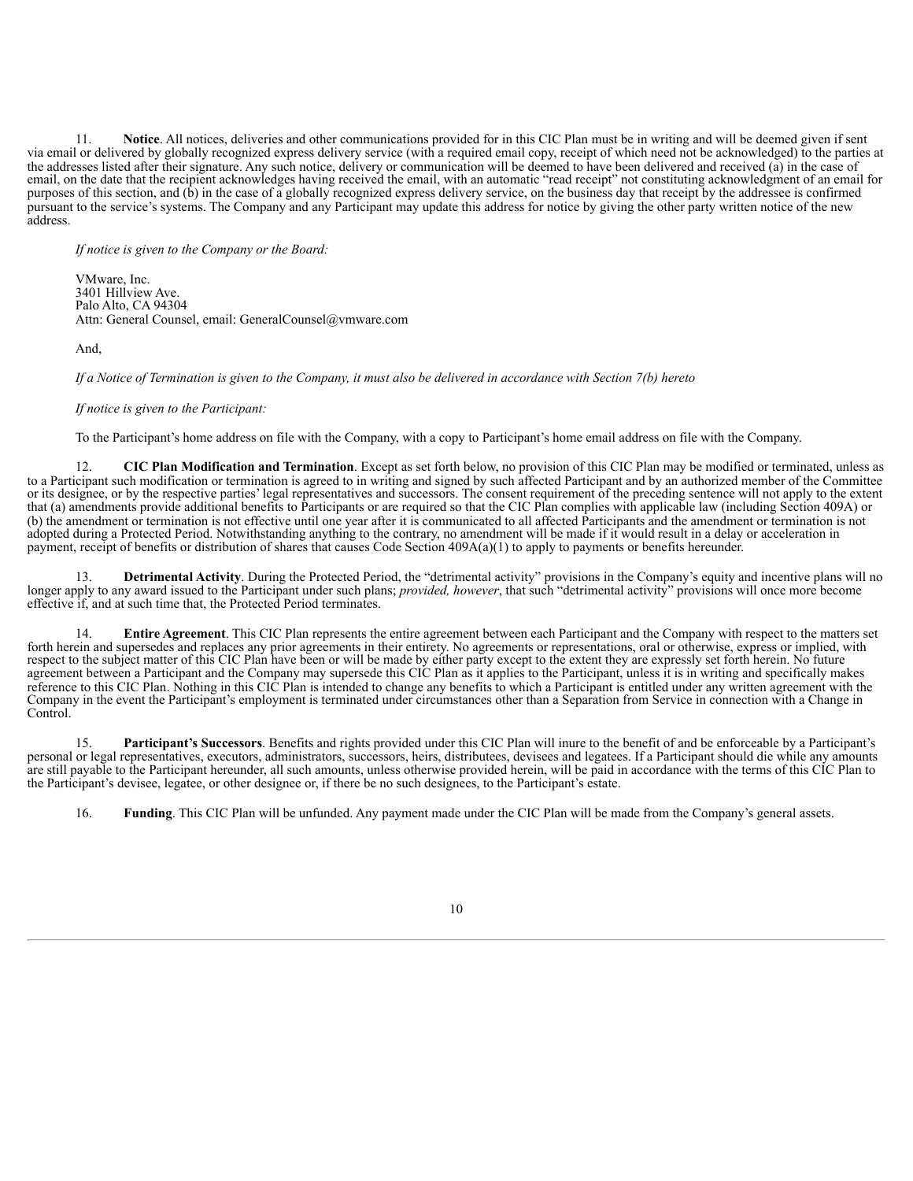11. **Notice**. All notices, deliveries and other communications provided for in this CIC Plan must be in writing and will be deemed given if sent via email or delivered by globally recognized express delivery service (with a required email copy, receipt of which need not be acknowledged) to the parties at the addresses listed after their signature. Any such notice, delivery or communication will be deemed to have been delivered and received (a) in the case of email, on the date that the recipient acknowledges having received the email, with an automatic "read receipt" not constituting acknowledgment of an email for purposes of this section, and (b) in the case of a globally recognized express delivery service, on the business day that receipt by the addressee is confirmed pursuant to the service's systems. The Company and any Participant may update this address for notice by giving the other party written notice of the new address.

*If notice is given to the Company or the Board:*

VMware, Inc.
3401 Hillview Ave.
Palo Alto, CA 94304
Attn: General Counsel, email: GeneralCounsel@vmware.com

And,

*If a Notice of Termination is given to the Company, it must also be delivered in accordance with Section 7(b) hereto*

*If notice is given to the Participant:*

To the Participant's home address on file with the Company, with a copy to Participant's home email address on file with the Company.

12. **CIC Plan Modification and Termination**. Except as set forth below, no provision of this CIC Plan may be modified or terminated, unless as to a Participant such modification or termination is agreed to in writing and signed by such affected Participant and by an authorized member of the Committee or its designee, or by the respective parties' legal representatives and successors. The consent requirement of the preceding sentence will not apply to the extent that (a) amendments provide additional benefits to Participants or are required so that the CIC Plan complies with applicable law (including Section 409A) or (b) the amendment or termination is not effective until one year after it is communicated to all affected Participants and the amendment or termination is not adopted during a Protected Period. Notwithstanding anything to the contrary, no amendment will be made if it would result in a delay or acceleration in payment, receipt of benefits or distribution of shares that causes Code Section 409A(a)(1) to apply to payments or benefits hereunder.

13. **Detrimental Activity**. During the Protected Period, the "detrimental activity" provisions in the Company's equity and incentive plans will no longer apply to any award issued to the Participant under such plans; *provided, however*, that such "detrimental activity" provisions will once more become effective if, and at such time that, the Protected Period terminates.

14. **Entire Agreement**. This CIC Plan represents the entire agreement between each Participant and the Company with respect to the matters set forth herein and supersedes and replaces any prior agreements in their entirety. No agreements or representations, oral or otherwise, express or implied, with respect to the subject matter of this CIC Plan have been or will be made by either party except to the extent they are expressly set forth herein. No future agreement between a Participant and the Company may supersede this CIC Plan as it applies to the Participant, unless it is in writing and specifically makes reference to this CIC Plan. Nothing in this CIC Plan is intended to change any benefits to which a Participant is entitled under any written agreement with the Company in the event the Participant's employment is terminated under circumstances other than a Separation from Service in connection with a Change in Control.

15. **Participant's Successors**. Benefits and rights provided under this CIC Plan will inure to the benefit of and be enforceable by a Participant's personal or legal representatives, executors, administrators, successors, heirs, distributees, devisees and legatees. If a Participant should die while any amounts are still payable to the Participant hereunder, all such amounts, unless otherwise provided herein, will be paid in accordance with the terms of this CIC Plan to the Participant's devisee, legatee, or other designee or, if there be no such designees, to the Participant's estate.

16. **Funding**. This CIC Plan will be unfunded. Any payment made under the CIC Plan will be made from the Company's general assets.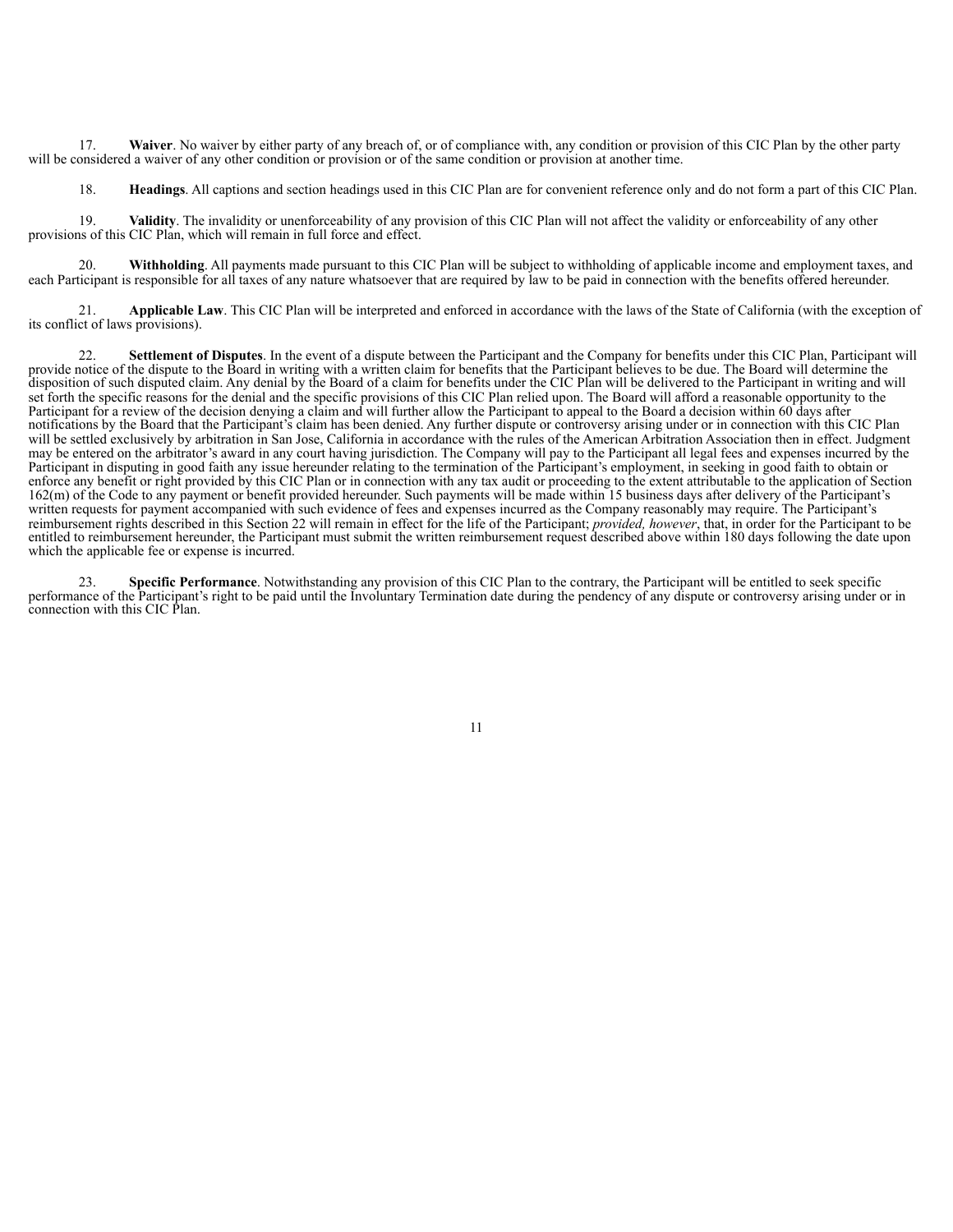17. **Waiver**. No waiver by either party of any breach of, or of compliance with, any condition or provision of this CIC Plan by the other party will be considered a waiver of any other condition or provision or of the same condition or provision at another time.

18. **Headings**. All captions and section headings used in this CIC Plan are for convenient reference only and do not form a part of this CIC Plan.

19. **Validity**. The invalidity or unenforceability of any provision of this CIC Plan will not affect the validity or enforceability of any other provisions of this CIC Plan, which will remain in full force and effect.

20. **Withholding**. All payments made pursuant to this CIC Plan will be subject to withholding of applicable income and employment taxes, and each Participant is responsible for all taxes of any nature whatsoever that are required by law to be paid in connection with the benefits offered hereunder.

21. **Applicable Law**. This CIC Plan will be interpreted and enforced in accordance with the laws of the State of California (with the exception of its conflict of laws provisions).

22. **Settlement of Disputes**. In the event of a dispute between the Participant and the Company for benefits under this CIC Plan, Participant will provide notice of the dispute to the Board in writing with a written claim for benefits that the Participant believes to be due. The Board will determine the disposition of such disputed claim. Any denial by the Board of a claim for benefits under the CIC Plan will be delivered to the Participant in writing and will set forth the specific reasons for the denial and the specific provisions of this CIC Plan relied upon. The Board will afford a reasonable opportunity to the Participant for a review of the decision denying a claim and will further allow the Participant to appeal to the Board a decision within 60 days after notifications by the Board that the Participant's claim has been denied. Any further dispute or controversy arising under or in connection with this CIC Plan will be settled exclusively by arbitration in San Jose, California in accordance with the rules of the American Arbitration Association then in effect. Judgment may be entered on the arbitrator's award in any court having jurisdiction. The Company will pay to the Participant all legal fees and expenses incurred by the Participant in disputing in good faith any issue hereunder relating to the termination of the Participant's employment, in seeking in good faith to obtain or enforce any benefit or right provided by this CIC Plan or in connection with any tax audit or proceeding to the extent attributable to the application of Section 162(m) of the Code to any payment or benefit provided hereunder. Such payments will be made within 15 business days after delivery of the Participant's written requests for payment accompanied with such evidence of fees and expenses incurred as the Company reasonably may require. The Participant's reimbursement rights described in this Section 22 will remain in effect for the life of the Participant; *provided, however*, that, in order for the Participant to be entitled to reimbursement hereunder, the Participant must submit the written reimbursement request described above within 180 days following the date upon which the applicable fee or expense is incurred.

23. **Specific Performance**. Notwithstanding any provision of this CIC Plan to the contrary, the Participant will be entitled to seek specific performance of the Participant's right to be paid until the Involuntary Termination date during the pendency of any dispute or controversy arising under or in connection with this CIC Plan.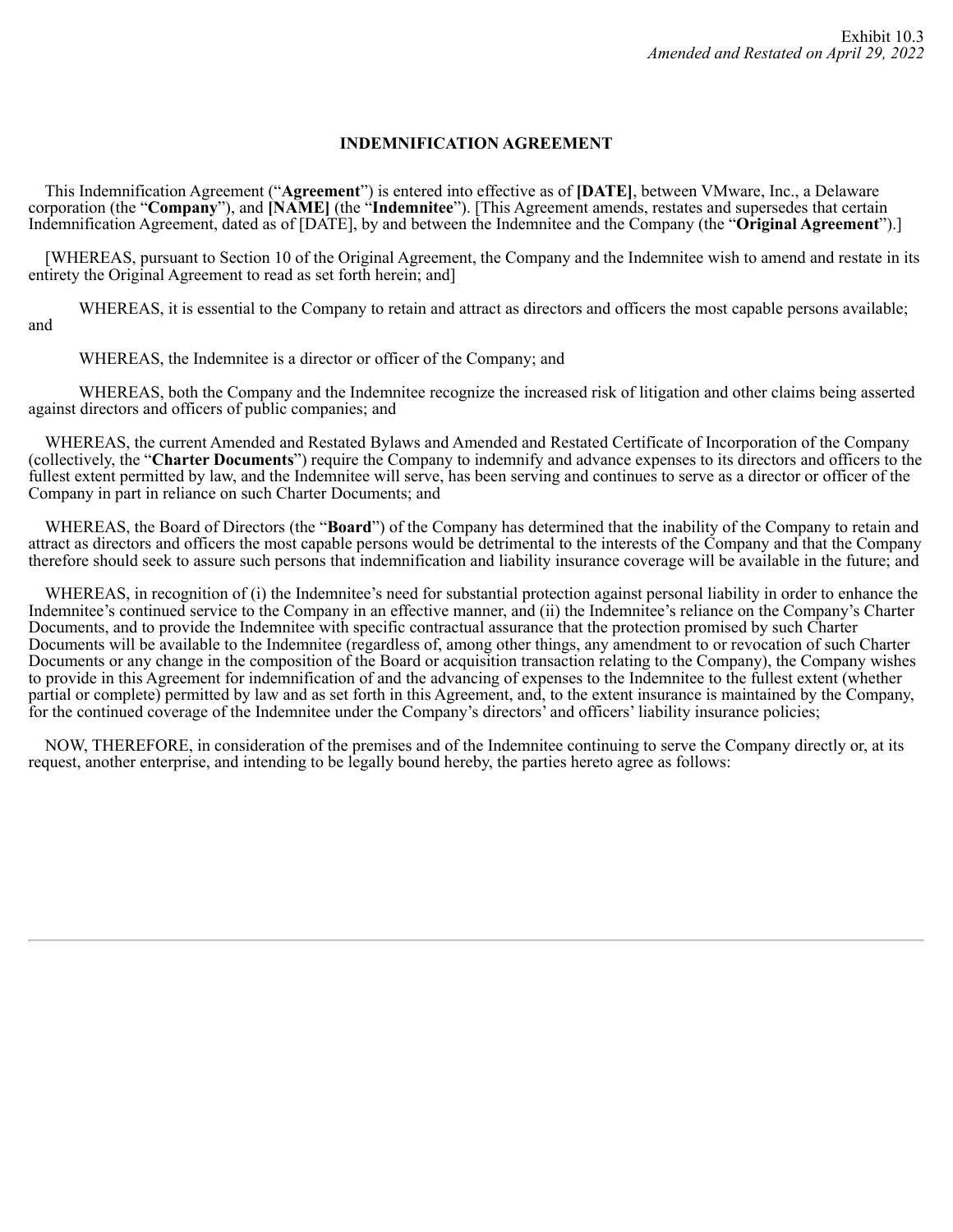Exhibit 10.3

*Amended and Restated on April 29, 2022*

# INDEMNIFICATION AGREEMENT

This Indemnification Agreement ("**Agreement**") is entered into effective as of **[DATE]**, between VMware, Inc., a Delaware corporation (the "**Company**"), and **[NAME]** (the "**Indemnitee**"). [This Agreement amends, restates and supersedes that certain Indemnification Agreement, dated as of [DATE], by and between the Indemnitee and the Company (the "**Original Agreement**").]

[WHEREAS, pursuant to Section 10 of the Original Agreement, the Company and the Indemnitee wish to amend and restate in its entirety the Original Agreement to read as set forth herein; and]

WHEREAS, it is essential to the Company to retain and attract as directors and officers the most capable persons available; and

WHEREAS, the Indemnitee is a director or officer of the Company; and

WHEREAS, both the Company and the Indemnitee recognize the increased risk of litigation and other claims being asserted against directors and officers of public companies; and

WHEREAS, the current Amended and Restated Bylaws and Amended and Restated Certificate of Incorporation of the Company (collectively, the "**Charter Documents**") require the Company to indemnify and advance expenses to its directors and officers to the fullest extent permitted by law, and the Indemnitee will serve, has been serving and continues to serve as a director or officer of the Company in part in reliance on such Charter Documents; and

WHEREAS, the Board of Directors (the "**Board**") of the Company has determined that the inability of the Company to retain and attract as directors and officers the most capable persons would be detrimental to the interests of the Company and that the Company therefore should seek to assure such persons that indemnification and liability insurance coverage will be available in the future; and

WHEREAS, in recognition of (i) the Indemnitee's need for substantial protection against personal liability in order to enhance the Indemnitee's continued service to the Company in an effective manner, and (ii) the Indemnitee's reliance on the Company's Charter Documents, and to provide the Indemnitee with specific contractual assurance that the protection promised by such Charter Documents will be available to the Indemnitee (regardless of, among other things, any amendment to or revocation of such Charter Documents or any change in the composition of the Board or acquisition transaction relating to the Company), the Company wishes to provide in this Agreement for indemnification of and the advancing of expenses to the Indemnitee to the fullest extent (whether partial or complete) permitted by law and as set forth in this Agreement, and, to the extent insurance is maintained by the Company, for the continued coverage of the Indemnitee under the Company's directors' and officers' liability insurance policies;

NOW, THEREFORE, in consideration of the premises and of the Indemnitee continuing to serve the Company directly or, at its request, another enterprise, and intending to be legally bound hereby, the parties hereto agree as follows: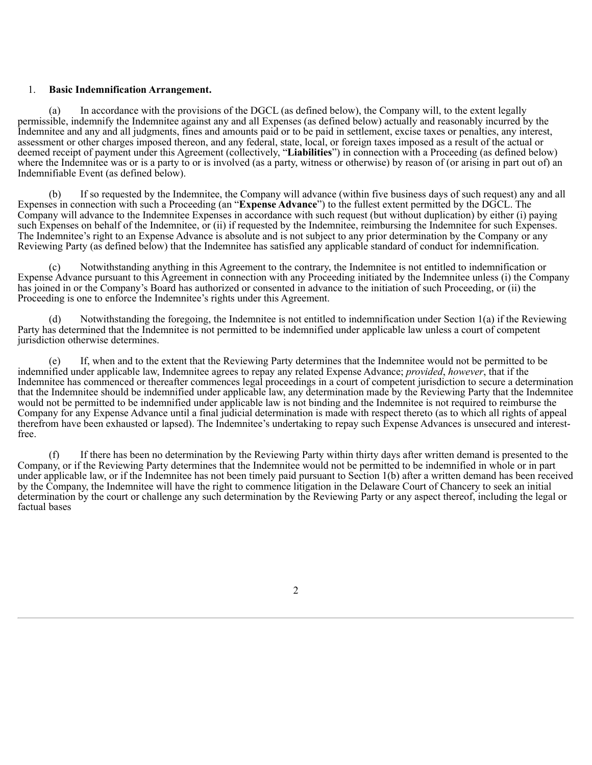1. **Basic Indemnification Arrangement.**

(a) In accordance with the provisions of the DGCL (as defined below), the Company will, to the extent legally permissible, indemnify the Indemnitee against any and all Expenses (as defined below) actually and reasonably incurred by the Indemnitee and any and all judgments, fines and amounts paid or to be paid in settlement, excise taxes or penalties, any interest, assessment or other charges imposed thereon, and any federal, state, local, or foreign taxes imposed as a result of the actual or deemed receipt of payment under this Agreement (collectively, "**Liabilities**") in connection with a Proceeding (as defined below) where the Indemnitee was or is a party to or is involved (as a party, witness or otherwise) by reason of (or arising in part out of) an Indemnifiable Event (as defined below).

(b) If so requested by the Indemnitee, the Company will advance (within five business days of such request) any and all Expenses in connection with such a Proceeding (an "**Expense Advance**") to the fullest extent permitted by the DGCL. The Company will advance to the Indemnitee Expenses in accordance with such request (but without duplication) by either (i) paying such Expenses on behalf of the Indemnitee, or (ii) if requested by the Indemnitee, reimbursing the Indemnitee for such Expenses. The Indemnitee's right to an Expense Advance is absolute and is not subject to any prior determination by the Company or any Reviewing Party (as defined below) that the Indemnitee has satisfied any applicable standard of conduct for indemnification.

(c) Notwithstanding anything in this Agreement to the contrary, the Indemnitee is not entitled to indemnification or Expense Advance pursuant to this Agreement in connection with any Proceeding initiated by the Indemnitee unless (i) the Company has joined in or the Company's Board has authorized or consented in advance to the initiation of such Proceeding, or (ii) the Proceeding is one to enforce the Indemnitee's rights under this Agreement.

(d) Notwithstanding the foregoing, the Indemnitee is not entitled to indemnification under Section 1(a) if the Reviewing Party has determined that the Indemnitee is not permitted to be indemnified under applicable law unless a court of competent jurisdiction otherwise determines.

(e) If, when and to the extent that the Reviewing Party determines that the Indemnitee would not be permitted to be indemnified under applicable law, Indemnitee agrees to repay any related Expense Advance; *provided*, *however*, that if the Indemnitee has commenced or thereafter commences legal proceedings in a court of competent jurisdiction to secure a determination that the Indemnitee should be indemnified under applicable law, any determination made by the Reviewing Party that the Indemnitee would not be permitted to be indemnified under applicable law is not binding and the Indemnitee is not required to reimburse the Company for any Expense Advance until a final judicial determination is made with respect thereto (as to which all rights of appeal therefrom have been exhausted or lapsed). The Indemnitee's undertaking to repay such Expense Advances is unsecured and interest-free.

(f) If there has been no determination by the Reviewing Party within thirty days after written demand is presented to the Company, or if the Reviewing Party determines that the Indemnitee would not be permitted to be indemnified in whole or in part under applicable law, or if the Indemnitee has not been timely paid pursuant to Section 1(b) after a written demand has been received by the Company, the Indemnitee will have the right to commence litigation in the Delaware Court of Chancery to seek an initial determination by the court or challenge any such determination by the Reviewing Party or any aspect thereof, including the legal or factual bases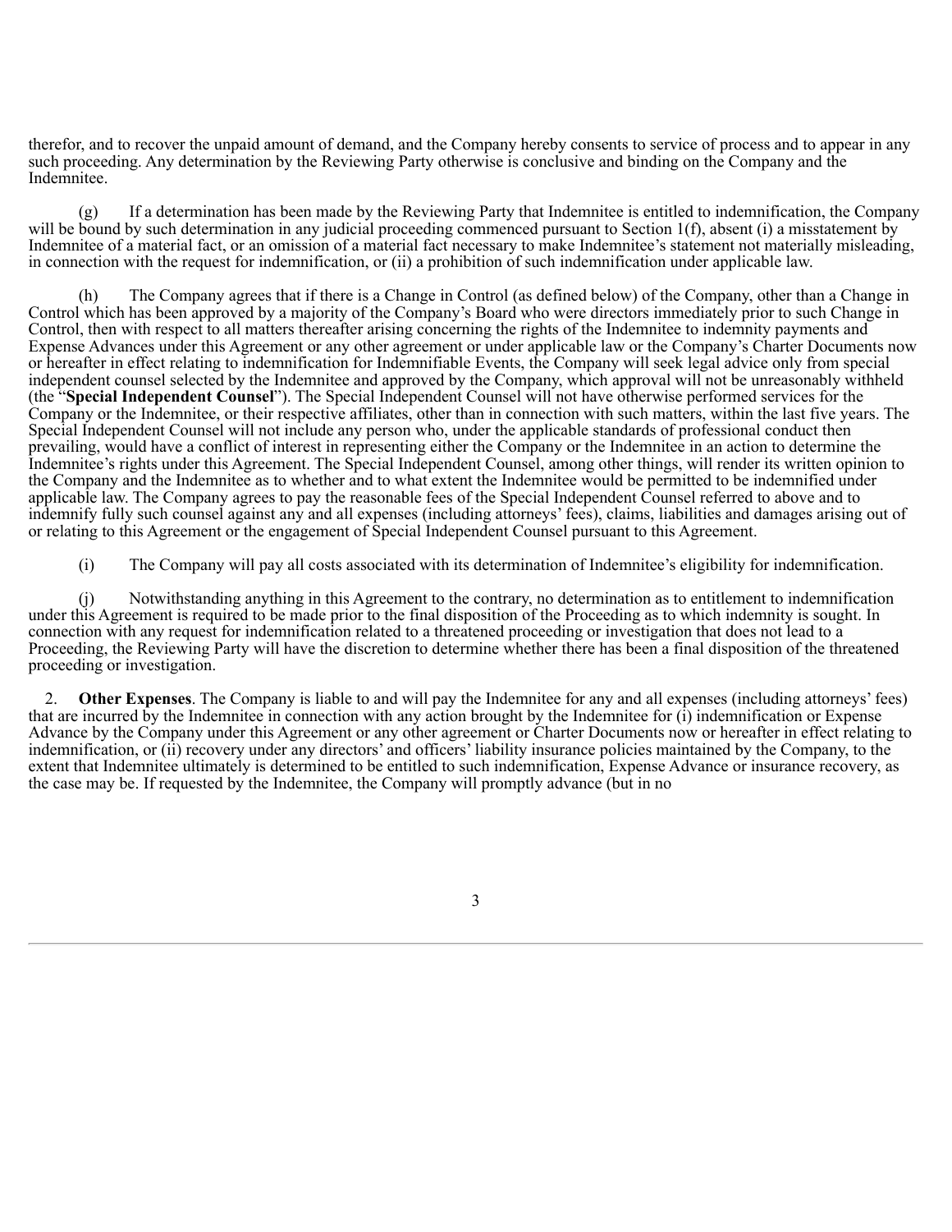therefor, and to recover the unpaid amount of demand, and the Company hereby consents to service of process and to appear in any such proceeding. Any determination by the Reviewing Party otherwise is conclusive and binding on the Company and the Indemnitee.

(g) If a determination has been made by the Reviewing Party that Indemnitee is entitled to indemnification, the Company will be bound by such determination in any judicial proceeding commenced pursuant to Section 1(f), absent (i) a misstatement by Indemnitee of a material fact, or an omission of a material fact necessary to make Indemnitee's statement not materially misleading, in connection with the request for indemnification, or (ii) a prohibition of such indemnification under applicable law.

(h) The Company agrees that if there is a Change in Control (as defined below) of the Company, other than a Change in Control which has been approved by a majority of the Company's Board who were directors immediately prior to such Change in Control, then with respect to all matters thereafter arising concerning the rights of the Indemnitee to indemnity payments and Expense Advances under this Agreement or any other agreement or under applicable law or the Company's Charter Documents now or hereafter in effect relating to indemnification for Indemnifiable Events, the Company will seek legal advice only from special independent counsel selected by the Indemnitee and approved by the Company, which approval will not be unreasonably withheld (the "**Special Independent Counsel**"). The Special Independent Counsel will not have otherwise performed services for the Company or the Indemnitee, or their respective affiliates, other than in connection with such matters, within the last five years. The Special Independent Counsel will not include any person who, under the applicable standards of professional conduct then prevailing, would have a conflict of interest in representing either the Company or the Indemnitee in an action to determine the Indemnitee's rights under this Agreement. The Special Independent Counsel, among other things, will render its written opinion to the Company and the Indemnitee as to whether and to what extent the Indemnitee would be permitted to be indemnified under applicable law. The Company agrees to pay the reasonable fees of the Special Independent Counsel referred to above and to indemnify fully such counsel against any and all expenses (including attorneys' fees), claims, liabilities and damages arising out of or relating to this Agreement or the engagement of Special Independent Counsel pursuant to this Agreement.

(i) The Company will pay all costs associated with its determination of Indemnitee's eligibility for indemnification.

(j) Notwithstanding anything in this Agreement to the contrary, no determination as to entitlement to indemnification under this Agreement is required to be made prior to the final disposition of the Proceeding as to which indemnity is sought. In connection with any request for indemnification related to a threatened proceeding or investigation that does not lead to a Proceeding, the Reviewing Party will have the discretion to determine whether there has been a final disposition of the threatened proceeding or investigation.

2. **Other Expenses**. The Company is liable to and will pay the Indemnitee for any and all expenses (including attorneys' fees) that are incurred by the Indemnitee in connection with any action brought by the Indemnitee for (i) indemnification or Expense Advance by the Company under this Agreement or any other agreement or Charter Documents now or hereafter in effect relating to indemnification, or (ii) recovery under any directors' and officers' liability insurance policies maintained by the Company, to the extent that Indemnitee ultimately is determined to be entitled to such indemnification, Expense Advance or insurance recovery, as the case may be. If requested by the Indemnitee, the Company will promptly advance (but in no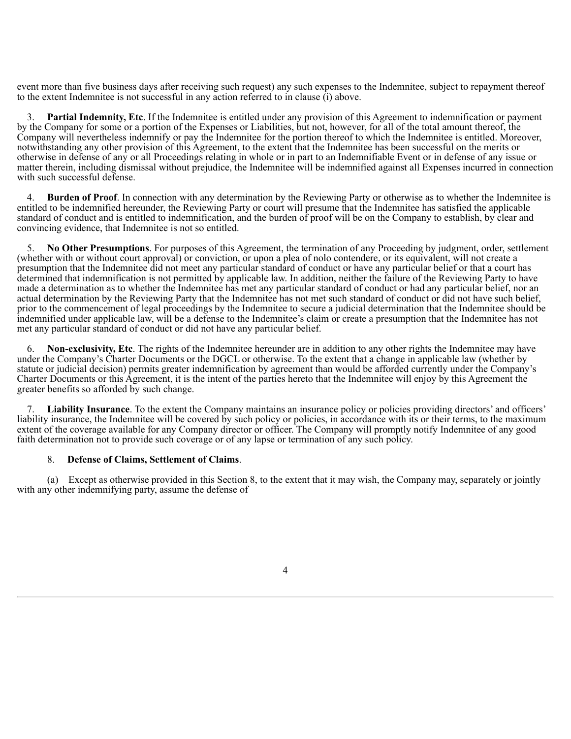event more than five business days after receiving such request) any such expenses to the Indemnitee, subject to repayment thereof to the extent Indemnitee is not successful in any action referred to in clause (i) above.

3. **Partial Indemnity, Etc**. If the Indemnitee is entitled under any provision of this Agreement to indemnification or payment by the Company for some or a portion of the Expenses or Liabilities, but not, however, for all of the total amount thereof, the Company will nevertheless indemnify or pay the Indemnitee for the portion thereof to which the Indemnitee is entitled. Moreover, notwithstanding any other provision of this Agreement, to the extent that the Indemnitee has been successful on the merits or otherwise in defense of any or all Proceedings relating in whole or in part to an Indemnifiable Event or in defense of any issue or matter therein, including dismissal without prejudice, the Indemnitee will be indemnified against all Expenses incurred in connection with such successful defense.

4. **Burden of Proof**. In connection with any determination by the Reviewing Party or otherwise as to whether the Indemnitee is entitled to be indemnified hereunder, the Reviewing Party or court will presume that the Indemnitee has satisfied the applicable standard of conduct and is entitled to indemnification, and the burden of proof will be on the Company to establish, by clear and convincing evidence, that Indemnitee is not so entitled.

5. **No Other Presumptions**. For purposes of this Agreement, the termination of any Proceeding by judgment, order, settlement (whether with or without court approval) or conviction, or upon a plea of nolo contendere, or its equivalent, will not create a presumption that the Indemnitee did not meet any particular standard of conduct or have any particular belief or that a court has determined that indemnification is not permitted by applicable law. In addition, neither the failure of the Reviewing Party to have made a determination as to whether the Indemnitee has met any particular standard of conduct or had any particular belief, nor an actual determination by the Reviewing Party that the Indemnitee has not met such standard of conduct or did not have such belief, prior to the commencement of legal proceedings by the Indemnitee to secure a judicial determination that the Indemnitee should be indemnified under applicable law, will be a defense to the Indemnitee's claim or create a presumption that the Indemnitee has not met any particular standard of conduct or did not have any particular belief.

6. **Non-exclusivity, Etc**. The rights of the Indemnitee hereunder are in addition to any other rights the Indemnitee may have under the Company's Charter Documents or the DGCL or otherwise. To the extent that a change in applicable law (whether by statute or judicial decision) permits greater indemnification by agreement than would be afforded currently under the Company's Charter Documents or this Agreement, it is the intent of the parties hereto that the Indemnitee will enjoy by this Agreement the greater benefits so afforded by such change.

7. **Liability Insurance**. To the extent the Company maintains an insurance policy or policies providing directors' and officers' liability insurance, the Indemnitee will be covered by such policy or policies, in accordance with its or their terms, to the maximum extent of the coverage available for any Company director or officer. The Company will promptly notify Indemnitee of any good faith determination not to provide such coverage or of any lapse or termination of any such policy.

8. **Defense of Claims, Settlement of Claims**.

(a) Except as otherwise provided in this Section 8, to the extent that it may wish, the Company may, separately or jointly with any other indemnifying party, assume the defense of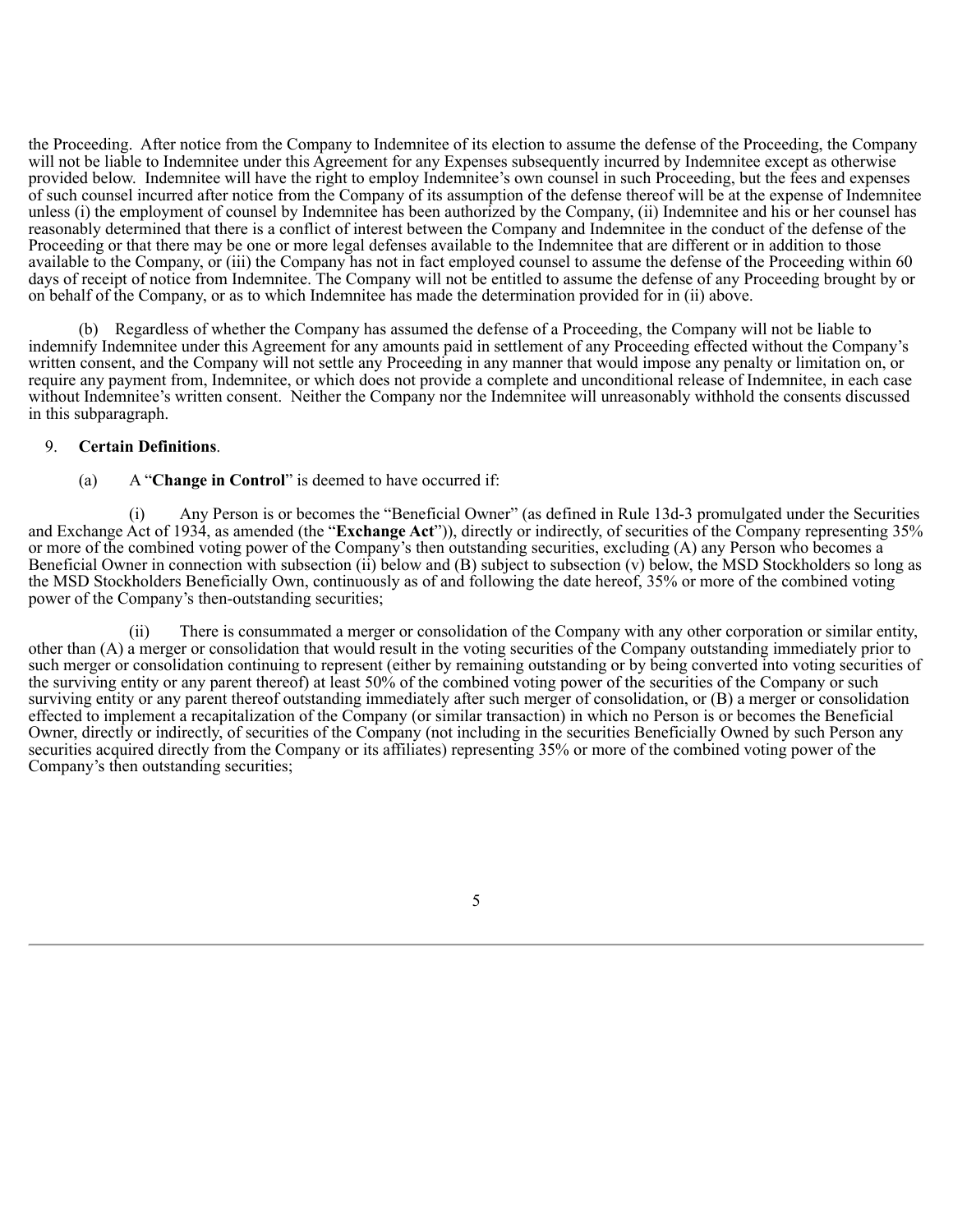the Proceeding. After notice from the Company to Indemnitee of its election to assume the defense of the Proceeding, the Company will not be liable to Indemnitee under this Agreement for any Expenses subsequently incurred by Indemnitee except as otherwise provided below. Indemnitee will have the right to employ Indemnitee's own counsel in such Proceeding, but the fees and expenses of such counsel incurred after notice from the Company of its assumption of the defense thereof will be at the expense of Indemnitee unless (i) the employment of counsel by Indemnitee has been authorized by the Company, (ii) Indemnitee and his or her counsel has reasonably determined that there is a conflict of interest between the Company and Indemnitee in the conduct of the defense of the Proceeding or that there may be one or more legal defenses available to the Indemnitee that are different or in addition to those available to the Company, or (iii) the Company has not in fact employed counsel to assume the defense of the Proceeding within 60 days of receipt of notice from Indemnitee. The Company will not be entitled to assume the defense of any Proceeding brought by or on behalf of the Company, or as to which Indemnitee has made the determination provided for in (ii) above.

(b) Regardless of whether the Company has assumed the defense of a Proceeding, the Company will not be liable to indemnify Indemnitee under this Agreement for any amounts paid in settlement of any Proceeding effected without the Company's written consent, and the Company will not settle any Proceeding in any manner that would impose any penalty or limitation on, or require any payment from, Indemnitee, or which does not provide a complete and unconditional release of Indemnitee, in each case without Indemnitee's written consent. Neither the Company nor the Indemnitee will unreasonably withhold the consents discussed in this subparagraph.

9. **Certain Definitions**.

(a) A "**Change in Control**" is deemed to have occurred if:

(i) Any Person is or becomes the "Beneficial Owner" (as defined in Rule 13d-3 promulgated under the Securities and Exchange Act of 1934, as amended (the "**Exchange Act**")), directly or indirectly, of securities of the Company representing 35% or more of the combined voting power of the Company's then outstanding securities, excluding (A) any Person who becomes a Beneficial Owner in connection with subsection (ii) below and (B) subject to subsection (v) below, the MSD Stockholders so long as the MSD Stockholders Beneficially Own, continuously as of and following the date hereof, 35% or more of the combined voting power of the Company's then-outstanding securities;

(ii) There is consummated a merger or consolidation of the Company with any other corporation or similar entity, other than (A) a merger or consolidation that would result in the voting securities of the Company outstanding immediately prior to such merger or consolidation continuing to represent (either by remaining outstanding or by being converted into voting securities of the surviving entity or any parent thereof) at least 50% of the combined voting power of the securities of the Company or such surviving entity or any parent thereof outstanding immediately after such merger of consolidation, or (B) a merger or consolidation effected to implement a recapitalization of the Company (or similar transaction) in which no Person is or becomes the Beneficial Owner, directly or indirectly, of securities of the Company (not including in the securities Beneficially Owned by such Person any securities acquired directly from the Company or its affiliates) representing 35% or more of the combined voting power of the Company's then outstanding securities;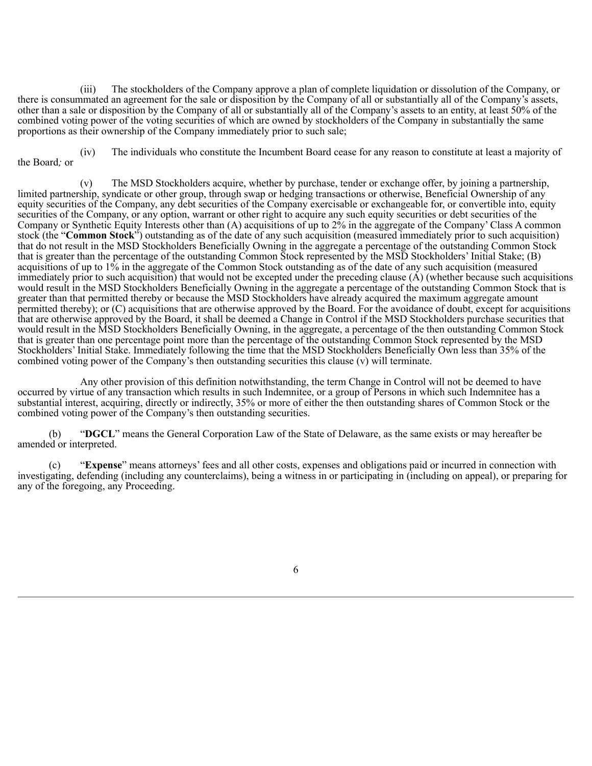(iii) The stockholders of the Company approve a plan of complete liquidation or dissolution of the Company, or there is consummated an agreement for the sale or disposition by the Company of all or substantially all of the Company's assets, other than a sale or disposition by the Company of all or substantially all of the Company's assets to an entity, at least 50% of the combined voting power of the voting securities of which are owned by stockholders of the Company in substantially the same proportions as their ownership of the Company immediately prior to such sale;

(iv) The individuals who constitute the Incumbent Board cease for any reason to constitute at least a majority of the Board*;* or

(v) The MSD Stockholders acquire, whether by purchase, tender or exchange offer, by joining a partnership, limited partnership, syndicate or other group, through swap or hedging transactions or otherwise, Beneficial Ownership of any equity securities of the Company, any debt securities of the Company exercisable or exchangeable for, or convertible into, equity securities of the Company, or any option, warrant or other right to acquire any such equity securities or debt securities of the Company or Synthetic Equity Interests other than (A) acquisitions of up to 2% in the aggregate of the Company' Class A common stock (the "**Common Stock**") outstanding as of the date of any such acquisition (measured immediately prior to such acquisition) that do not result in the MSD Stockholders Beneficially Owning in the aggregate a percentage of the outstanding Common Stock that is greater than the percentage of the outstanding Common Stock represented by the MSD Stockholders' Initial Stake; (B) acquisitions of up to 1% in the aggregate of the Common Stock outstanding as of the date of any such acquisition (measured immediately prior to such acquisition) that would not be excepted under the preceding clause (A) (whether because such acquisitions would result in the MSD Stockholders Beneficially Owning in the aggregate a percentage of the outstanding Common Stock that is greater than that permitted thereby or because the MSD Stockholders have already acquired the maximum aggregate amount permitted thereby); or (C) acquisitions that are otherwise approved by the Board. For the avoidance of doubt, except for acquisitions that are otherwise approved by the Board, it shall be deemed a Change in Control if the MSD Stockholders purchase securities that would result in the MSD Stockholders Beneficially Owning, in the aggregate, a percentage of the then outstanding Common Stock that is greater than one percentage point more than the percentage of the outstanding Common Stock represented by the MSD Stockholders' Initial Stake. Immediately following the time that the MSD Stockholders Beneficially Own less than 35% of the combined voting power of the Company's then outstanding securities this clause (v) will terminate.

Any other provision of this definition notwithstanding, the term Change in Control will not be deemed to have occurred by virtue of any transaction which results in such Indemnitee, or a group of Persons in which such Indemnitee has a substantial interest, acquiring, directly or indirectly, 35% or more of either the then outstanding shares of Common Stock or the combined voting power of the Company's then outstanding securities.

(b) "**DGCL**" means the General Corporation Law of the State of Delaware, as the same exists or may hereafter be amended or interpreted.

(c) "**Expense**" means attorneys' fees and all other costs, expenses and obligations paid or incurred in connection with investigating, defending (including any counterclaims), being a witness in or participating in (including on appeal), or preparing for any of the foregoing, any Proceeding.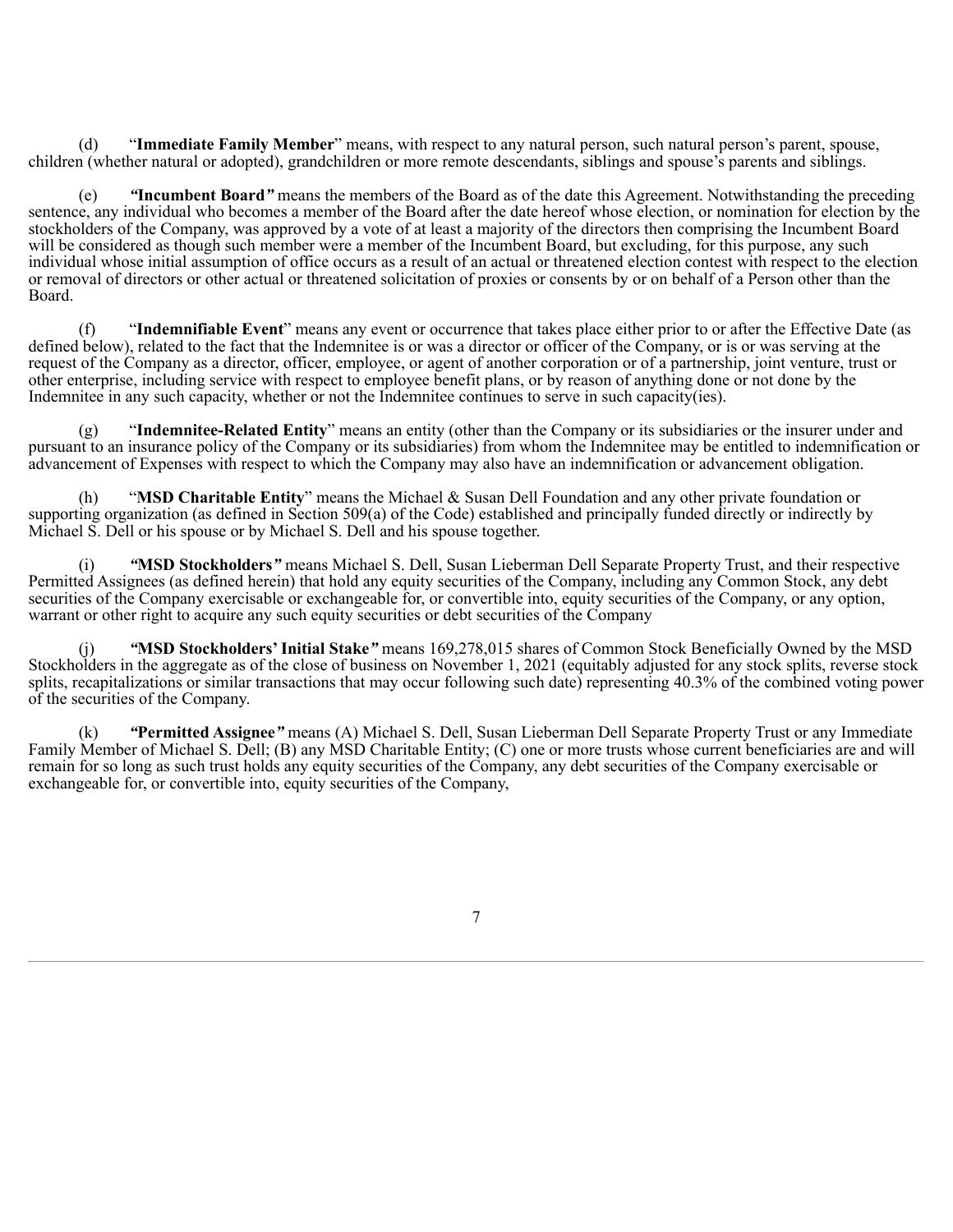(d) "**Immediate Family Member**" means, with respect to any natural person, such natural person's parent, spouse, children (whether natural or adopted), grandchildren or more remote descendants, siblings and spouse's parents and siblings.

(e) ***"Incumbent Board"*** means the members of the Board as of the date this Agreement. Notwithstanding the preceding sentence, any individual who becomes a member of the Board after the date hereof whose election, or nomination for election by the stockholders of the Company, was approved by a vote of at least a majority of the directors then comprising the Incumbent Board will be considered as though such member were a member of the Incumbent Board, but excluding, for this purpose, any such individual whose initial assumption of office occurs as a result of an actual or threatened election contest with respect to the election or removal of directors or other actual or threatened solicitation of proxies or consents by or on behalf of a Person other than the Board.

(f) "**Indemnifiable Event**" means any event or occurrence that takes place either prior to or after the Effective Date (as defined below), related to the fact that the Indemnitee is or was a director or officer of the Company, or is or was serving at the request of the Company as a director, officer, employee, or agent of another corporation or of a partnership, joint venture, trust or other enterprise, including service with respect to employee benefit plans, or by reason of anything done or not done by the Indemnitee in any such capacity, whether or not the Indemnitee continues to serve in such capacity(ies).

(g) "**Indemnitee-Related Entity**" means an entity (other than the Company or its subsidiaries or the insurer under and pursuant to an insurance policy of the Company or its subsidiaries) from whom the Indemnitee may be entitled to indemnification or advancement of Expenses with respect to which the Company may also have an indemnification or advancement obligation.

(h) "**MSD Charitable Entity**" means the Michael & Susan Dell Foundation and any other private foundation or supporting organization (as defined in Section 509(a) of the Code) established and principally funded directly or indirectly by Michael S. Dell or his spouse or by Michael S. Dell and his spouse together.

(i) ***"MSD Stockholders"*** means Michael S. Dell, Susan Lieberman Dell Separate Property Trust, and their respective Permitted Assignees (as defined herein) that hold any equity securities of the Company, including any Common Stock, any debt securities of the Company exercisable or exchangeable for, or convertible into, equity securities of the Company, or any option, warrant or other right to acquire any such equity securities or debt securities of the Company

(j) ***"MSD Stockholders' Initial Stake"*** means 169,278,015 shares of Common Stock Beneficially Owned by the MSD Stockholders in the aggregate as of the close of business on November 1, 2021 (equitably adjusted for any stock splits, reverse stock splits, recapitalizations or similar transactions that may occur following such date) representing 40.3% of the combined voting power of the securities of the Company.

(k) ***"Permitted Assignee"*** means (A) Michael S. Dell, Susan Lieberman Dell Separate Property Trust or any Immediate Family Member of Michael S. Dell; (B) any MSD Charitable Entity; (C) one or more trusts whose current beneficiaries are and will remain for so long as such trust holds any equity securities of the Company, any debt securities of the Company exercisable or exchangeable for, or convertible into, equity securities of the Company,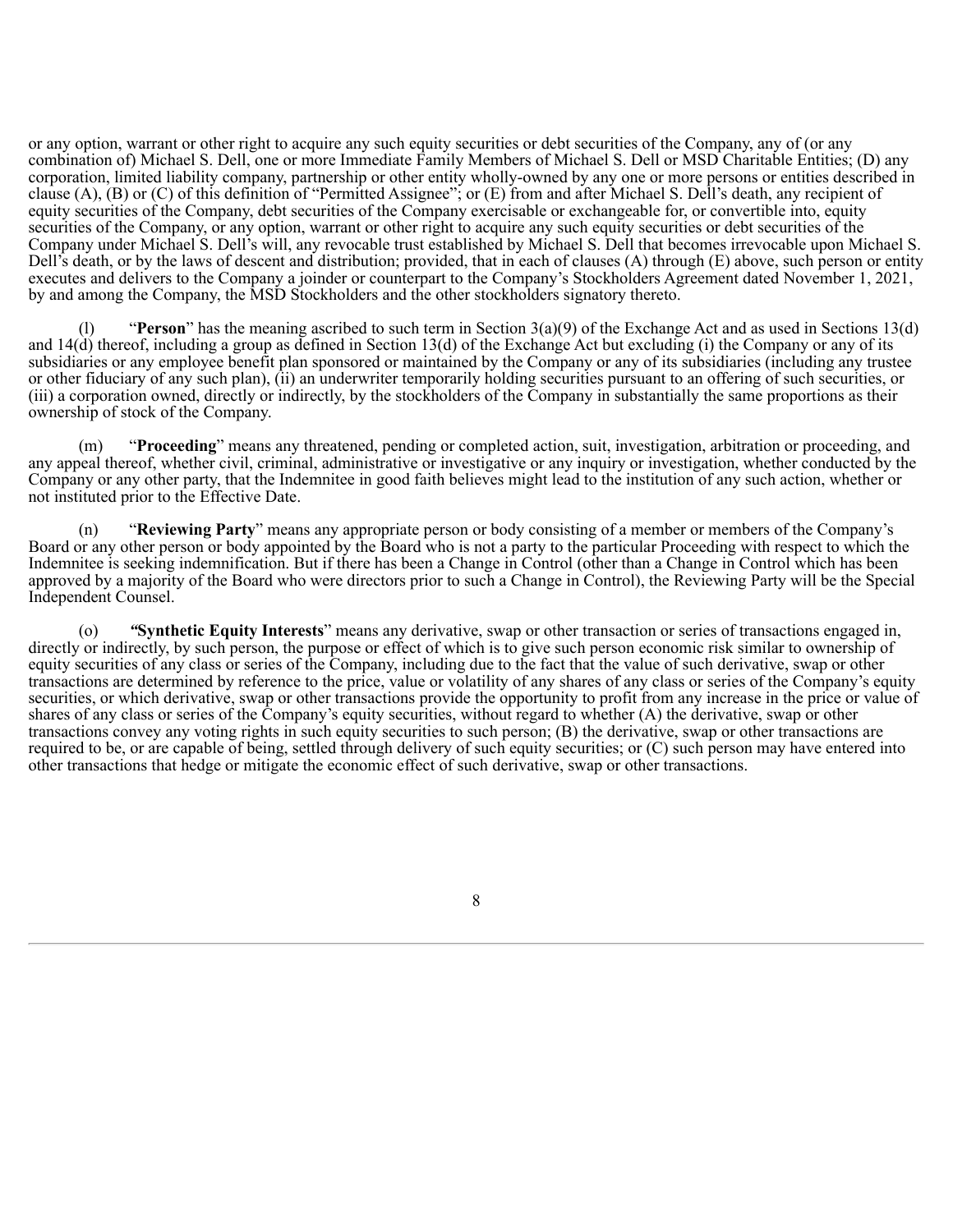or any option, warrant or other right to acquire any such equity securities or debt securities of the Company, any of (or any combination of) Michael S. Dell, one or more Immediate Family Members of Michael S. Dell or MSD Charitable Entities; (D) any corporation, limited liability company, partnership or other entity wholly-owned by any one or more persons or entities described in clause (A), (B) or (C) of this definition of "Permitted Assignee"; or (E) from and after Michael S. Dell's death, any recipient of equity securities of the Company, debt securities of the Company exercisable or exchangeable for, or convertible into, equity securities of the Company, or any option, warrant or other right to acquire any such equity securities or debt securities of the Company under Michael S. Dell's will, any revocable trust established by Michael S. Dell that becomes irrevocable upon Michael S. Dell's death, or by the laws of descent and distribution; provided, that in each of clauses (A) through (E) above, such person or entity executes and delivers to the Company a joinder or counterpart to the Company's Stockholders Agreement dated November 1, 2021, by and among the Company, the MSD Stockholders and the other stockholders signatory thereto.

(l) "**Person**" has the meaning ascribed to such term in Section 3(a)(9) of the Exchange Act and as used in Sections 13(d) and 14(d) thereof, including a group as defined in Section 13(d) of the Exchange Act but excluding (i) the Company or any of its subsidiaries or any employee benefit plan sponsored or maintained by the Company or any of its subsidiaries (including any trustee or other fiduciary of any such plan), (ii) an underwriter temporarily holding securities pursuant to an offering of such securities, or (iii) a corporation owned, directly or indirectly, by the stockholders of the Company in substantially the same proportions as their ownership of stock of the Company.

(m) "**Proceeding**" means any threatened, pending or completed action, suit, investigation, arbitration or proceeding, and any appeal thereof, whether civil, criminal, administrative or investigative or any inquiry or investigation, whether conducted by the Company or any other party, that the Indemnitee in good faith believes might lead to the institution of any such action, whether or not instituted prior to the Effective Date.

(n) "**Reviewing Party**" means any appropriate person or body consisting of a member or members of the Company's Board or any other person or body appointed by the Board who is not a party to the particular Proceeding with respect to which the Indemnitee is seeking indemnification. But if there has been a Change in Control (other than a Change in Control which has been approved by a majority of the Board who were directors prior to such a Change in Control), the Reviewing Party will be the Special Independent Counsel.

(o) "**Synthetic Equity Interests**" means any derivative, swap or other transaction or series of transactions engaged in, directly or indirectly, by such person, the purpose or effect of which is to give such person economic risk similar to ownership of equity securities of any class or series of the Company, including due to the fact that the value of such derivative, swap or other transactions are determined by reference to the price, value or volatility of any shares of any class or series of the Company's equity securities, or which derivative, swap or other transactions provide the opportunity to profit from any increase in the price or value of shares of any class or series of the Company's equity securities, without regard to whether (A) the derivative, swap or other transactions convey any voting rights in such equity securities to such person; (B) the derivative, swap or other transactions are required to be, or are capable of being, settled through delivery of such equity securities; or (C) such person may have entered into other transactions that hedge or mitigate the economic effect of such derivative, swap or other transactions.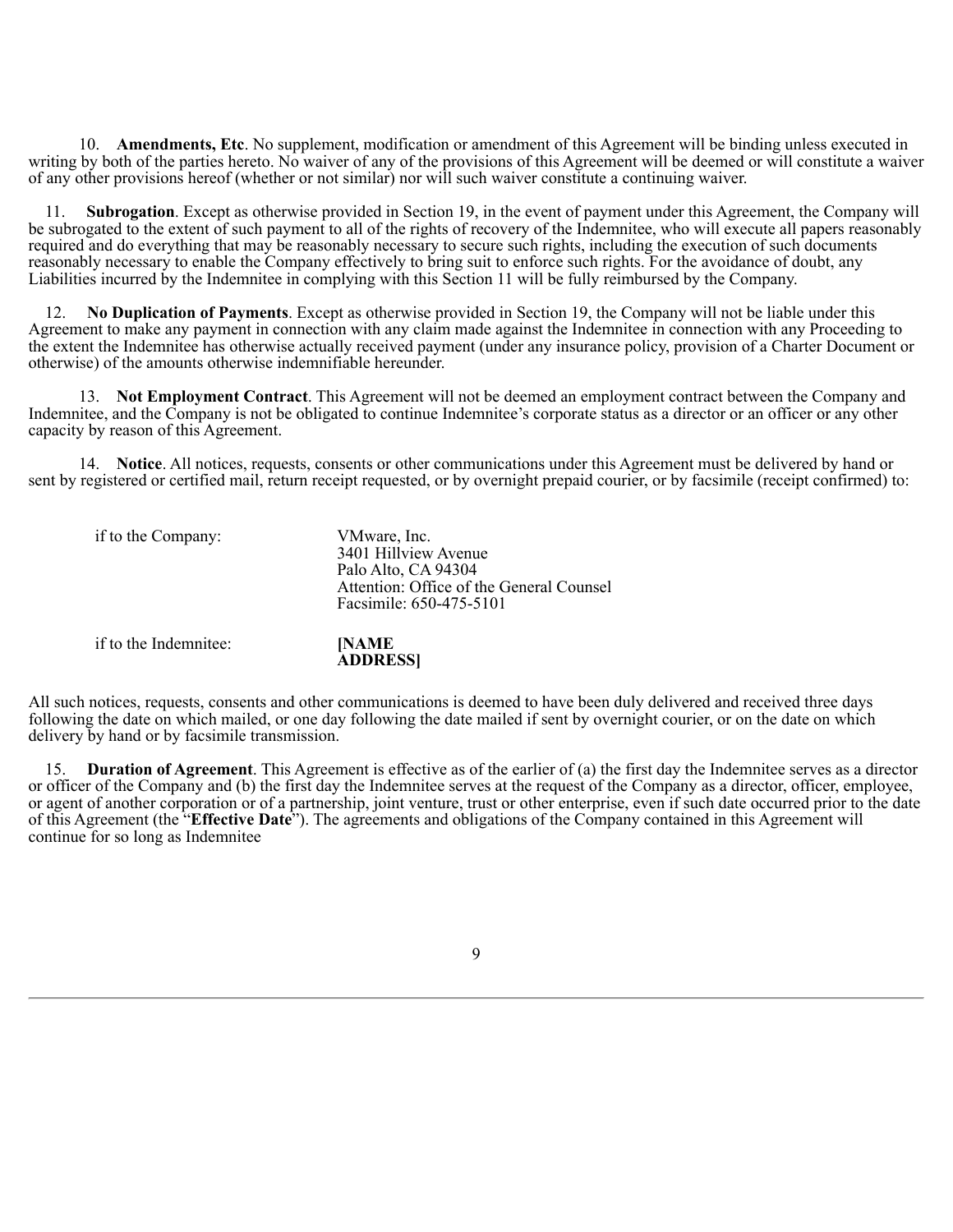10. **Amendments, Etc**. No supplement, modification or amendment of this Agreement will be binding unless executed in writing by both of the parties hereto. No waiver of any of the provisions of this Agreement will be deemed or will constitute a waiver of any other provisions hereof (whether or not similar) nor will such waiver constitute a continuing waiver.

11. **Subrogation**. Except as otherwise provided in Section 19, in the event of payment under this Agreement, the Company will be subrogated to the extent of such payment to all of the rights of recovery of the Indemnitee, who will execute all papers reasonably required and do everything that may be reasonably necessary to secure such rights, including the execution of such documents reasonably necessary to enable the Company effectively to bring suit to enforce such rights. For the avoidance of doubt, any Liabilities incurred by the Indemnitee in complying with this Section 11 will be fully reimbursed by the Company.

12. **No Duplication of Payments**. Except as otherwise provided in Section 19, the Company will not be liable under this Agreement to make any payment in connection with any claim made against the Indemnitee in connection with any Proceeding to the extent the Indemnitee has otherwise actually received payment (under any insurance policy, provision of a Charter Document or otherwise) of the amounts otherwise indemnifiable hereunder.

13. **Not Employment Contract**. This Agreement will not be deemed an employment contract between the Company and Indemnitee, and the Company is not be obligated to continue Indemnitee's corporate status as a director or an officer or any other capacity by reason of this Agreement.

14. **Notice**. All notices, requests, consents or other communications under this Agreement must be delivered by hand or sent by registered or certified mail, return receipt requested, or by overnight prepaid courier, or by facsimile (receipt confirmed) to:

if to the Company:

VMware, Inc.
3401 Hillview Avenue
Palo Alto, CA 94304
Attention: Office of the General Counsel
Facsimile: 650-475-5101

if to the Indemnitee:

**[NAME
ADDRESS]**

All such notices, requests, consents and other communications is deemed to have been duly delivered and received three days following the date on which mailed, or one day following the date mailed if sent by overnight courier, or on the date on which delivery by hand or by facsimile transmission.

15. **Duration of Agreement**. This Agreement is effective as of the earlier of (a) the first day the Indemnitee serves as a director or officer of the Company and (b) the first day the Indemnitee serves at the request of the Company as a director, officer, employee, or agent of another corporation or of a partnership, joint venture, trust or other enterprise, even if such date occurred prior to the date of this Agreement (the "**Effective Date**"). The agreements and obligations of the Company contained in this Agreement will continue for so long as Indemnitee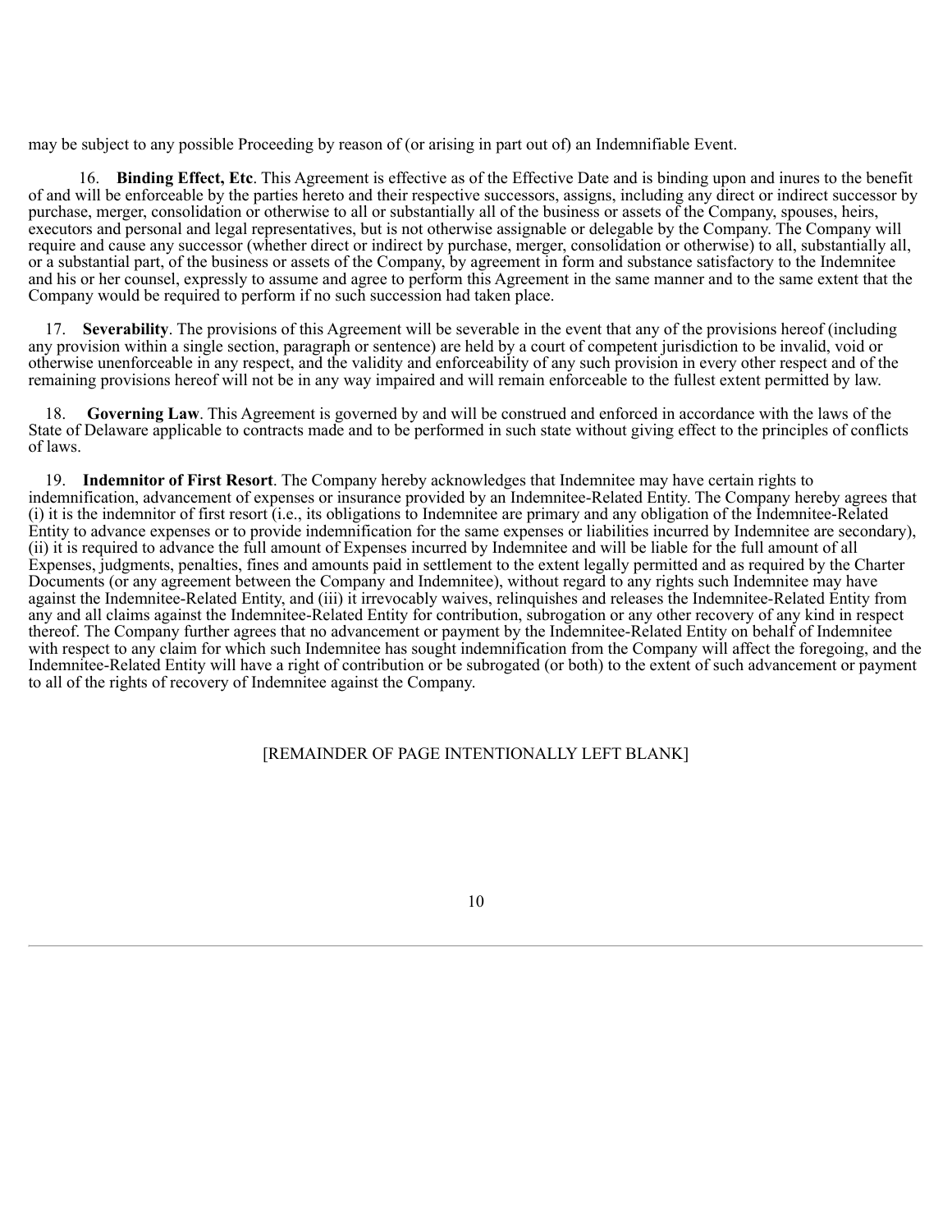may be subject to any possible Proceeding by reason of (or arising in part out of) an Indemnifiable Event.

16. **Binding Effect, Etc**. This Agreement is effective as of the Effective Date and is binding upon and inures to the benefit of and will be enforceable by the parties hereto and their respective successors, assigns, including any direct or indirect successor by purchase, merger, consolidation or otherwise to all or substantially all of the business or assets of the Company, spouses, heirs, executors and personal and legal representatives, but is not otherwise assignable or delegable by the Company. The Company will require and cause any successor (whether direct or indirect by purchase, merger, consolidation or otherwise) to all, substantially all, or a substantial part, of the business or assets of the Company, by agreement in form and substance satisfactory to the Indemnitee and his or her counsel, expressly to assume and agree to perform this Agreement in the same manner and to the same extent that the Company would be required to perform if no such succession had taken place.

17. **Severability**. The provisions of this Agreement will be severable in the event that any of the provisions hereof (including any provision within a single section, paragraph or sentence) are held by a court of competent jurisdiction to be invalid, void or otherwise unenforceable in any respect, and the validity and enforceability of any such provision in every other respect and of the remaining provisions hereof will not be in any way impaired and will remain enforceable to the fullest extent permitted by law.

18. **Governing Law**. This Agreement is governed by and will be construed and enforced in accordance with the laws of the State of Delaware applicable to contracts made and to be performed in such state without giving effect to the principles of conflicts of laws.

19. **Indemnitor of First Resort**. The Company hereby acknowledges that Indemnitee may have certain rights to indemnification, advancement of expenses or insurance provided by an Indemnitee-Related Entity. The Company hereby agrees that (i) it is the indemnitor of first resort (i.e., its obligations to Indemnitee are primary and any obligation of the Indemnitee-Related Entity to advance expenses or to provide indemnification for the same expenses or liabilities incurred by Indemnitee are secondary), (ii) it is required to advance the full amount of Expenses incurred by Indemnitee and will be liable for the full amount of all Expenses, judgments, penalties, fines and amounts paid in settlement to the extent legally permitted and as required by the Charter Documents (or any agreement between the Company and Indemnitee), without regard to any rights such Indemnitee may have against the Indemnitee-Related Entity, and (iii) it irrevocably waives, relinquishes and releases the Indemnitee-Related Entity from any and all claims against the Indemnitee-Related Entity for contribution, subrogation or any other recovery of any kind in respect thereof. The Company further agrees that no advancement or payment by the Indemnitee-Related Entity on behalf of Indemnitee with respect to any claim for which such Indemnitee has sought indemnification from the Company will affect the foregoing, and the Indemnitee-Related Entity will have a right of contribution or be subrogated (or both) to the extent of such advancement or payment to all of the rights of recovery of Indemnitee against the Company.

[REMAINDER OF PAGE INTENTIONALLY LEFT BLANK]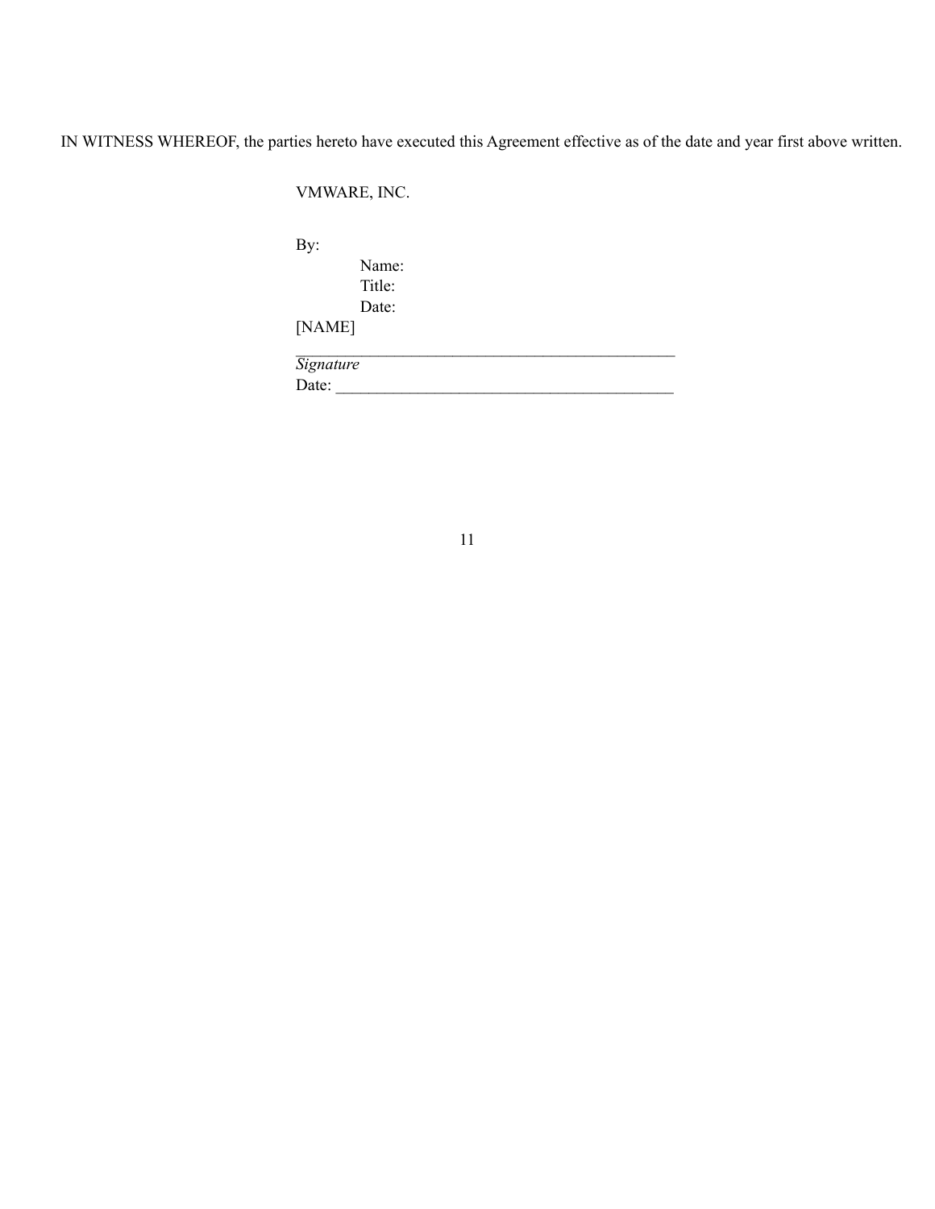IN WITNESS WHEREOF, the parties hereto have executed this Agreement effective as of the date and year first above written.

VMWARE, INC.

By:

Name:
Title:
Date:

[NAME]

_______________________________________________
*Signature*
Date: _________________________________________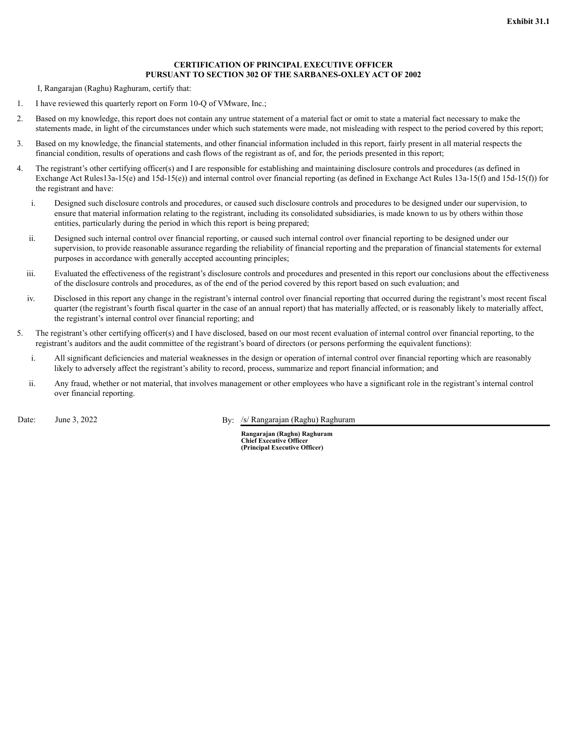**Exhibit 31.1**

**CERTIFICATION OF PRINCIPAL EXECUTIVE OFFICER PURSUANT TO SECTION 302 OF THE SARBANES-OXLEY ACT OF 2002**

I, Rangarajan (Raghu) Raghuram, certify that:

1. I have reviewed this quarterly report on Form 10-Q of VMware, Inc.;
2. Based on my knowledge, this report does not contain any untrue statement of a material fact or omit to state a material fact necessary to make the statements made, in light of the circumstances under which such statements were made, not misleading with respect to the period covered by this report;
3. Based on my knowledge, the financial statements, and other financial information included in this report, fairly present in all material respects the financial condition, results of operations and cash flows of the registrant as of, and for, the periods presented in this report;
4. The registrant's other certifying officer(s) and I are responsible for establishing and maintaining disclosure controls and procedures (as defined in Exchange Act Rules13a-15(e) and 15d-15(e)) and internal control over financial reporting (as defined in Exchange Act Rules 13a-15(f) and 15d-15(f)) for the registrant and have:
   1. Designed such disclosure controls and procedures, or caused such disclosure controls and procedures to be designed under our supervision, to ensure that material information relating to the registrant, including its consolidated subsidiaries, is made known to us by others within those entities, particularly during the period in which this report is being prepared;
   2. Designed such internal control over financial reporting, or caused such internal control over financial reporting to be designed under our supervision, to provide reasonable assurance regarding the reliability of financial reporting and the preparation of financial statements for external purposes in accordance with generally accepted accounting principles;
   3. Evaluated the effectiveness of the registrant's disclosure controls and procedures and presented in this report our conclusions about the effectiveness of the disclosure controls and procedures, as of the end of the period covered by this report based on such evaluation; and
   4. Disclosed in this report any change in the registrant's internal control over financial reporting that occurred during the registrant's most recent fiscal quarter (the registrant's fourth fiscal quarter in the case of an annual report) that has materially affected, or is reasonably likely to materially affect, the registrant's internal control over financial reporting; and
5. The registrant's other certifying officer(s) and I have disclosed, based on our most recent evaluation of internal control over financial reporting, to the registrant's auditors and the audit committee of the registrant's board of directors (or persons performing the equivalent functions):
   1. All significant deficiencies and material weaknesses in the design or operation of internal control over financial reporting which are reasonably likely to adversely affect the registrant's ability to record, process, summarize and report financial information; and
   2. Any fraud, whether or not material, that involves management or other employees who have a significant role in the registrant's internal control over financial reporting.

Date: June 3, 2022

By: /s/ Rangarajan (Raghu) Raghuram

**Rangarajan (Raghu) Raghuram**
**Chief Executive Officer**
**(Principal Executive Officer)**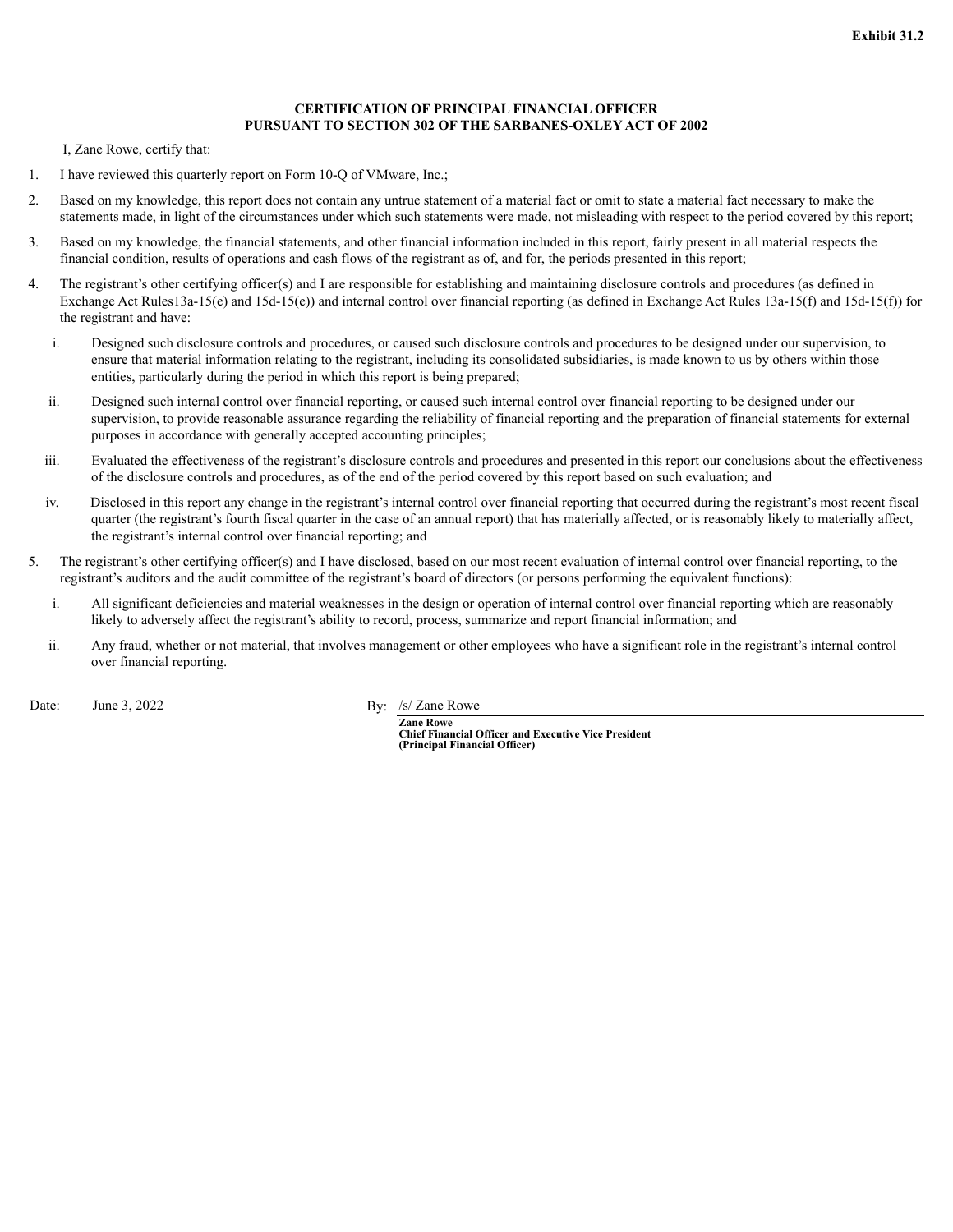**Exhibit 31.2**

**CERTIFICATION OF PRINCIPAL FINANCIAL OFFICER**
**PURSUANT TO SECTION 302 OF THE SARBANES-OXLEY ACT OF 2002**

I, Zane Rowe, certify that:

1. I have reviewed this quarterly report on Form 10-Q of VMware, Inc.;
2. Based on my knowledge, this report does not contain any untrue statement of a material fact or omit to state a material fact necessary to make the statements made, in light of the circumstances under which such statements were made, not misleading with respect to the period covered by this report;
3. Based on my knowledge, the financial statements, and other financial information included in this report, fairly present in all material respects the financial condition, results of operations and cash flows of the registrant as of, and for, the periods presented in this report;
4. The registrant's other certifying officer(s) and I are responsible for establishing and maintaining disclosure controls and procedures (as defined in Exchange Act Rules13a-15(e) and 15d-15(e)) and internal control over financial reporting (as defined in Exchange Act Rules 13a-15(f) and 15d-15(f)) for the registrant and have:
   - i. Designed such disclosure controls and procedures, or caused such disclosure controls and procedures to be designed under our supervision, to ensure that material information relating to the registrant, including its consolidated subsidiaries, is made known to us by others within those entities, particularly during the period in which this report is being prepared;
   - ii. Designed such internal control over financial reporting, or caused such internal control over financial reporting to be designed under our supervision, to provide reasonable assurance regarding the reliability of financial reporting and the preparation of financial statements for external purposes in accordance with generally accepted accounting principles;
   - iii. Evaluated the effectiveness of the registrant's disclosure controls and procedures and presented in this report our conclusions about the effectiveness of the disclosure controls and procedures, as of the end of the period covered by this report based on such evaluation; and
   - iv. Disclosed in this report any change in the registrant's internal control over financial reporting that occurred during the registrant's most recent fiscal quarter (the registrant's fourth fiscal quarter in the case of an annual report) that has materially affected, or is reasonably likely to materially affect, the registrant's internal control over financial reporting; and
5. The registrant's other certifying officer(s) and I have disclosed, based on our most recent evaluation of internal control over financial reporting, to the registrant's auditors and the audit committee of the registrant's board of directors (or persons performing the equivalent functions):
   - i. All significant deficiencies and material weaknesses in the design or operation of internal control over financial reporting which are reasonably likely to adversely affect the registrant's ability to record, process, summarize and report financial information; and
   - ii. Any fraud, whether or not material, that involves management or other employees who have a significant role in the registrant's internal control over financial reporting.

Date: June 3, 2022

By: /s/ Zane Rowe

**Zane Rowe**
**Chief Financial Officer and Executive Vice President**
**(Principal Financial Officer)**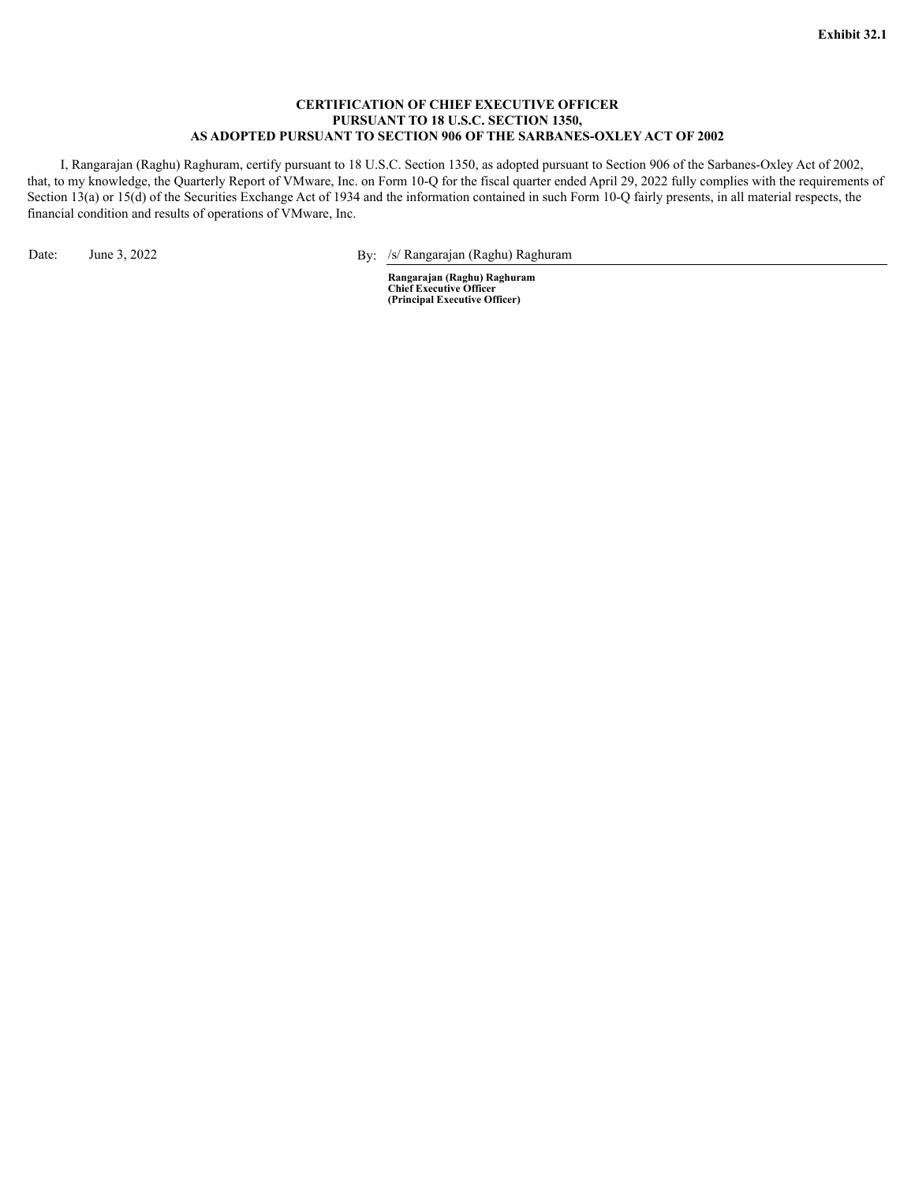**Exhibit 32.1**

**CERTIFICATION OF CHIEF EXECUTIVE OFFICER**
**PURSUANT TO 18 U.S.C. SECTION 1350,**
**AS ADOPTED PURSUANT TO SECTION 906 OF THE SARBANES-OXLEY ACT OF 2002**

I, Rangarajan (Raghu) Raghuram, certify pursuant to 18 U.S.C. Section 1350, as adopted pursuant to Section 906 of the Sarbanes-Oxley Act of 2002, that, to my knowledge, the Quarterly Report of VMware, Inc. on Form 10-Q for the fiscal quarter ended April 29, 2022 fully complies with the requirements of Section 13(a) or 15(d) of the Securities Exchange Act of 1934 and the information contained in such Form 10-Q fairly presents, in all material respects, the financial condition and results of operations of VMware, Inc.

Date: June 3, 2022

By: /s/ Rangarajan (Raghu) Raghuram

**Rangarajan (Raghu) Raghuram**
**Chief Executive Officer**
**(Principal Executive Officer)**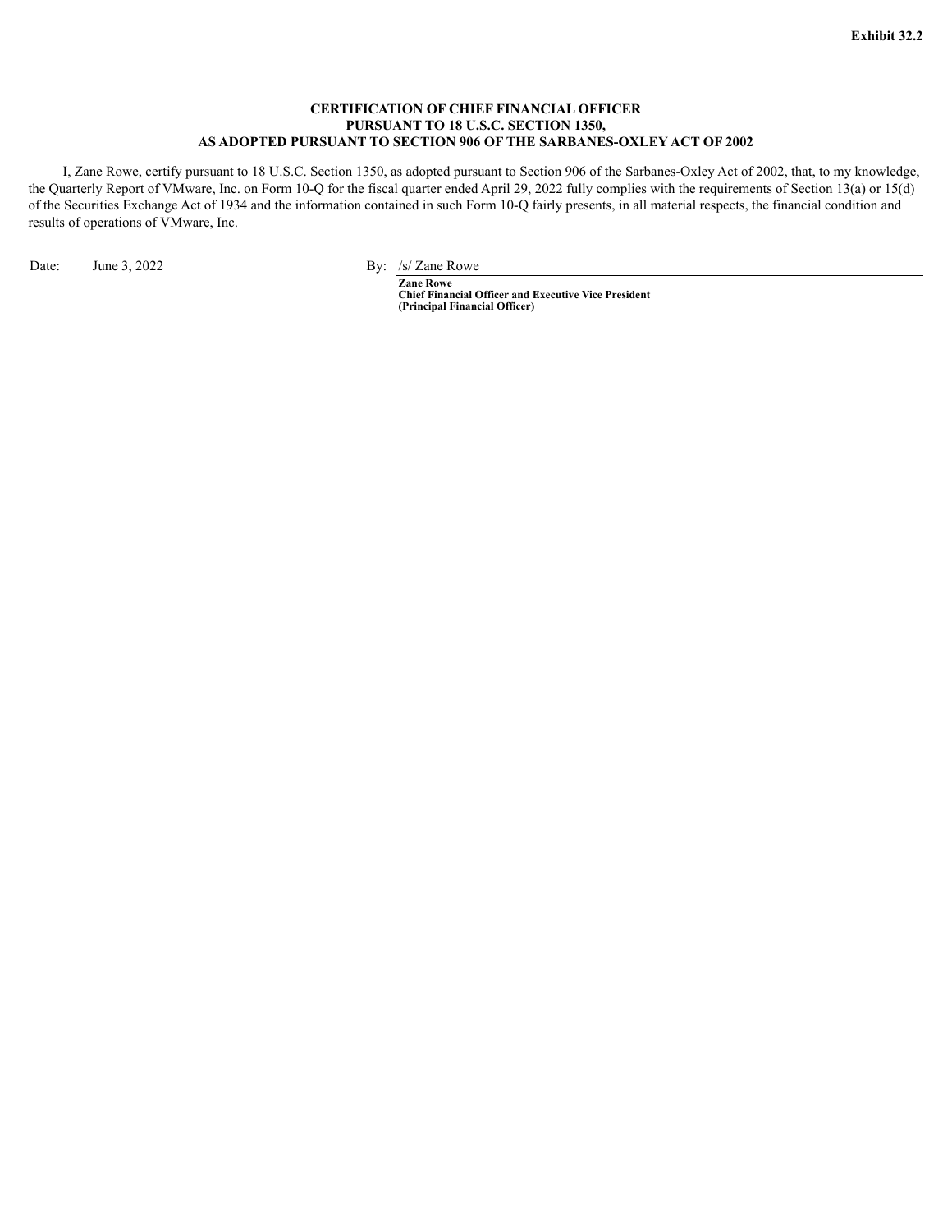**Exhibit 32.2**

**CERTIFICATION OF CHIEF FINANCIAL OFFICER**
**PURSUANT TO 18 U.S.C. SECTION 1350,**
**AS ADOPTED PURSUANT TO SECTION 906 OF THE SARBANES-OXLEY ACT OF 2002**

I, Zane Rowe, certify pursuant to 18 U.S.C. Section 1350, as adopted pursuant to Section 906 of the Sarbanes-Oxley Act of 2002, that, to my knowledge, the Quarterly Report of VMware, Inc. on Form 10-Q for the fiscal quarter ended April 29, 2022 fully complies with the requirements of Section 13(a) or 15(d) of the Securities Exchange Act of 1934 and the information contained in such Form 10-Q fairly presents, in all material respects, the financial condition and results of operations of VMware, Inc.

Date: June 3, 2022

By: /s/ Zane Rowe

**Zane Rowe**
**Chief Financial Officer and Executive Vice President**
**(Principal Financial Officer)**